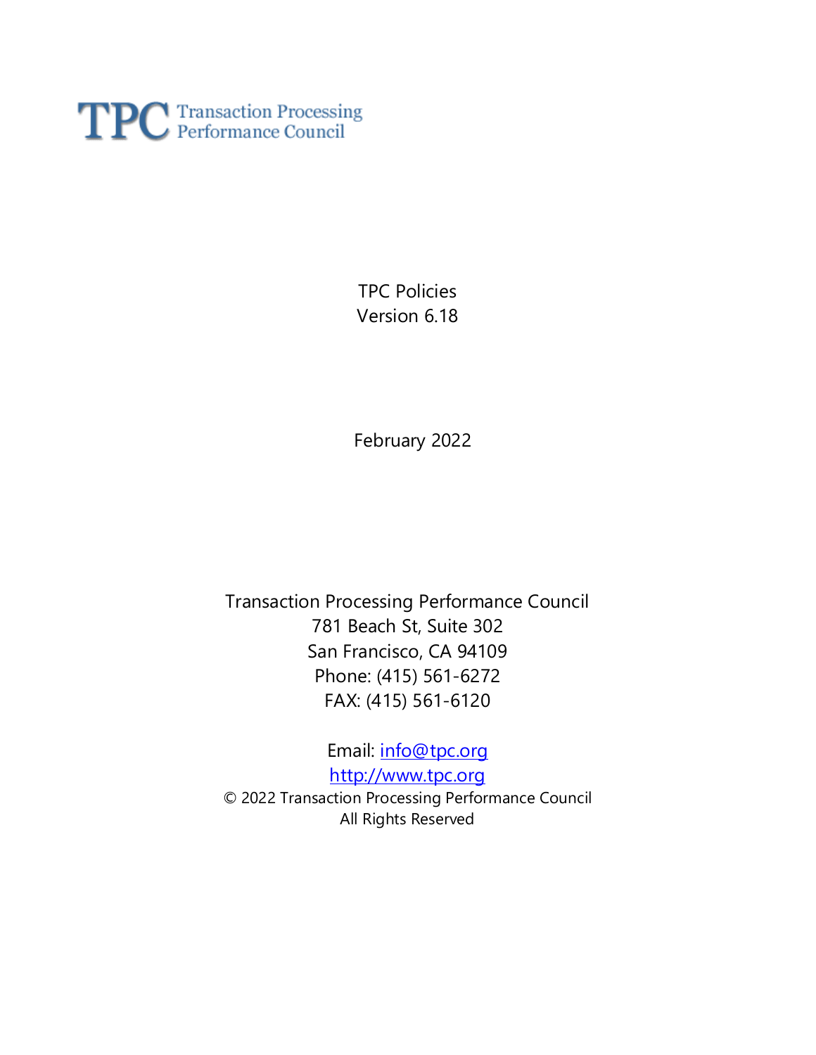TPC Transaction Processing Performance Council

# TPC Policies

Version 6.18

February 2022

Transaction Processing Performance Council
781 Beach St, Suite 302
San Francisco, CA 94109
Phone: (415) 561-6272
FAX: (415) 561-6120

Email: info@tpc.org
http://www.tpc.org
© 2022 Transaction Processing Performance Council
All Rights Reserved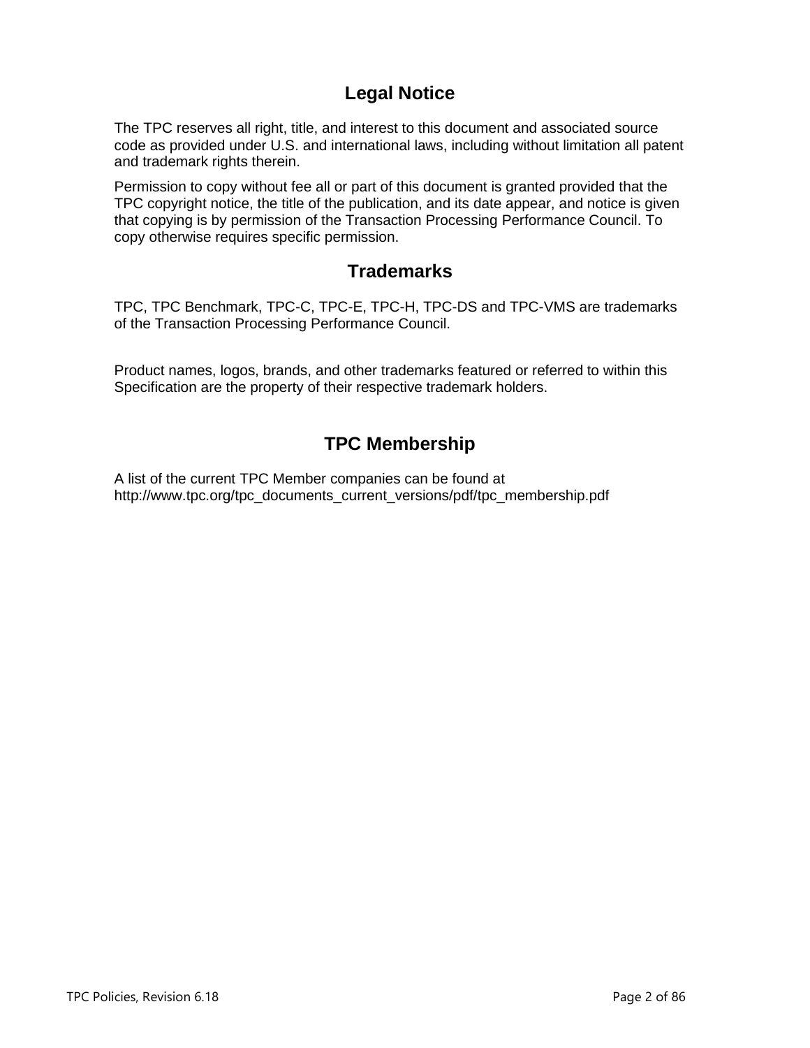## Legal Notice

The TPC reserves all right, title, and interest to this document and associated source code as provided under U.S. and international laws, including without limitation all patent and trademark rights therein.

Permission to copy without fee all or part of this document is granted provided that the TPC copyright notice, the title of the publication, and its date appear, and notice is given that copying is by permission of the Transaction Processing Performance Council. To copy otherwise requires specific permission.

## Trademarks

TPC, TPC Benchmark, TPC-C, TPC-E, TPC-H, TPC-DS and TPC-VMS are trademarks of the Transaction Processing Performance Council.

Product names, logos, brands, and other trademarks featured or referred to within this Specification are the property of their respective trademark holders.

## TPC Membership

A list of the current TPC Member companies can be found at http://www.tpc.org/tpc_documents_current_versions/pdf/tpc_membership.pdf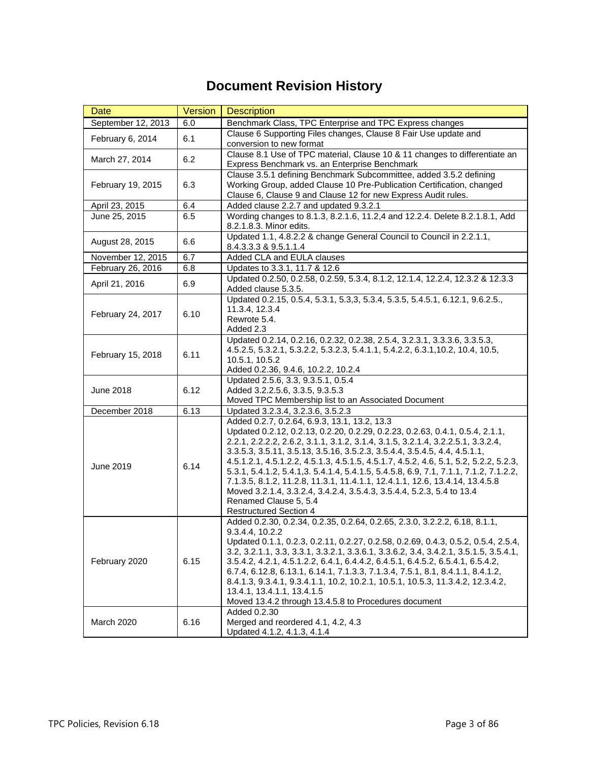# Document Revision History

| Date | Version | Description |
| --- | --- | --- |
| September 12, 2013 | 6.0 | Benchmark Class, TPC Enterprise and TPC Express changes |
| February 6, 2014 | 6.1 | Clause 6 Supporting Files changes, Clause 8 Fair Use update and conversion to new format |
| March 27, 2014 | 6.2 | Clause 8.1 Use of TPC material, Clause 10 & 11 changes to differentiate an Express Benchmark vs. an Enterprise Benchmark |
| February 19, 2015 | 6.3 | Clause 3.5.1 defining Benchmark Subcommittee, added 3.5.2 defining Working Group, added Clause 10 Pre-Publication Certification, changed Clause 6, Clause 9 and Clause 12 for new Express Audit rules. |
| April 23, 2015 | 6.4 | Added clause 2.2.7 and updated 9.3.2.1 |
| June 25, 2015 | 6.5 | Wording changes to 8.1.3, 8.2.1.6, 11.2,4 and 12.2.4. Delete 8.2.1.8.1, Add 8.2.1.8.3. Minor edits. |
| August 28, 2015 | 6.6 | Updated 1.1, 4.8.2.2 & change General Council to Council in 2.2.1.1, 8.4.3.3.3 & 9.5.1.1.4 |
| November 12, 2015 | 6.7 | Added CLA and EULA clauses |
| February 26, 2016 | 6.8 | Updates to 3.3.1, 11.7 & 12.6 |
| April 21, 2016 | 6.9 | Updated 0.2.50, 0.2.58, 0.2.59, 5.3.4, 8.1.2, 12.1.4, 12.2.4, 12.3.2 & 12.3.3<br>Added clause 5.3.5. |
| February 24, 2017 | 6.10 | Updated 0.2.15, 0.5.4, 5.3.1, 5.3,3, 5.3.4, 5.3.5, 5.4.5.1, 6.12.1, 9.6.2.5., 11.3.4, 12.3.4<br>Rewrote 5.4.<br>Added 2.3 |
| February 15, 2018 | 6.11 | Updated 0.2.14, 0.2.16, 0.2.32, 0.2.38, 2.5.4, 3.2.3.1, 3.3.3.6, 3.3.5.3, 4.5.2.5, 5.3.2.1, 5.3.2.2, 5.3.2.3, 5.4.1.1, 5.4.2.2, 6.3.1,10.2, 10.4, 10.5, 10.5.1, 10.5.2<br>Added 0.2.36, 9.4.6, 10.2.2, 10.2.4 |
| June 2018 | 6.12 | Updated 2.5.6, 3.3, 9.3.5.1, 0.5.4<br>Added 3.2.2.5.6, 3.3.5, 9.3.5.3<br>Moved TPC Membership list to an Associated Document |
| December 2018 | 6.13 | Updated 3.2.3.4, 3.2.3.6, 3.5.2.3 |
| June 2019 | 6.14 | Added 0.2.7, 0.2.64, 6.9.3, 13.1, 13.2, 13.3<br>Updated 0.2.12, 0.2.13, 0.2.20, 0.2.29, 0.2.23, 0.2.63, 0.4.1, 0.5.4, 2.1.1, 2.2.1, 2.2.2.2, 2.6.2, 3.1.1, 3.1.2, 3.1.4, 3.1.5, 3.2.1.4, 3.2.2.5.1, 3.3.2.4, 3.3.5.3, 3.5.11, 3.5.13, 3.5.16, 3.5.2.3, 3.5.4.4, 3.5.4.5, 4.4, 4.5.1.1, 4.5.1.2.1, 4.5.1.2.2, 4.5.1.3, 4.5.1.5, 4.5.1.7, 4.5.2, 4.6, 5.1, 5.2, 5.2.2, 5.2.3, 5.3.1, 5.4.1.2, 5.4.1,3. 5.4.1.4, 5.4.1.5, 5.4.5.8, 6.9, 7.1, 7.1.1, 7.1.2, 7.1.2.2, 7.1.3.5, 8.1.2, 11.2.8, 11.3.1, 11.4.1.1, 12.4.1.1, 12.6, 13.4.14, 13.4.5.8<br>Moved 3.2.1.4, 3.3.2.4, 3.4.2.4, 3.5.4.3, 3.5.4.4, 5.2.3, 5.4 to 13.4<br>Renamed Clause 5, 5.4<br>Restructured Section 4 |
| February 2020 | 6.15 | Added 0.2.30, 0.2.34, 0.2.35, 0.2.64, 0.2.65, 2.3.0, 3.2.2.2, 6.18, 8.1.1, 9.3.4.4, 10.2.2<br>Updated 0.1.1, 0.2.3, 0.2.11, 0.2.27, 0.2.58, 0.2.69, 0.4.3, 0.5.2, 0.5.4, 2.5.4, 3.2, 3.2.1.1, 3.3, 3.3.1, 3.3.2.1, 3.3.6.1, 3.3.6.2, 3.4, 3.4.2.1, 3.5.1.5, 3.5.4.1, 3.5.4.2, 4.2.1, 4.5.1.2.2, 6.4.1, 6.4.4.2, 6.4.5.1, 6.4.5.2, 6.5.4.1, 6.5.4.2, 6.7.4, 6.12.8, 6.13.1, 6.14.1, 7.1.3.3, 7.1.3.4, 7.5.1, 8.1, 8.4.1.1, 8.4.1.2, 8.4.1.3, 9.3.4.1, 9.3.4.1.1, 10.2, 10.2.1, 10.5.1, 10.5.3, 11.3.4.2, 12.3.4.2, 13.4.1, 13.4.1.1, 13.4.1.5<br>Moved 13.4.2 through 13.4.5.8 to Procedures document |
| March 2020 | 6.16 | Added 0.2.30<br>Merged and reordered 4.1, 4.2, 4.3<br>Updated 4.1.2, 4.1.3, 4.1.4 |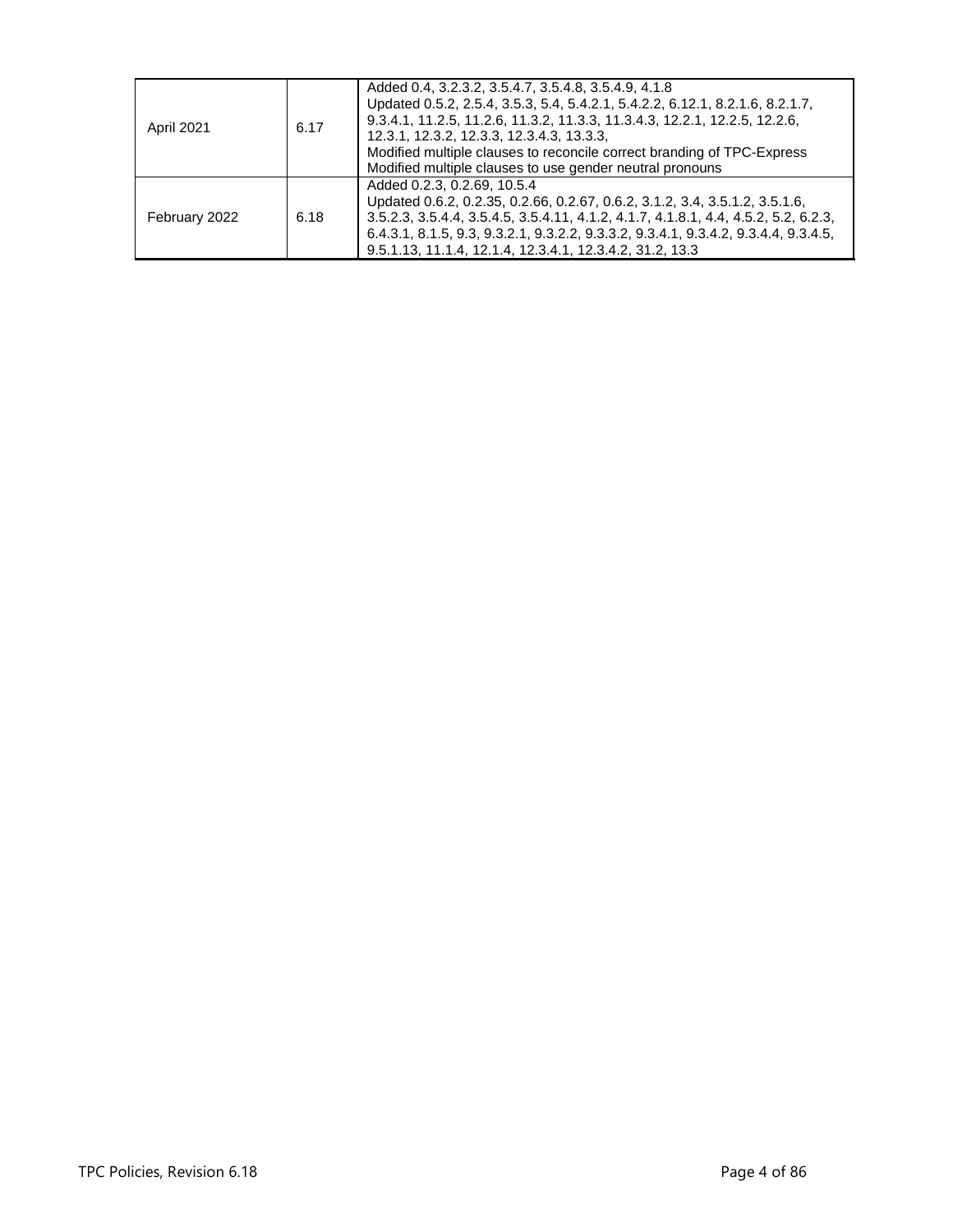| April 2021 | 6.17 | Added 0.4, 3.2.3.2, 3.5.4.7, 3.5.4.8, 3.5.4.9, 4.1.8<br>Updated 0.5.2, 2.5.4, 3.5.3, 5.4, 5.4.2.1, 5.4.2.2, 6.12.1, 8.2.1.6, 8.2.1.7, 9.3.4.1, 11.2.5, 11.2.6, 11.3.2, 11.3.3, 11.3.4.3, 12.2.1, 12.2.5, 12.2.6, 12.3.1, 12.3.2, 12.3.3, 12.3.4.3, 13.3.3,<br>Modified multiple clauses to reconcile correct branding of TPC-Express<br>Modified multiple clauses to use gender neutral pronouns |
|---|---|---|
| February 2022 | 6.18 | Added 0.2.3, 0.2.69, 10.5.4<br>Updated 0.6.2, 0.2.35, 0.2.66, 0.2.67, 0.6.2, 3.1.2, 3.4, 3.5.1.2, 3.5.1.6, 3.5.2.3, 3.5.4.4, 3.5.4.5, 3.5.4.11, 4.1.2, 4.1.7, 4.1.8.1, 4.4, 4.5.2, 5.2, 6.2.3, 6.4.3.1, 8.1.5, 9.3, 9.3.2.1, 9.3.2.2, 9.3.3.2, 9.3.4.1, 9.3.4.2, 9.3.4.4, 9.3.4.5, 9.5.1.13, 11.1.4, 12.1.4, 12.3.4.1, 12.3.4.2, 31.2, 13.3 |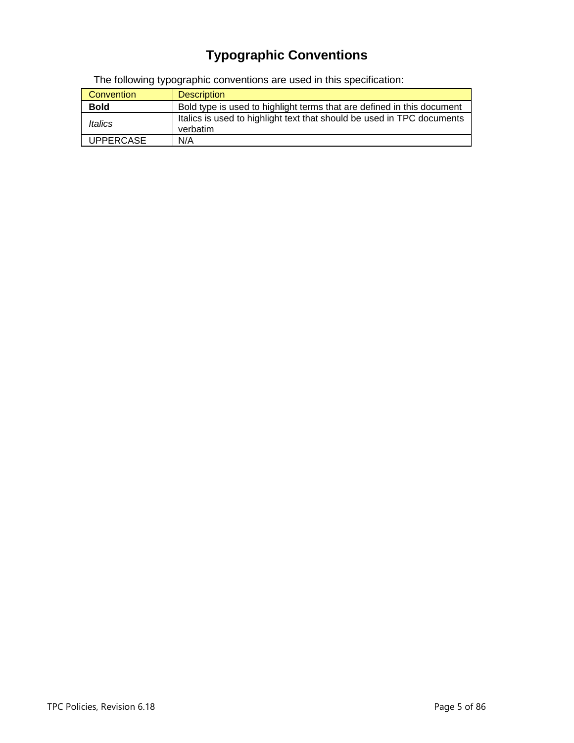# Typographic Conventions

The following typographic conventions are used in this specification:

| Convention | Description |
| --- | --- |
| **Bold** | Bold type is used to highlight terms that are defined in this document |
| *Italics* | Italics is used to highlight text that should be used in TPC documents verbatim |
| UPPERCASE | N/A |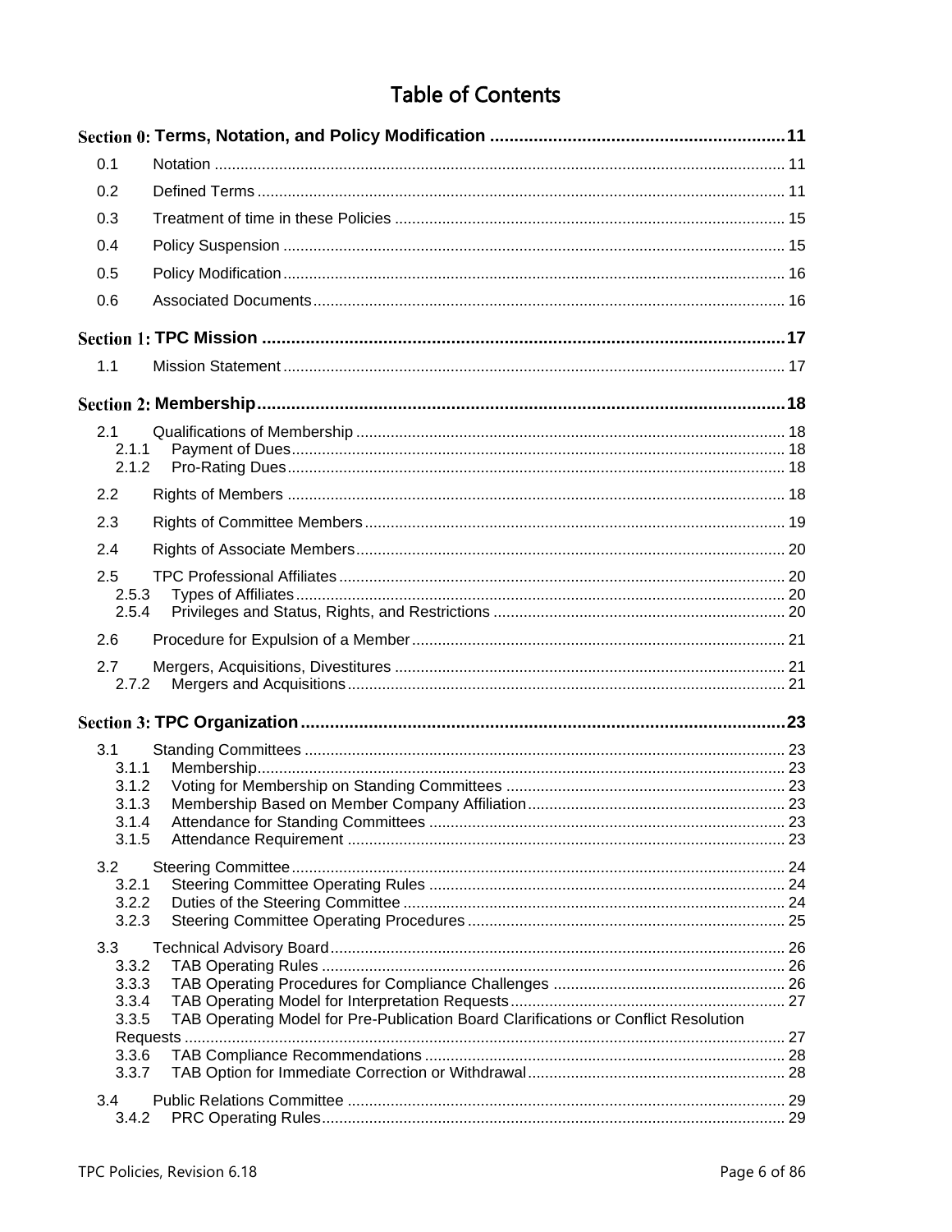# Table of Contents

**Section 0: Terms, Notation, and Policy Modification** ........ 11

- 0.1 Notation ........ 11
- 0.2 Defined Terms ........ 11
- 0.3 Treatment of time in these Policies ........ 15
- 0.4 Policy Suspension ........ 15
- 0.5 Policy Modification ........ 16
- 0.6 Associated Documents ........ 16

**Section 1: TPC Mission** ........ 17

- 1.1 Mission Statement ........ 17

**Section 2: Membership** ........ 18

- 2.1 Qualifications of Membership ........ 18
  - 2.1.1 Payment of Dues ........ 18
  - 2.1.2 Pro-Rating Dues ........ 18
- 2.2 Rights of Members ........ 18
- 2.3 Rights of Committee Members ........ 19
- 2.4 Rights of Associate Members ........ 20
- 2.5 TPC Professional Affiliates ........ 20
  - 2.5.3 Types of Affiliates ........ 20
  - 2.5.4 Privileges and Status, Rights, and Restrictions ........ 20
- 2.6 Procedure for Expulsion of a Member ........ 21
- 2.7 Mergers, Acquisitions, Divestitures ........ 21
  - 2.7.2 Mergers and Acquisitions ........ 21

**Section 3: TPC Organization** ........ 23

- 3.1 Standing Committees ........ 23
  - 3.1.1 Membership ........ 23
  - 3.1.2 Voting for Membership on Standing Committees ........ 23
  - 3.1.3 Membership Based on Member Company Affiliation ........ 23
  - 3.1.4 Attendance for Standing Committees ........ 23
  - 3.1.5 Attendance Requirement ........ 23
- 3.2 Steering Committee ........ 24
  - 3.2.1 Steering Committee Operating Rules ........ 24
  - 3.2.2 Duties of the Steering Committee ........ 24
  - 3.2.3 Steering Committee Operating Procedures ........ 25
- 3.3 Technical Advisory Board ........ 26
  - 3.3.2 TAB Operating Rules ........ 26
  - 3.3.3 TAB Operating Procedures for Compliance Challenges ........ 26
  - 3.3.4 TAB Operating Model for Interpretation Requests ........ 27
  - 3.3.5 TAB Operating Model for Pre-Publication Board Clarifications or Conflict Resolution Requests ........ 27
  - 3.3.6 TAB Compliance Recommendations ........ 28
  - 3.3.7 TAB Option for Immediate Correction or Withdrawal ........ 28
- 3.4 Public Relations Committee ........ 29
  - 3.4.2 PRC Operating Rules ........ 29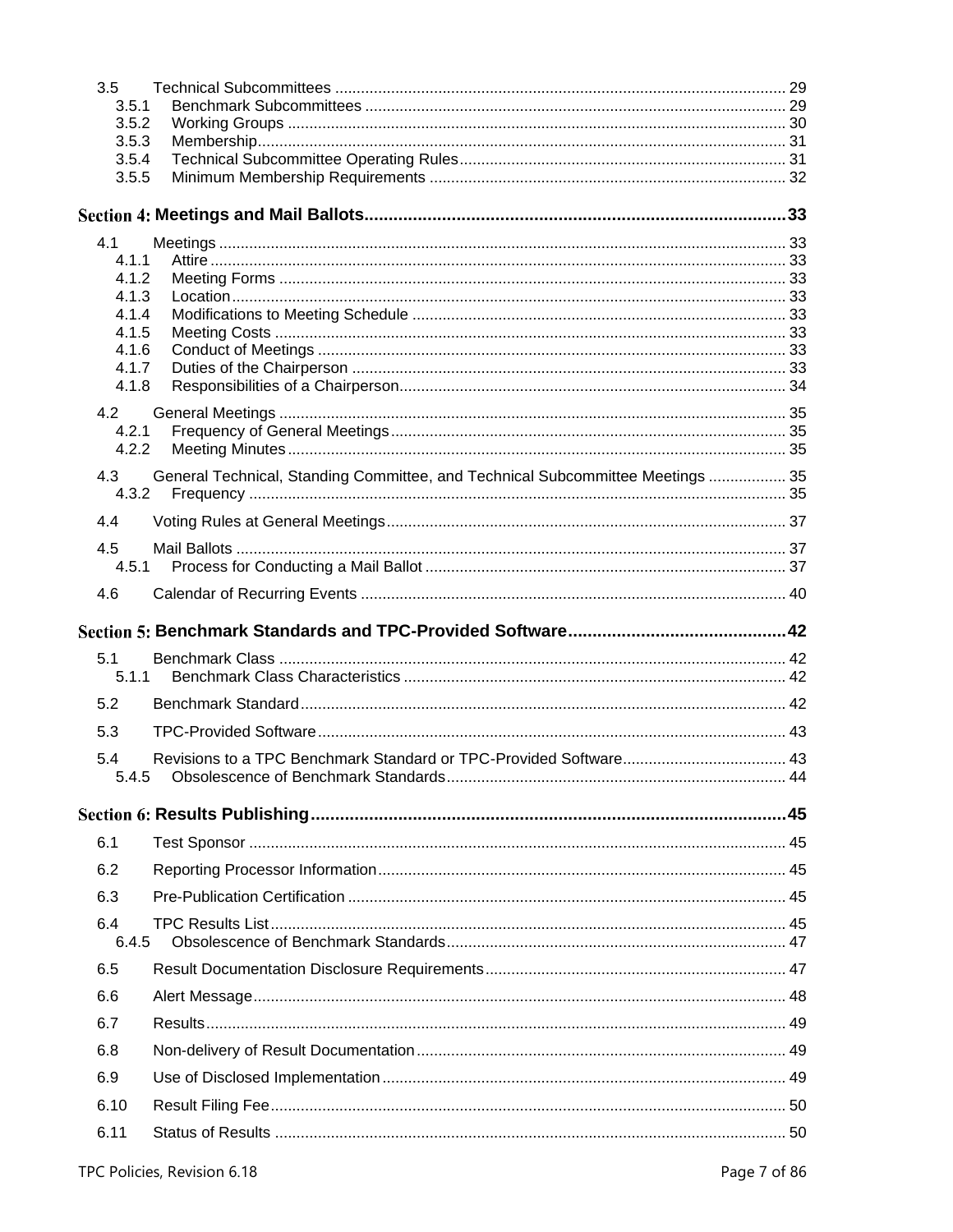3.5 Technical Subcommittees ........................................................................................................ 29
3.5.1 Benchmark Subcommittees ................................................................................................. 29
3.5.2 Working Groups ................................................................................................................... 30
3.5.3 Membership.......................................................................................................................... 31
3.5.4 Technical Subcommittee Operating Rules........................................................................... 31
3.5.5 Minimum Membership Requirements .................................................................................. 32

**Section 4: Meetings and Mail Ballots.......................................................................................33**

4.1 Meetings .................................................................................................................................. 33
4.1.1 Attire ..................................................................................................................................... 33
4.1.2 Meeting Forms ..................................................................................................................... 33
4.1.3 Location................................................................................................................................ 33
4.1.4 Modifications to Meeting Schedule ...................................................................................... 33
4.1.5 Meeting Costs ...................................................................................................................... 33
4.1.6 Conduct of Meetings ............................................................................................................ 33
4.1.7 Duties of the Chairperson .................................................................................................... 33
4.1.8 Responsibilities of a Chairperson......................................................................................... 34

4.2 General Meetings .................................................................................................................... 35
4.2.1 Frequency of General Meetings........................................................................................... 35
4.2.2 Meeting Minutes................................................................................................................... 35

4.3 General Technical, Standing Committee, and Technical Subcommittee Meetings .................. 35
4.3.2 Frequency ............................................................................................................................ 35

4.4 Voting Rules at General Meetings............................................................................................ 37

4.5 Mail Ballots .............................................................................................................................. 37
4.5.1 Process for Conducting a Mail Ballot ................................................................................... 37

4.6 Calendar of Recurring Events .................................................................................................. 40

**Section 5: Benchmark Standards and TPC-Provided Software............................................42**

5.1 Benchmark Class ..................................................................................................................... 42
5.1.1 Benchmark Class Characteristics ........................................................................................ 42

5.2 Benchmark Standard................................................................................................................ 42

5.3 TPC-Provided Software............................................................................................................ 43

5.4 Revisions to a TPC Benchmark Standard or TPC-Provided Software...................................... 43
5.4.5 Obsolescence of Benchmark Standards.............................................................................. 44

**Section 6: Results Publishing.................................................................................................45**

6.1 Test Sponsor ............................................................................................................................ 45

6.2 Reporting Processor Information.............................................................................................. 45

6.3 Pre-Publication Certification ..................................................................................................... 45

6.4 TPC Results List....................................................................................................................... 45
6.4.5 Obsolescence of Benchmark Standards.............................................................................. 47

6.5 Result Documentation Disclosure Requirements..................................................................... 47

6.6 Alert Message........................................................................................................................... 48

6.7 Results...................................................................................................................................... 49

6.8 Non-delivery of Result Documentation..................................................................................... 49

6.9 Use of Disclosed Implementation............................................................................................. 49

6.10 Result Filing Fee....................................................................................................................... 50

6.11 Status of Results ...................................................................................................................... 50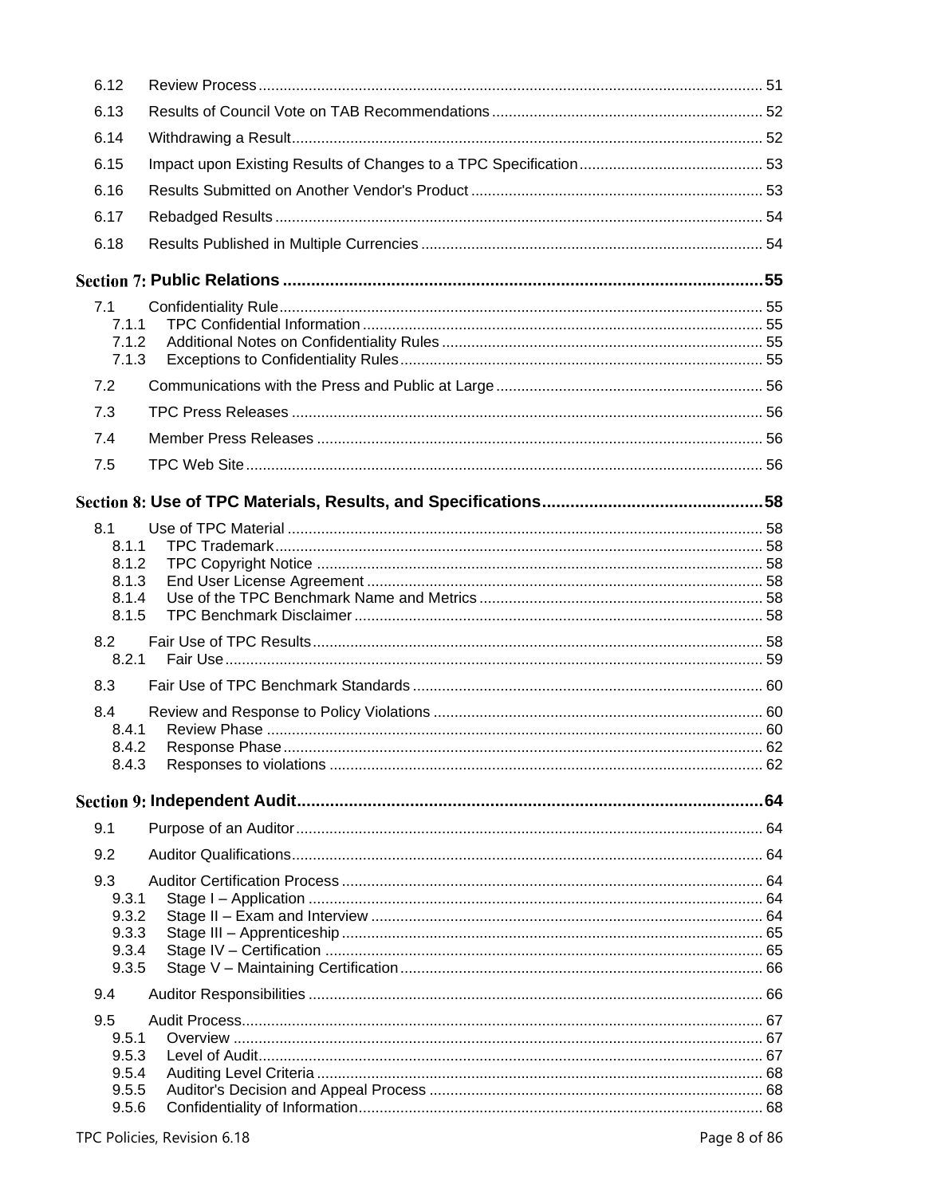6.12 Review Process ........................................................................................................................ 51

6.13 Results of Council Vote on TAB Recommendations ................................................................. 52

6.14 Withdrawing a Result ................................................................................................................. 52

6.15 Impact upon Existing Results of Changes to a TPC Specification ............................................ 53

6.16 Results Submitted on Another Vendor's Product ..................................................................... 53

6.17 Rebadged Results ..................................................................................................................... 54

6.18 Results Published in Multiple Currencies ................................................................................. 54

**Section 7: Public Relations ..................................................................................................... 55**

7.1 Confidentiality Rule ................................................................................................................... 55
- 7.1.1 TPC Confidential Information ............................................................................................... 55
- 7.1.2 Additional Notes on Confidentiality Rules ............................................................................ 55
- 7.1.3 Exceptions to Confidentiality Rules ...................................................................................... 55

7.2 Communications with the Press and Public at Large ................................................................ 56

7.3 TPC Press Releases ................................................................................................................. 56

7.4 Member Press Releases ........................................................................................................... 56

7.5 TPC Web Site ............................................................................................................................ 56

**Section 8: Use of TPC Materials, Results, and Specifications ............................................... 58**

8.1 Use of TPC Material .................................................................................................................. 58
- 8.1.1 TPC Trademark .................................................................................................................... 58
- 8.1.2 TPC Copyright Notice .......................................................................................................... 58
- 8.1.3 End User License Agreement .............................................................................................. 58
- 8.1.4 Use of the TPC Benchmark Name and Metrics .................................................................... 58
- 8.1.5 TPC Benchmark Disclaimer ................................................................................................. 58

8.2 Fair Use of TPC Results ............................................................................................................ 58
- 8.2.1 Fair Use ................................................................................................................................ 59

8.3 Fair Use of TPC Benchmark Standards .................................................................................... 60

8.4 Review and Response to Policy Violations ............................................................................... 60
- 8.4.1 Review Phase ...................................................................................................................... 60
- 8.4.2 Response Phase .................................................................................................................. 62
- 8.4.3 Responses to violations ....................................................................................................... 62

**Section 9: Independent Audit ................................................................................................... 64**

9.1 Purpose of an Auditor ............................................................................................................... 64

9.2 Auditor Qualifications ................................................................................................................. 64

9.3 Auditor Certification Process ..................................................................................................... 64
- 9.3.1 Stage I – Application ............................................................................................................ 64
- 9.3.2 Stage II – Exam and Interview ............................................................................................. 64
- 9.3.3 Stage III – Apprenticeship .................................................................................................... 65
- 9.3.4 Stage IV – Certification ........................................................................................................ 65
- 9.3.5 Stage V – Maintaining Certification ...................................................................................... 66

9.4 Auditor Responsibilities ............................................................................................................. 66

9.5 Audit Process ............................................................................................................................. 67
- 9.5.1 Overview .............................................................................................................................. 67
- 9.5.3 Level of Audit ........................................................................................................................ 67
- 9.5.4 Auditing Level Criteria .......................................................................................................... 68
- 9.5.5 Auditor's Decision and Appeal Process ............................................................................... 68
- 9.5.6 Confidentiality of Information ................................................................................................ 68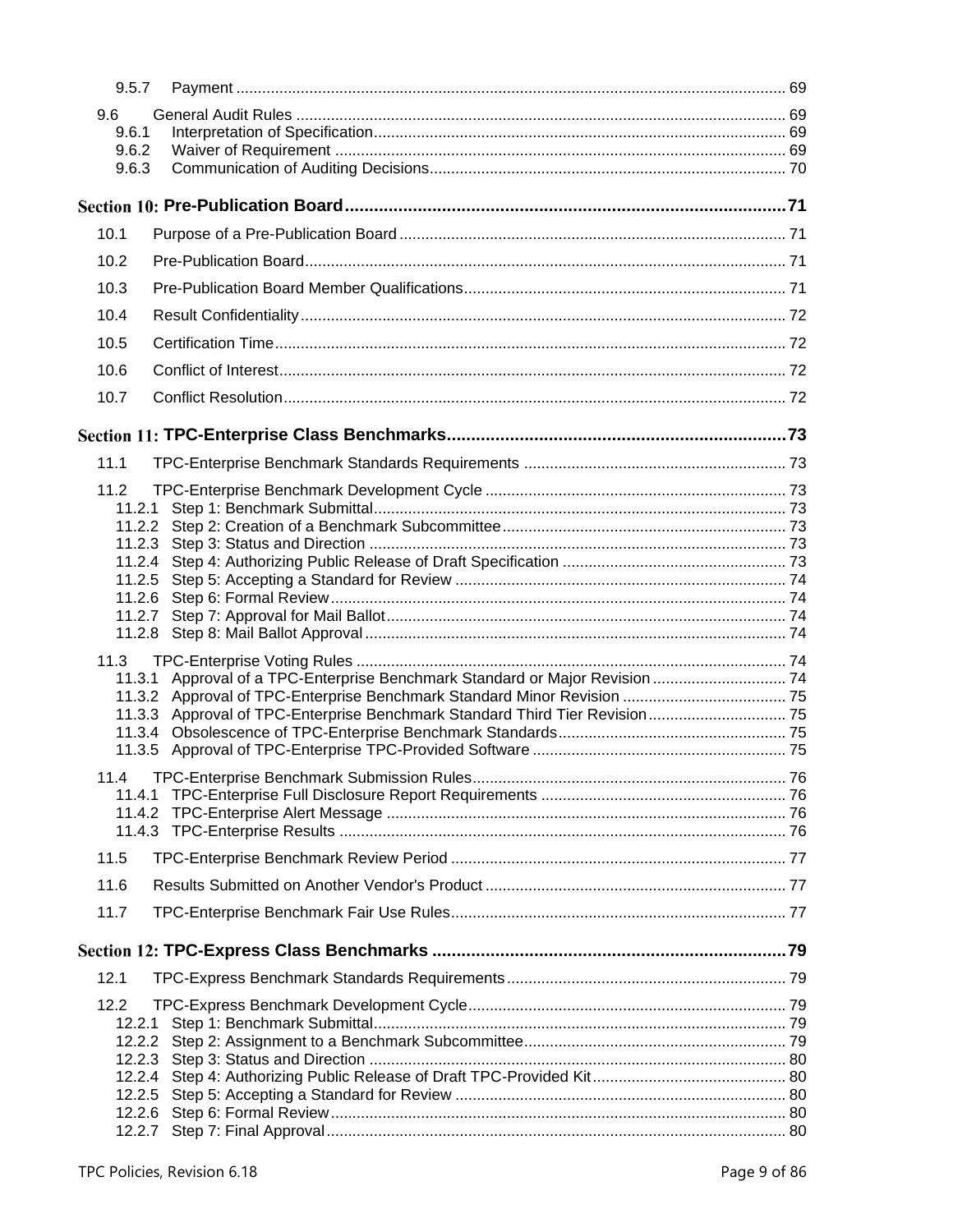9.5.7 Payment ... 69

9.6 General Audit Rules ... 69
- 9.6.1 Interpretation of Specification ... 69
- 9.6.2 Waiver of Requirement ... 69
- 9.6.3 Communication of Auditing Decisions ... 70

**Section 10: Pre-Publication Board ... 71**

10.1 Purpose of a Pre-Publication Board ... 71

10.2 Pre-Publication Board ... 71

10.3 Pre-Publication Board Member Qualifications ... 71

10.4 Result Confidentiality ... 72

10.5 Certification Time ... 72

10.6 Conflict of Interest ... 72

10.7 Conflict Resolution ... 72

**Section 11: TPC-Enterprise Class Benchmarks ... 73**

11.1 TPC-Enterprise Benchmark Standards Requirements ... 73

11.2 TPC-Enterprise Benchmark Development Cycle ... 73
- 11.2.1 Step 1: Benchmark Submittal ... 73
- 11.2.2 Step 2: Creation of a Benchmark Subcommittee ... 73
- 11.2.3 Step 3: Status and Direction ... 73
- 11.2.4 Step 4: Authorizing Public Release of Draft Specification ... 73
- 11.2.5 Step 5: Accepting a Standard for Review ... 74
- 11.2.6 Step 6: Formal Review ... 74
- 11.2.7 Step 7: Approval for Mail Ballot ... 74
- 11.2.8 Step 8: Mail Ballot Approval ... 74

11.3 TPC-Enterprise Voting Rules ... 74
- 11.3.1 Approval of a TPC-Enterprise Benchmark Standard or Major Revision ... 74
- 11.3.2 Approval of TPC-Enterprise Benchmark Standard Minor Revision ... 75
- 11.3.3 Approval of TPC-Enterprise Benchmark Standard Third Tier Revision ... 75
- 11.3.4 Obsolescence of TPC-Enterprise Benchmark Standards ... 75
- 11.3.5 Approval of TPC-Enterprise TPC-Provided Software ... 75

11.4 TPC-Enterprise Benchmark Submission Rules ... 76
- 11.4.1 TPC-Enterprise Full Disclosure Report Requirements ... 76
- 11.4.2 TPC-Enterprise Alert Message ... 76
- 11.4.3 TPC-Enterprise Results ... 76

11.5 TPC-Enterprise Benchmark Review Period ... 77

11.6 Results Submitted on Another Vendor's Product ... 77

11.7 TPC-Enterprise Benchmark Fair Use Rules ... 77

**Section 12: TPC-Express Class Benchmarks ... 79**

12.1 TPC-Express Benchmark Standards Requirements ... 79

12.2 TPC-Express Benchmark Development Cycle ... 79
- 12.2.1 Step 1: Benchmark Submittal ... 79
- 12.2.2 Step 2: Assignment to a Benchmark Subcommittee ... 79
- 12.2.3 Step 3: Status and Direction ... 80
- 12.2.4 Step 4: Authorizing Public Release of Draft TPC-Provided Kit ... 80
- 12.2.5 Step 5: Accepting a Standard for Review ... 80
- 12.2.6 Step 6: Formal Review ... 80
- 12.2.7 Step 7: Final Approval ... 80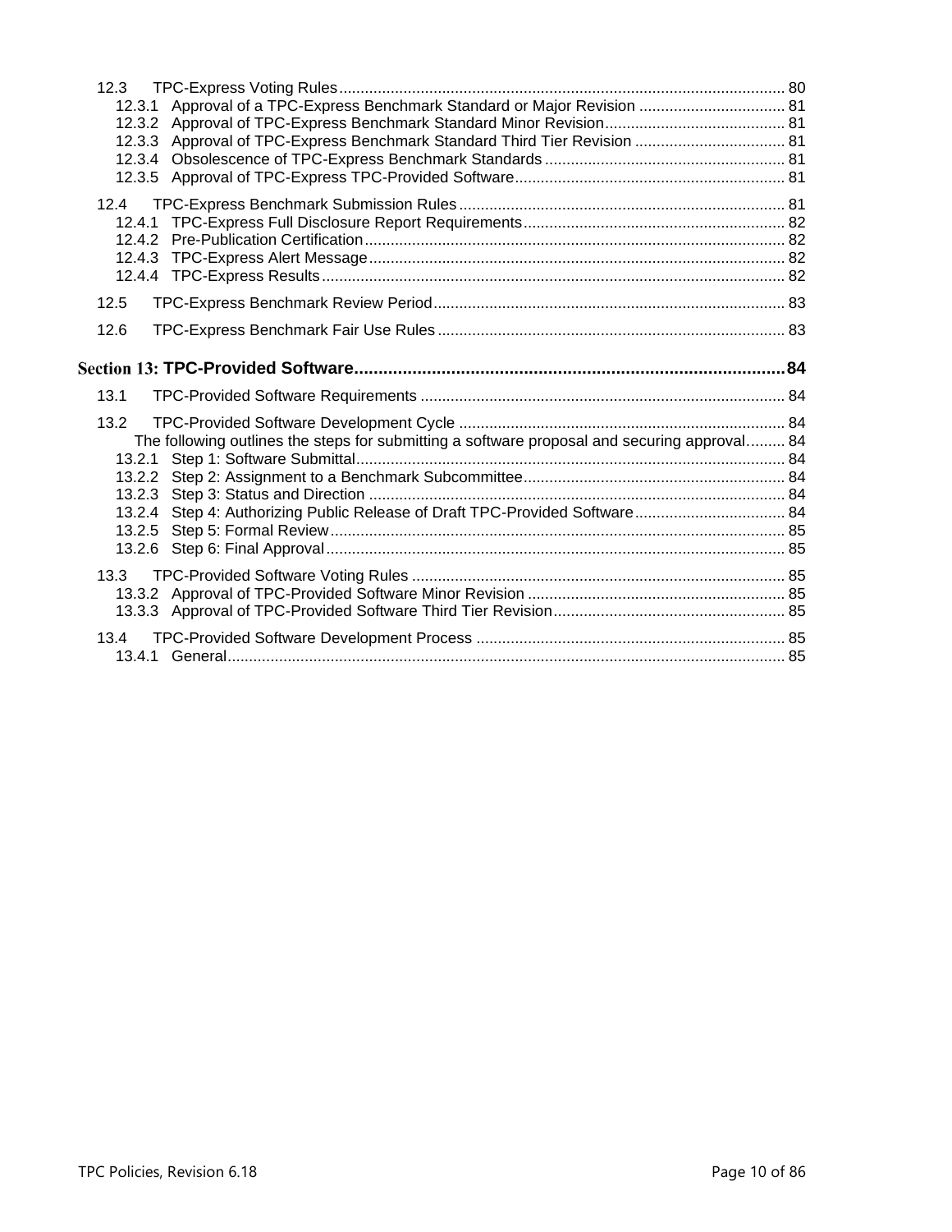12.3 TPC-Express Voting Rules ........ 80
  12.3.1 Approval of a TPC-Express Benchmark Standard or Major Revision ........ 81
  12.3.2 Approval of TPC-Express Benchmark Standard Minor Revision ........ 81
  12.3.3 Approval of TPC-Express Benchmark Standard Third Tier Revision ........ 81
  12.3.4 Obsolescence of TPC-Express Benchmark Standards ........ 81
  12.3.5 Approval of TPC-Express TPC-Provided Software ........ 81

12.4 TPC-Express Benchmark Submission Rules ........ 81
  12.4.1 TPC-Express Full Disclosure Report Requirements ........ 82
  12.4.2 Pre-Publication Certification ........ 82
  12.4.3 TPC-Express Alert Message ........ 82
  12.4.4 TPC-Express Results ........ 82

12.5 TPC-Express Benchmark Review Period ........ 83

12.6 TPC-Express Benchmark Fair Use Rules ........ 83

**Section 13: TPC-Provided Software ........ 84**

13.1 TPC-Provided Software Requirements ........ 84

13.2 TPC-Provided Software Development Cycle ........ 84
  The following outlines the steps for submitting a software proposal and securing approval ........ 84
  13.2.1 Step 1: Software Submittal ........ 84
  13.2.2 Step 2: Assignment to a Benchmark Subcommittee ........ 84
  13.2.3 Step 3: Status and Direction ........ 84
  13.2.4 Step 4: Authorizing Public Release of Draft TPC-Provided Software ........ 84
  13.2.5 Step 5: Formal Review ........ 85
  13.2.6 Step 6: Final Approval ........ 85

13.3 TPC-Provided Software Voting Rules ........ 85
  13.3.2 Approval of TPC-Provided Software Minor Revision ........ 85
  13.3.3 Approval of TPC-Provided Software Third Tier Revision ........ 85

13.4 TPC-Provided Software Development Process ........ 85
  13.4.1 General ........ 85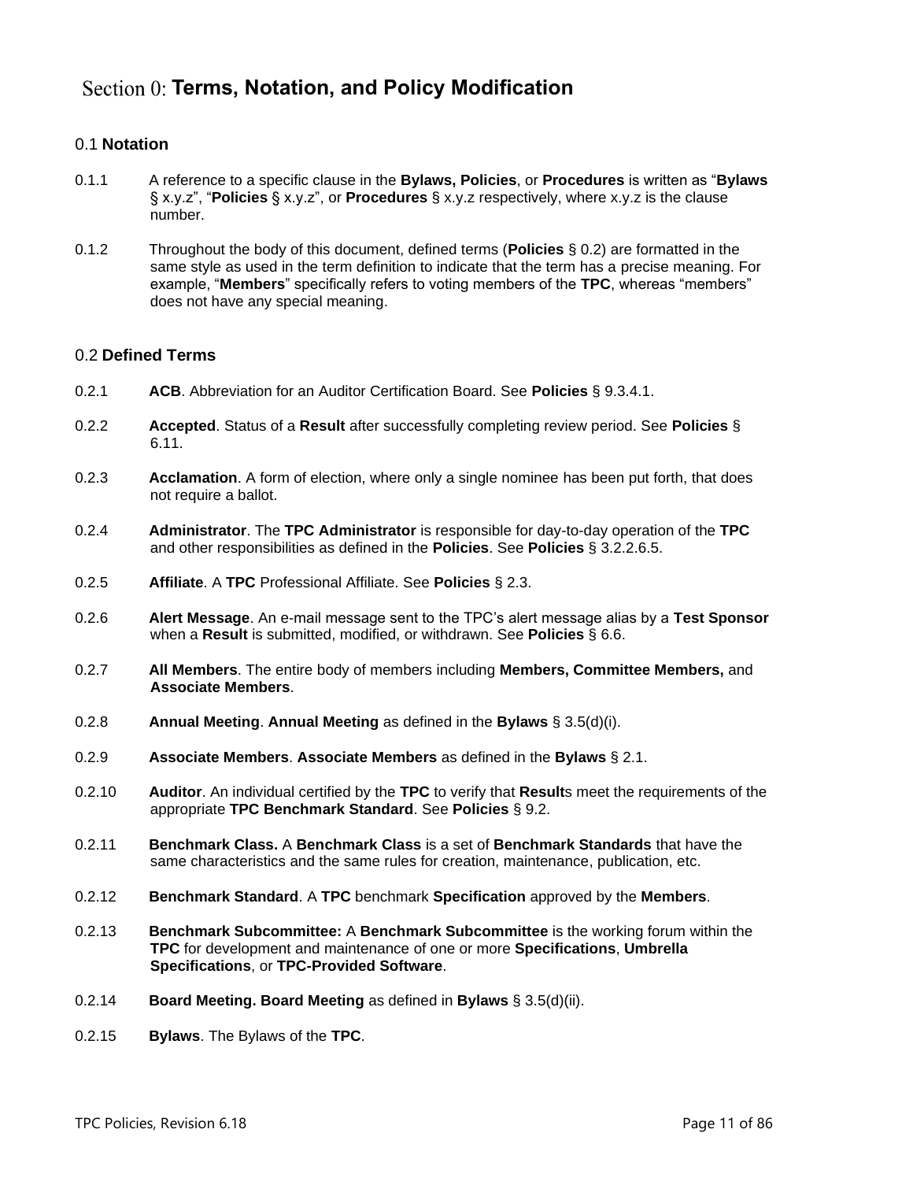# Section 0: Terms, Notation, and Policy Modification

## 0.1 Notation

0.1.1 A reference to a specific clause in the **Bylaws, Policies**, or **Procedures** is written as "**Bylaws** § x.y.z", "**Policies** § x.y.z", or **Procedures** § x.y.z respectively, where x.y.z is the clause number.

0.1.2 Throughout the body of this document, defined terms (**Policies** § 0.2) are formatted in the same style as used in the term definition to indicate that the term has a precise meaning. For example, "**Members**" specifically refers to voting members of the **TPC**, whereas "members" does not have any special meaning.

## 0.2 Defined Terms

0.2.1 **ACB**. Abbreviation for an Auditor Certification Board. See **Policies** § 9.3.4.1.

0.2.2 **Accepted**. Status of a **Result** after successfully completing review period. See **Policies** § 6.11.

0.2.3 **Acclamation**. A form of election, where only a single nominee has been put forth, that does not require a ballot.

0.2.4 **Administrator**. The **TPC Administrator** is responsible for day-to-day operation of the **TPC** and other responsibilities as defined in the **Policies**. See **Policies** § 3.2.2.6.5.

0.2.5 **Affiliate**. A **TPC** Professional Affiliate. See **Policies** § 2.3.

0.2.6 **Alert Message**. An e-mail message sent to the TPC's alert message alias by a **Test Sponsor** when a **Result** is submitted, modified, or withdrawn. See **Policies** § 6.6.

0.2.7 **All Members**. The entire body of members including **Members, Committee Members,** and **Associate Members**.

0.2.8 **Annual Meeting**. **Annual Meeting** as defined in the **Bylaws** § 3.5(d)(i).

0.2.9 **Associate Members**. **Associate Members** as defined in the **Bylaws** § 2.1.

0.2.10 **Auditor**. An individual certified by the **TPC** to verify that **Result**s meet the requirements of the appropriate **TPC Benchmark Standard**. See **Policies** § 9.2.

0.2.11 **Benchmark Class.** A **Benchmark Class** is a set of **Benchmark Standards** that have the same characteristics and the same rules for creation, maintenance, publication, etc.

0.2.12 **Benchmark Standard**. A **TPC** benchmark **Specification** approved by the **Members**.

0.2.13 **Benchmark Subcommittee:** A **Benchmark Subcommittee** is the working forum within the **TPC** for development and maintenance of one or more **Specifications**, **Umbrella Specifications**, or **TPC-Provided Software**.

0.2.14 **Board Meeting. Board Meeting** as defined in **Bylaws** § 3.5(d)(ii).

0.2.15 **Bylaws**. The Bylaws of the **TPC**.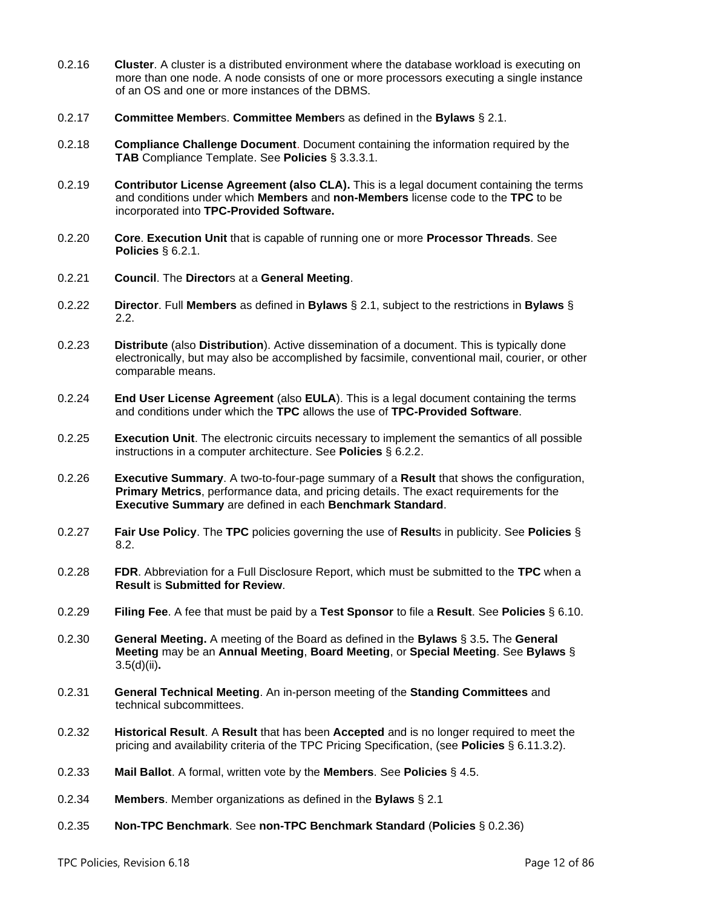0.2.16 **Cluster**. A cluster is a distributed environment where the database workload is executing on more than one node. A node consists of one or more processors executing a single instance of an OS and one or more instances of the DBMS.

0.2.17 **Committee Member**s. **Committee Member**s as defined in the **Bylaws** § 2.1.

0.2.18 **Compliance Challenge Document**. Document containing the information required by the **TAB** Compliance Template. See **Policies** § 3.3.3.1.

0.2.19 **Contributor License Agreement (also CLA).** This is a legal document containing the terms and conditions under which **Members** and **non-Members** license code to the **TPC** to be incorporated into **TPC-Provided Software.**

0.2.20 **Core**. **Execution Unit** that is capable of running one or more **Processor Threads**. See **Policies** § 6.2.1.

0.2.21 **Council**. The **Director**s at a **General Meeting**.

0.2.22 **Director**. Full **Members** as defined in **Bylaws** § 2.1, subject to the restrictions in **Bylaws** § 2.2.

0.2.23 **Distribute** (also **Distribution**). Active dissemination of a document. This is typically done electronically, but may also be accomplished by facsimile, conventional mail, courier, or other comparable means.

0.2.24 **End User License Agreement** (also **EULA**). This is a legal document containing the terms and conditions under which the **TPC** allows the use of **TPC-Provided Software**.

0.2.25 **Execution Unit**. The electronic circuits necessary to implement the semantics of all possible instructions in a computer architecture. See **Policies** § 6.2.2.

0.2.26 **Executive Summary**. A two-to-four-page summary of a **Result** that shows the configuration, **Primary Metrics**, performance data, and pricing details. The exact requirements for the **Executive Summary** are defined in each **Benchmark Standard**.

0.2.27 **Fair Use Policy**. The **TPC** policies governing the use of **Result**s in publicity. See **Policies** § 8.2.

0.2.28 **FDR**. Abbreviation for a Full Disclosure Report, which must be submitted to the **TPC** when a **Result** is **Submitted for Review**.

0.2.29 **Filing Fee**. A fee that must be paid by a **Test Sponsor** to file a **Result**. See **Policies** § 6.10.

0.2.30 **General Meeting.** A meeting of the Board as defined in the **Bylaws** § 3.5**.** The **General Meeting** may be an **Annual Meeting**, **Board Meeting**, or **Special Meeting**. See **Bylaws** § 3.5(d)(ii)**.**

0.2.31 **General Technical Meeting**. An in-person meeting of the **Standing Committees** and technical subcommittees.

0.2.32 **Historical Result**. A **Result** that has been **Accepted** and is no longer required to meet the pricing and availability criteria of the TPC Pricing Specification, (see **Policies** § 6.11.3.2).

0.2.33 **Mail Ballot**. A formal, written vote by the **Members**. See **Policies** § 4.5.

0.2.34 **Members**. Member organizations as defined in the **Bylaws** § 2.1

0.2.35 **Non-TPC Benchmark**. See **non-TPC Benchmark Standard** (**Policies** § 0.2.36)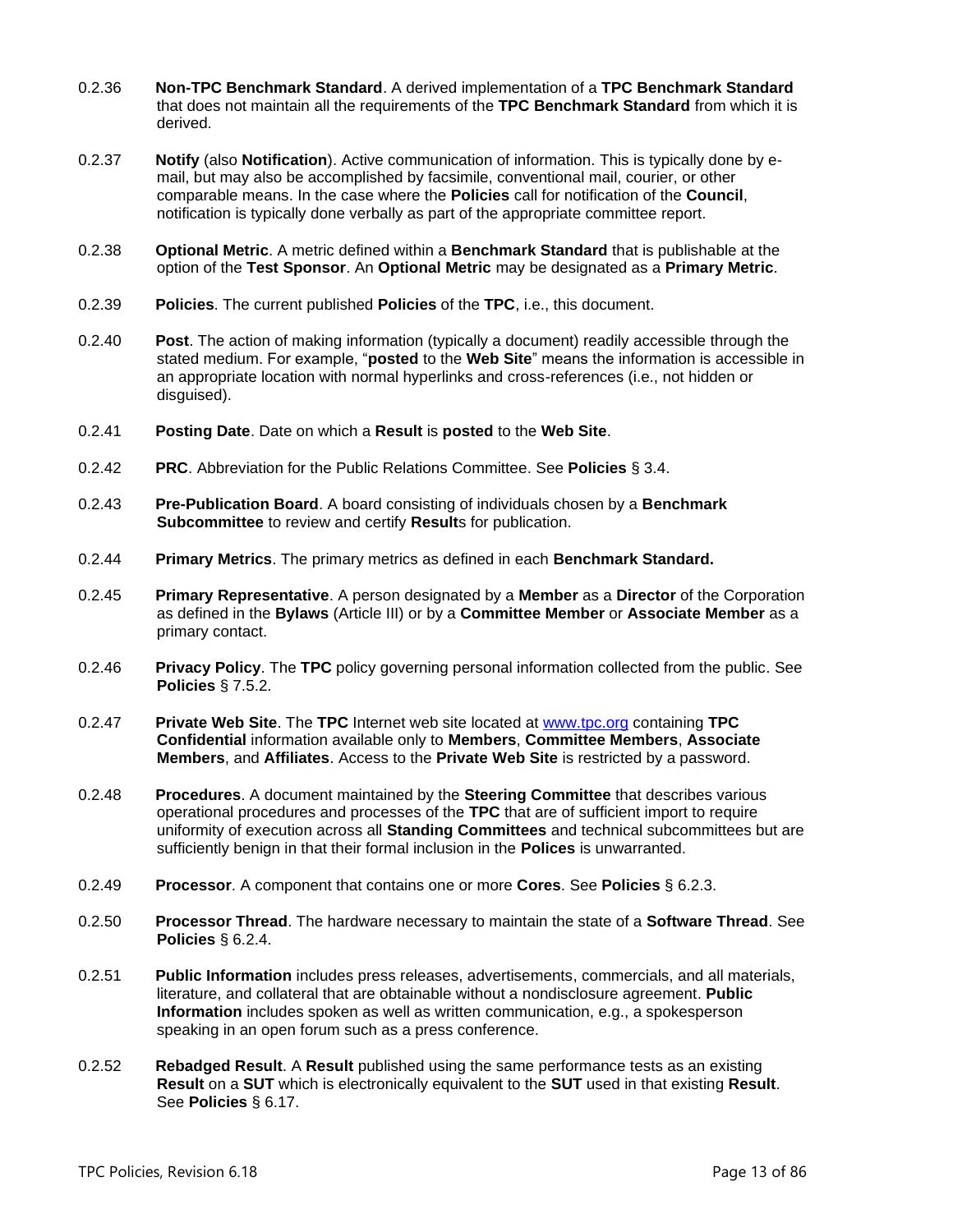0.2.36 **Non-TPC Benchmark Standard**. A derived implementation of a **TPC Benchmark Standard** that does not maintain all the requirements of the **TPC Benchmark Standard** from which it is derived.

0.2.37 **Notify** (also **Notification**). Active communication of information. This is typically done by e-mail, but may also be accomplished by facsimile, conventional mail, courier, or other comparable means. In the case where the **Policies** call for notification of the **Council**, notification is typically done verbally as part of the appropriate committee report.

0.2.38 **Optional Metric**. A metric defined within a **Benchmark Standard** that is publishable at the option of the **Test Sponsor**. An **Optional Metric** may be designated as a **Primary Metric**.

0.2.39 **Policies**. The current published **Policies** of the **TPC**, i.e., this document.

0.2.40 **Post**. The action of making information (typically a document) readily accessible through the stated medium. For example, "**posted** to the **Web Site**" means the information is accessible in an appropriate location with normal hyperlinks and cross-references (i.e., not hidden or disguised).

0.2.41 **Posting Date**. Date on which a **Result** is **posted** to the **Web Site**.

0.2.42 **PRC**. Abbreviation for the Public Relations Committee. See **Policies** § 3.4.

0.2.43 **Pre-Publication Board**. A board consisting of individuals chosen by a **Benchmark Subcommittee** to review and certify **Result**s for publication.

0.2.44 **Primary Metrics**. The primary metrics as defined in each **Benchmark Standard.**

0.2.45 **Primary Representative**. A person designated by a **Member** as a **Director** of the Corporation as defined in the **Bylaws** (Article III) or by a **Committee Member** or **Associate Member** as a primary contact.

0.2.46 **Privacy Policy**. The **TPC** policy governing personal information collected from the public. See **Policies** § 7.5.2.

0.2.47 **Private Web Site**. The **TPC** Internet web site located at [www.tpc.org](http://www.tpc.org) containing **TPC Confidential** information available only to **Members**, **Committee Members**, **Associate Members**, and **Affiliates**. Access to the **Private Web Site** is restricted by a password.

0.2.48 **Procedures**. A document maintained by the **Steering Committee** that describes various operational procedures and processes of the **TPC** that are of sufficient import to require uniformity of execution across all **Standing Committees** and technical subcommittees but are sufficiently benign in that their formal inclusion in the **Polices** is unwarranted.

0.2.49 **Processor**. A component that contains one or more **Cores**. See **Policies** § 6.2.3.

0.2.50 **Processor Thread**. The hardware necessary to maintain the state of a **Software Thread**. See **Policies** § 6.2.4.

0.2.51 **Public Information** includes press releases, advertisements, commercials, and all materials, literature, and collateral that are obtainable without a nondisclosure agreement. **Public Information** includes spoken as well as written communication, e.g., a spokesperson speaking in an open forum such as a press conference.

0.2.52 **Rebadged Result**. A **Result** published using the same performance tests as an existing **Result** on a **SUT** which is electronically equivalent to the **SUT** used in that existing **Result**. See **Policies** § 6.17.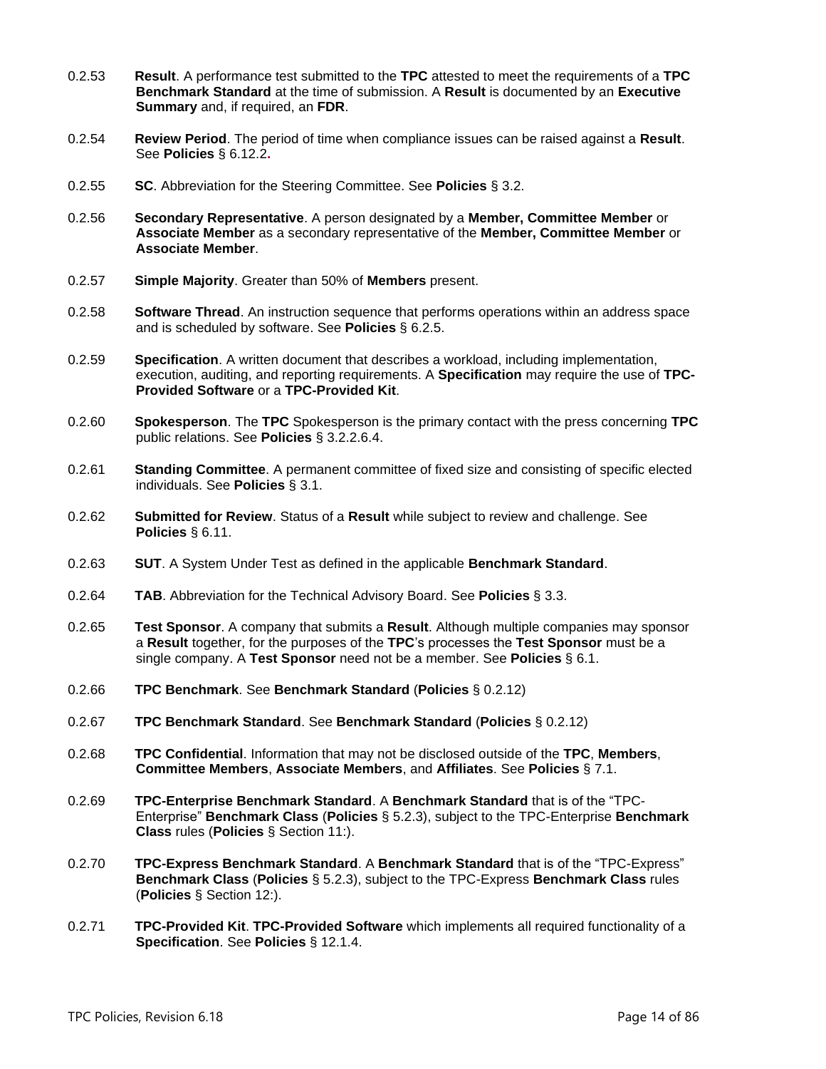0.2.53 **Result**. A performance test submitted to the **TPC** attested to meet the requirements of a **TPC Benchmark Standard** at the time of submission. A **Result** is documented by an **Executive Summary** and, if required, an **FDR**.

0.2.54 **Review Period**. The period of time when compliance issues can be raised against a **Result**. See **Policies** § 6.12.2**.**

0.2.55 **SC**. Abbreviation for the Steering Committee. See **Policies** § 3.2.

0.2.56 **Secondary Representative**. A person designated by a **Member, Committee Member** or **Associate Member** as a secondary representative of the **Member, Committee Member** or **Associate Member**.

0.2.57 **Simple Majority**. Greater than 50% of **Members** present.

0.2.58 **Software Thread**. An instruction sequence that performs operations within an address space and is scheduled by software. See **Policies** § 6.2.5.

0.2.59 **Specification**. A written document that describes a workload, including implementation, execution, auditing, and reporting requirements. A **Specification** may require the use of **TPC-Provided Software** or a **TPC-Provided Kit**.

0.2.60 **Spokesperson**. The **TPC** Spokesperson is the primary contact with the press concerning **TPC** public relations. See **Policies** § 3.2.2.6.4.

0.2.61 **Standing Committee**. A permanent committee of fixed size and consisting of specific elected individuals. See **Policies** § 3.1.

0.2.62 **Submitted for Review**. Status of a **Result** while subject to review and challenge. See **Policies** § 6.11.

0.2.63 **SUT**. A System Under Test as defined in the applicable **Benchmark Standard**.

0.2.64 **TAB**. Abbreviation for the Technical Advisory Board. See **Policies** § 3.3.

0.2.65 **Test Sponsor**. A company that submits a **Result**. Although multiple companies may sponsor a **Result** together, for the purposes of the **TPC**'s processes the **Test Sponsor** must be a single company. A **Test Sponsor** need not be a member. See **Policies** § 6.1.

0.2.66 **TPC Benchmark**. See **Benchmark Standard** (**Policies** § 0.2.12)

0.2.67 **TPC Benchmark Standard**. See **Benchmark Standard** (**Policies** § 0.2.12)

0.2.68 **TPC Confidential**. Information that may not be disclosed outside of the **TPC**, **Members**, **Committee Members**, **Associate Members**, and **Affiliates**. See **Policies** § 7.1.

0.2.69 **TPC-Enterprise Benchmark Standard**. A **Benchmark Standard** that is of the "TPC-Enterprise" **Benchmark Class** (**Policies** § 5.2.3), subject to the TPC-Enterprise **Benchmark Class** rules (**Policies** § Section 11:).

0.2.70 **TPC-Express Benchmark Standard**. A **Benchmark Standard** that is of the "TPC-Express" **Benchmark Class** (**Policies** § 5.2.3), subject to the TPC-Express **Benchmark Class** rules (**Policies** § Section 12:).

0.2.71 **TPC-Provided Kit**. **TPC-Provided Software** which implements all required functionality of a **Specification**. See **Policies** § 12.1.4.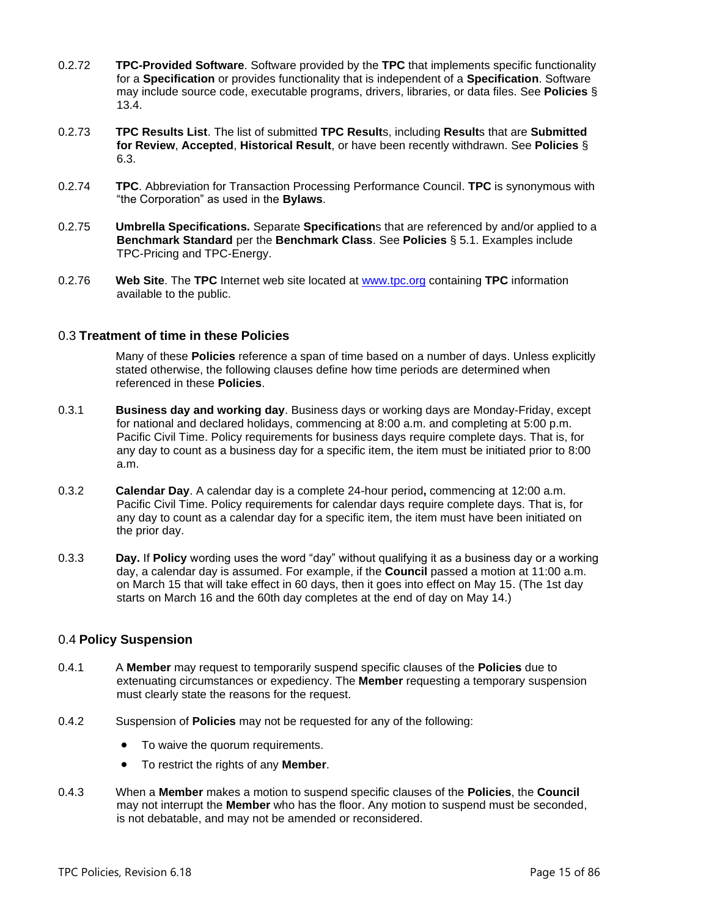0.2.72 **TPC-Provided Software**. Software provided by the **TPC** that implements specific functionality for a **Specification** or provides functionality that is independent of a **Specification**. Software may include source code, executable programs, drivers, libraries, or data files. See **Policies** § 13.4.

0.2.73 **TPC Results List**. The list of submitted **TPC Result**s, including **Result**s that are **Submitted for Review**, **Accepted**, **Historical Result**, or have been recently withdrawn. See **Policies** § 6.3.

0.2.74 **TPC**. Abbreviation for Transaction Processing Performance Council. **TPC** is synonymous with "the Corporation" as used in the **Bylaws**.

0.2.75 **Umbrella Specifications.** Separate **Specification**s that are referenced by and/or applied to a **Benchmark Standard** per the **Benchmark Class**. See **Policies** § 5.1. Examples include TPC-Pricing and TPC-Energy.

0.2.76 **Web Site**. The **TPC** Internet web site located at www.tpc.org containing **TPC** information available to the public.

## 0.3 Treatment of time in these Policies

Many of these **Policies** reference a span of time based on a number of days. Unless explicitly stated otherwise, the following clauses define how time periods are determined when referenced in these **Policies**.

0.3.1 **Business day and working day**. Business days or working days are Monday-Friday, except for national and declared holidays, commencing at 8:00 a.m. and completing at 5:00 p.m. Pacific Civil Time. Policy requirements for business days require complete days. That is, for any day to count as a business day for a specific item, the item must be initiated prior to 8:00 a.m.

0.3.2 **Calendar Day**. A calendar day is a complete 24-hour period**,** commencing at 12:00 a.m. Pacific Civil Time. Policy requirements for calendar days require complete days. That is, for any day to count as a calendar day for a specific item, the item must have been initiated on the prior day.

0.3.3 **Day.** If **Policy** wording uses the word "day" without qualifying it as a business day or a working day, a calendar day is assumed. For example, if the **Council** passed a motion at 11:00 a.m. on March 15 that will take effect in 60 days, then it goes into effect on May 15. (The 1st day starts on March 16 and the 60th day completes at the end of day on May 14.)

## 0.4 Policy Suspension

0.4.1 A **Member** may request to temporarily suspend specific clauses of the **Policies** due to extenuating circumstances or expediency. The **Member** requesting a temporary suspension must clearly state the reasons for the request.

0.4.2 Suspension of **Policies** may not be requested for any of the following:

- To waive the quorum requirements.
- To restrict the rights of any **Member**.

0.4.3 When a **Member** makes a motion to suspend specific clauses of the **Policies**, the **Council** may not interrupt the **Member** who has the floor. Any motion to suspend must be seconded, is not debatable, and may not be amended or reconsidered.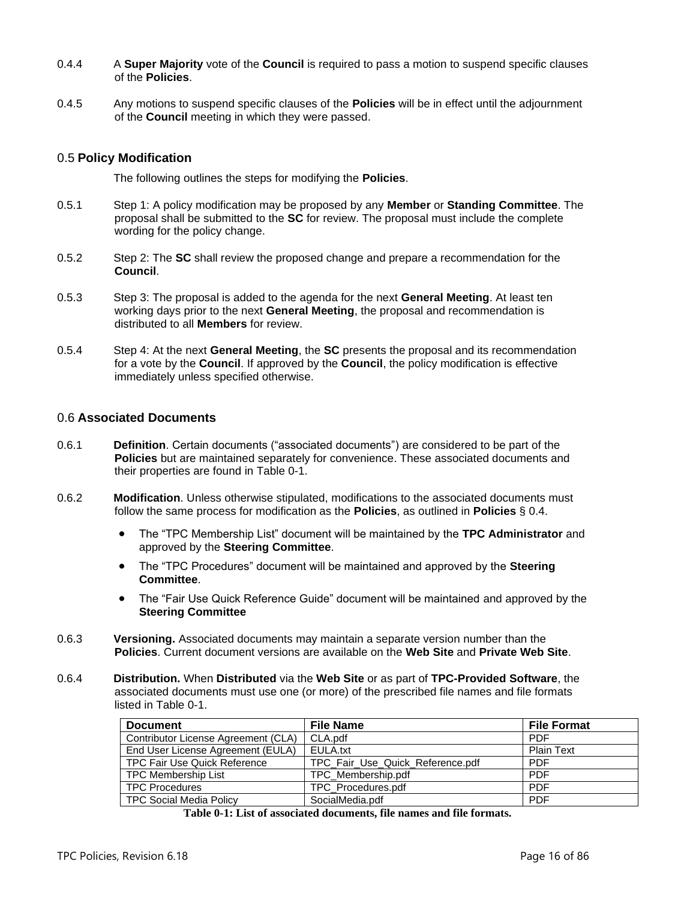0.4.4 A **Super Majority** vote of the **Council** is required to pass a motion to suspend specific clauses of the **Policies**.

0.4.5 Any motions to suspend specific clauses of the **Policies** will be in effect until the adjournment of the **Council** meeting in which they were passed.

## 0.5 Policy Modification

The following outlines the steps for modifying the **Policies**.

0.5.1 Step 1: A policy modification may be proposed by any **Member** or **Standing Committee**. The proposal shall be submitted to the **SC** for review. The proposal must include the complete wording for the policy change.

0.5.2 Step 2: The **SC** shall review the proposed change and prepare a recommendation for the **Council**.

0.5.3 Step 3: The proposal is added to the agenda for the next **General Meeting**. At least ten working days prior to the next **General Meeting**, the proposal and recommendation is distributed to all **Members** for review.

0.5.4 Step 4: At the next **General Meeting**, the **SC** presents the proposal and its recommendation for a vote by the **Council**. If approved by the **Council**, the policy modification is effective immediately unless specified otherwise.

## 0.6 Associated Documents

0.6.1 **Definition**. Certain documents (“associated documents”) are considered to be part of the **Policies** but are maintained separately for convenience. These associated documents and their properties are found in Table 0-1.

0.6.2 **Modification**. Unless otherwise stipulated, modifications to the associated documents must follow the same process for modification as the **Policies**, as outlined in **Policies** § 0.4.

- The “TPC Membership List” document will be maintained by the **TPC Administrator** and approved by the **Steering Committee**.
- The “TPC Procedures” document will be maintained and approved by the **Steering Committee**.
- The “Fair Use Quick Reference Guide” document will be maintained and approved by the **Steering Committee**

0.6.3 **Versioning.** Associated documents may maintain a separate version number than the **Policies**. Current document versions are available on the **Web Site** and **Private Web Site**.

0.6.4 **Distribution.** When **Distributed** via the **Web Site** or as part of **TPC-Provided Software**, the associated documents must use one (or more) of the prescribed file names and file formats listed in Table 0-1.

| Document | File Name | File Format |
|---|---|---|
| Contributor License Agreement (CLA) | CLA.pdf | PDF |
| End User License Agreement (EULA) | EULA.txt | Plain Text |
| TPC Fair Use Quick Reference | TPC_Fair_Use_Quick_Reference.pdf | PDF |
| TPC Membership List | TPC_Membership.pdf | PDF |
| TPC Procedures | TPC_Procedures.pdf | PDF |
| TPC Social Media Policy | SocialMedia.pdf | PDF |

**Table 0-1: List of associated documents, file names and file formats.**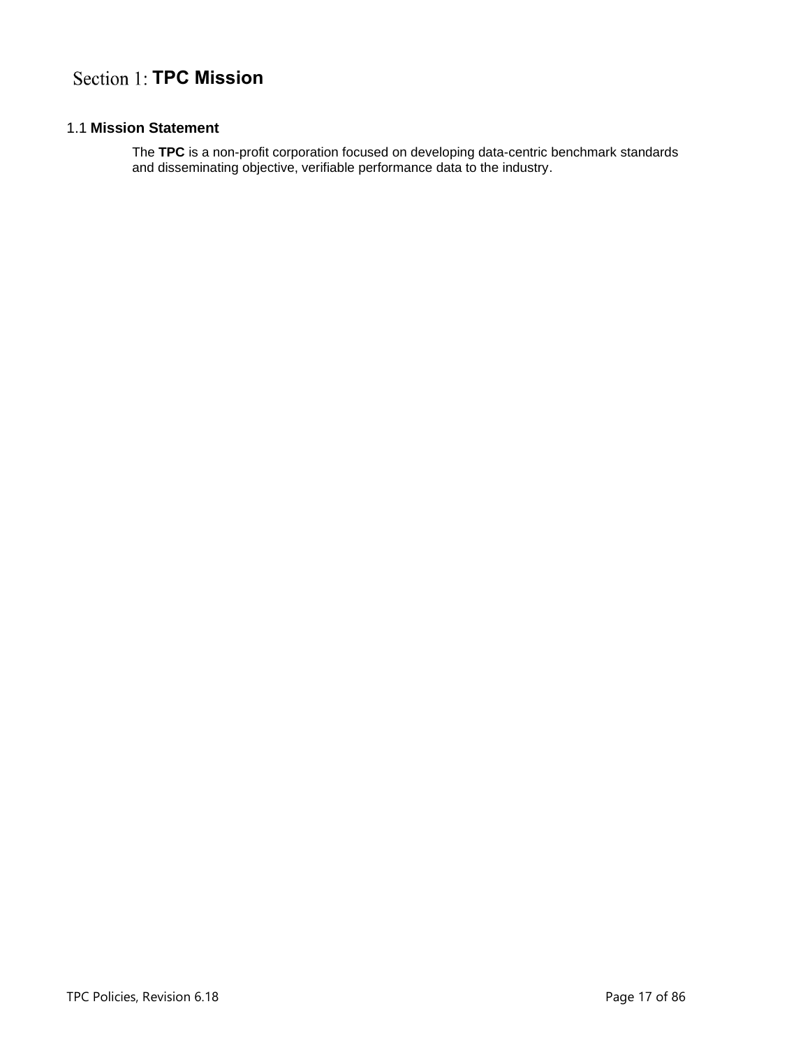# Section 1: TPC Mission

## 1.1 Mission Statement

The **TPC** is a non-profit corporation focused on developing data-centric benchmark standards and disseminating objective, verifiable performance data to the industry.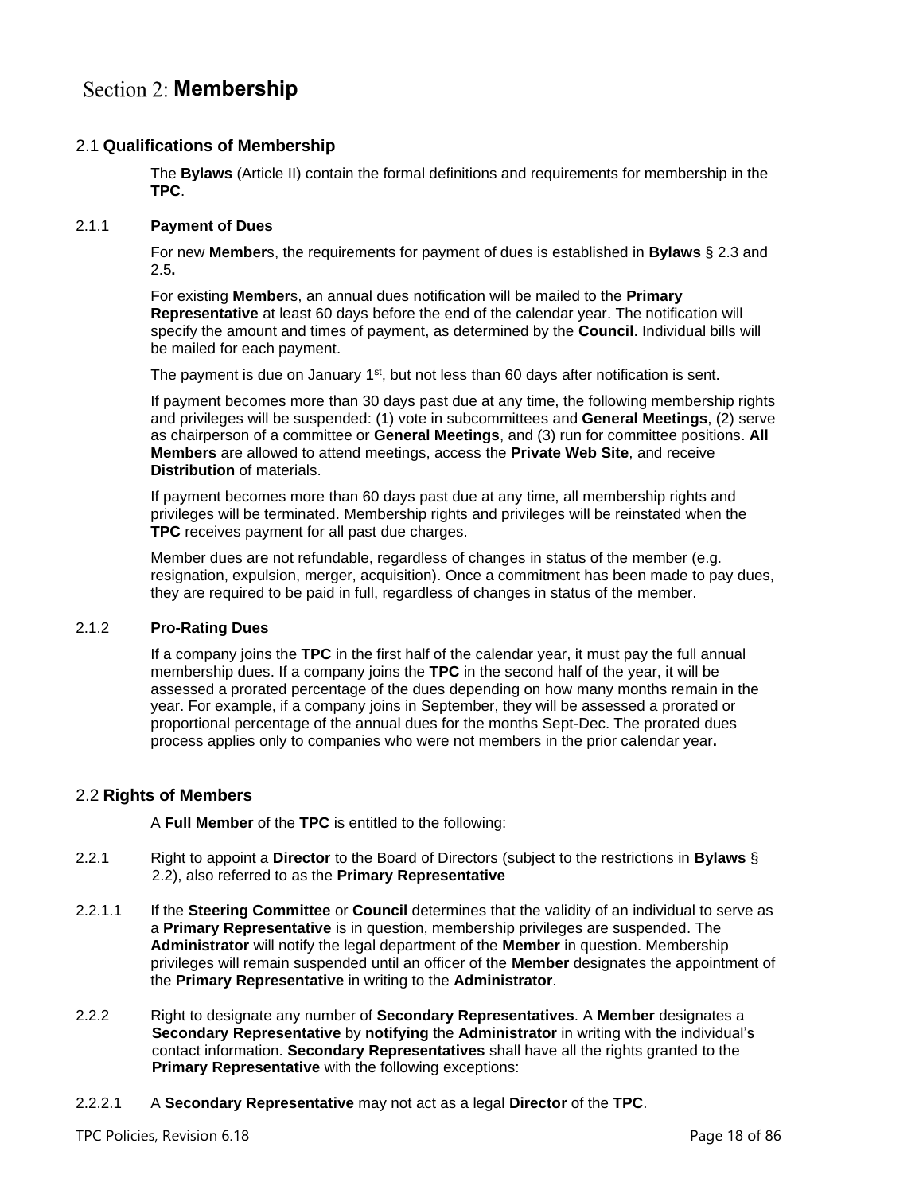# Section 2: **Membership**

## 2.1 **Qualifications of Membership**

The **Bylaws** (Article II) contain the formal definitions and requirements for membership in the **TPC**.

### 2.1.1 **Payment of Dues**

For new **Member**s, the requirements for payment of dues is established in **Bylaws** § 2.3 and 2.5**.**

For existing **Member**s, an annual dues notification will be mailed to the **Primary Representative** at least 60 days before the end of the calendar year. The notification will specify the amount and times of payment, as determined by the **Council**. Individual bills will be mailed for each payment.

The payment is due on January 1st, but not less than 60 days after notification is sent.

If payment becomes more than 30 days past due at any time, the following membership rights and privileges will be suspended: (1) vote in subcommittees and **General Meetings**, (2) serve as chairperson of a committee or **General Meetings**, and (3) run for committee positions. **All Members** are allowed to attend meetings, access the **Private Web Site**, and receive **Distribution** of materials.

If payment becomes more than 60 days past due at any time, all membership rights and privileges will be terminated. Membership rights and privileges will be reinstated when the **TPC** receives payment for all past due charges.

Member dues are not refundable, regardless of changes in status of the member (e.g. resignation, expulsion, merger, acquisition). Once a commitment has been made to pay dues, they are required to be paid in full, regardless of changes in status of the member.

### 2.1.2 **Pro-Rating Dues**

If a company joins the **TPC** in the first half of the calendar year, it must pay the full annual membership dues. If a company joins the **TPC** in the second half of the year, it will be assessed a prorated percentage of the dues depending on how many months remain in the year. For example, if a company joins in September, they will be assessed a prorated or proportional percentage of the annual dues for the months Sept-Dec. The prorated dues process applies only to companies who were not members in the prior calendar year**.**

## 2.2 **Rights of Members**

A **Full Member** of the **TPC** is entitled to the following:

2.2.1 Right to appoint a **Director** to the Board of Directors (subject to the restrictions in **Bylaws** § 2.2), also referred to as the **Primary Representative**

2.2.1.1 If the **Steering Committee** or **Council** determines that the validity of an individual to serve as a **Primary Representative** is in question, membership privileges are suspended. The **Administrator** will notify the legal department of the **Member** in question. Membership privileges will remain suspended until an officer of the **Member** designates the appointment of the **Primary Representative** in writing to the **Administrator**.

2.2.2 Right to designate any number of **Secondary Representatives**. A **Member** designates a **Secondary Representative** by **notifying** the **Administrator** in writing with the individual's contact information. **Secondary Representatives** shall have all the rights granted to the **Primary Representative** with the following exceptions:

2.2.2.1 A **Secondary Representative** may not act as a legal **Director** of the **TPC**.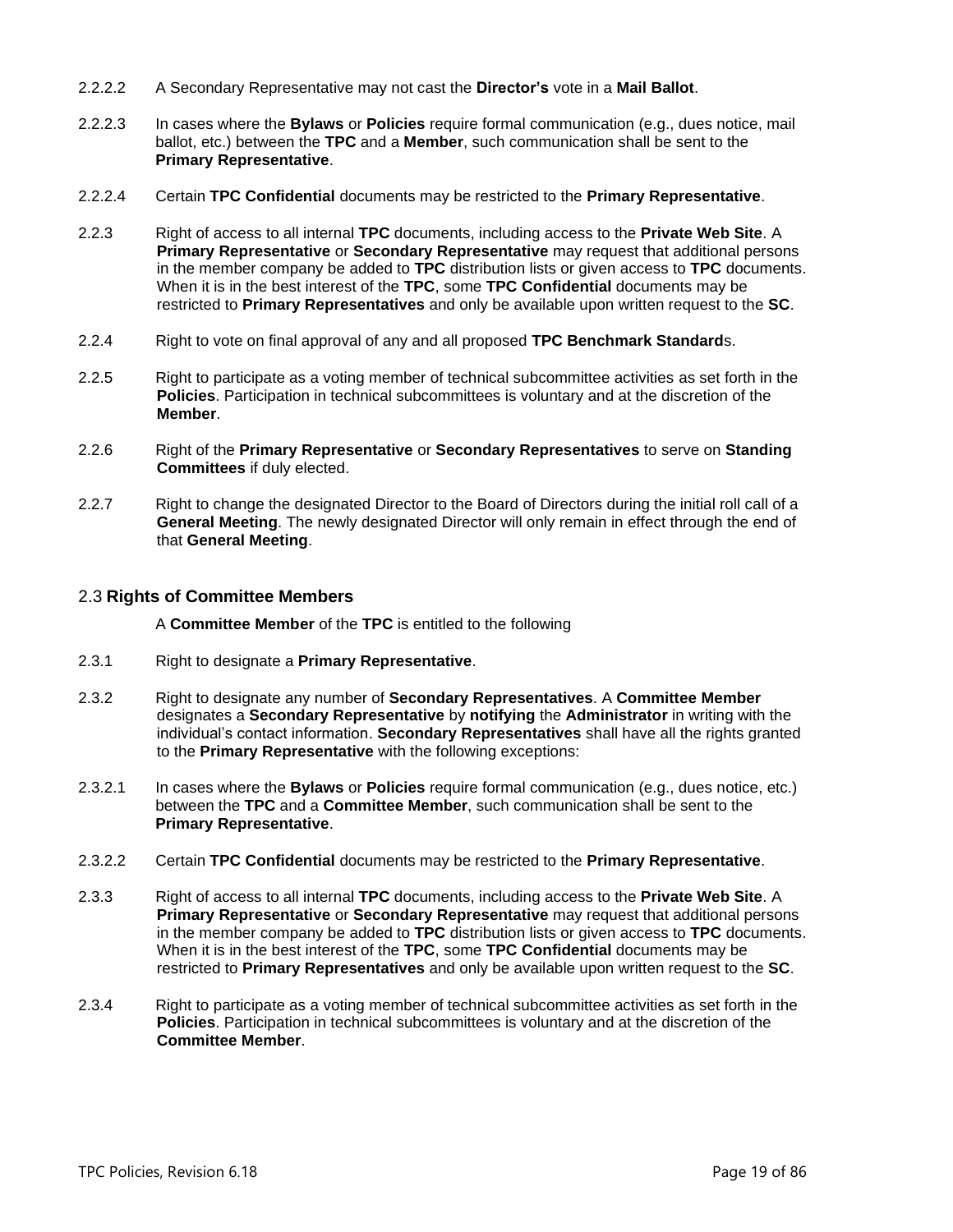2.2.2.2 A Secondary Representative may not cast the **Director's** vote in a **Mail Ballot**.

2.2.2.3 In cases where the **Bylaws** or **Policies** require formal communication (e.g., dues notice, mail ballot, etc.) between the **TPC** and a **Member**, such communication shall be sent to the **Primary Representative**.

2.2.2.4 Certain **TPC Confidential** documents may be restricted to the **Primary Representative**.

2.2.3 Right of access to all internal **TPC** documents, including access to the **Private Web Site**. A **Primary Representative** or **Secondary Representative** may request that additional persons in the member company be added to **TPC** distribution lists or given access to **TPC** documents. When it is in the best interest of the **TPC**, some **TPC Confidential** documents may be restricted to **Primary Representatives** and only be available upon written request to the **SC**.

2.2.4 Right to vote on final approval of any and all proposed **TPC Benchmark Standard**s.

2.2.5 Right to participate as a voting member of technical subcommittee activities as set forth in the **Policies**. Participation in technical subcommittees is voluntary and at the discretion of the **Member**.

2.2.6 Right of the **Primary Representative** or **Secondary Representatives** to serve on **Standing Committees** if duly elected.

2.2.7 Right to change the designated Director to the Board of Directors during the initial roll call of a **General Meeting**. The newly designated Director will only remain in effect through the end of that **General Meeting**.

## 2.3 Rights of Committee Members

A **Committee Member** of the **TPC** is entitled to the following

2.3.1 Right to designate a **Primary Representative**.

2.3.2 Right to designate any number of **Secondary Representatives**. A **Committee Member** designates a **Secondary Representative** by **notifying** the **Administrator** in writing with the individual's contact information. **Secondary Representatives** shall have all the rights granted to the **Primary Representative** with the following exceptions:

2.3.2.1 In cases where the **Bylaws** or **Policies** require formal communication (e.g., dues notice, etc.) between the **TPC** and a **Committee Member**, such communication shall be sent to the **Primary Representative**.

2.3.2.2 Certain **TPC Confidential** documents may be restricted to the **Primary Representative**.

2.3.3 Right of access to all internal **TPC** documents, including access to the **Private Web Site**. A **Primary Representative** or **Secondary Representative** may request that additional persons in the member company be added to **TPC** distribution lists or given access to **TPC** documents. When it is in the best interest of the **TPC**, some **TPC Confidential** documents may be restricted to **Primary Representatives** and only be available upon written request to the **SC**.

2.3.4 Right to participate as a voting member of technical subcommittee activities as set forth in the **Policies**. Participation in technical subcommittees is voluntary and at the discretion of the **Committee Member**.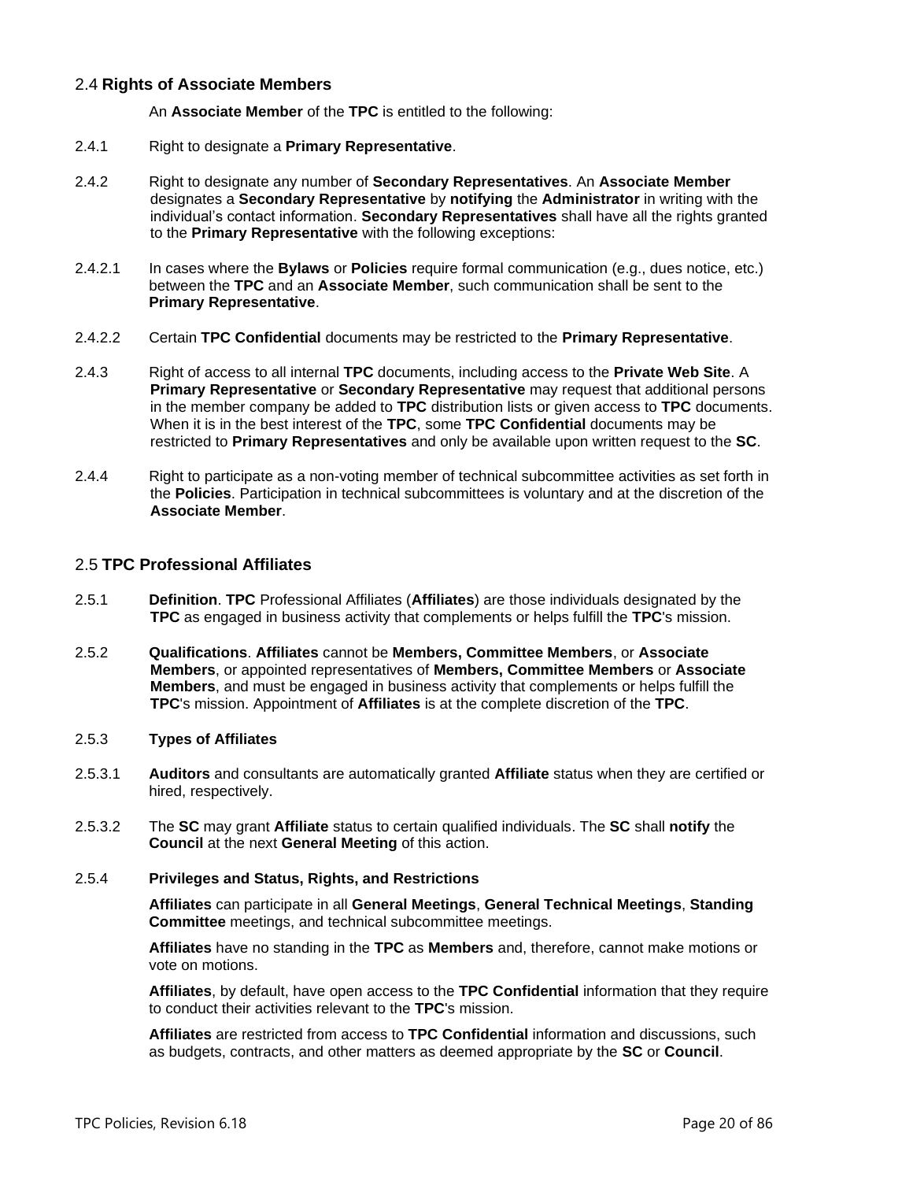## 2.4 **Rights of Associate Members**

An **Associate Member** of the **TPC** is entitled to the following:

2.4.1 Right to designate a **Primary Representative**.

2.4.2 Right to designate any number of **Secondary Representatives**. An **Associate Member** designates a **Secondary Representative** by **notifying** the **Administrator** in writing with the individual's contact information. **Secondary Representatives** shall have all the rights granted to the **Primary Representative** with the following exceptions:

2.4.2.1 In cases where the **Bylaws** or **Policies** require formal communication (e.g., dues notice, etc.) between the **TPC** and an **Associate Member**, such communication shall be sent to the **Primary Representative**.

2.4.2.2 Certain **TPC Confidential** documents may be restricted to the **Primary Representative**.

2.4.3 Right of access to all internal **TPC** documents, including access to the **Private Web Site**. A **Primary Representative** or **Secondary Representative** may request that additional persons in the member company be added to **TPC** distribution lists or given access to **TPC** documents. When it is in the best interest of the **TPC**, some **TPC Confidential** documents may be restricted to **Primary Representatives** and only be available upon written request to the **SC**.

2.4.4 Right to participate as a non-voting member of technical subcommittee activities as set forth in the **Policies**. Participation in technical subcommittees is voluntary and at the discretion of the **Associate Member**.

## 2.5 **TPC Professional Affiliates**

2.5.1 **Definition**. **TPC** Professional Affiliates (**Affiliates**) are those individuals designated by the **TPC** as engaged in business activity that complements or helps fulfill the **TPC**'s mission.

2.5.2 **Qualifications**. **Affiliates** cannot be **Members, Committee Members**, or **Associate Members**, or appointed representatives of **Members, Committee Members** or **Associate Members**, and must be engaged in business activity that complements or helps fulfill the **TPC**'s mission. Appointment of **Affiliates** is at the complete discretion of the **TPC**.

2.5.3 **Types of Affiliates**

2.5.3.1 **Auditors** and consultants are automatically granted **Affiliate** status when they are certified or hired, respectively.

2.5.3.2 The **SC** may grant **Affiliate** status to certain qualified individuals. The **SC** shall **notify** the **Council** at the next **General Meeting** of this action.

2.5.4 **Privileges and Status, Rights, and Restrictions**

**Affiliates** can participate in all **General Meetings**, **General Technical Meetings**, **Standing Committee** meetings, and technical subcommittee meetings.

**Affiliates** have no standing in the **TPC** as **Members** and, therefore, cannot make motions or vote on motions.

**Affiliates**, by default, have open access to the **TPC Confidential** information that they require to conduct their activities relevant to the **TPC**'s mission.

**Affiliates** are restricted from access to **TPC Confidential** information and discussions, such as budgets, contracts, and other matters as deemed appropriate by the **SC** or **Council**.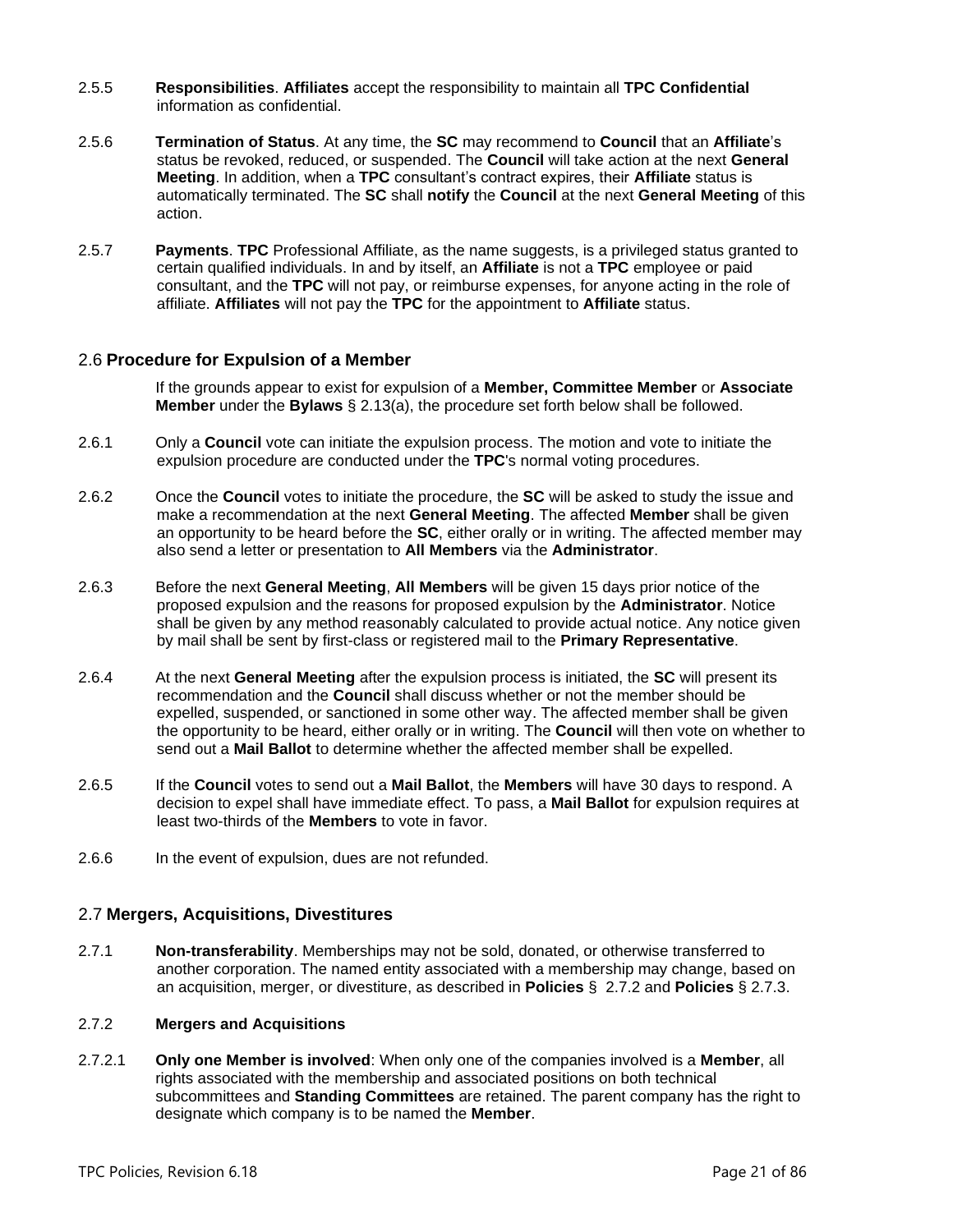2.5.5 **Responsibilities**. **Affiliates** accept the responsibility to maintain all **TPC Confidential** information as confidential.

2.5.6 **Termination of Status**. At any time, the **SC** may recommend to **Council** that an **Affiliate**'s status be revoked, reduced, or suspended. The **Council** will take action at the next **General Meeting**. In addition, when a **TPC** consultant's contract expires, their **Affiliate** status is automatically terminated. The **SC** shall **notify** the **Council** at the next **General Meeting** of this action.

2.5.7 **Payments**. **TPC** Professional Affiliate, as the name suggests, is a privileged status granted to certain qualified individuals. In and by itself, an **Affiliate** is not a **TPC** employee or paid consultant, and the **TPC** will not pay, or reimburse expenses, for anyone acting in the role of affiliate. **Affiliates** will not pay the **TPC** for the appointment to **Affiliate** status.

## 2.6 Procedure for Expulsion of a Member

If the grounds appear to exist for expulsion of a **Member, Committee Member** or **Associate Member** under the **Bylaws** § 2.13(a), the procedure set forth below shall be followed.

2.6.1 Only a **Council** vote can initiate the expulsion process. The motion and vote to initiate the expulsion procedure are conducted under the **TPC**'s normal voting procedures.

2.6.2 Once the **Council** votes to initiate the procedure, the **SC** will be asked to study the issue and make a recommendation at the next **General Meeting**. The affected **Member** shall be given an opportunity to be heard before the **SC**, either orally or in writing. The affected member may also send a letter or presentation to **All Members** via the **Administrator**.

2.6.3 Before the next **General Meeting**, **All Members** will be given 15 days prior notice of the proposed expulsion and the reasons for proposed expulsion by the **Administrator**. Notice shall be given by any method reasonably calculated to provide actual notice. Any notice given by mail shall be sent by first-class or registered mail to the **Primary Representative**.

2.6.4 At the next **General Meeting** after the expulsion process is initiated, the **SC** will present its recommendation and the **Council** shall discuss whether or not the member should be expelled, suspended, or sanctioned in some other way. The affected member shall be given the opportunity to be heard, either orally or in writing. The **Council** will then vote on whether to send out a **Mail Ballot** to determine whether the affected member shall be expelled.

2.6.5 If the **Council** votes to send out a **Mail Ballot**, the **Members** will have 30 days to respond. A decision to expel shall have immediate effect. To pass, a **Mail Ballot** for expulsion requires at least two-thirds of the **Members** to vote in favor.

2.6.6 In the event of expulsion, dues are not refunded.

## 2.7 Mergers, Acquisitions, Divestitures

2.7.1 **Non-transferability**. Memberships may not be sold, donated, or otherwise transferred to another corporation. The named entity associated with a membership may change, based on an acquisition, merger, or divestiture, as described in **Policies** § 2.7.2 and **Policies** § 2.7.3.

2.7.2 **Mergers and Acquisitions**

2.7.2.1 **Only one Member is involved**: When only one of the companies involved is a **Member**, all rights associated with the membership and associated positions on both technical subcommittees and **Standing Committees** are retained. The parent company has the right to designate which company is to be named the **Member**.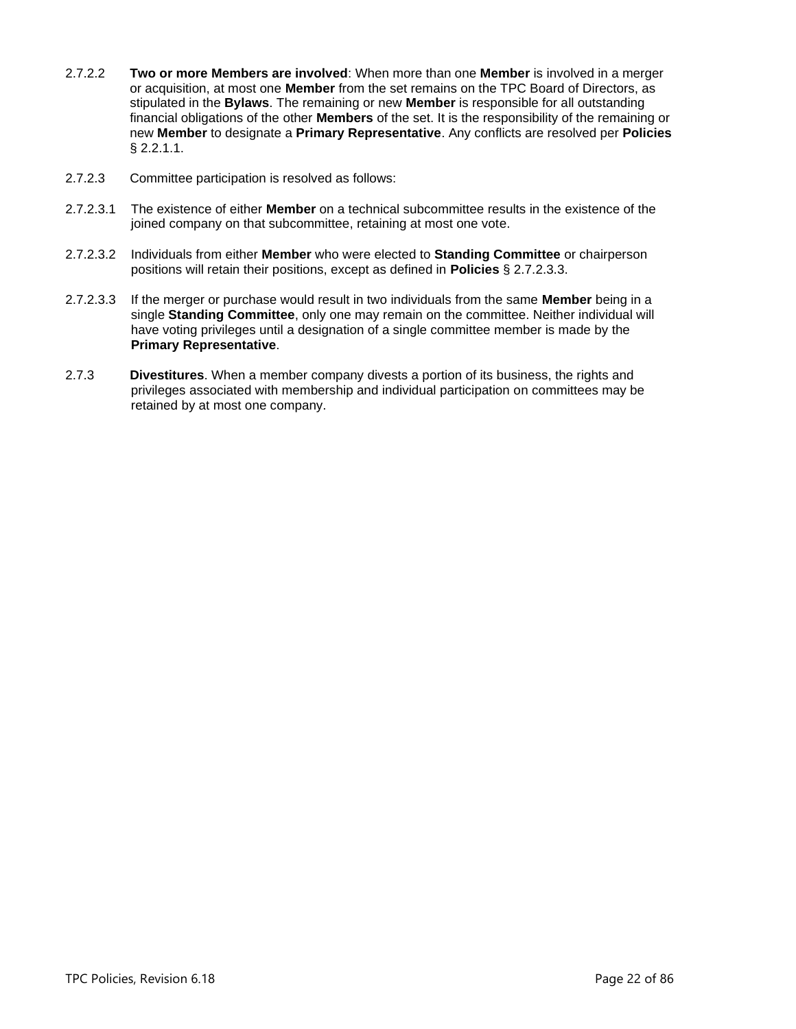2.7.2.2 **Two or more Members are involved**: When more than one **Member** is involved in a merger or acquisition, at most one **Member** from the set remains on the TPC Board of Directors, as stipulated in the **Bylaws**. The remaining or new **Member** is responsible for all outstanding financial obligations of the other **Members** of the set. It is the responsibility of the remaining or new **Member** to designate a **Primary Representative**. Any conflicts are resolved per **Policies** § 2.2.1.1.

2.7.2.3 Committee participation is resolved as follows:

2.7.2.3.1 The existence of either **Member** on a technical subcommittee results in the existence of the joined company on that subcommittee, retaining at most one vote.

2.7.2.3.2 Individuals from either **Member** who were elected to **Standing Committee** or chairperson positions will retain their positions, except as defined in **Policies** § 2.7.2.3.3.

2.7.2.3.3 If the merger or purchase would result in two individuals from the same **Member** being in a single **Standing Committee**, only one may remain on the committee. Neither individual will have voting privileges until a designation of a single committee member is made by the **Primary Representative**.

2.7.3 **Divestitures**. When a member company divests a portion of its business, the rights and privileges associated with membership and individual participation on committees may be retained by at most one company.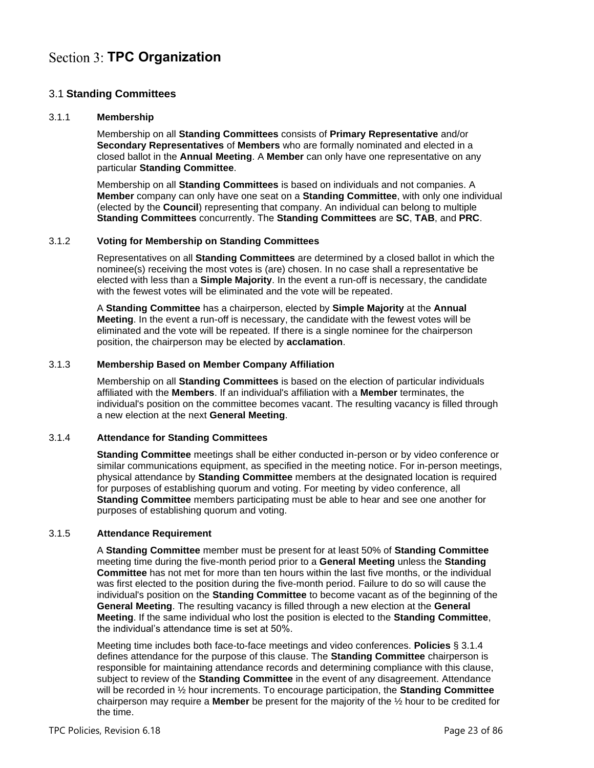# Section 3: TPC Organization

## 3.1 Standing Committees

### 3.1.1 Membership

Membership on all **Standing Committees** consists of **Primary Representative** and/or **Secondary Representatives** of **Members** who are formally nominated and elected in a closed ballot in the **Annual Meeting**. A **Member** can only have one representative on any particular **Standing Committee**.

Membership on all **Standing Committees** is based on individuals and not companies. A **Member** company can only have one seat on a **Standing Committee**, with only one individual (elected by the **Council**) representing that company. An individual can belong to multiple **Standing Committees** concurrently. The **Standing Committees** are **SC**, **TAB**, and **PRC**.

### 3.1.2 Voting for Membership on Standing Committees

Representatives on all **Standing Committees** are determined by a closed ballot in which the nominee(s) receiving the most votes is (are) chosen. In no case shall a representative be elected with less than a **Simple Majority**. In the event a run-off is necessary, the candidate with the fewest votes will be eliminated and the vote will be repeated.

A **Standing Committee** has a chairperson, elected by **Simple Majority** at the **Annual Meeting**. In the event a run-off is necessary, the candidate with the fewest votes will be eliminated and the vote will be repeated. If there is a single nominee for the chairperson position, the chairperson may be elected by **acclamation**.

### 3.1.3 Membership Based on Member Company Affiliation

Membership on all **Standing Committees** is based on the election of particular individuals affiliated with the **Members**. If an individual's affiliation with a **Member** terminates, the individual's position on the committee becomes vacant. The resulting vacancy is filled through a new election at the next **General Meeting**.

### 3.1.4 Attendance for Standing Committees

**Standing Committee** meetings shall be either conducted in-person or by video conference or similar communications equipment, as specified in the meeting notice. For in-person meetings, physical attendance by **Standing Committee** members at the designated location is required for purposes of establishing quorum and voting. For meeting by video conference, all **Standing Committee** members participating must be able to hear and see one another for purposes of establishing quorum and voting.

### 3.1.5 Attendance Requirement

A **Standing Committee** member must be present for at least 50% of **Standing Committee** meeting time during the five-month period prior to a **General Meeting** unless the **Standing Committee** has not met for more than ten hours within the last five months, or the individual was first elected to the position during the five-month period. Failure to do so will cause the individual's position on the **Standing Committee** to become vacant as of the beginning of the **General Meeting**. The resulting vacancy is filled through a new election at the **General Meeting**. If the same individual who lost the position is elected to the **Standing Committee**, the individual's attendance time is set at 50%.

Meeting time includes both face-to-face meetings and video conferences. **Policies** § 3.1.4 defines attendance for the purpose of this clause. The **Standing Committee** chairperson is responsible for maintaining attendance records and determining compliance with this clause, subject to review of the **Standing Committee** in the event of any disagreement. Attendance will be recorded in ½ hour increments. To encourage participation, the **Standing Committee** chairperson may require a **Member** be present for the majority of the ½ hour to be credited for the time.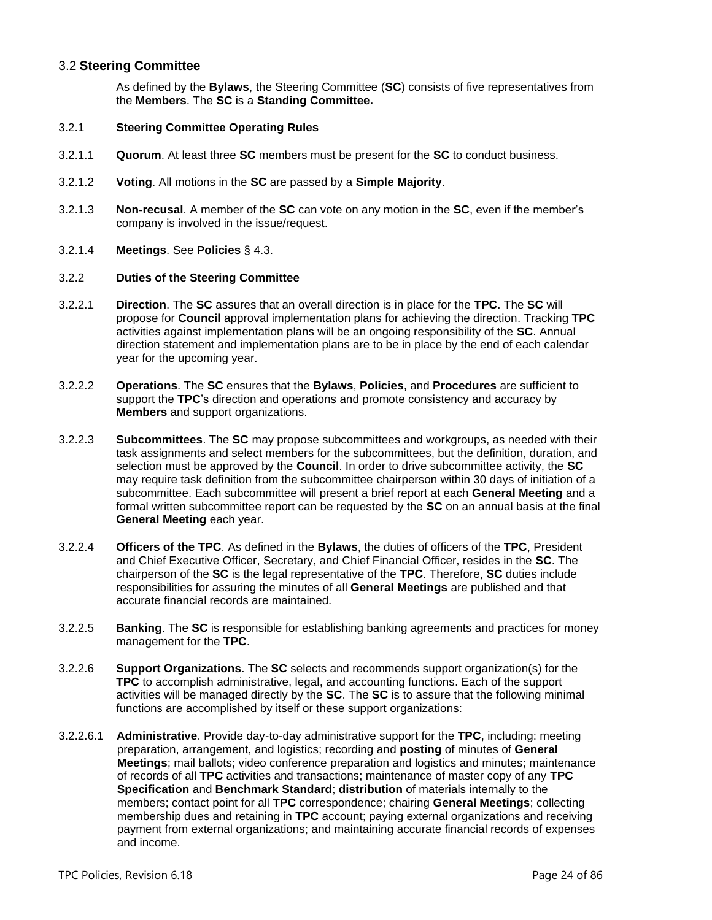## 3.2 **Steering Committee**

As defined by the **Bylaws**, the Steering Committee (**SC**) consists of five representatives from the **Members**. The **SC** is a **Standing Committee.**

3.2.1 **Steering Committee Operating Rules**

3.2.1.1 **Quorum**. At least three **SC** members must be present for the **SC** to conduct business.

3.2.1.2 **Voting**. All motions in the **SC** are passed by a **Simple Majority**.

3.2.1.3 **Non-recusal**. A member of the **SC** can vote on any motion in the **SC**, even if the member's company is involved in the issue/request.

3.2.1.4 **Meetings**. See **Policies** § 4.3.

3.2.2 **Duties of the Steering Committee**

3.2.2.1 **Direction**. The **SC** assures that an overall direction is in place for the **TPC**. The **SC** will propose for **Council** approval implementation plans for achieving the direction. Tracking **TPC** activities against implementation plans will be an ongoing responsibility of the **SC**. Annual direction statement and implementation plans are to be in place by the end of each calendar year for the upcoming year.

3.2.2.2 **Operations**. The **SC** ensures that the **Bylaws**, **Policies**, and **Procedures** are sufficient to support the **TPC**'s direction and operations and promote consistency and accuracy by **Members** and support organizations.

3.2.2.3 **Subcommittees**. The **SC** may propose subcommittees and workgroups, as needed with their task assignments and select members for the subcommittees, but the definition, duration, and selection must be approved by the **Council**. In order to drive subcommittee activity, the **SC** may require task definition from the subcommittee chairperson within 30 days of initiation of a subcommittee. Each subcommittee will present a brief report at each **General Meeting** and a formal written subcommittee report can be requested by the **SC** on an annual basis at the final **General Meeting** each year.

3.2.2.4 **Officers of the TPC**. As defined in the **Bylaws**, the duties of officers of the **TPC**, President and Chief Executive Officer, Secretary, and Chief Financial Officer, resides in the **SC**. The chairperson of the **SC** is the legal representative of the **TPC**. Therefore, **SC** duties include responsibilities for assuring the minutes of all **General Meetings** are published and that accurate financial records are maintained.

3.2.2.5 **Banking**. The **SC** is responsible for establishing banking agreements and practices for money management for the **TPC**.

3.2.2.6 **Support Organizations**. The **SC** selects and recommends support organization(s) for the **TPC** to accomplish administrative, legal, and accounting functions. Each of the support activities will be managed directly by the **SC**. The **SC** is to assure that the following minimal functions are accomplished by itself or these support organizations:

3.2.2.6.1 **Administrative**. Provide day-to-day administrative support for the **TPC**, including: meeting preparation, arrangement, and logistics; recording and **posting** of minutes of **General Meetings**; mail ballots; video conference preparation and logistics and minutes; maintenance of records of all **TPC** activities and transactions; maintenance of master copy of any **TPC Specification** and **Benchmark Standard**; **distribution** of materials internally to the members; contact point for all **TPC** correspondence; chairing **General Meetings**; collecting membership dues and retaining in **TPC** account; paying external organizations and receiving payment from external organizations; and maintaining accurate financial records of expenses and income.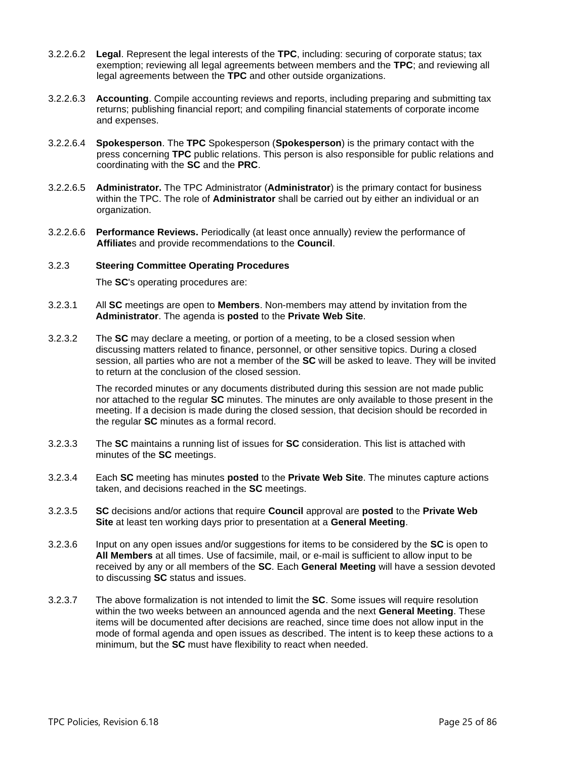3.2.2.6.2 **Legal**. Represent the legal interests of the **TPC**, including: securing of corporate status; tax exemption; reviewing all legal agreements between members and the **TPC**; and reviewing all legal agreements between the **TPC** and other outside organizations.

3.2.2.6.3 **Accounting**. Compile accounting reviews and reports, including preparing and submitting tax returns; publishing financial report; and compiling financial statements of corporate income and expenses.

3.2.2.6.4 **Spokesperson**. The **TPC** Spokesperson (**Spokesperson**) is the primary contact with the press concerning **TPC** public relations. This person is also responsible for public relations and coordinating with the **SC** and the **PRC**.

3.2.2.6.5 **Administrator.** The TPC Administrator (**Administrator**) is the primary contact for business within the TPC. The role of **Administrator** shall be carried out by either an individual or an organization.

3.2.2.6.6 **Performance Reviews.** Periodically (at least once annually) review the performance of **Affiliate**s and provide recommendations to the **Council**.

### 3.2.3 Steering Committee Operating Procedures

The **SC**'s operating procedures are:

3.2.3.1 All **SC** meetings are open to **Members**. Non-members may attend by invitation from the **Administrator**. The agenda is **posted** to the **Private Web Site**.

3.2.3.2 The **SC** may declare a meeting, or portion of a meeting, to be a closed session when discussing matters related to finance, personnel, or other sensitive topics. During a closed session, all parties who are not a member of the **SC** will be asked to leave. They will be invited to return at the conclusion of the closed session.

The recorded minutes or any documents distributed during this session are not made public nor attached to the regular **SC** minutes. The minutes are only available to those present in the meeting. If a decision is made during the closed session, that decision should be recorded in the regular **SC** minutes as a formal record.

3.2.3.3 The **SC** maintains a running list of issues for **SC** consideration. This list is attached with minutes of the **SC** meetings.

3.2.3.4 Each **SC** meeting has minutes **posted** to the **Private Web Site**. The minutes capture actions taken, and decisions reached in the **SC** meetings.

3.2.3.5 **SC** decisions and/or actions that require **Council** approval are **posted** to the **Private Web Site** at least ten working days prior to presentation at a **General Meeting**.

3.2.3.6 Input on any open issues and/or suggestions for items to be considered by the **SC** is open to **All Members** at all times. Use of facsimile, mail, or e-mail is sufficient to allow input to be received by any or all members of the **SC**. Each **General Meeting** will have a session devoted to discussing **SC** status and issues.

3.2.3.7 The above formalization is not intended to limit the **SC**. Some issues will require resolution within the two weeks between an announced agenda and the next **General Meeting**. These items will be documented after decisions are reached, since time does not allow input in the mode of formal agenda and open issues as described. The intent is to keep these actions to a minimum, but the **SC** must have flexibility to react when needed.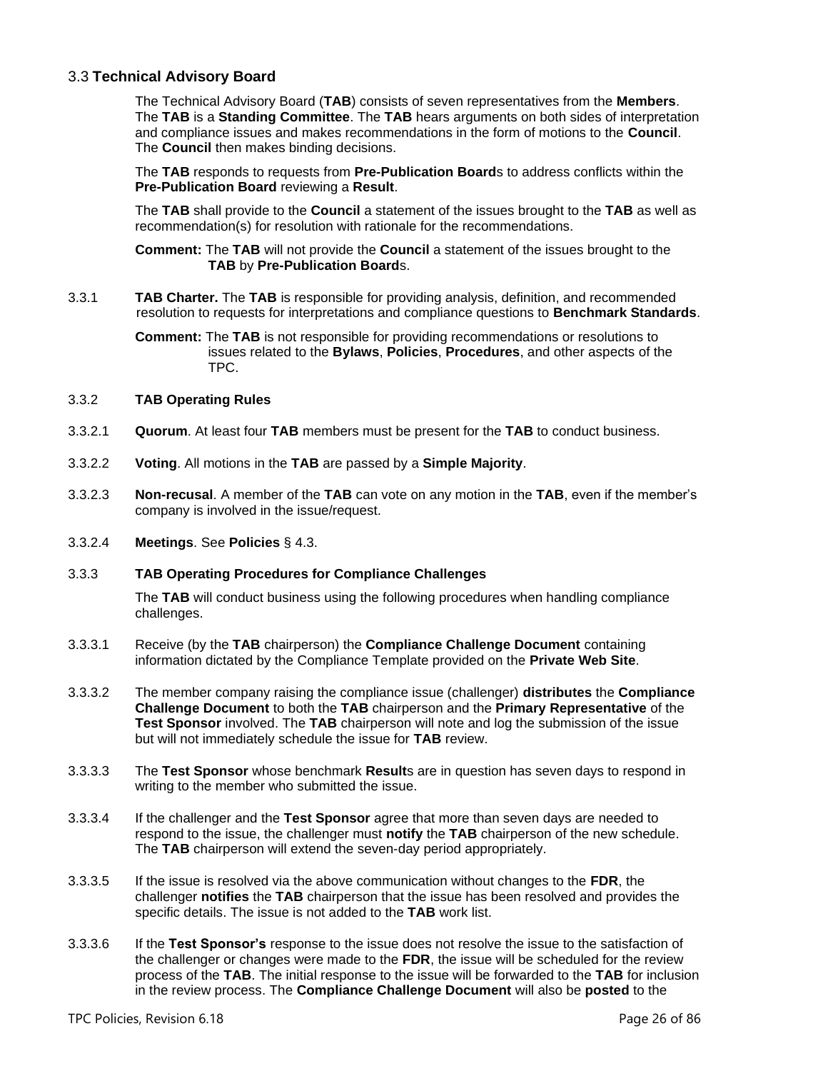## 3.3 Technical Advisory Board

The Technical Advisory Board (**TAB**) consists of seven representatives from the **Members**. The **TAB** is a **Standing Committee**. The **TAB** hears arguments on both sides of interpretation and compliance issues and makes recommendations in the form of motions to the **Council**. The **Council** then makes binding decisions.

The **TAB** responds to requests from **Pre-Publication Board**s to address conflicts within the **Pre-Publication Board** reviewing a **Result**.

The **TAB** shall provide to the **Council** a statement of the issues brought to the **TAB** as well as recommendation(s) for resolution with rationale for the recommendations.

**Comment:** The **TAB** will not provide the **Council** a statement of the issues brought to the **TAB** by **Pre-Publication Board**s.

3.3.1 **TAB Charter.** The **TAB** is responsible for providing analysis, definition, and recommended resolution to requests for interpretations and compliance questions to **Benchmark Standards**.

**Comment:** The **TAB** is not responsible for providing recommendations or resolutions to issues related to the **Bylaws**, **Policies**, **Procedures**, and other aspects of the TPC.

3.3.2 **TAB Operating Rules**

3.3.2.1 **Quorum**. At least four **TAB** members must be present for the **TAB** to conduct business.

3.3.2.2 **Voting**. All motions in the **TAB** are passed by a **Simple Majority**.

3.3.2.3 **Non-recusal**. A member of the **TAB** can vote on any motion in the **TAB**, even if the member's company is involved in the issue/request.

3.3.2.4 **Meetings**. See **Policies** § 4.3.

3.3.3 **TAB Operating Procedures for Compliance Challenges**

The **TAB** will conduct business using the following procedures when handling compliance challenges.

3.3.3.1 Receive (by the **TAB** chairperson) the **Compliance Challenge Document** containing information dictated by the Compliance Template provided on the **Private Web Site**.

3.3.3.2 The member company raising the compliance issue (challenger) **distributes** the **Compliance Challenge Document** to both the **TAB** chairperson and the **Primary Representative** of the **Test Sponsor** involved. The **TAB** chairperson will note and log the submission of the issue but will not immediately schedule the issue for **TAB** review.

3.3.3.3 The **Test Sponsor** whose benchmark **Result**s are in question has seven days to respond in writing to the member who submitted the issue.

3.3.3.4 If the challenger and the **Test Sponsor** agree that more than seven days are needed to respond to the issue, the challenger must **notify** the **TAB** chairperson of the new schedule. The **TAB** chairperson will extend the seven-day period appropriately.

3.3.3.5 If the issue is resolved via the above communication without changes to the **FDR**, the challenger **notifies** the **TAB** chairperson that the issue has been resolved and provides the specific details. The issue is not added to the **TAB** work list.

3.3.3.6 If the **Test Sponsor's** response to the issue does not resolve the issue to the satisfaction of the challenger or changes were made to the **FDR**, the issue will be scheduled for the review process of the **TAB**. The initial response to the issue will be forwarded to the **TAB** for inclusion in the review process. The **Compliance Challenge Document** will also be **posted** to the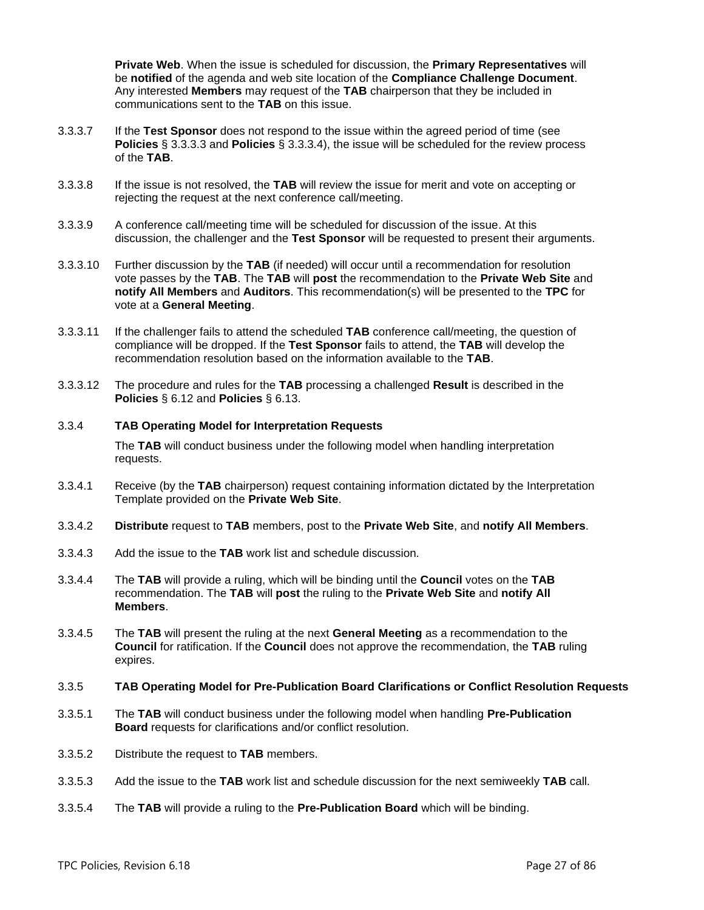**Private Web**. When the issue is scheduled for discussion, the **Primary Representatives** will be **notified** of the agenda and web site location of the **Compliance Challenge Document**. Any interested **Members** may request of the **TAB** chairperson that they be included in communications sent to the **TAB** on this issue.

3.3.3.7 If the **Test Sponsor** does not respond to the issue within the agreed period of time (see **Policies** § 3.3.3.3 and **Policies** § 3.3.3.4), the issue will be scheduled for the review process of the **TAB**.

3.3.3.8 If the issue is not resolved, the **TAB** will review the issue for merit and vote on accepting or rejecting the request at the next conference call/meeting.

3.3.3.9 A conference call/meeting time will be scheduled for discussion of the issue. At this discussion, the challenger and the **Test Sponsor** will be requested to present their arguments.

3.3.3.10 Further discussion by the **TAB** (if needed) will occur until a recommendation for resolution vote passes by the **TAB**. The **TAB** will **post** the recommendation to the **Private Web Site** and **notify All Members** and **Auditors**. This recommendation(s) will be presented to the **TPC** for vote at a **General Meeting**.

3.3.3.11 If the challenger fails to attend the scheduled **TAB** conference call/meeting, the question of compliance will be dropped. If the **Test Sponsor** fails to attend, the **TAB** will develop the recommendation resolution based on the information available to the **TAB**.

3.3.3.12 The procedure and rules for the **TAB** processing a challenged **Result** is described in the **Policies** § 6.12 and **Policies** § 6.13.

### 3.3.4 TAB Operating Model for Interpretation Requests

The **TAB** will conduct business under the following model when handling interpretation requests.

3.3.4.1 Receive (by the **TAB** chairperson) request containing information dictated by the Interpretation Template provided on the **Private Web Site**.

3.3.4.2 **Distribute** request to **TAB** members, post to the **Private Web Site**, and **notify All Members**.

3.3.4.3 Add the issue to the **TAB** work list and schedule discussion.

3.3.4.4 The **TAB** will provide a ruling, which will be binding until the **Council** votes on the **TAB** recommendation. The **TAB** will **post** the ruling to the **Private Web Site** and **notify All Members**.

3.3.4.5 The **TAB** will present the ruling at the next **General Meeting** as a recommendation to the **Council** for ratification. If the **Council** does not approve the recommendation, the **TAB** ruling expires.

### 3.3.5 TAB Operating Model for Pre-Publication Board Clarifications or Conflict Resolution Requests

3.3.5.1 The **TAB** will conduct business under the following model when handling **Pre-Publication Board** requests for clarifications and/or conflict resolution.

3.3.5.2 Distribute the request to **TAB** members.

3.3.5.3 Add the issue to the **TAB** work list and schedule discussion for the next semiweekly **TAB** call.

3.3.5.4 The **TAB** will provide a ruling to the **Pre-Publication Board** which will be binding.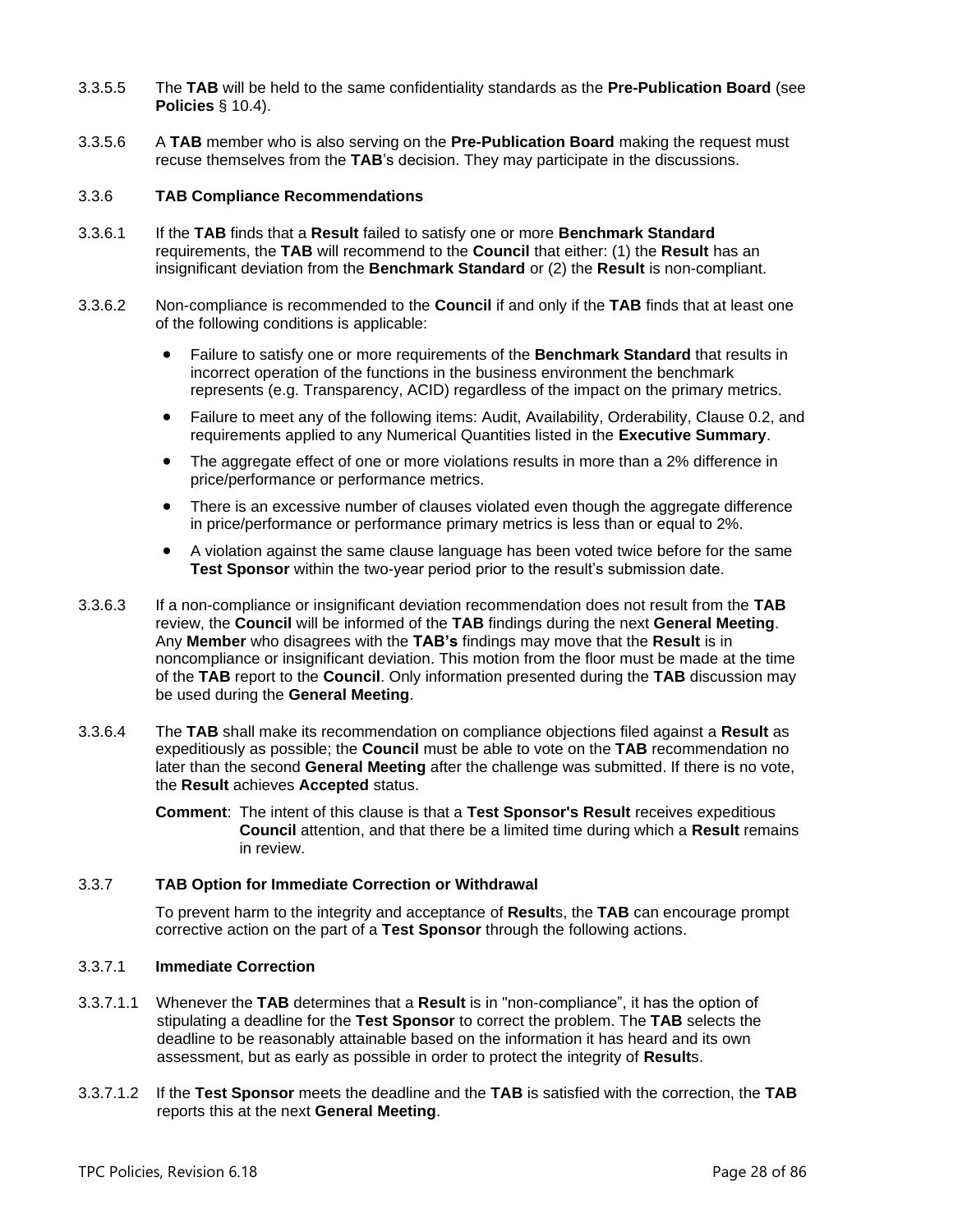3.3.5.5 The **TAB** will be held to the same confidentiality standards as the **Pre-Publication Board** (see **Policies** § 10.4).

3.3.5.6 A **TAB** member who is also serving on the **Pre-Publication Board** making the request must recuse themselves from the **TAB**'s decision. They may participate in the discussions.

### 3.3.6 TAB Compliance Recommendations

3.3.6.1 If the **TAB** finds that a **Result** failed to satisfy one or more **Benchmark Standard** requirements, the **TAB** will recommend to the **Council** that either: (1) the **Result** has an insignificant deviation from the **Benchmark Standard** or (2) the **Result** is non-compliant.

3.3.6.2 Non-compliance is recommended to the **Council** if and only if the **TAB** finds that at least one of the following conditions is applicable:

- Failure to satisfy one or more requirements of the **Benchmark Standard** that results in incorrect operation of the functions in the business environment the benchmark represents (e.g. Transparency, ACID) regardless of the impact on the primary metrics.
- Failure to meet any of the following items: Audit, Availability, Orderability, Clause 0.2, and requirements applied to any Numerical Quantities listed in the **Executive Summary**.
- The aggregate effect of one or more violations results in more than a 2% difference in price/performance or performance metrics.
- There is an excessive number of clauses violated even though the aggregate difference in price/performance or performance primary metrics is less than or equal to 2%.
- A violation against the same clause language has been voted twice before for the same **Test Sponsor** within the two-year period prior to the result's submission date.

3.3.6.3 If a non-compliance or insignificant deviation recommendation does not result from the **TAB** review, the **Council** will be informed of the **TAB** findings during the next **General Meeting**. Any **Member** who disagrees with the **TAB's** findings may move that the **Result** is in noncompliance or insignificant deviation. This motion from the floor must be made at the time of the **TAB** report to the **Council**. Only information presented during the **TAB** discussion may be used during the **General Meeting**.

3.3.6.4 The **TAB** shall make its recommendation on compliance objections filed against a **Result** as expeditiously as possible; the **Council** must be able to vote on the **TAB** recommendation no later than the second **General Meeting** after the challenge was submitted. If there is no vote, the **Result** achieves **Accepted** status.

**Comment**: The intent of this clause is that a **Test Sponsor's Result** receives expeditious **Council** attention, and that there be a limited time during which a **Result** remains in review.

### 3.3.7 TAB Option for Immediate Correction or Withdrawal

To prevent harm to the integrity and acceptance of **Result**s, the **TAB** can encourage prompt corrective action on the part of a **Test Sponsor** through the following actions.

#### 3.3.7.1 Immediate Correction

3.3.7.1.1 Whenever the **TAB** determines that a **Result** is in "non-compliance", it has the option of stipulating a deadline for the **Test Sponsor** to correct the problem. The **TAB** selects the deadline to be reasonably attainable based on the information it has heard and its own assessment, but as early as possible in order to protect the integrity of **Result**s.

3.3.7.1.2 If the **Test Sponsor** meets the deadline and the **TAB** is satisfied with the correction, the **TAB** reports this at the next **General Meeting**.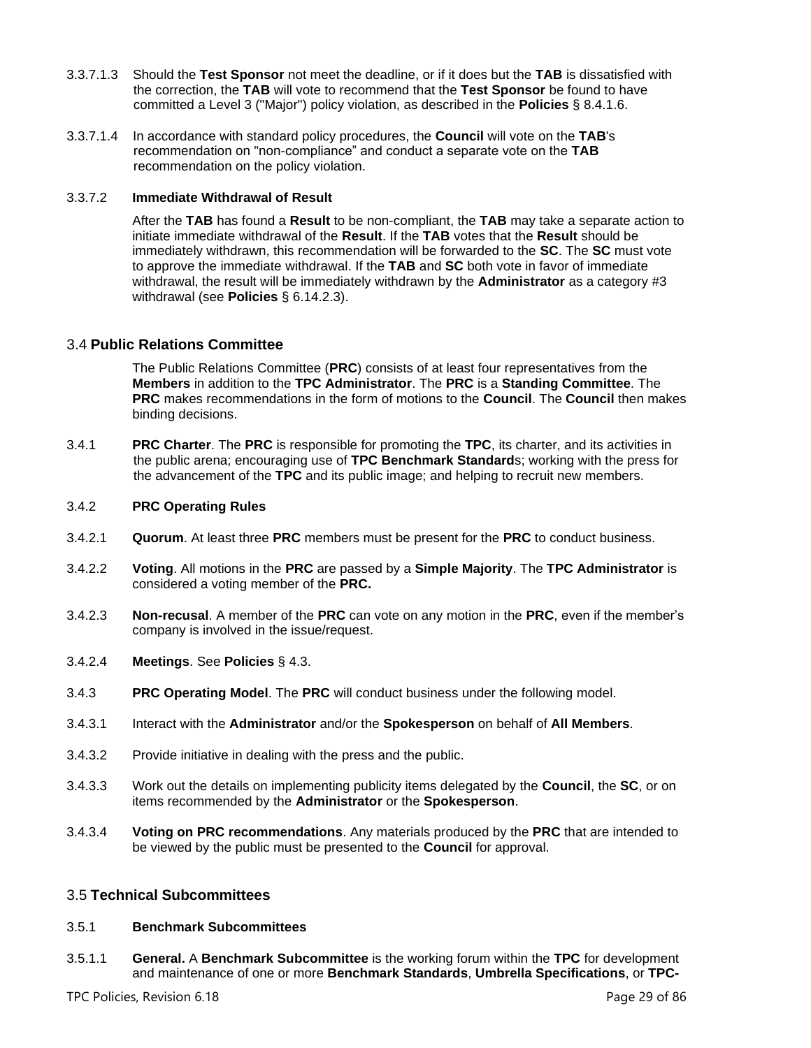3.3.7.1.3 Should the **Test Sponsor** not meet the deadline, or if it does but the **TAB** is dissatisfied with the correction, the **TAB** will vote to recommend that the **Test Sponsor** be found to have committed a Level 3 ("Major") policy violation, as described in the **Policies** § 8.4.1.6.

3.3.7.1.4 In accordance with standard policy procedures, the **Council** will vote on the **TAB**'s recommendation on "non-compliance" and conduct a separate vote on the **TAB** recommendation on the policy violation.

3.3.7.2 **Immediate Withdrawal of Result**

After the **TAB** has found a **Result** to be non-compliant, the **TAB** may take a separate action to initiate immediate withdrawal of the **Result**. If the **TAB** votes that the **Result** should be immediately withdrawn, this recommendation will be forwarded to the **SC**. The **SC** must vote to approve the immediate withdrawal. If the **TAB** and **SC** both vote in favor of immediate withdrawal, the result will be immediately withdrawn by the **Administrator** as a category #3 withdrawal (see **Policies** § 6.14.2.3).

## 3.4 Public Relations Committee

The Public Relations Committee (**PRC**) consists of at least four representatives from the **Members** in addition to the **TPC Administrator**. The **PRC** is a **Standing Committee**. The **PRC** makes recommendations in the form of motions to the **Council**. The **Council** then makes binding decisions.

3.4.1 **PRC Charter**. The **PRC** is responsible for promoting the **TPC**, its charter, and its activities in the public arena; encouraging use of **TPC Benchmark Standard**s; working with the press for the advancement of the **TPC** and its public image; and helping to recruit new members.

3.4.2 **PRC Operating Rules**

3.4.2.1 **Quorum**. At least three **PRC** members must be present for the **PRC** to conduct business.

3.4.2.2 **Voting**. All motions in the **PRC** are passed by a **Simple Majority**. The **TPC Administrator** is considered a voting member of the **PRC.**

3.4.2.3 **Non-recusal**. A member of the **PRC** can vote on any motion in the **PRC**, even if the member's company is involved in the issue/request.

3.4.2.4 **Meetings**. See **Policies** § 4.3.

3.4.3 **PRC Operating Model**. The **PRC** will conduct business under the following model.

3.4.3.1 Interact with the **Administrator** and/or the **Spokesperson** on behalf of **All Members**.

3.4.3.2 Provide initiative in dealing with the press and the public.

3.4.3.3 Work out the details on implementing publicity items delegated by the **Council**, the **SC**, or on items recommended by the **Administrator** or the **Spokesperson**.

3.4.3.4 **Voting on PRC recommendations**. Any materials produced by the **PRC** that are intended to be viewed by the public must be presented to the **Council** for approval.

## 3.5 Technical Subcommittees

3.5.1 **Benchmark Subcommittees**

3.5.1.1 **General.** A **Benchmark Subcommittee** is the working forum within the **TPC** for development and maintenance of one or more **Benchmark Standards**, **Umbrella Specifications**, or **TPC-**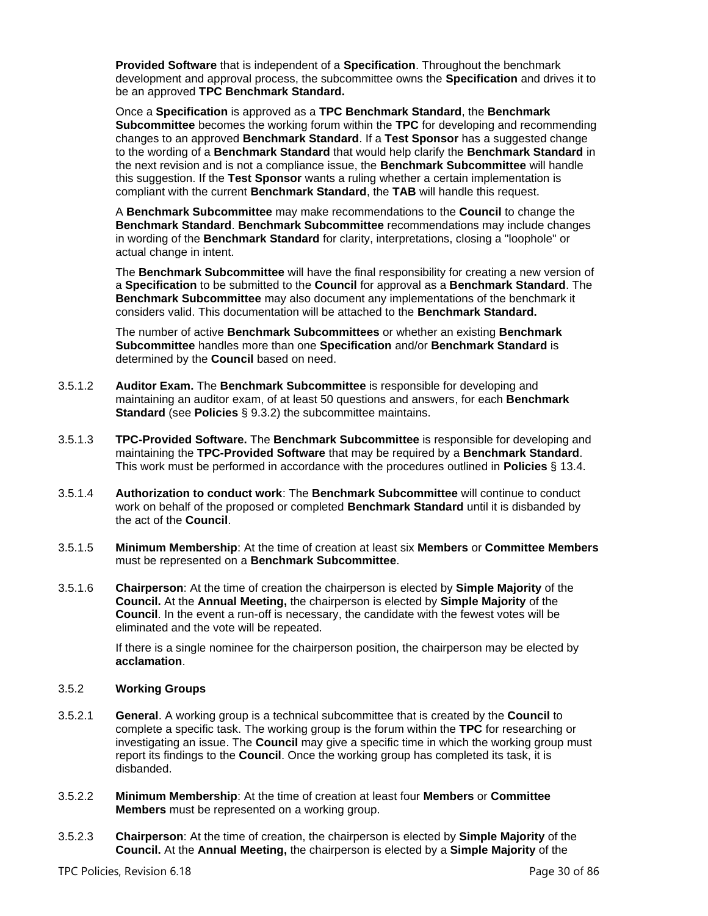**Provided Software** that is independent of a **Specification**. Throughout the benchmark development and approval process, the subcommittee owns the **Specification** and drives it to be an approved **TPC Benchmark Standard.**

Once a **Specification** is approved as a **TPC Benchmark Standard**, the **Benchmark Subcommittee** becomes the working forum within the **TPC** for developing and recommending changes to an approved **Benchmark Standard**. If a **Test Sponsor** has a suggested change to the wording of a **Benchmark Standard** that would help clarify the **Benchmark Standard** in the next revision and is not a compliance issue, the **Benchmark Subcommittee** will handle this suggestion. If the **Test Sponsor** wants a ruling whether a certain implementation is compliant with the current **Benchmark Standard**, the **TAB** will handle this request.

A **Benchmark Subcommittee** may make recommendations to the **Council** to change the **Benchmark Standard**. **Benchmark Subcommittee** recommendations may include changes in wording of the **Benchmark Standard** for clarity, interpretations, closing a "loophole" or actual change in intent.

The **Benchmark Subcommittee** will have the final responsibility for creating a new version of a **Specification** to be submitted to the **Council** for approval as a **Benchmark Standard**. The **Benchmark Subcommittee** may also document any implementations of the benchmark it considers valid. This documentation will be attached to the **Benchmark Standard.**

The number of active **Benchmark Subcommittees** or whether an existing **Benchmark Subcommittee** handles more than one **Specification** and/or **Benchmark Standard** is determined by the **Council** based on need.

3.5.1.2 **Auditor Exam.** The **Benchmark Subcommittee** is responsible for developing and maintaining an auditor exam, of at least 50 questions and answers, for each **Benchmark Standard** (see **Policies** § 9.3.2) the subcommittee maintains.

3.5.1.3 **TPC-Provided Software.** The **Benchmark Subcommittee** is responsible for developing and maintaining the **TPC-Provided Software** that may be required by a **Benchmark Standard**. This work must be performed in accordance with the procedures outlined in **Policies** § 13.4.

3.5.1.4 **Authorization to conduct work**: The **Benchmark Subcommittee** will continue to conduct work on behalf of the proposed or completed **Benchmark Standard** until it is disbanded by the act of the **Council**.

3.5.1.5 **Minimum Membership**: At the time of creation at least six **Members** or **Committee Members** must be represented on a **Benchmark Subcommittee**.

3.5.1.6 **Chairperson**: At the time of creation the chairperson is elected by **Simple Majority** of the **Council.** At the **Annual Meeting,** the chairperson is elected by **Simple Majority** of the **Council**. In the event a run-off is necessary, the candidate with the fewest votes will be eliminated and the vote will be repeated.

If there is a single nominee for the chairperson position, the chairperson may be elected by **acclamation**.

### 3.5.2 Working Groups

3.5.2.1 **General**. A working group is a technical subcommittee that is created by the **Council** to complete a specific task. The working group is the forum within the **TPC** for researching or investigating an issue. The **Council** may give a specific time in which the working group must report its findings to the **Council**. Once the working group has completed its task, it is disbanded.

3.5.2.2 **Minimum Membership**: At the time of creation at least four **Members** or **Committee Members** must be represented on a working group.

3.5.2.3 **Chairperson**: At the time of creation, the chairperson is elected by **Simple Majority** of the **Council.** At the **Annual Meeting,** the chairperson is elected by a **Simple Majority** of the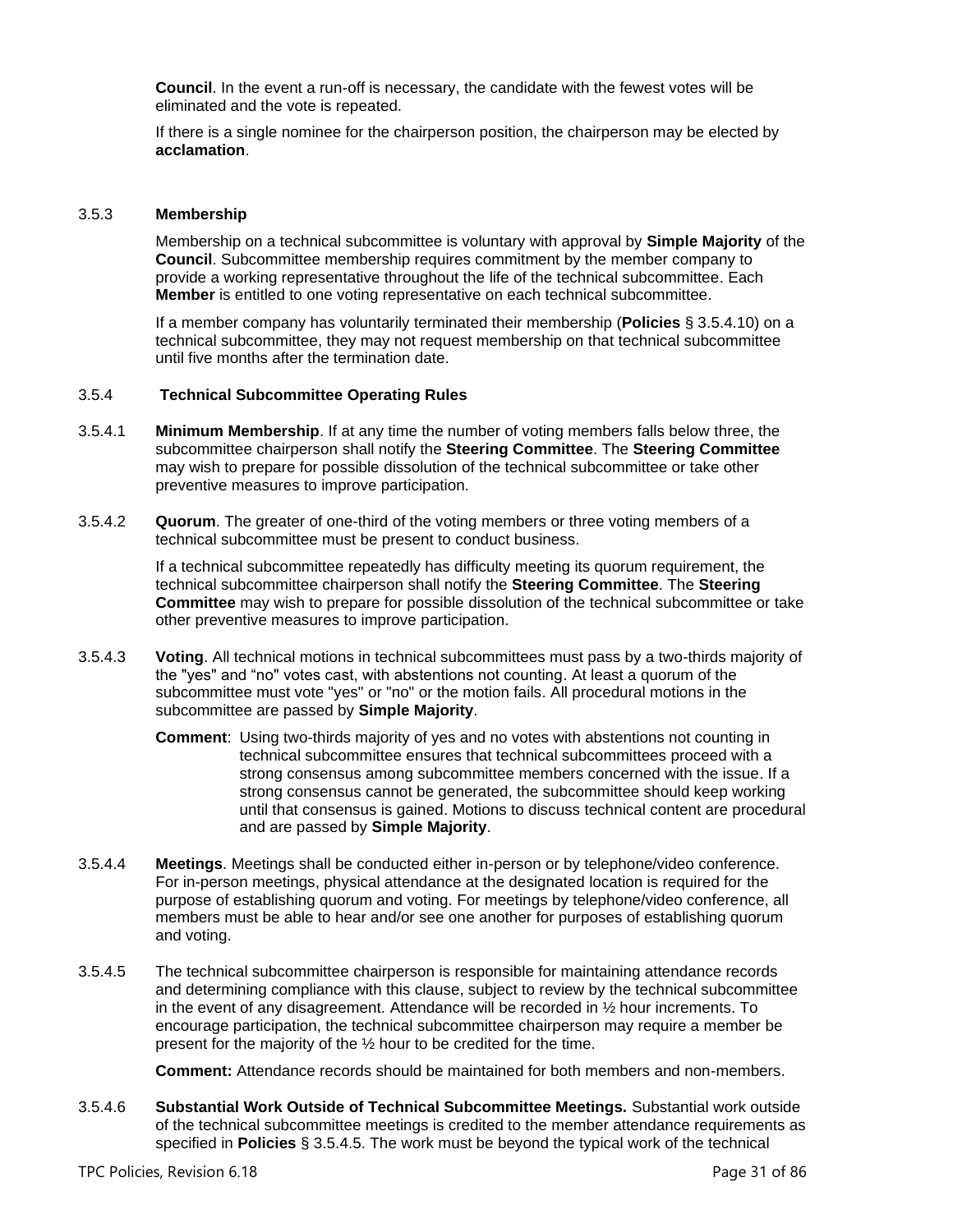**Council**. In the event a run-off is necessary, the candidate with the fewest votes will be eliminated and the vote is repeated.

If there is a single nominee for the chairperson position, the chairperson may be elected by **acclamation**.

#### 3.5.3 Membership

Membership on a technical subcommittee is voluntary with approval by **Simple Majority** of the **Council**. Subcommittee membership requires commitment by the member company to provide a working representative throughout the life of the technical subcommittee. Each **Member** is entitled to one voting representative on each technical subcommittee.

If a member company has voluntarily terminated their membership (**Policies** § 3.5.4.10) on a technical subcommittee, they may not request membership on that technical subcommittee until five months after the termination date.

#### 3.5.4 Technical Subcommittee Operating Rules

3.5.4.1 **Minimum Membership**. If at any time the number of voting members falls below three, the subcommittee chairperson shall notify the **Steering Committee**. The **Steering Committee** may wish to prepare for possible dissolution of the technical subcommittee or take other preventive measures to improve participation.

3.5.4.2 **Quorum**. The greater of one-third of the voting members or three voting members of a technical subcommittee must be present to conduct business.

If a technical subcommittee repeatedly has difficulty meeting its quorum requirement, the technical subcommittee chairperson shall notify the **Steering Committee**. The **Steering Committee** may wish to prepare for possible dissolution of the technical subcommittee or take other preventive measures to improve participation.

3.5.4.3 **Voting**. All technical motions in technical subcommittees must pass by a two-thirds majority of the "yes" and "no" votes cast, with abstentions not counting. At least a quorum of the subcommittee must vote "yes" or "no" or the motion fails. All procedural motions in the subcommittee are passed by **Simple Majority**.

**Comment**: Using two-thirds majority of yes and no votes with abstentions not counting in technical subcommittee ensures that technical subcommittees proceed with a strong consensus among subcommittee members concerned with the issue. If a strong consensus cannot be generated, the subcommittee should keep working until that consensus is gained. Motions to discuss technical content are procedural and are passed by **Simple Majority**.

3.5.4.4 **Meetings**. Meetings shall be conducted either in-person or by telephone/video conference. For in-person meetings, physical attendance at the designated location is required for the purpose of establishing quorum and voting. For meetings by telephone/video conference, all members must be able to hear and/or see one another for purposes of establishing quorum and voting.

3.5.4.5 The technical subcommittee chairperson is responsible for maintaining attendance records and determining compliance with this clause, subject to review by the technical subcommittee in the event of any disagreement. Attendance will be recorded in ½ hour increments. To encourage participation, the technical subcommittee chairperson may require a member be present for the majority of the ½ hour to be credited for the time.

**Comment:** Attendance records should be maintained for both members and non-members.

3.5.4.6 **Substantial Work Outside of Technical Subcommittee Meetings.** Substantial work outside of the technical subcommittee meetings is credited to the member attendance requirements as specified in **Policies** § 3.5.4.5. The work must be beyond the typical work of the technical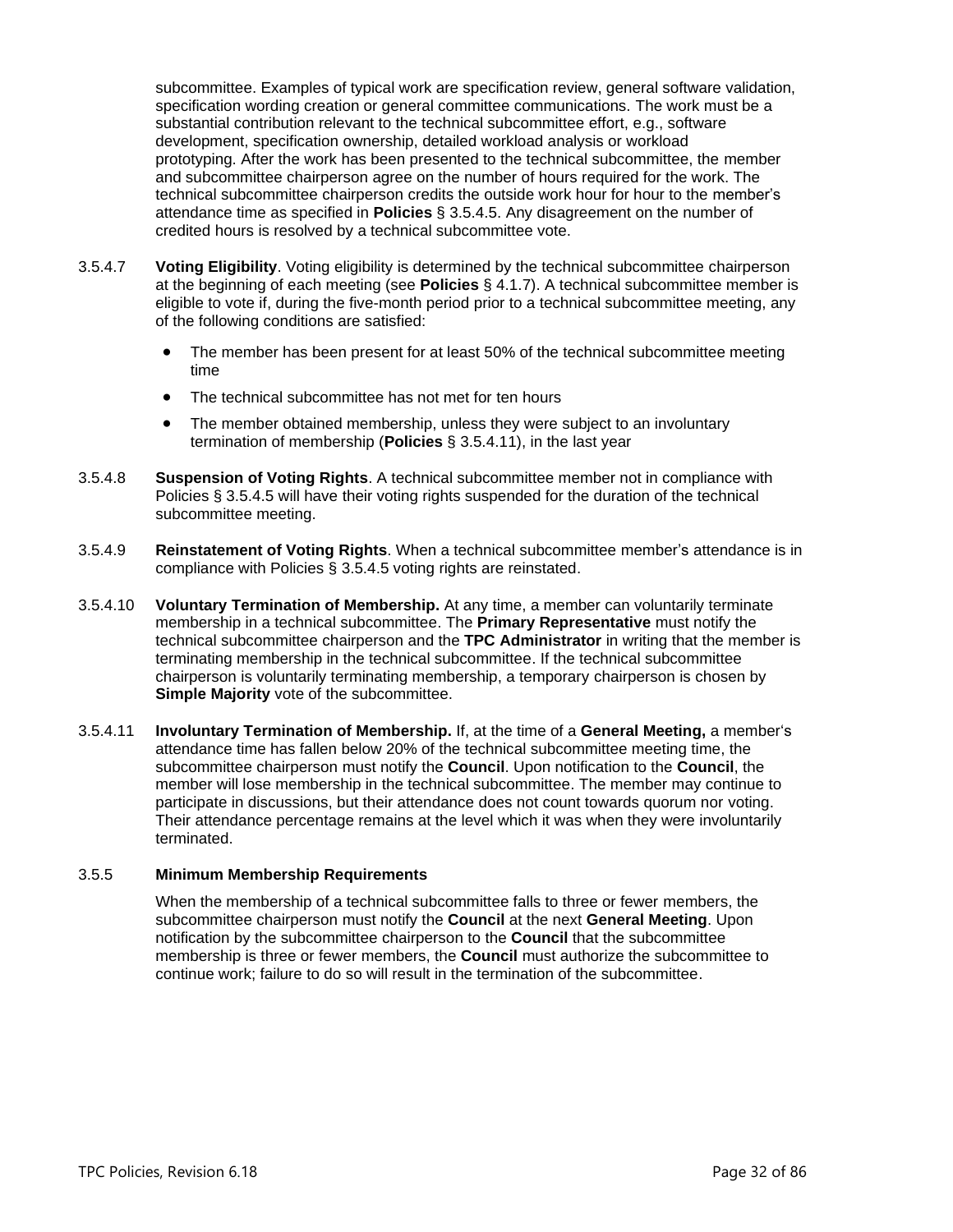subcommittee. Examples of typical work are specification review, general software validation, specification wording creation or general committee communications. The work must be a substantial contribution relevant to the technical subcommittee effort, e.g., software development, specification ownership, detailed workload analysis or workload prototyping. After the work has been presented to the technical subcommittee, the member and subcommittee chairperson agree on the number of hours required for the work. The technical subcommittee chairperson credits the outside work hour for hour to the member's attendance time as specified in **Policies** § 3.5.4.5. Any disagreement on the number of credited hours is resolved by a technical subcommittee vote.

3.5.4.7 **Voting Eligibility**. Voting eligibility is determined by the technical subcommittee chairperson at the beginning of each meeting (see **Policies** § 4.1.7). A technical subcommittee member is eligible to vote if, during the five-month period prior to a technical subcommittee meeting, any of the following conditions are satisfied:

- The member has been present for at least 50% of the technical subcommittee meeting time
- The technical subcommittee has not met for ten hours
- The member obtained membership, unless they were subject to an involuntary termination of membership (**Policies** § 3.5.4.11), in the last year

3.5.4.8 **Suspension of Voting Rights**. A technical subcommittee member not in compliance with Policies § 3.5.4.5 will have their voting rights suspended for the duration of the technical subcommittee meeting.

3.5.4.9 **Reinstatement of Voting Rights**. When a technical subcommittee member's attendance is in compliance with Policies § 3.5.4.5 voting rights are reinstated.

3.5.4.10 **Voluntary Termination of Membership.** At any time, a member can voluntarily terminate membership in a technical subcommittee. The **Primary Representative** must notify the technical subcommittee chairperson and the **TPC Administrator** in writing that the member is terminating membership in the technical subcommittee. If the technical subcommittee chairperson is voluntarily terminating membership, a temporary chairperson is chosen by **Simple Majority** vote of the subcommittee.

3.5.4.11 **Involuntary Termination of Membership.** If, at the time of a **General Meeting,** a member's attendance time has fallen below 20% of the technical subcommittee meeting time, the subcommittee chairperson must notify the **Council**. Upon notification to the **Council**, the member will lose membership in the technical subcommittee. The member may continue to participate in discussions, but their attendance does not count towards quorum nor voting. Their attendance percentage remains at the level which it was when they were involuntarily terminated.

### 3.5.5 Minimum Membership Requirements

When the membership of a technical subcommittee falls to three or fewer members, the subcommittee chairperson must notify the **Council** at the next **General Meeting**. Upon notification by the subcommittee chairperson to the **Council** that the subcommittee membership is three or fewer members, the **Council** must authorize the subcommittee to continue work; failure to do so will result in the termination of the subcommittee.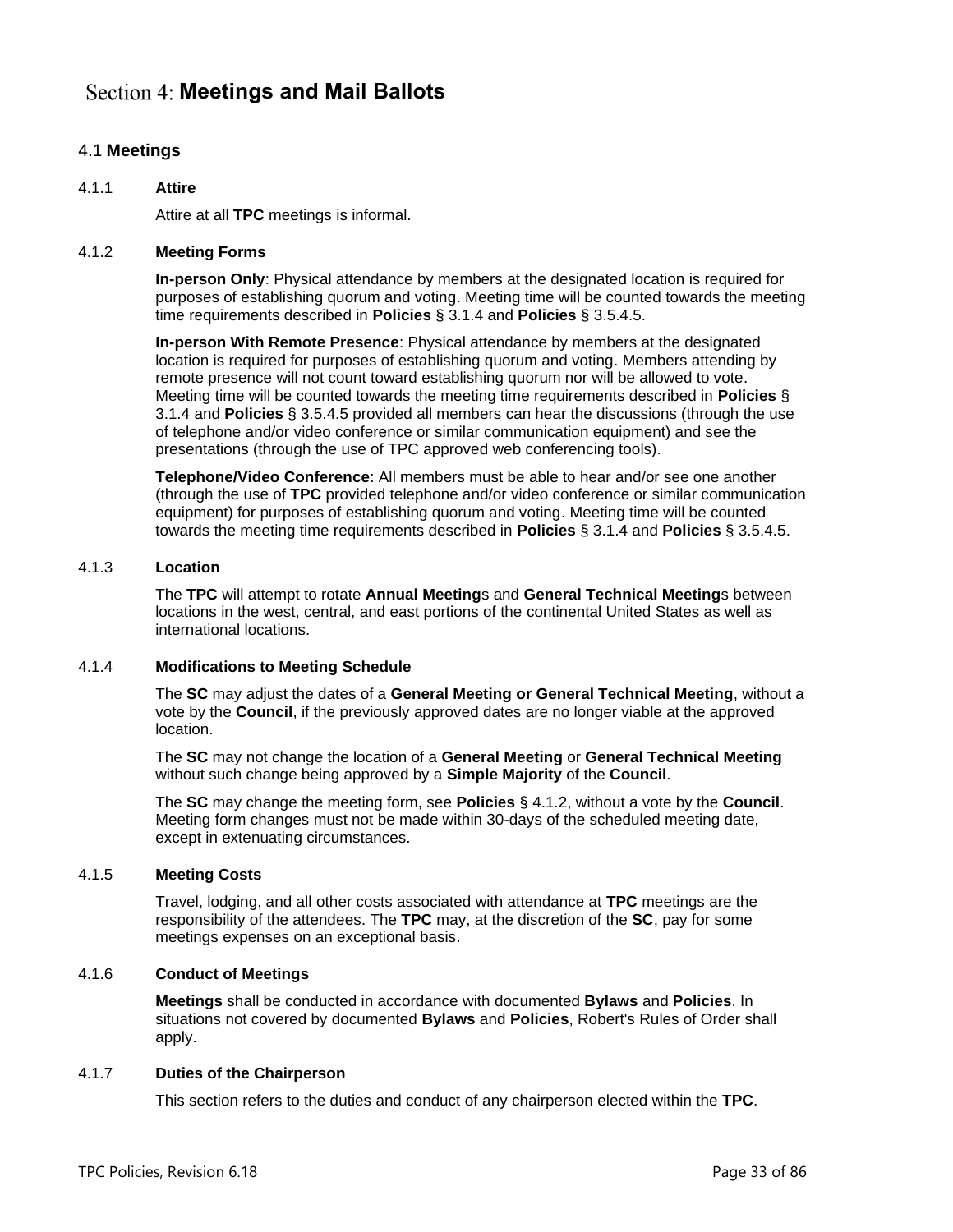# Section 4: Meetings and Mail Ballots

## 4.1 Meetings

### 4.1.1 Attire

Attire at all **TPC** meetings is informal.

### 4.1.2 Meeting Forms

**In-person Only**: Physical attendance by members at the designated location is required for purposes of establishing quorum and voting. Meeting time will be counted towards the meeting time requirements described in **Policies** § 3.1.4 and **Policies** § 3.5.4.5.

**In-person With Remote Presence**: Physical attendance by members at the designated location is required for purposes of establishing quorum and voting. Members attending by remote presence will not count toward establishing quorum nor will be allowed to vote. Meeting time will be counted towards the meeting time requirements described in **Policies** § 3.1.4 and **Policies** § 3.5.4.5 provided all members can hear the discussions (through the use of telephone and/or video conference or similar communication equipment) and see the presentations (through the use of TPC approved web conferencing tools).

**Telephone/Video Conference**: All members must be able to hear and/or see one another (through the use of **TPC** provided telephone and/or video conference or similar communication equipment) for purposes of establishing quorum and voting. Meeting time will be counted towards the meeting time requirements described in **Policies** § 3.1.4 and **Policies** § 3.5.4.5.

### 4.1.3 Location

The **TPC** will attempt to rotate **Annual Meeting**s and **General Technical Meeting**s between locations in the west, central, and east portions of the continental United States as well as international locations.

### 4.1.4 Modifications to Meeting Schedule

The **SC** may adjust the dates of a **General Meeting or General Technical Meeting**, without a vote by the **Council**, if the previously approved dates are no longer viable at the approved location.

The **SC** may not change the location of a **General Meeting** or **General Technical Meeting** without such change being approved by a **Simple Majority** of the **Council**.

The **SC** may change the meeting form, see **Policies** § 4.1.2, without a vote by the **Council**. Meeting form changes must not be made within 30-days of the scheduled meeting date, except in extenuating circumstances.

### 4.1.5 Meeting Costs

Travel, lodging, and all other costs associated with attendance at **TPC** meetings are the responsibility of the attendees. The **TPC** may, at the discretion of the **SC**, pay for some meetings expenses on an exceptional basis.

### 4.1.6 Conduct of Meetings

**Meetings** shall be conducted in accordance with documented **Bylaws** and **Policies**. In situations not covered by documented **Bylaws** and **Policies**, Robert's Rules of Order shall apply.

### 4.1.7 Duties of the Chairperson

This section refers to the duties and conduct of any chairperson elected within the **TPC**.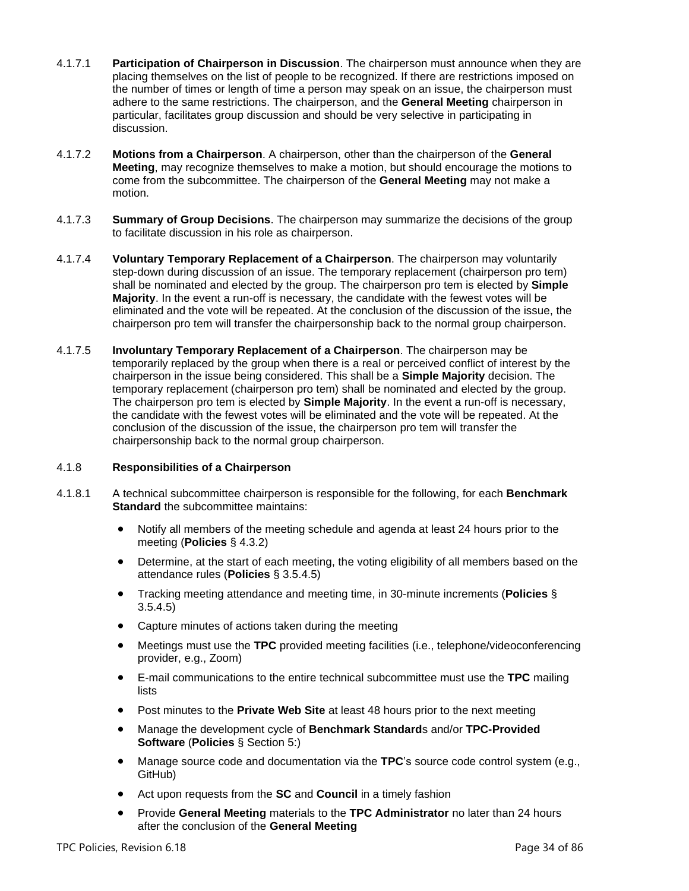4.1.7.1 **Participation of Chairperson in Discussion**. The chairperson must announce when they are placing themselves on the list of people to be recognized. If there are restrictions imposed on the number of times or length of time a person may speak on an issue, the chairperson must adhere to the same restrictions. The chairperson, and the **General Meeting** chairperson in particular, facilitates group discussion and should be very selective in participating in discussion.

4.1.7.2 **Motions from a Chairperson**. A chairperson, other than the chairperson of the **General Meeting**, may recognize themselves to make a motion, but should encourage the motions to come from the subcommittee. The chairperson of the **General Meeting** may not make a motion.

4.1.7.3 **Summary of Group Decisions**. The chairperson may summarize the decisions of the group to facilitate discussion in his role as chairperson.

4.1.7.4 **Voluntary Temporary Replacement of a Chairperson**. The chairperson may voluntarily step-down during discussion of an issue. The temporary replacement (chairperson pro tem) shall be nominated and elected by the group. The chairperson pro tem is elected by **Simple Majority**. In the event a run-off is necessary, the candidate with the fewest votes will be eliminated and the vote will be repeated. At the conclusion of the discussion of the issue, the chairperson pro tem will transfer the chairpersonship back to the normal group chairperson.

4.1.7.5 **Involuntary Temporary Replacement of a Chairperson**. The chairperson may be temporarily replaced by the group when there is a real or perceived conflict of interest by the chairperson in the issue being considered. This shall be a **Simple Majority** decision. The temporary replacement (chairperson pro tem) shall be nominated and elected by the group. The chairperson pro tem is elected by **Simple Majority**. In the event a run-off is necessary, the candidate with the fewest votes will be eliminated and the vote will be repeated. At the conclusion of the discussion of the issue, the chairperson pro tem will transfer the chairpersonship back to the normal group chairperson.

#### 4.1.8 **Responsibilities of a Chairperson**

4.1.8.1 A technical subcommittee chairperson is responsible for the following, for each **Benchmark Standard** the subcommittee maintains:

- Notify all members of the meeting schedule and agenda at least 24 hours prior to the meeting (**Policies** § 4.3.2)
- Determine, at the start of each meeting, the voting eligibility of all members based on the attendance rules (**Policies** § 3.5.4.5)
- Tracking meeting attendance and meeting time, in 30-minute increments (**Policies** § 3.5.4.5)
- Capture minutes of actions taken during the meeting
- Meetings must use the **TPC** provided meeting facilities (i.e., telephone/videoconferencing provider, e.g., Zoom)
- E-mail communications to the entire technical subcommittee must use the **TPC** mailing lists
- Post minutes to the **Private Web Site** at least 48 hours prior to the next meeting
- Manage the development cycle of **Benchmark Standard**s and/or **TPC-Provided Software** (**Policies** § Section 5:)
- Manage source code and documentation via the **TPC**'s source code control system (e.g., GitHub)
- Act upon requests from the **SC** and **Council** in a timely fashion
- Provide **General Meeting** materials to the **TPC Administrator** no later than 24 hours after the conclusion of the **General Meeting**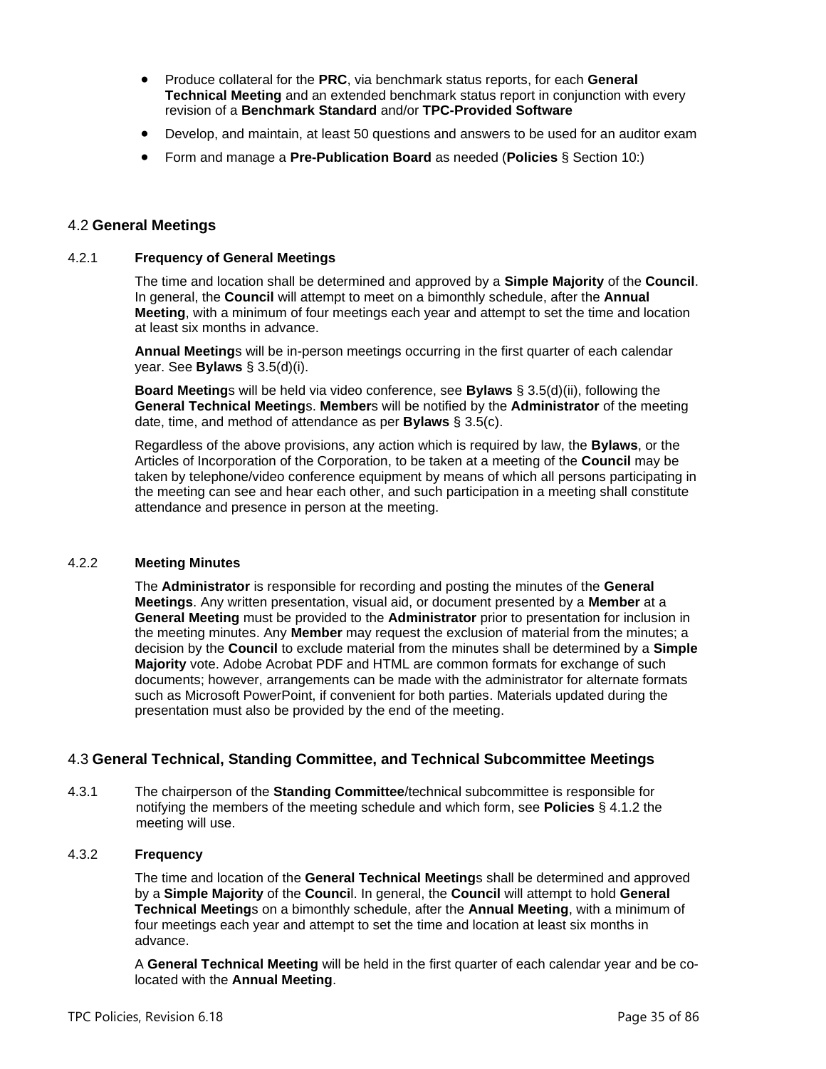- Produce collateral for the **PRC**, via benchmark status reports, for each **General Technical Meeting** and an extended benchmark status report in conjunction with every revision of a **Benchmark Standard** and/or **TPC-Provided Software**
- Develop, and maintain, at least 50 questions and answers to be used for an auditor exam
- Form and manage a **Pre-Publication Board** as needed (**Policies** § Section 10:)

## 4.2 General Meetings

### 4.2.1 Frequency of General Meetings

The time and location shall be determined and approved by a **Simple Majority** of the **Council**. In general, the **Council** will attempt to meet on a bimonthly schedule, after the **Annual Meeting**, with a minimum of four meetings each year and attempt to set the time and location at least six months in advance.

**Annual Meeting**s will be in-person meetings occurring in the first quarter of each calendar year. See **Bylaws** § 3.5(d)(i).

**Board Meeting**s will be held via video conference, see **Bylaws** § 3.5(d)(ii), following the **General Technical Meeting**s. **Member**s will be notified by the **Administrator** of the meeting date, time, and method of attendance as per **Bylaws** § 3.5(c).

Regardless of the above provisions, any action which is required by law, the **Bylaws**, or the Articles of Incorporation of the Corporation, to be taken at a meeting of the **Council** may be taken by telephone/video conference equipment by means of which all persons participating in the meeting can see and hear each other, and such participation in a meeting shall constitute attendance and presence in person at the meeting.

### 4.2.2 Meeting Minutes

The **Administrator** is responsible for recording and posting the minutes of the **General Meetings**. Any written presentation, visual aid, or document presented by a **Member** at a **General Meeting** must be provided to the **Administrator** prior to presentation for inclusion in the meeting minutes. Any **Member** may request the exclusion of material from the minutes; a decision by the **Council** to exclude material from the minutes shall be determined by a **Simple Majority** vote. Adobe Acrobat PDF and HTML are common formats for exchange of such documents; however, arrangements can be made with the administrator for alternate formats such as Microsoft PowerPoint, if convenient for both parties. Materials updated during the presentation must also be provided by the end of the meeting.

## 4.3 General Technical, Standing Committee, and Technical Subcommittee Meetings

4.3.1 The chairperson of the **Standing Committee**/technical subcommittee is responsible for notifying the members of the meeting schedule and which form, see **Policies** § 4.1.2 the meeting will use.

### 4.3.2 Frequency

The time and location of the **General Technical Meeting**s shall be determined and approved by a **Simple Majority** of the **Counci**l. In general, the **Council** will attempt to hold **General Technical Meeting**s on a bimonthly schedule, after the **Annual Meeting**, with a minimum of four meetings each year and attempt to set the time and location at least six months in advance.

A **General Technical Meeting** will be held in the first quarter of each calendar year and be co-located with the **Annual Meeting**.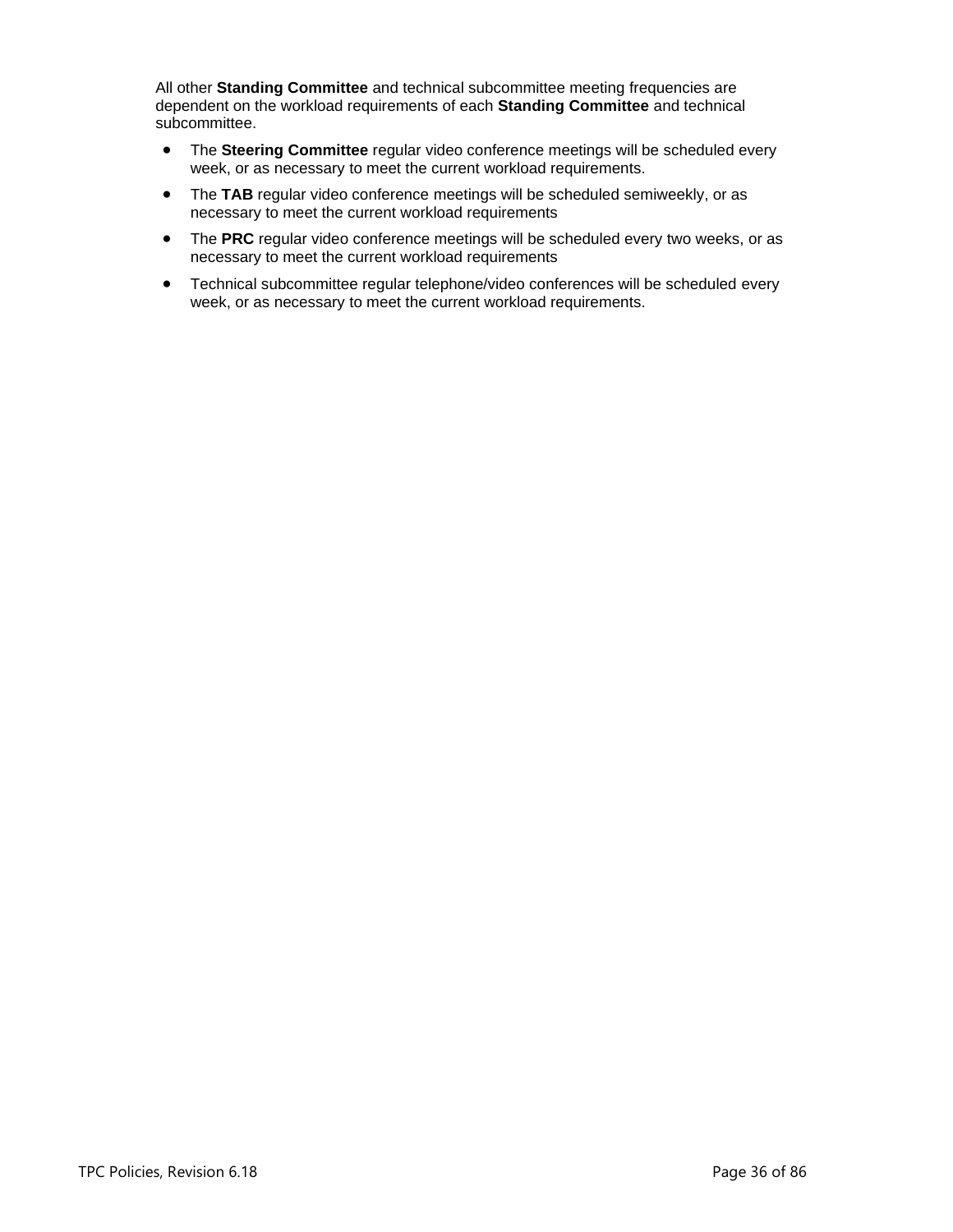All other **Standing Committee** and technical subcommittee meeting frequencies are dependent on the workload requirements of each **Standing Committee** and technical subcommittee.

- The **Steering Committee** regular video conference meetings will be scheduled every week, or as necessary to meet the current workload requirements.
- The **TAB** regular video conference meetings will be scheduled semiweekly, or as necessary to meet the current workload requirements
- The **PRC** regular video conference meetings will be scheduled every two weeks, or as necessary to meet the current workload requirements
- Technical subcommittee regular telephone/video conferences will be scheduled every week, or as necessary to meet the current workload requirements.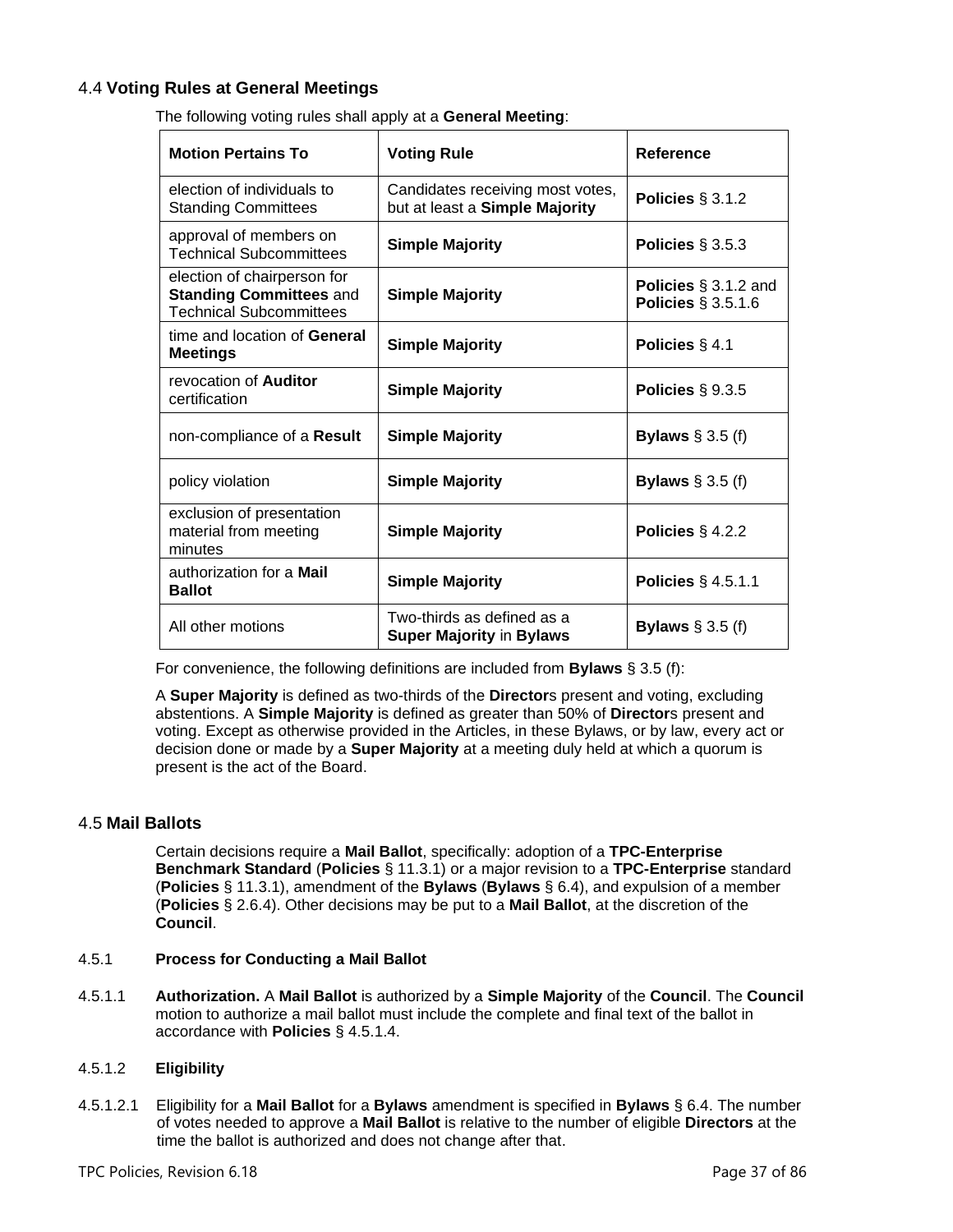### 4.4 **Voting Rules at General Meetings**

The following voting rules shall apply at a **General Meeting**:

| **Motion Pertains To** | **Voting Rule** | **Reference** |
|---|---|---|
| election of individuals to Standing Committees | Candidates receiving most votes, but at least a **Simple Majority** | **Policies** § 3.1.2 |
| approval of members on Technical Subcommittees | **Simple Majority** | **Policies** § 3.5.3 |
| election of chairperson for **Standing Committees** and Technical Subcommittees | **Simple Majority** | **Policies** § 3.1.2 and **Policies** § 3.5.1.6 |
| time and location of **General Meetings** | **Simple Majority** | **Policies** § 4.1 |
| revocation of **Auditor** certification | **Simple Majority** | **Policies** § 9.3.5 |
| non-compliance of a **Result** | **Simple Majority** | **Bylaws** § 3.5 (f) |
| policy violation | **Simple Majority** | **Bylaws** § 3.5 (f) |
| exclusion of presentation material from meeting minutes | **Simple Majority** | **Policies** § 4.2.2 |
| authorization for a **Mail Ballot** | **Simple Majority** | **Policies** § 4.5.1.1 |
| All other motions | Two-thirds as defined as a **Super Majority** in **Bylaws** | **Bylaws** § 3.5 (f) |

For convenience, the following definitions are included from **Bylaws** § 3.5 (f):

A **Super Majority** is defined as two-thirds of the **Director**s present and voting, excluding abstentions. A **Simple Majority** is defined as greater than 50% of **Director**s present and voting. Except as otherwise provided in the Articles, in these Bylaws, or by law, every act or decision done or made by a **Super Majority** at a meeting duly held at which a quorum is present is the act of the Board.

### 4.5 **Mail Ballots**

Certain decisions require a **Mail Ballot**, specifically: adoption of a **TPC-Enterprise Benchmark Standard** (**Policies** § 11.3.1) or a major revision to a **TPC-Enterprise** standard (**Policies** § 11.3.1), amendment of the **Bylaws** (**Bylaws** § 6.4), and expulsion of a member (**Policies** § 2.6.4). Other decisions may be put to a **Mail Ballot**, at the discretion of the **Council**.

#### 4.5.1 **Process for Conducting a Mail Ballot**

4.5.1.1 **Authorization.** A **Mail Ballot** is authorized by a **Simple Majority** of the **Council**. The **Council** motion to authorize a mail ballot must include the complete and final text of the ballot in accordance with **Policies** § 4.5.1.4.

4.5.1.2 **Eligibility**

4.5.1.2.1 Eligibility for a **Mail Ballot** for a **Bylaws** amendment is specified in **Bylaws** § 6.4. The number of votes needed to approve a **Mail Ballot** is relative to the number of eligible **Directors** at the time the ballot is authorized and does not change after that.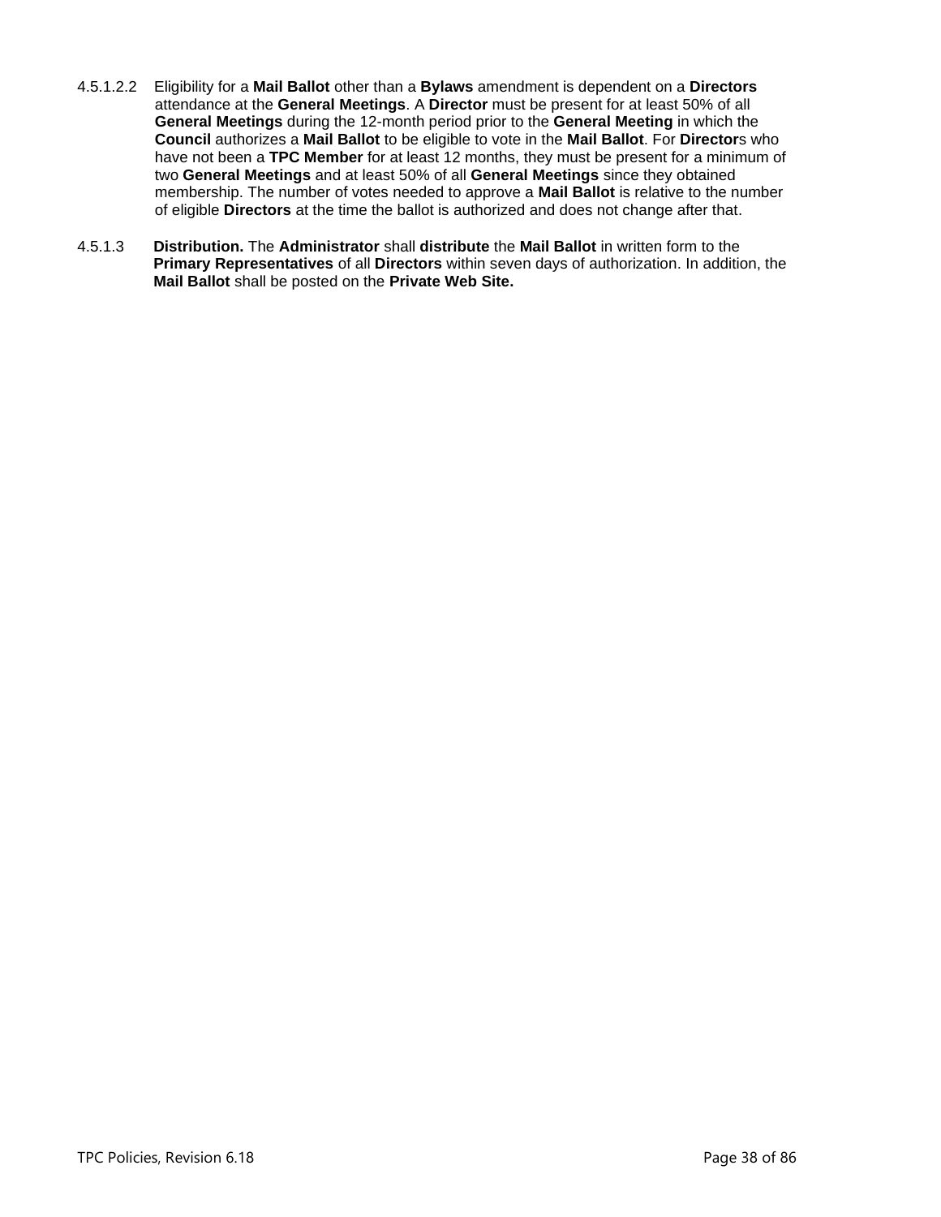4.5.1.2.2 Eligibility for a **Mail Ballot** other than a **Bylaws** amendment is dependent on a **Directors** attendance at the **General Meetings**. A **Director** must be present for at least 50% of all **General Meetings** during the 12-month period prior to the **General Meeting** in which the **Council** authorizes a **Mail Ballot** to be eligible to vote in the **Mail Ballot**. For **Director**s who have not been a **TPC Member** for at least 12 months, they must be present for a minimum of two **General Meetings** and at least 50% of all **General Meetings** since they obtained membership. The number of votes needed to approve a **Mail Ballot** is relative to the number of eligible **Directors** at the time the ballot is authorized and does not change after that.

4.5.1.3 **Distribution.** The **Administrator** shall **distribute** the **Mail Ballot** in written form to the **Primary Representatives** of all **Directors** within seven days of authorization. In addition, the **Mail Ballot** shall be posted on the **Private Web Site.**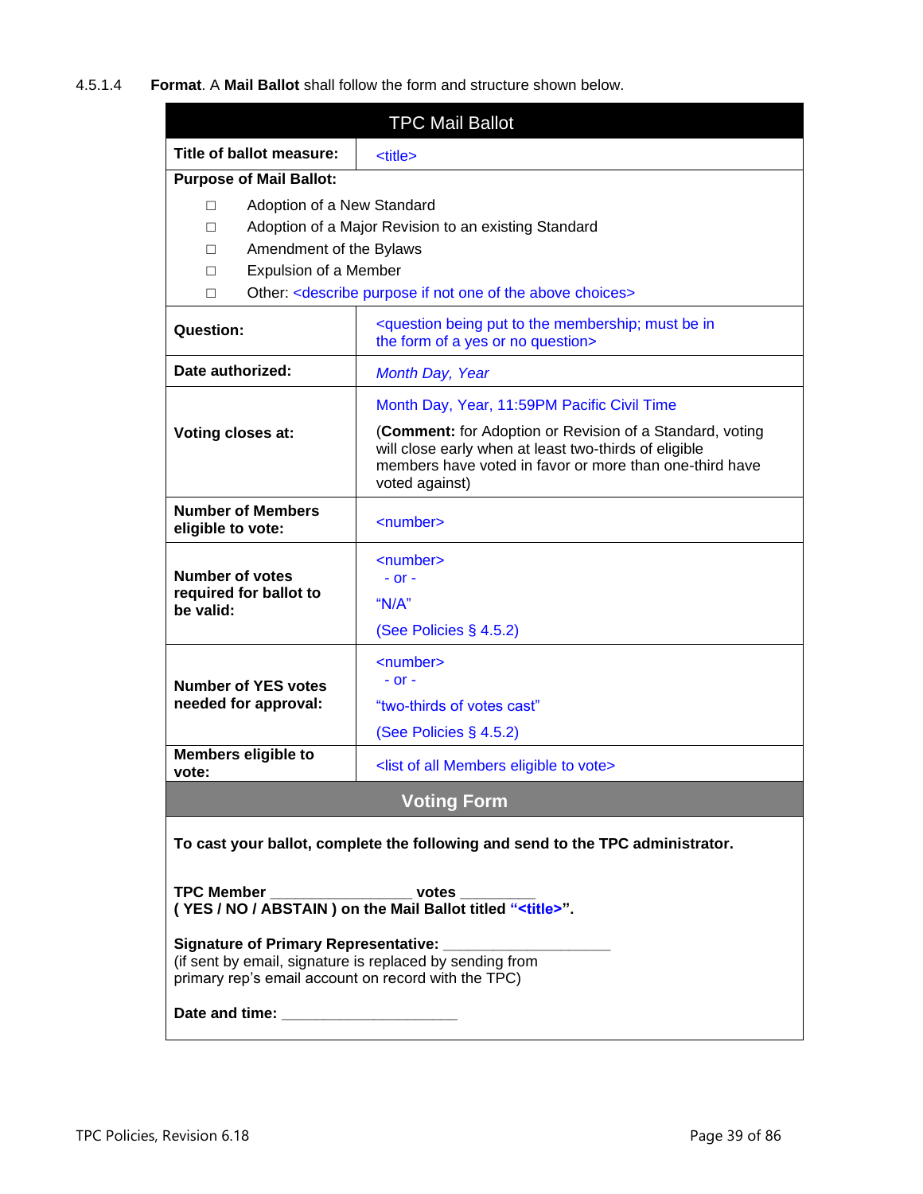4.5.1.4 **Format**. A **Mail Ballot** shall follow the form and structure shown below.

| TPC Mail Ballot | |
|---|---|
| **Title of ballot measure:** | <title> |
| **Purpose of Mail Ballot:**<br>☐ Adoption of a New Standard<br>☐ Adoption of a Major Revision to an existing Standard<br>☐ Amendment of the Bylaws<br>☐ Expulsion of a Member<br>☐ Other: <describe purpose if not one of the above choices> | |
| **Question:** | <question being put to the membership; must be in the form of a yes or no question> |
| **Date authorized:** | *Month Day, Year* |
| **Voting closes at:** | Month Day, Year, 11:59PM Pacific Civil Time<br>(**Comment:** for Adoption or Revision of a Standard, voting will close early when at least two-thirds of eligible members have voted in favor or more than one-third have voted against) |
| **Number of Members eligible to vote:** | <number> |
| **Number of votes required for ballot to be valid:** | <number><br>- or -<br>"N/A"<br>(See Policies § 4.5.2) |
| **Number of YES votes needed for approval:** | <number><br>- or -<br>"two-thirds of votes cast"<br>(See Policies § 4.5.2) |
| **Members eligible to vote:** | <list of all Members eligible to vote> |
| **Voting Form** | |

**To cast your ballot, complete the following and send to the TPC administrator.**

**TPC Member** _________________ **votes** _________
**( YES / NO / ABSTAIN ) on the Mail Ballot titled "<title>".**

**Signature of Primary Representative:** ____________________
(if sent by email, signature is replaced by sending from primary rep's email account on record with the TPC)

**Date and time:** _____________________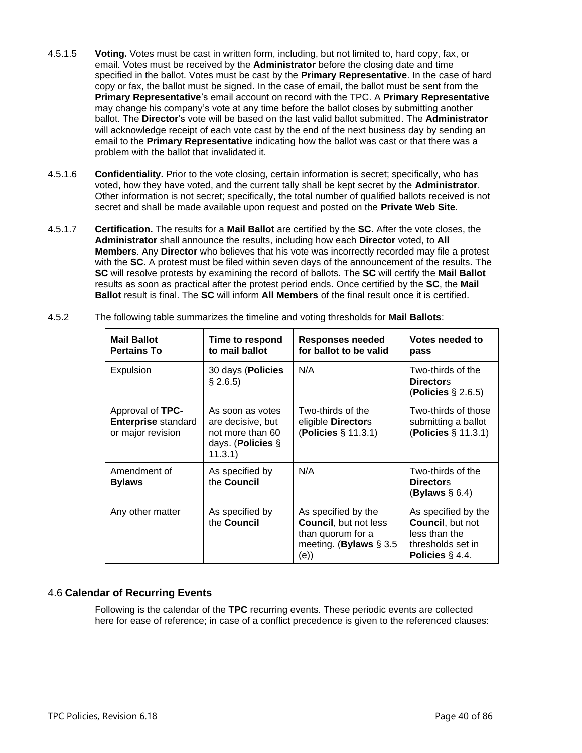4.5.1.5 **Voting.** Votes must be cast in written form, including, but not limited to, hard copy, fax, or email. Votes must be received by the **Administrator** before the closing date and time specified in the ballot. Votes must be cast by the **Primary Representative**. In the case of hard copy or fax, the ballot must be signed. In the case of email, the ballot must be sent from the **Primary Representative**'s email account on record with the TPC. A **Primary Representative** may change his company's vote at any time before the ballot closes by submitting another ballot. The **Director**'s vote will be based on the last valid ballot submitted. The **Administrator** will acknowledge receipt of each vote cast by the end of the next business day by sending an email to the **Primary Representative** indicating how the ballot was cast or that there was a problem with the ballot that invalidated it.

4.5.1.6 **Confidentiality.** Prior to the vote closing, certain information is secret; specifically, who has voted, how they have voted, and the current tally shall be kept secret by the **Administrator**. Other information is not secret; specifically, the total number of qualified ballots received is not secret and shall be made available upon request and posted on the **Private Web Site**.

4.5.1.7 **Certification.** The results for a **Mail Ballot** are certified by the **SC**. After the vote closes, the **Administrator** shall announce the results, including how each **Director** voted, to **All Members**. Any **Director** who believes that his vote was incorrectly recorded may file a protest with the **SC**. A protest must be filed within seven days of the announcement of the results. The **SC** will resolve protests by examining the record of ballots. The **SC** will certify the **Mail Ballot** results as soon as practical after the protest period ends. Once certified by the **SC**, the **Mail Ballot** result is final. The **SC** will inform **All Members** of the final result once it is certified.

4.5.2 The following table summarizes the timeline and voting thresholds for **Mail Ballots**:

| Mail Ballot Pertains To | Time to respond to mail ballot | Responses needed for ballot to be valid | Votes needed to pass |
|---|---|---|---|
| Expulsion | 30 days (**Policies** § 2.6.5) | N/A | Two-thirds of the **Director**s (**Policies** § 2.6.5) |
| Approval of **TPC-Enterprise** standard or major revision | As soon as votes are decisive, but not more than 60 days. (**Policies** § 11.3.1) | Two-thirds of the eligible **Director**s (**Policies** § 11.3.1) | Two-thirds of those submitting a ballot (**Policies** § 11.3.1) |
| Amendment of **Bylaws** | As specified by the **Council** | N/A | Two-thirds of the **Director**s (**Bylaws** § 6.4) |
| Any other matter | As specified by the **Council** | As specified by the **Council**, but not less than quorum for a meeting. (**Bylaws** § 3.5 (e)) | As specified by the **Council**, but not less than the thresholds set in **Policies** § 4.4. |

### 4.6 Calendar of Recurring Events

Following is the calendar of the **TPC** recurring events. These periodic events are collected here for ease of reference; in case of a conflict precedence is given to the referenced clauses: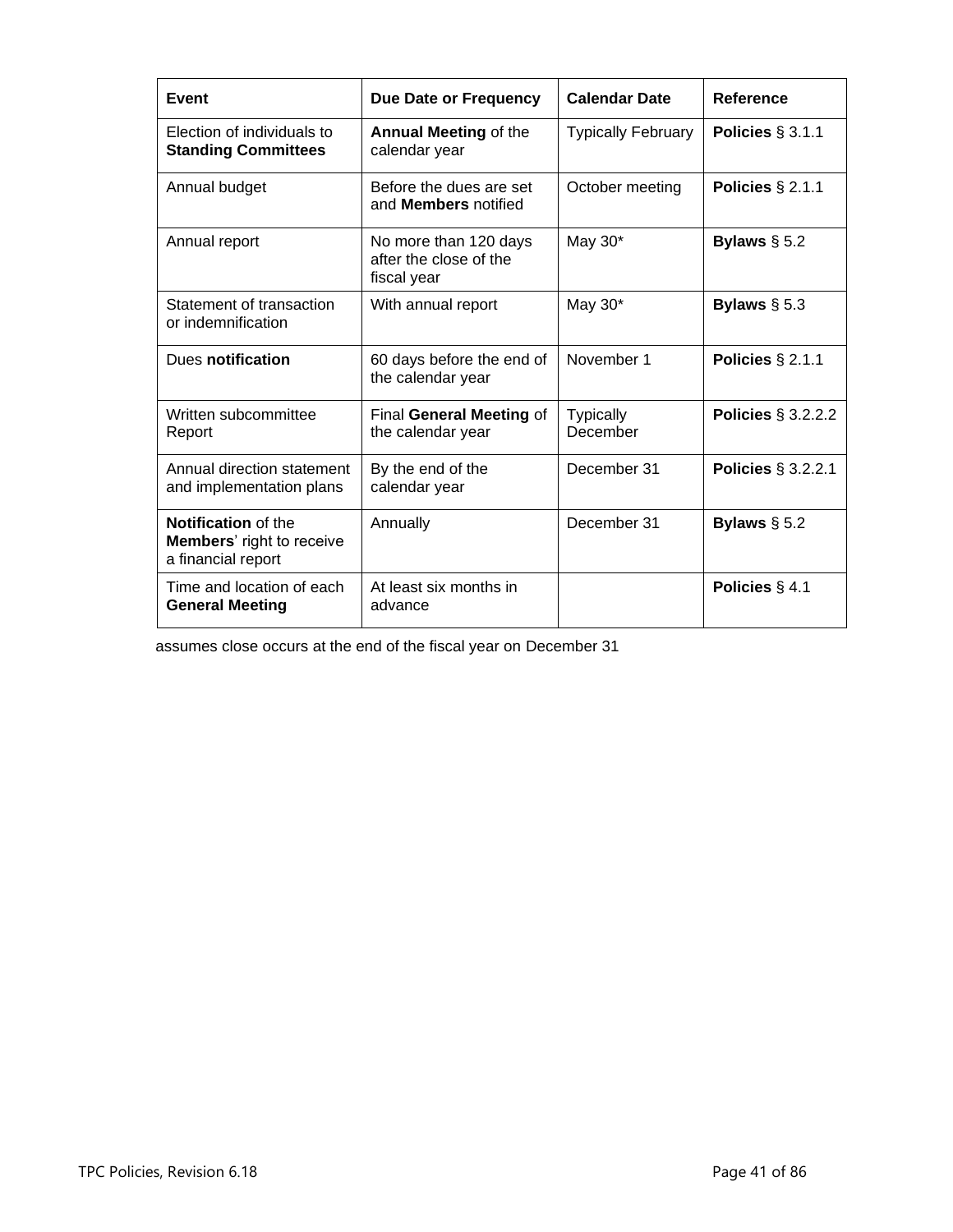| Event | Due Date or Frequency | Calendar Date | Reference |
| --- | --- | --- | --- |
| Election of individuals to **Standing Committees** | **Annual Meeting** of the calendar year | Typically February | **Policies** § 3.1.1 |
| Annual budget | Before the dues are set and **Members** notified | October meeting | **Policies** § 2.1.1 |
| Annual report | No more than 120 days after the close of the fiscal year | May 30* | **Bylaws** § 5.2 |
| Statement of transaction or indemnification | With annual report | May 30* | **Bylaws** § 5.3 |
| Dues **notification** | 60 days before the end of the calendar year | November 1 | **Policies** § 2.1.1 |
| Written subcommittee Report | Final **General Meeting** of the calendar year | Typically December | **Policies** § 3.2.2.2 |
| Annual direction statement and implementation plans | By the end of the calendar year | December 31 | **Policies** § 3.2.2.1 |
| **Notification** of the **Members**' right to receive a financial report | Annually | December 31 | **Bylaws** § 5.2 |
| Time and location of each **General Meeting** | At least six months in advance | | **Policies** § 4.1 |

assumes close occurs at the end of the fiscal year on December 31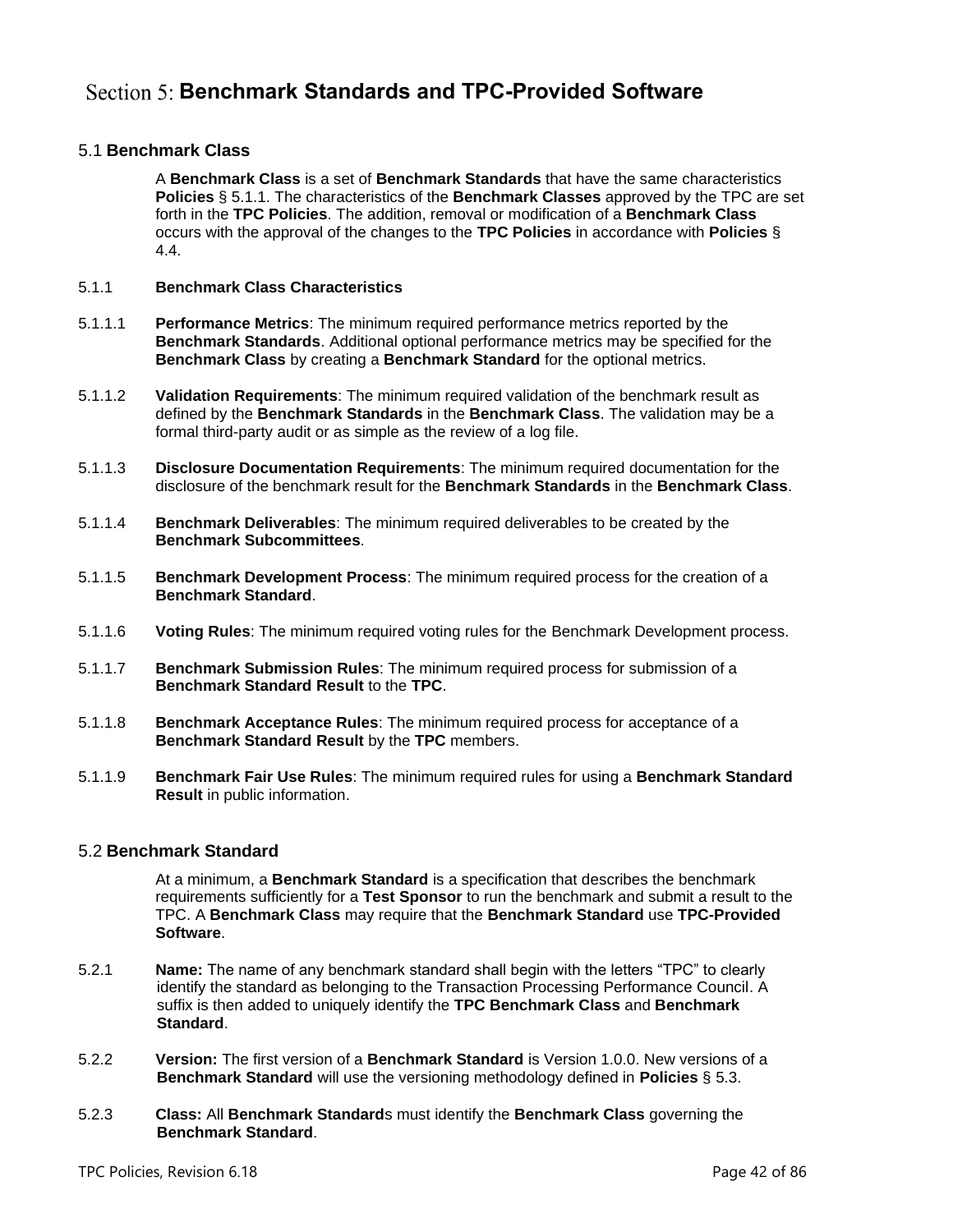# Section 5: Benchmark Standards and TPC-Provided Software

## 5.1 Benchmark Class

A **Benchmark Class** is a set of **Benchmark Standards** that have the same characteristics **Policies** § 5.1.1. The characteristics of the **Benchmark Classes** approved by the TPC are set forth in the **TPC Policies**. The addition, removal or modification of a **Benchmark Class** occurs with the approval of the changes to the **TPC Policies** in accordance with **Policies** § 4.4.

5.1.1 **Benchmark Class Characteristics**

5.1.1.1 **Performance Metrics**: The minimum required performance metrics reported by the **Benchmark Standards**. Additional optional performance metrics may be specified for the **Benchmark Class** by creating a **Benchmark Standard** for the optional metrics.

5.1.1.2 **Validation Requirements**: The minimum required validation of the benchmark result as defined by the **Benchmark Standards** in the **Benchmark Class**. The validation may be a formal third-party audit or as simple as the review of a log file.

5.1.1.3 **Disclosure Documentation Requirements**: The minimum required documentation for the disclosure of the benchmark result for the **Benchmark Standards** in the **Benchmark Class**.

5.1.1.4 **Benchmark Deliverables**: The minimum required deliverables to be created by the **Benchmark Subcommittees**.

5.1.1.5 **Benchmark Development Process**: The minimum required process for the creation of a **Benchmark Standard**.

5.1.1.6 **Voting Rules**: The minimum required voting rules for the Benchmark Development process.

5.1.1.7 **Benchmark Submission Rules**: The minimum required process for submission of a **Benchmark Standard Result** to the **TPC**.

5.1.1.8 **Benchmark Acceptance Rules**: The minimum required process for acceptance of a **Benchmark Standard Result** by the **TPC** members.

5.1.1.9 **Benchmark Fair Use Rules**: The minimum required rules for using a **Benchmark Standard Result** in public information.

## 5.2 Benchmark Standard

At a minimum, a **Benchmark Standard** is a specification that describes the benchmark requirements sufficiently for a **Test Sponsor** to run the benchmark and submit a result to the TPC. A **Benchmark Class** may require that the **Benchmark Standard** use **TPC-Provided Software**.

5.2.1 **Name:** The name of any benchmark standard shall begin with the letters "TPC" to clearly identify the standard as belonging to the Transaction Processing Performance Council. A suffix is then added to uniquely identify the **TPC Benchmark Class** and **Benchmark Standard**.

5.2.2 **Version:** The first version of a **Benchmark Standard** is Version 1.0.0. New versions of a **Benchmark Standard** will use the versioning methodology defined in **Policies** § 5.3.

5.2.3 **Class:** All **Benchmark Standard**s must identify the **Benchmark Class** governing the **Benchmark Standard**.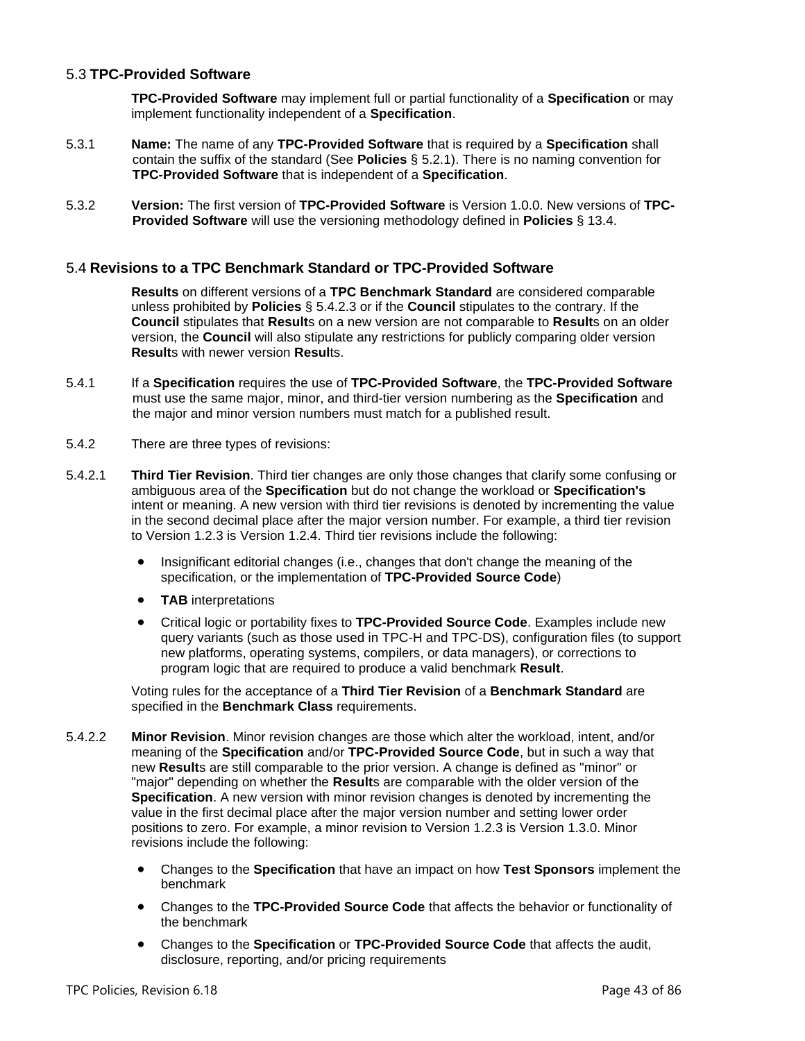## 5.3 TPC-Provided Software

**TPC-Provided Software** may implement full or partial functionality of a **Specification** or may implement functionality independent of a **Specification**.

5.3.1 **Name:** The name of any **TPC-Provided Software** that is required by a **Specification** shall contain the suffix of the standard (See **Policies** § 5.2.1). There is no naming convention for **TPC-Provided Software** that is independent of a **Specification**.

5.3.2 **Version:** The first version of **TPC-Provided Software** is Version 1.0.0. New versions of **TPC-Provided Software** will use the versioning methodology defined in **Policies** § 13.4.

## 5.4 Revisions to a TPC Benchmark Standard or TPC-Provided Software

**Results** on different versions of a **TPC Benchmark Standard** are considered comparable unless prohibited by **Policies** § 5.4.2.3 or if the **Council** stipulates to the contrary. If the **Council** stipulates that **Result**s on a new version are not comparable to **Result**s on an older version, the **Council** will also stipulate any restrictions for publicly comparing older version **Result**s with newer version **Resul**ts.

5.4.1 If a **Specification** requires the use of **TPC-Provided Software**, the **TPC-Provided Software** must use the same major, minor, and third-tier version numbering as the **Specification** and the major and minor version numbers must match for a published result.

5.4.2 There are three types of revisions:

5.4.2.1 **Third Tier Revision**. Third tier changes are only those changes that clarify some confusing or ambiguous area of the **Specification** but do not change the workload or **Specification's** intent or meaning. A new version with third tier revisions is denoted by incrementing the value in the second decimal place after the major version number. For example, a third tier revision to Version 1.2.3 is Version 1.2.4. Third tier revisions include the following:

- Insignificant editorial changes (i.e., changes that don't change the meaning of the specification, or the implementation of **TPC-Provided Source Code**)
- **TAB** interpretations
- Critical logic or portability fixes to **TPC-Provided Source Code**. Examples include new query variants (such as those used in TPC-H and TPC-DS), configuration files (to support new platforms, operating systems, compilers, or data managers), or corrections to program logic that are required to produce a valid benchmark **Result**.

Voting rules for the acceptance of a **Third Tier Revision** of a **Benchmark Standard** are specified in the **Benchmark Class** requirements.

5.4.2.2 **Minor Revision**. Minor revision changes are those which alter the workload, intent, and/or meaning of the **Specification** and/or **TPC-Provided Source Code**, but in such a way that new **Result**s are still comparable to the prior version. A change is defined as "minor" or "major" depending on whether the **Result**s are comparable with the older version of the **Specification**. A new version with minor revision changes is denoted by incrementing the value in the first decimal place after the major version number and setting lower order positions to zero. For example, a minor revision to Version 1.2.3 is Version 1.3.0. Minor revisions include the following:

- Changes to the **Specification** that have an impact on how **Test Sponsors** implement the benchmark
- Changes to the **TPC-Provided Source Code** that affects the behavior or functionality of the benchmark
- Changes to the **Specification** or **TPC-Provided Source Code** that affects the audit, disclosure, reporting, and/or pricing requirements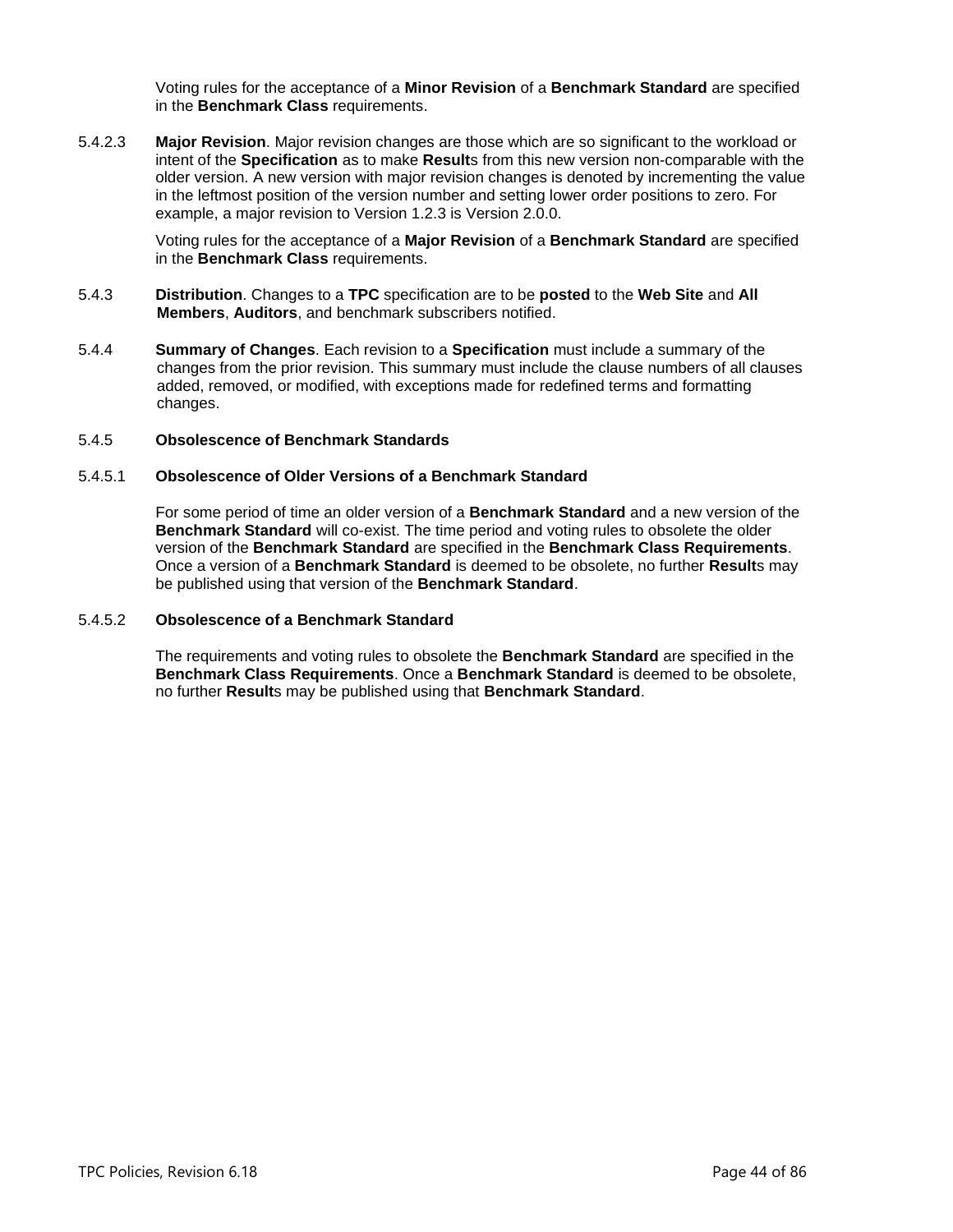Voting rules for the acceptance of a **Minor Revision** of a **Benchmark Standard** are specified in the **Benchmark Class** requirements.

5.4.2.3 **Major Revision**. Major revision changes are those which are so significant to the workload or intent of the **Specification** as to make **Result**s from this new version non-comparable with the older version. A new version with major revision changes is denoted by incrementing the value in the leftmost position of the version number and setting lower order positions to zero. For example, a major revision to Version 1.2.3 is Version 2.0.0.

Voting rules for the acceptance of a **Major Revision** of a **Benchmark Standard** are specified in the **Benchmark Class** requirements.

5.4.3 **Distribution**. Changes to a **TPC** specification are to be **posted** to the **Web Site** and **All Members**, **Auditors**, and benchmark subscribers notified.

5.4.4 **Summary of Changes**. Each revision to a **Specification** must include a summary of the changes from the prior revision. This summary must include the clause numbers of all clauses added, removed, or modified, with exceptions made for redefined terms and formatting changes.

5.4.5 **Obsolescence of Benchmark Standards**

5.4.5.1 **Obsolescence of Older Versions of a Benchmark Standard**

For some period of time an older version of a **Benchmark Standard** and a new version of the **Benchmark Standard** will co-exist. The time period and voting rules to obsolete the older version of the **Benchmark Standard** are specified in the **Benchmark Class Requirements**. Once a version of a **Benchmark Standard** is deemed to be obsolete, no further **Result**s may be published using that version of the **Benchmark Standard**.

5.4.5.2 **Obsolescence of a Benchmark Standard**

The requirements and voting rules to obsolete the **Benchmark Standard** are specified in the **Benchmark Class Requirements**. Once a **Benchmark Standard** is deemed to be obsolete, no further **Result**s may be published using that **Benchmark Standard**.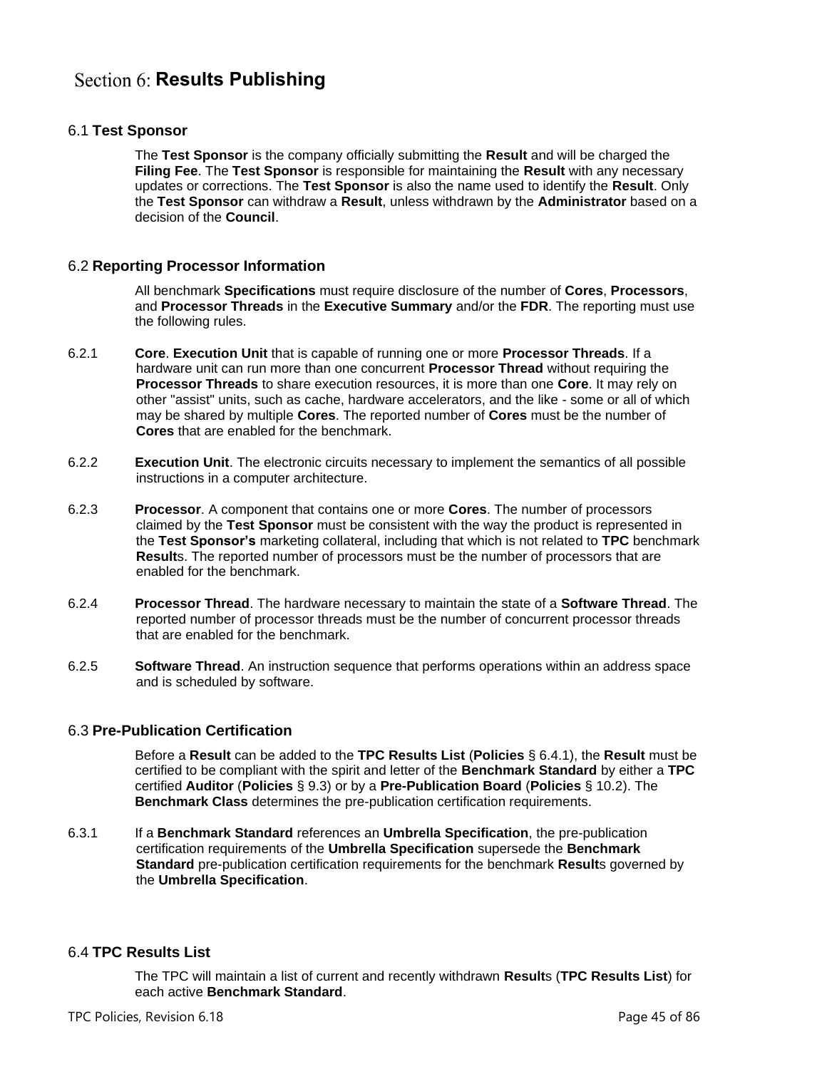# Section 6: Results Publishing

## 6.1 Test Sponsor

The **Test Sponsor** is the company officially submitting the **Result** and will be charged the **Filing Fee**. The **Test Sponsor** is responsible for maintaining the **Result** with any necessary updates or corrections. The **Test Sponsor** is also the name used to identify the **Result**. Only the **Test Sponsor** can withdraw a **Result**, unless withdrawn by the **Administrator** based on a decision of the **Council**.

## 6.2 Reporting Processor Information

All benchmark **Specifications** must require disclosure of the number of **Cores**, **Processors**, and **Processor Threads** in the **Executive Summary** and/or the **FDR**. The reporting must use the following rules.

6.2.1 **Core**. **Execution Unit** that is capable of running one or more **Processor Threads**. If a hardware unit can run more than one concurrent **Processor Thread** without requiring the **Processor Threads** to share execution resources, it is more than one **Core**. It may rely on other "assist" units, such as cache, hardware accelerators, and the like - some or all of which may be shared by multiple **Cores**. The reported number of **Cores** must be the number of **Cores** that are enabled for the benchmark.

6.2.2 **Execution Unit**. The electronic circuits necessary to implement the semantics of all possible instructions in a computer architecture.

6.2.3 **Processor**. A component that contains one or more **Cores**. The number of processors claimed by the **Test Sponsor** must be consistent with the way the product is represented in the **Test Sponsor's** marketing collateral, including that which is not related to **TPC** benchmark **Result**s. The reported number of processors must be the number of processors that are enabled for the benchmark.

6.2.4 **Processor Thread**. The hardware necessary to maintain the state of a **Software Thread**. The reported number of processor threads must be the number of concurrent processor threads that are enabled for the benchmark.

6.2.5 **Software Thread**. An instruction sequence that performs operations within an address space and is scheduled by software.

## 6.3 Pre-Publication Certification

Before a **Result** can be added to the **TPC Results List** (**Policies** § 6.4.1), the **Result** must be certified to be compliant with the spirit and letter of the **Benchmark Standard** by either a **TPC** certified **Auditor** (**Policies** § 9.3) or by a **Pre-Publication Board** (**Policies** § 10.2). The **Benchmark Class** determines the pre-publication certification requirements.

6.3.1 If a **Benchmark Standard** references an **Umbrella Specification**, the pre-publication certification requirements of the **Umbrella Specification** supersede the **Benchmark Standard** pre-publication certification requirements for the benchmark **Result**s governed by the **Umbrella Specification**.

## 6.4 TPC Results List

The TPC will maintain a list of current and recently withdrawn **Result**s (**TPC Results List**) for each active **Benchmark Standard**.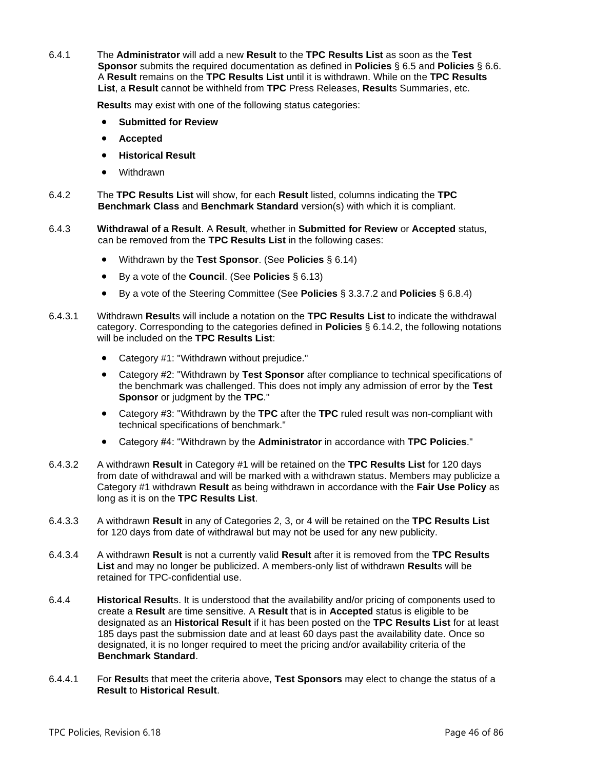6.4.1 The **Administrator** will add a new **Result** to the **TPC Results List** as soon as the **Test Sponsor** submits the required documentation as defined in **Policies** § 6.5 and **Policies** § 6.6. A **Result** remains on the **TPC Results List** until it is withdrawn. While on the **TPC Results List**, a **Result** cannot be withheld from **TPC** Press Releases, **Result**s Summaries, etc.

**Result**s may exist with one of the following status categories:

- **Submitted for Review**
- **Accepted**
- **Historical Result**
- Withdrawn

6.4.2 The **TPC Results List** will show, for each **Result** listed, columns indicating the **TPC Benchmark Class** and **Benchmark Standard** version(s) with which it is compliant.

6.4.3 **Withdrawal of a Result**. A **Result**, whether in **Submitted for Review** or **Accepted** status, can be removed from the **TPC Results List** in the following cases:

- Withdrawn by the **Test Sponsor**. (See **Policies** § 6.14)
- By a vote of the **Council**. (See **Policies** § 6.13)
- By a vote of the Steering Committee (See **Policies** § 3.3.7.2 and **Policies** § 6.8.4)

6.4.3.1 Withdrawn **Result**s will include a notation on the **TPC Results List** to indicate the withdrawal category. Corresponding to the categories defined in **Policies** § 6.14.2, the following notations will be included on the **TPC Results List**:

- Category #1: "Withdrawn without prejudice."
- Category #2: "Withdrawn by **Test Sponsor** after compliance to technical specifications of the benchmark was challenged. This does not imply any admission of error by the **Test Sponsor** or judgment by the **TPC**."
- Category #3: "Withdrawn by the **TPC** after the **TPC** ruled result was non-compliant with technical specifications of benchmark."
- Category #4: "Withdrawn by the **Administrator** in accordance with **TPC Policies**."

6.4.3.2 A withdrawn **Result** in Category #1 will be retained on the **TPC Results List** for 120 days from date of withdrawal and will be marked with a withdrawn status. Members may publicize a Category #1 withdrawn **Result** as being withdrawn in accordance with the **Fair Use Policy** as long as it is on the **TPC Results List**.

6.4.3.3 A withdrawn **Result** in any of Categories 2, 3, or 4 will be retained on the **TPC Results List** for 120 days from date of withdrawal but may not be used for any new publicity.

6.4.3.4 A withdrawn **Result** is not a currently valid **Result** after it is removed from the **TPC Results List** and may no longer be publicized. A members-only list of withdrawn **Result**s will be retained for TPC-confidential use.

6.4.4 **Historical Result**s. It is understood that the availability and/or pricing of components used to create a **Result** are time sensitive. A **Result** that is in **Accepted** status is eligible to be designated as an **Historical Result** if it has been posted on the **TPC Results List** for at least 185 days past the submission date and at least 60 days past the availability date. Once so designated, it is no longer required to meet the pricing and/or availability criteria of the **Benchmark Standard**.

6.4.4.1 For **Result**s that meet the criteria above, **Test Sponsors** may elect to change the status of a **Result** to **Historical Result**.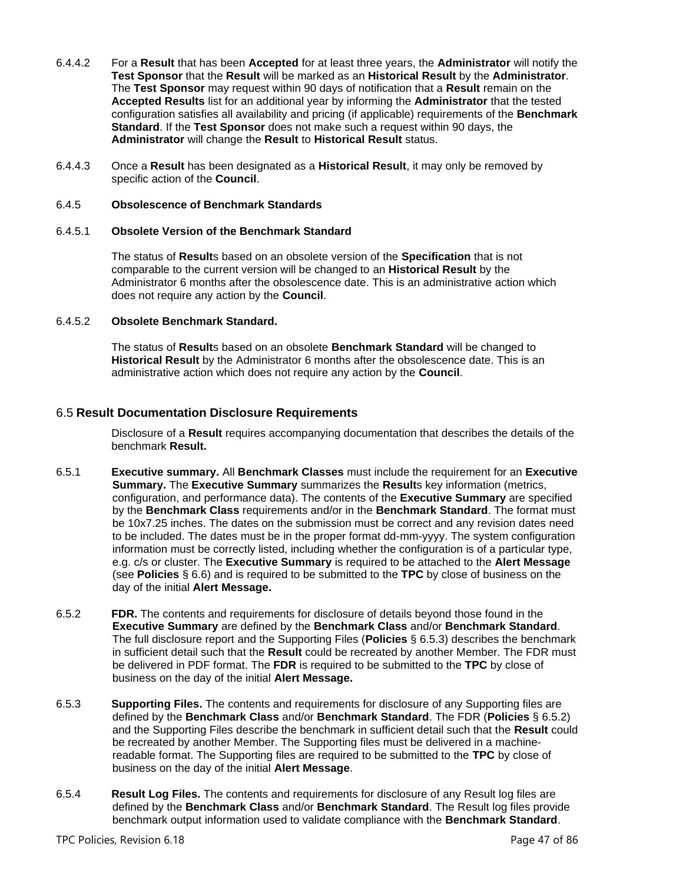6.4.4.2 For a **Result** that has been **Accepted** for at least three years, the **Administrator** will notify the **Test Sponsor** that the **Result** will be marked as an **Historical Result** by the **Administrator**. The **Test Sponsor** may request within 90 days of notification that a **Result** remain on the **Accepted Results** list for an additional year by informing the **Administrator** that the tested configuration satisfies all availability and pricing (if applicable) requirements of the **Benchmark Standard**. If the **Test Sponsor** does not make such a request within 90 days, the **Administrator** will change the **Result** to **Historical Result** status.

6.4.4.3 Once a **Result** has been designated as a **Historical Result**, it may only be removed by specific action of the **Council**.

6.4.5 **Obsolescence of Benchmark Standards**

6.4.5.1 **Obsolete Version of the Benchmark Standard**

The status of **Result**s based on an obsolete version of the **Specification** that is not comparable to the current version will be changed to an **Historical Result** by the Administrator 6 months after the obsolescence date. This is an administrative action which does not require any action by the **Council**.

6.4.5.2 **Obsolete Benchmark Standard.**

The status of **Result**s based on an obsolete **Benchmark Standard** will be changed to **Historical Result** by the Administrator 6 months after the obsolescence date. This is an administrative action which does not require any action by the **Council**.

## 6.5 Result Documentation Disclosure Requirements

Disclosure of a **Result** requires accompanying documentation that describes the details of the benchmark **Result.**

6.5.1 **Executive summary.** All **Benchmark Classes** must include the requirement for an **Executive Summary.** The **Executive Summary** summarizes the **Result**s key information (metrics, configuration, and performance data). The contents of the **Executive Summary** are specified by the **Benchmark Class** requirements and/or in the **Benchmark Standard**. The format must be 10x7.25 inches. The dates on the submission must be correct and any revision dates need to be included. The dates must be in the proper format dd-mm-yyyy. The system configuration information must be correctly listed, including whether the configuration is of a particular type, e.g. c/s or cluster. The **Executive Summary** is required to be attached to the **Alert Message** (see **Policies** § 6.6) and is required to be submitted to the **TPC** by close of business on the day of the initial **Alert Message.**

6.5.2 **FDR.** The contents and requirements for disclosure of details beyond those found in the **Executive Summary** are defined by the **Benchmark Class** and/or **Benchmark Standard**. The full disclosure report and the Supporting Files (**Policies** § 6.5.3) describes the benchmark in sufficient detail such that the **Result** could be recreated by another Member. The FDR must be delivered in PDF format. The **FDR** is required to be submitted to the **TPC** by close of business on the day of the initial **Alert Message.**

6.5.3 **Supporting Files.** The contents and requirements for disclosure of any Supporting files are defined by the **Benchmark Class** and/or **Benchmark Standard**. The FDR (**Policies** § 6.5.2) and the Supporting Files describe the benchmark in sufficient detail such that the **Result** could be recreated by another Member. The Supporting files must be delivered in a machine-readable format. The Supporting files are required to be submitted to the **TPC** by close of business on the day of the initial **Alert Message**.

6.5.4 **Result Log Files.** The contents and requirements for disclosure of any Result log files are defined by the **Benchmark Class** and/or **Benchmark Standard**. The Result log files provide benchmark output information used to validate compliance with the **Benchmark Standard**.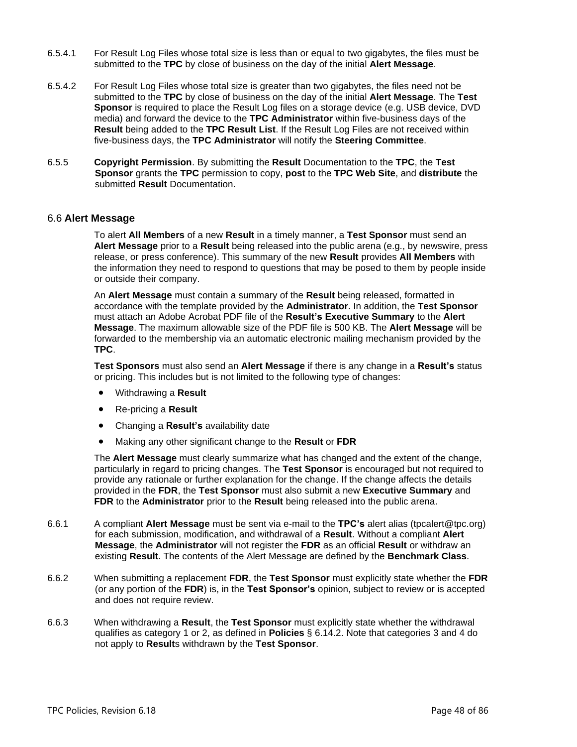6.5.4.1 For Result Log Files whose total size is less than or equal to two gigabytes, the files must be submitted to the **TPC** by close of business on the day of the initial **Alert Message**.

6.5.4.2 For Result Log Files whose total size is greater than two gigabytes, the files need not be submitted to the **TPC** by close of business on the day of the initial **Alert Message**. The **Test Sponsor** is required to place the Result Log files on a storage device (e.g. USB device, DVD media) and forward the device to the **TPC Administrator** within five-business days of the **Result** being added to the **TPC Result List**. If the Result Log Files are not received within five-business days, the **TPC Administrator** will notify the **Steering Committee**.

6.5.5 **Copyright Permission**. By submitting the **Result** Documentation to the **TPC**, the **Test Sponsor** grants the **TPC** permission to copy, **post** to the **TPC Web Site**, and **distribute** the submitted **Result** Documentation.

## 6.6 Alert Message

To alert **All Members** of a new **Result** in a timely manner, a **Test Sponsor** must send an **Alert Message** prior to a **Result** being released into the public arena (e.g., by newswire, press release, or press conference). This summary of the new **Result** provides **All Members** with the information they need to respond to questions that may be posed to them by people inside or outside their company.

An **Alert Message** must contain a summary of the **Result** being released, formatted in accordance with the template provided by the **Administrator**. In addition, the **Test Sponsor** must attach an Adobe Acrobat PDF file of the **Result's Executive Summary** to the **Alert Message**. The maximum allowable size of the PDF file is 500 KB. The **Alert Message** will be forwarded to the membership via an automatic electronic mailing mechanism provided by the **TPC**.

**Test Sponsors** must also send an **Alert Message** if there is any change in a **Result's** status or pricing. This includes but is not limited to the following type of changes:

- Withdrawing a **Result**
- Re-pricing a **Result**
- Changing a **Result's** availability date
- Making any other significant change to the **Result** or **FDR**

The **Alert Message** must clearly summarize what has changed and the extent of the change, particularly in regard to pricing changes. The **Test Sponsor** is encouraged but not required to provide any rationale or further explanation for the change. If the change affects the details provided in the **FDR**, the **Test Sponsor** must also submit a new **Executive Summary** and **FDR** to the **Administrator** prior to the **Result** being released into the public arena.

6.6.1 A compliant **Alert Message** must be sent via e-mail to the **TPC's** alert alias (tpcalert@tpc.org) for each submission, modification, and withdrawal of a **Result**. Without a compliant **Alert Message**, the **Administrator** will not register the **FDR** as an official **Result** or withdraw an existing **Result**. The contents of the Alert Message are defined by the **Benchmark Class**.

6.6.2 When submitting a replacement **FDR**, the **Test Sponsor** must explicitly state whether the **FDR** (or any portion of the **FDR**) is, in the **Test Sponsor's** opinion, subject to review or is accepted and does not require review.

6.6.3 When withdrawing a **Result**, the **Test Sponsor** must explicitly state whether the withdrawal qualifies as category 1 or 2, as defined in **Policies** § 6.14.2. Note that categories 3 and 4 do not apply to **Result**s withdrawn by the **Test Sponsor**.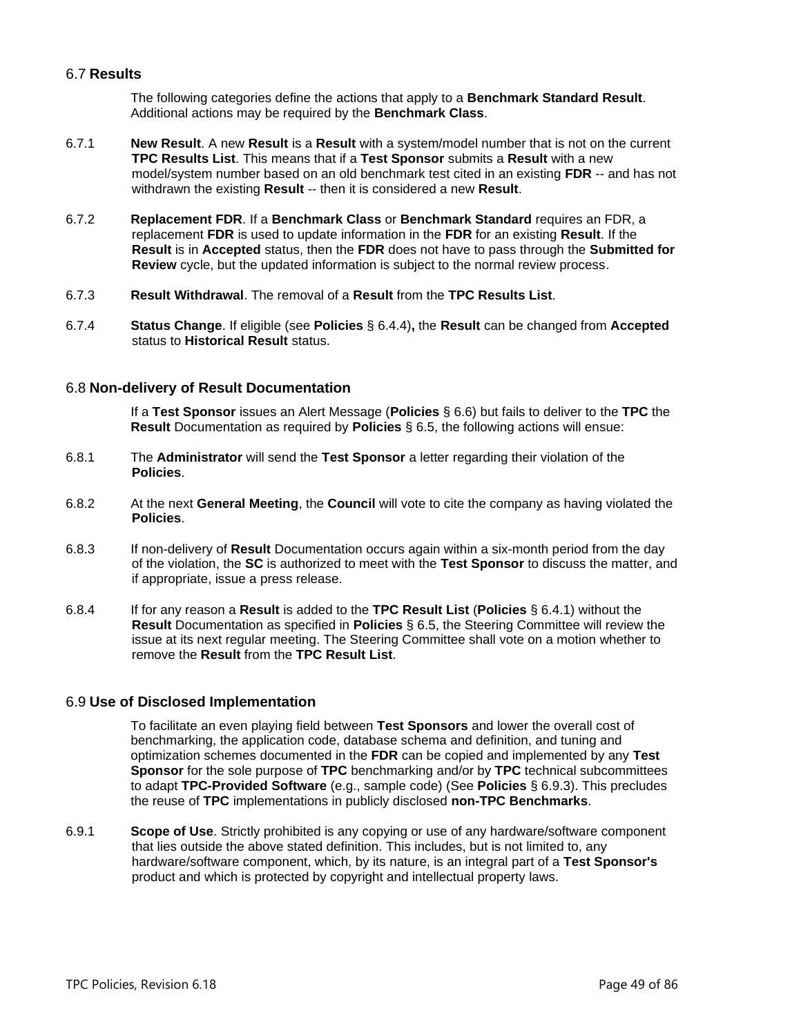## 6.7 Results

The following categories define the actions that apply to a **Benchmark Standard Result**. Additional actions may be required by the **Benchmark Class**.

6.7.1 **New Result**. A new **Result** is a **Result** with a system/model number that is not on the current **TPC Results List**. This means that if a **Test Sponsor** submits a **Result** with a new model/system number based on an old benchmark test cited in an existing **FDR** -- and has not withdrawn the existing **Result** -- then it is considered a new **Result**.

6.7.2 **Replacement FDR**. If a **Benchmark Class** or **Benchmark Standard** requires an FDR, a replacement **FDR** is used to update information in the **FDR** for an existing **Result**. If the **Result** is in **Accepted** status, then the **FDR** does not have to pass through the **Submitted for Review** cycle, but the updated information is subject to the normal review process.

6.7.3 **Result Withdrawal**. The removal of a **Result** from the **TPC Results List**.

6.7.4 **Status Change**. If eligible (see **Policies** § 6.4.4)**,** the **Result** can be changed from **Accepted** status to **Historical Result** status.

## 6.8 Non-delivery of Result Documentation

If a **Test Sponsor** issues an Alert Message (**Policies** § 6.6) but fails to deliver to the **TPC** the **Result** Documentation as required by **Policies** § 6.5, the following actions will ensue:

6.8.1 The **Administrator** will send the **Test Sponsor** a letter regarding their violation of the **Policies**.

6.8.2 At the next **General Meeting**, the **Council** will vote to cite the company as having violated the **Policies**.

6.8.3 If non-delivery of **Result** Documentation occurs again within a six-month period from the day of the violation, the **SC** is authorized to meet with the **Test Sponsor** to discuss the matter, and if appropriate, issue a press release.

6.8.4 If for any reason a **Result** is added to the **TPC Result List** (**Policies** § 6.4.1) without the **Result** Documentation as specified in **Policies** § 6.5, the Steering Committee will review the issue at its next regular meeting. The Steering Committee shall vote on a motion whether to remove the **Result** from the **TPC Result List**.

## 6.9 Use of Disclosed Implementation

To facilitate an even playing field between **Test Sponsors** and lower the overall cost of benchmarking, the application code, database schema and definition, and tuning and optimization schemes documented in the **FDR** can be copied and implemented by any **Test Sponsor** for the sole purpose of **TPC** benchmarking and/or by **TPC** technical subcommittees to adapt **TPC-Provided Software** (e.g., sample code) (See **Policies** § 6.9.3). This precludes the reuse of **TPC** implementations in publicly disclosed **non-TPC Benchmarks**.

6.9.1 **Scope of Use**. Strictly prohibited is any copying or use of any hardware/software component that lies outside the above stated definition. This includes, but is not limited to, any hardware/software component, which, by its nature, is an integral part of a **Test Sponsor's** product and which is protected by copyright and intellectual property laws.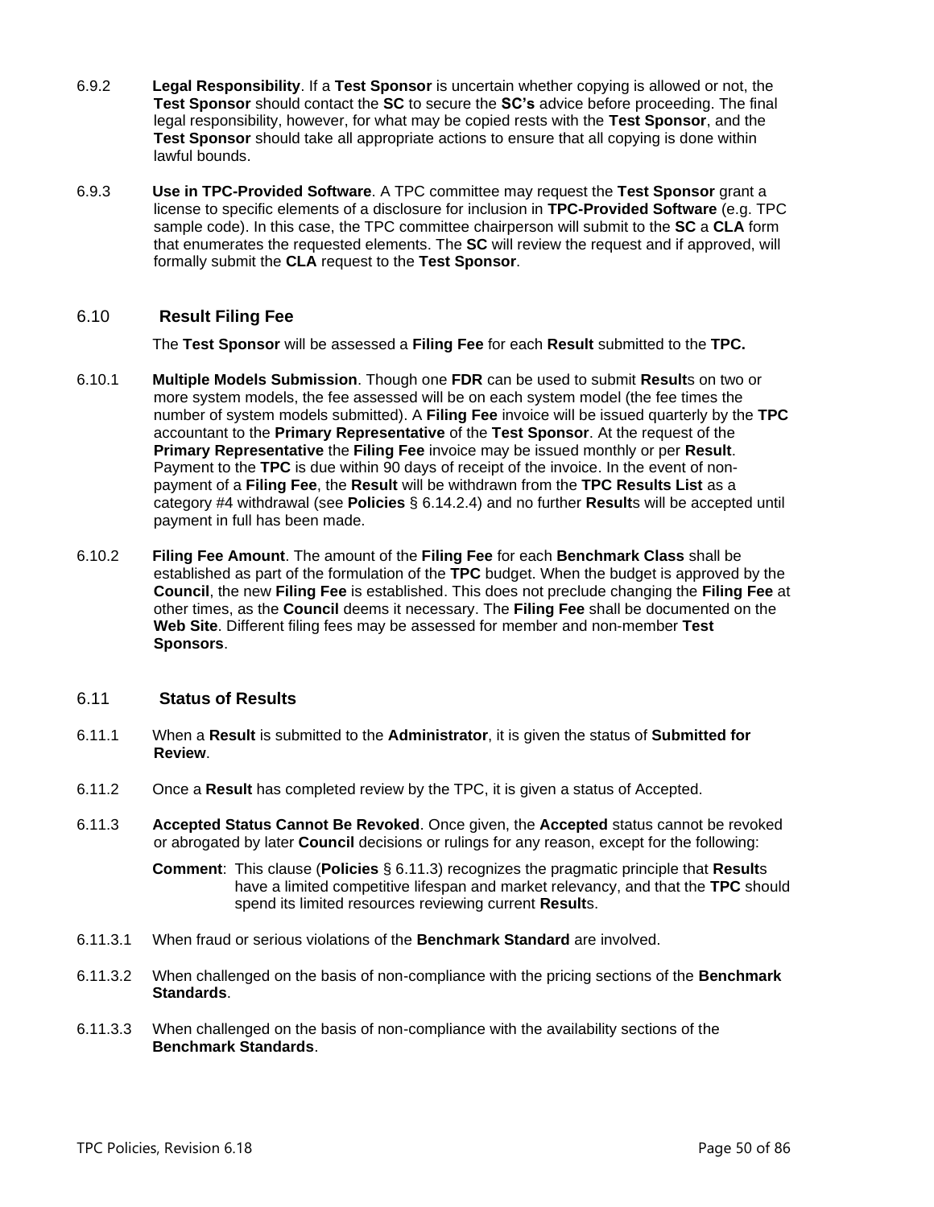6.9.2 **Legal Responsibility**. If a **Test Sponsor** is uncertain whether copying is allowed or not, the **Test Sponsor** should contact the **SC** to secure the **SC's** advice before proceeding. The final legal responsibility, however, for what may be copied rests with the **Test Sponsor**, and the **Test Sponsor** should take all appropriate actions to ensure that all copying is done within lawful bounds.

6.9.3 **Use in TPC-Provided Software**. A TPC committee may request the **Test Sponsor** grant a license to specific elements of a disclosure for inclusion in **TPC-Provided Software** (e.g. TPC sample code). In this case, the TPC committee chairperson will submit to the **SC** a **CLA** form that enumerates the requested elements. The **SC** will review the request and if approved, will formally submit the **CLA** request to the **Test Sponsor**.

## 6.10 Result Filing Fee

The **Test Sponsor** will be assessed a **Filing Fee** for each **Result** submitted to the **TPC.**

6.10.1 **Multiple Models Submission**. Though one **FDR** can be used to submit **Result**s on two or more system models, the fee assessed will be on each system model (the fee times the number of system models submitted). A **Filing Fee** invoice will be issued quarterly by the **TPC** accountant to the **Primary Representative** of the **Test Sponsor**. At the request of the **Primary Representative** the **Filing Fee** invoice may be issued monthly or per **Result**. Payment to the **TPC** is due within 90 days of receipt of the invoice. In the event of non-payment of a **Filing Fee**, the **Result** will be withdrawn from the **TPC Results List** as a category #4 withdrawal (see **Policies** § 6.14.2.4) and no further **Result**s will be accepted until payment in full has been made.

6.10.2 **Filing Fee Amount**. The amount of the **Filing Fee** for each **Benchmark Class** shall be established as part of the formulation of the **TPC** budget. When the budget is approved by the **Council**, the new **Filing Fee** is established. This does not preclude changing the **Filing Fee** at other times, as the **Council** deems it necessary. The **Filing Fee** shall be documented on the **Web Site**. Different filing fees may be assessed for member and non-member **Test Sponsors**.

## 6.11 Status of Results

6.11.1 When a **Result** is submitted to the **Administrator**, it is given the status of **Submitted for Review**.

6.11.2 Once a **Result** has completed review by the TPC, it is given a status of Accepted.

6.11.3 **Accepted Status Cannot Be Revoked**. Once given, the **Accepted** status cannot be revoked or abrogated by later **Council** decisions or rulings for any reason, except for the following:

**Comment**: This clause (**Policies** § 6.11.3) recognizes the pragmatic principle that **Result**s have a limited competitive lifespan and market relevancy, and that the **TPC** should spend its limited resources reviewing current **Result**s.

6.11.3.1 When fraud or serious violations of the **Benchmark Standard** are involved.

6.11.3.2 When challenged on the basis of non-compliance with the pricing sections of the **Benchmark Standards**.

6.11.3.3 When challenged on the basis of non-compliance with the availability sections of the **Benchmark Standards**.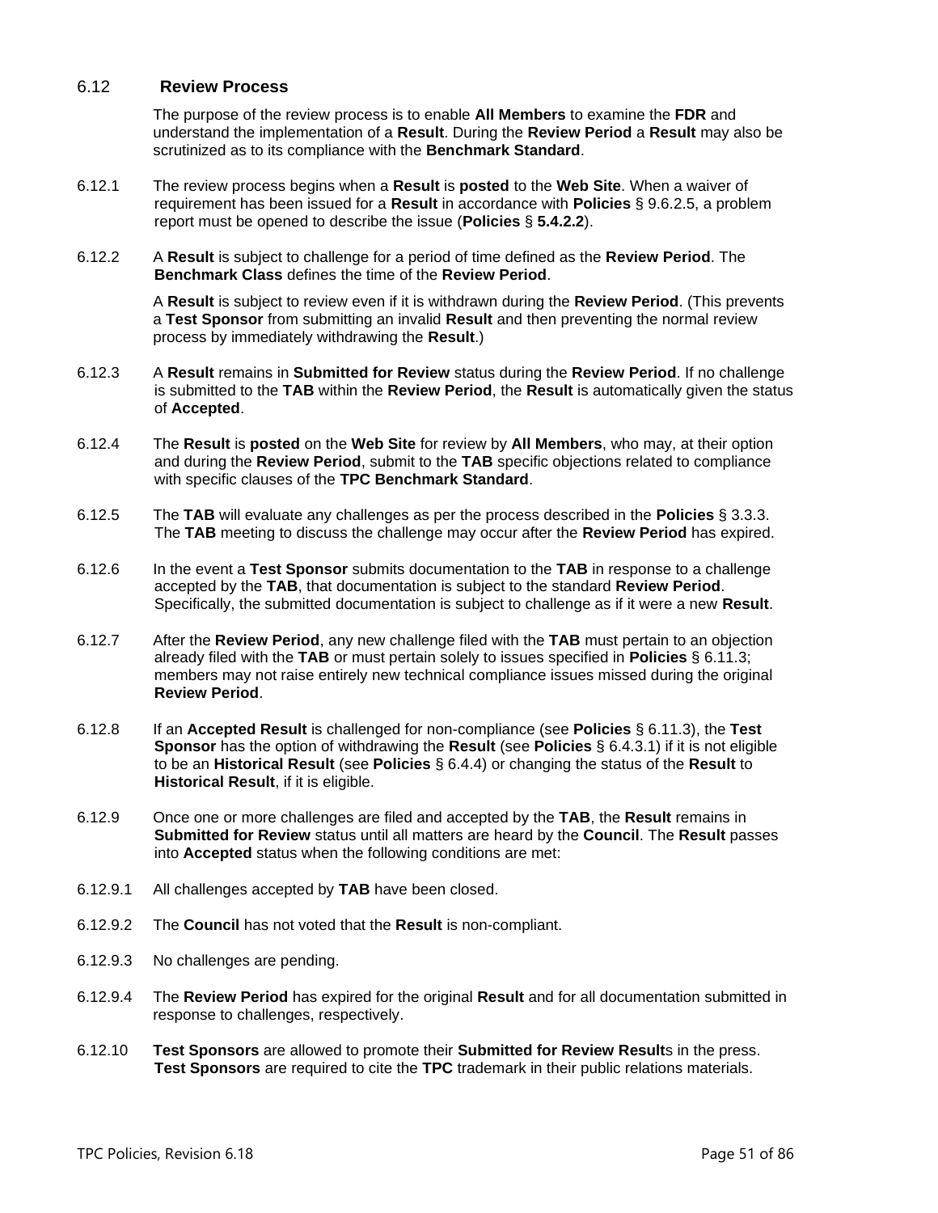## 6.12 Review Process

The purpose of the review process is to enable **All Members** to examine the **FDR** and understand the implementation of a **Result**. During the **Review Period** a **Result** may also be scrutinized as to its compliance with the **Benchmark Standard**.

6.12.1 The review process begins when a **Result** is **posted** to the **Web Site**. When a waiver of requirement has been issued for a **Result** in accordance with **Policies** § 9.6.2.5, a problem report must be opened to describe the issue (**Policies** § **5.4.2.2**).

6.12.2 A **Result** is subject to challenge for a period of time defined as the **Review Period**. The **Benchmark Class** defines the time of the **Review Period**.

A **Result** is subject to review even if it is withdrawn during the **Review Period**. (This prevents a **Test Sponsor** from submitting an invalid **Result** and then preventing the normal review process by immediately withdrawing the **Result**.)

6.12.3 A **Result** remains in **Submitted for Review** status during the **Review Period**. If no challenge is submitted to the **TAB** within the **Review Period**, the **Result** is automatically given the status of **Accepted**.

6.12.4 The **Result** is **posted** on the **Web Site** for review by **All Members**, who may, at their option and during the **Review Period**, submit to the **TAB** specific objections related to compliance with specific clauses of the **TPC Benchmark Standard**.

6.12.5 The **TAB** will evaluate any challenges as per the process described in the **Policies** § 3.3.3. The **TAB** meeting to discuss the challenge may occur after the **Review Period** has expired.

6.12.6 In the event a **Test Sponsor** submits documentation to the **TAB** in response to a challenge accepted by the **TAB**, that documentation is subject to the standard **Review Period**. Specifically, the submitted documentation is subject to challenge as if it were a new **Result**.

6.12.7 After the **Review Period**, any new challenge filed with the **TAB** must pertain to an objection already filed with the **TAB** or must pertain solely to issues specified in **Policies** § 6.11.3; members may not raise entirely new technical compliance issues missed during the original **Review Period**.

6.12.8 If an **Accepted Result** is challenged for non-compliance (see **Policies** § 6.11.3), the **Test Sponsor** has the option of withdrawing the **Result** (see **Policies** § 6.4.3.1) if it is not eligible to be an **Historical Result** (see **Policies** § 6.4.4) or changing the status of the **Result** to **Historical Result**, if it is eligible.

6.12.9 Once one or more challenges are filed and accepted by the **TAB**, the **Result** remains in **Submitted for Review** status until all matters are heard by the **Council**. The **Result** passes into **Accepted** status when the following conditions are met:

6.12.9.1 All challenges accepted by **TAB** have been closed.

6.12.9.2 The **Council** has not voted that the **Result** is non-compliant.

6.12.9.3 No challenges are pending.

6.12.9.4 The **Review Period** has expired for the original **Result** and for all documentation submitted in response to challenges, respectively.

6.12.10 **Test Sponsors** are allowed to promote their **Submitted for Review Result**s in the press. **Test Sponsors** are required to cite the **TPC** trademark in their public relations materials.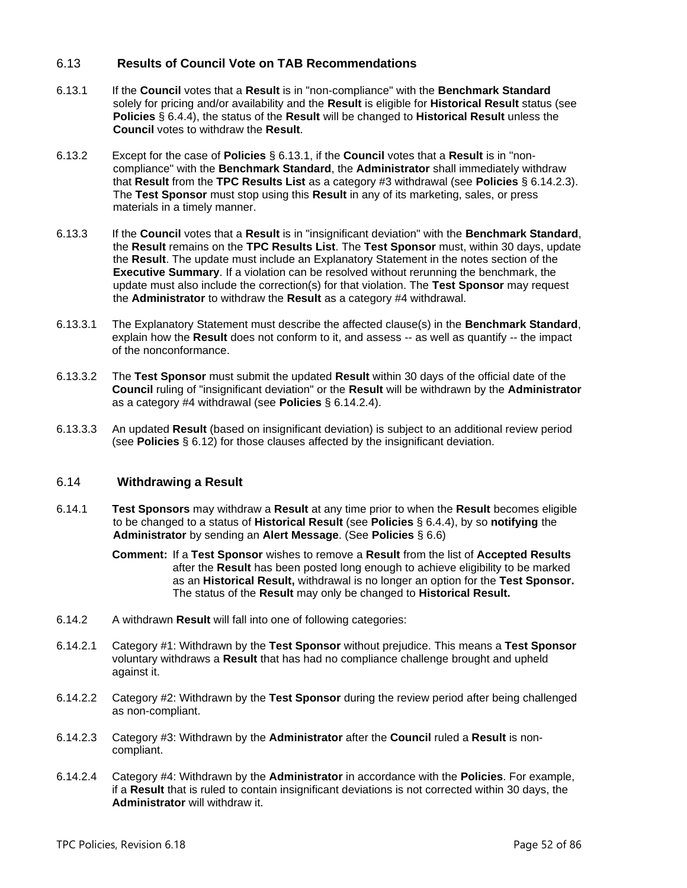## 6.13 Results of Council Vote on TAB Recommendations

6.13.1 If the **Council** votes that a **Result** is in "non-compliance" with the **Benchmark Standard** solely for pricing and/or availability and the **Result** is eligible for **Historical Result** status (see **Policies** § 6.4.4), the status of the **Result** will be changed to **Historical Result** unless the **Council** votes to withdraw the **Result**.

6.13.2 Except for the case of **Policies** § 6.13.1, if the **Council** votes that a **Result** is in "non-compliance" with the **Benchmark Standard**, the **Administrator** shall immediately withdraw that **Result** from the **TPC Results List** as a category #3 withdrawal (see **Policies** § 6.14.2.3). The **Test Sponsor** must stop using this **Result** in any of its marketing, sales, or press materials in a timely manner.

6.13.3 If the **Council** votes that a **Result** is in "insignificant deviation" with the **Benchmark Standard**, the **Result** remains on the **TPC Results List**. The **Test Sponsor** must, within 30 days, update the **Result**. The update must include an Explanatory Statement in the notes section of the **Executive Summary**. If a violation can be resolved without rerunning the benchmark, the update must also include the correction(s) for that violation. The **Test Sponsor** may request the **Administrator** to withdraw the **Result** as a category #4 withdrawal.

6.13.3.1 The Explanatory Statement must describe the affected clause(s) in the **Benchmark Standard**, explain how the **Result** does not conform to it, and assess -- as well as quantify -- the impact of the nonconformance.

6.13.3.2 The **Test Sponsor** must submit the updated **Result** within 30 days of the official date of the **Council** ruling of "insignificant deviation" or the **Result** will be withdrawn by the **Administrator** as a category #4 withdrawal (see **Policies** § 6.14.2.4).

6.13.3.3 An updated **Result** (based on insignificant deviation) is subject to an additional review period (see **Policies** § 6.12) for those clauses affected by the insignificant deviation.

## 6.14 Withdrawing a Result

6.14.1 **Test Sponsors** may withdraw a **Result** at any time prior to when the **Result** becomes eligible to be changed to a status of **Historical Result** (see **Policies** § 6.4.4), by so **notifying** the **Administrator** by sending an **Alert Message**. (See **Policies** § 6.6)

> **Comment:** If a **Test Sponsor** wishes to remove a **Result** from the list of **Accepted Results** after the **Result** has been posted long enough to achieve eligibility to be marked as an **Historical Result,** withdrawal is no longer an option for the **Test Sponsor.** The status of the **Result** may only be changed to **Historical Result.**

6.14.2 A withdrawn **Result** will fall into one of following categories:

6.14.2.1 Category #1: Withdrawn by the **Test Sponsor** without prejudice. This means a **Test Sponsor** voluntary withdraws a **Result** that has had no compliance challenge brought and upheld against it.

6.14.2.2 Category #2: Withdrawn by the **Test Sponsor** during the review period after being challenged as non-compliant.

6.14.2.3 Category #3: Withdrawn by the **Administrator** after the **Council** ruled a **Result** is non-compliant.

6.14.2.4 Category #4: Withdrawn by the **Administrator** in accordance with the **Policies**. For example, if a **Result** that is ruled to contain insignificant deviations is not corrected within 30 days, the **Administrator** will withdraw it.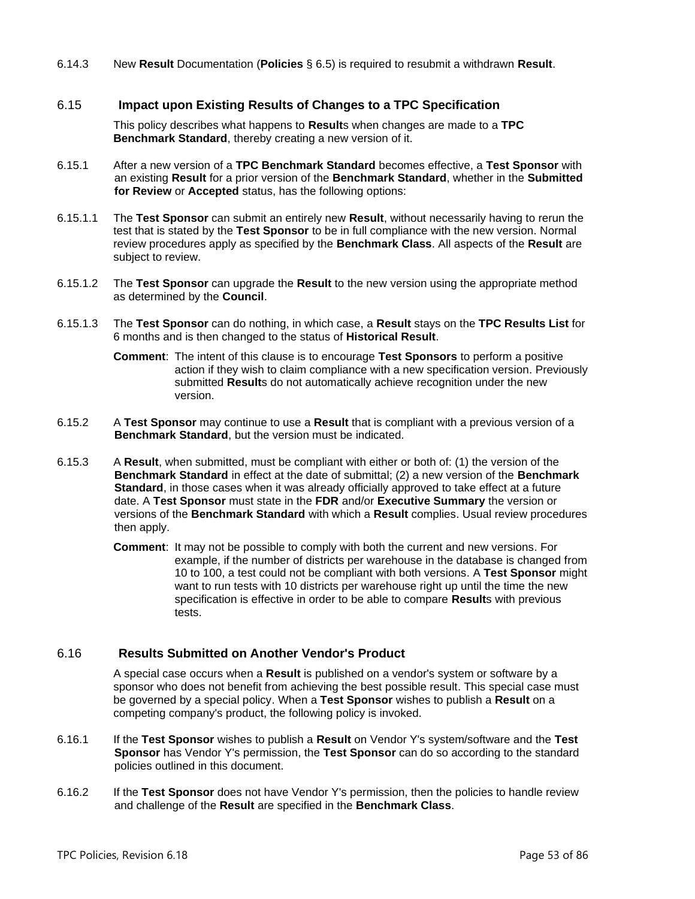6.14.3 New **Result** Documentation (**Policies** § 6.5) is required to resubmit a withdrawn **Result**.

## 6.15 Impact upon Existing Results of Changes to a TPC Specification

This policy describes what happens to **Result**s when changes are made to a **TPC Benchmark Standard**, thereby creating a new version of it.

6.15.1 After a new version of a **TPC Benchmark Standard** becomes effective, a **Test Sponsor** with an existing **Result** for a prior version of the **Benchmark Standard**, whether in the **Submitted for Review** or **Accepted** status, has the following options:

6.15.1.1 The **Test Sponsor** can submit an entirely new **Result**, without necessarily having to rerun the test that is stated by the **Test Sponsor** to be in full compliance with the new version. Normal review procedures apply as specified by the **Benchmark Class**. All aspects of the **Result** are subject to review.

6.15.1.2 The **Test Sponsor** can upgrade the **Result** to the new version using the appropriate method as determined by the **Council**.

6.15.1.3 The **Test Sponsor** can do nothing, in which case, a **Result** stays on the **TPC Results List** for 6 months and is then changed to the status of **Historical Result**.

**Comment**: The intent of this clause is to encourage **Test Sponsors** to perform a positive action if they wish to claim compliance with a new specification version. Previously submitted **Result**s do not automatically achieve recognition under the new version.

6.15.2 A **Test Sponsor** may continue to use a **Result** that is compliant with a previous version of a **Benchmark Standard**, but the version must be indicated.

6.15.3 A **Result**, when submitted, must be compliant with either or both of: (1) the version of the **Benchmark Standard** in effect at the date of submittal; (2) a new version of the **Benchmark Standard**, in those cases when it was already officially approved to take effect at a future date. A **Test Sponsor** must state in the **FDR** and/or **Executive Summary** the version or versions of the **Benchmark Standard** with which a **Result** complies. Usual review procedures then apply.

**Comment**: It may not be possible to comply with both the current and new versions. For example, if the number of districts per warehouse in the database is changed from 10 to 100, a test could not be compliant with both versions. A **Test Sponsor** might want to run tests with 10 districts per warehouse right up until the time the new specification is effective in order to be able to compare **Result**s with previous tests.

## 6.16 Results Submitted on Another Vendor's Product

A special case occurs when a **Result** is published on a vendor's system or software by a sponsor who does not benefit from achieving the best possible result. This special case must be governed by a special policy. When a **Test Sponsor** wishes to publish a **Result** on a competing company's product, the following policy is invoked.

6.16.1 If the **Test Sponsor** wishes to publish a **Result** on Vendor Y's system/software and the **Test Sponsor** has Vendor Y's permission, the **Test Sponsor** can do so according to the standard policies outlined in this document.

6.16.2 If the **Test Sponsor** does not have Vendor Y's permission, then the policies to handle review and challenge of the **Result** are specified in the **Benchmark Class**.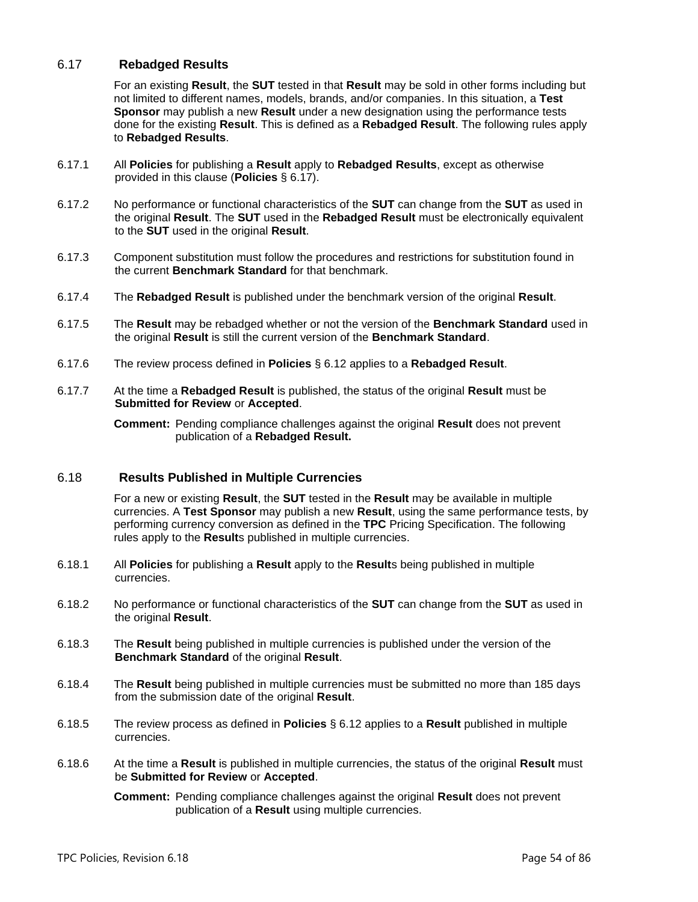## 6.17 Rebadged Results

For an existing **Result**, the **SUT** tested in that **Result** may be sold in other forms including but not limited to different names, models, brands, and/or companies. In this situation, a **Test Sponsor** may publish a new **Result** under a new designation using the performance tests done for the existing **Result**. This is defined as a **Rebadged Result**. The following rules apply to **Rebadged Results**.

6.17.1 All **Policies** for publishing a **Result** apply to **Rebadged Results**, except as otherwise provided in this clause (**Policies** § 6.17).

6.17.2 No performance or functional characteristics of the **SUT** can change from the **SUT** as used in the original **Result**. The **SUT** used in the **Rebadged Result** must be electronically equivalent to the **SUT** used in the original **Result**.

6.17.3 Component substitution must follow the procedures and restrictions for substitution found in the current **Benchmark Standard** for that benchmark.

6.17.4 The **Rebadged Result** is published under the benchmark version of the original **Result**.

6.17.5 The **Result** may be rebadged whether or not the version of the **Benchmark Standard** used in the original **Result** is still the current version of the **Benchmark Standard**.

6.17.6 The review process defined in **Policies** § 6.12 applies to a **Rebadged Result**.

6.17.7 At the time a **Rebadged Result** is published, the status of the original **Result** must be **Submitted for Review** or **Accepted**.

**Comment:** Pending compliance challenges against the original **Result** does not prevent publication of a **Rebadged Result.**

## 6.18 Results Published in Multiple Currencies

For a new or existing **Result**, the **SUT** tested in the **Result** may be available in multiple currencies. A **Test Sponsor** may publish a new **Result**, using the same performance tests, by performing currency conversion as defined in the **TPC** Pricing Specification. The following rules apply to the **Result**s published in multiple currencies.

6.18.1 All **Policies** for publishing a **Result** apply to the **Result**s being published in multiple currencies.

6.18.2 No performance or functional characteristics of the **SUT** can change from the **SUT** as used in the original **Result**.

6.18.3 The **Result** being published in multiple currencies is published under the version of the **Benchmark Standard** of the original **Result**.

6.18.4 The **Result** being published in multiple currencies must be submitted no more than 185 days from the submission date of the original **Result**.

6.18.5 The review process as defined in **Policies** § 6.12 applies to a **Result** published in multiple currencies.

6.18.6 At the time a **Result** is published in multiple currencies, the status of the original **Result** must be **Submitted for Review** or **Accepted**.

**Comment:** Pending compliance challenges against the original **Result** does not prevent publication of a **Result** using multiple currencies.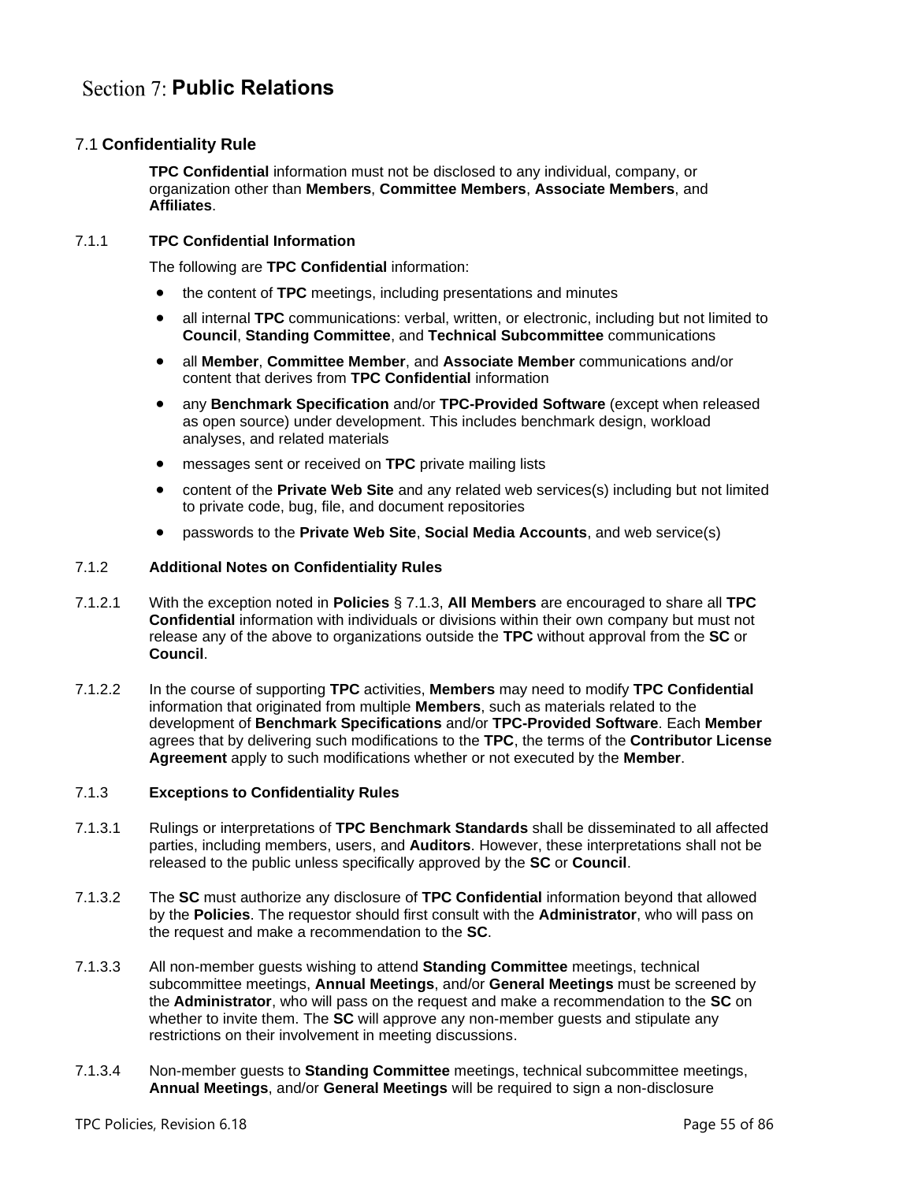# Section 7: Public Relations

## 7.1 Confidentiality Rule

**TPC Confidential** information must not be disclosed to any individual, company, or organization other than **Members**, **Committee Members**, **Associate Members**, and **Affiliates**.

### 7.1.1 TPC Confidential Information

The following are **TPC Confidential** information:

- the content of **TPC** meetings, including presentations and minutes
- all internal **TPC** communications: verbal, written, or electronic, including but not limited to **Council**, **Standing Committee**, and **Technical Subcommittee** communications
- all **Member**, **Committee Member**, and **Associate Member** communications and/or content that derives from **TPC Confidential** information
- any **Benchmark Specification** and/or **TPC-Provided Software** (except when released as open source) under development. This includes benchmark design, workload analyses, and related materials
- messages sent or received on **TPC** private mailing lists
- content of the **Private Web Site** and any related web services(s) including but not limited to private code, bug, file, and document repositories
- passwords to the **Private Web Site**, **Social Media Accounts**, and web service(s)

### 7.1.2 Additional Notes on Confidentiality Rules

7.1.2.1 With the exception noted in **Policies** § 7.1.3, **All Members** are encouraged to share all **TPC Confidential** information with individuals or divisions within their own company but must not release any of the above to organizations outside the **TPC** without approval from the **SC** or **Council**.

7.1.2.2 In the course of supporting **TPC** activities, **Members** may need to modify **TPC Confidential** information that originated from multiple **Members**, such as materials related to the development of **Benchmark Specifications** and/or **TPC-Provided Software**. Each **Member** agrees that by delivering such modifications to the **TPC**, the terms of the **Contributor License Agreement** apply to such modifications whether or not executed by the **Member**.

### 7.1.3 Exceptions to Confidentiality Rules

7.1.3.1 Rulings or interpretations of **TPC Benchmark Standards** shall be disseminated to all affected parties, including members, users, and **Auditors**. However, these interpretations shall not be released to the public unless specifically approved by the **SC** or **Council**.

7.1.3.2 The **SC** must authorize any disclosure of **TPC Confidential** information beyond that allowed by the **Policies**. The requestor should first consult with the **Administrator**, who will pass on the request and make a recommendation to the **SC**.

7.1.3.3 All non-member guests wishing to attend **Standing Committee** meetings, technical subcommittee meetings, **Annual Meetings**, and/or **General Meetings** must be screened by the **Administrator**, who will pass on the request and make a recommendation to the **SC** on whether to invite them. The **SC** will approve any non-member guests and stipulate any restrictions on their involvement in meeting discussions.

7.1.3.4 Non-member guests to **Standing Committee** meetings, technical subcommittee meetings, **Annual Meetings**, and/or **General Meetings** will be required to sign a non-disclosure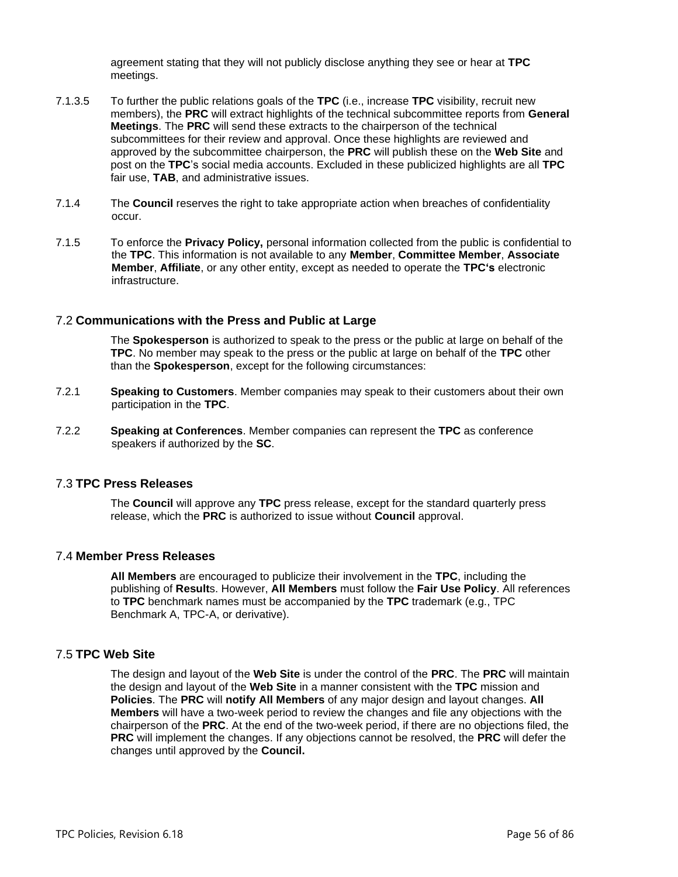agreement stating that they will not publicly disclose anything they see or hear at **TPC** meetings.

7.1.3.5 To further the public relations goals of the **TPC** (i.e., increase **TPC** visibility, recruit new members), the **PRC** will extract highlights of the technical subcommittee reports from **General Meetings**. The **PRC** will send these extracts to the chairperson of the technical subcommittees for their review and approval. Once these highlights are reviewed and approved by the subcommittee chairperson, the **PRC** will publish these on the **Web Site** and post on the **TPC**'s social media accounts. Excluded in these publicized highlights are all **TPC** fair use, **TAB**, and administrative issues.

7.1.4 The **Council** reserves the right to take appropriate action when breaches of confidentiality occur.

7.1.5 To enforce the **Privacy Policy,** personal information collected from the public is confidential to the **TPC**. This information is not available to any **Member**, **Committee Member**, **Associate Member**, **Affiliate**, or any other entity, except as needed to operate the **TPC's** electronic infrastructure.

## 7.2 Communications with the Press and Public at Large

The **Spokesperson** is authorized to speak to the press or the public at large on behalf of the **TPC**. No member may speak to the press or the public at large on behalf of the **TPC** other than the **Spokesperson**, except for the following circumstances:

7.2.1 **Speaking to Customers**. Member companies may speak to their customers about their own participation in the **TPC**.

7.2.2 **Speaking at Conferences**. Member companies can represent the **TPC** as conference speakers if authorized by the **SC**.

## 7.3 TPC Press Releases

The **Council** will approve any **TPC** press release, except for the standard quarterly press release, which the **PRC** is authorized to issue without **Council** approval.

## 7.4 Member Press Releases

**All Members** are encouraged to publicize their involvement in the **TPC**, including the publishing of **Result**s. However, **All Members** must follow the **Fair Use Policy**. All references to **TPC** benchmark names must be accompanied by the **TPC** trademark (e.g., TPC Benchmark A, TPC-A, or derivative).

## 7.5 TPC Web Site

The design and layout of the **Web Site** is under the control of the **PRC**. The **PRC** will maintain the design and layout of the **Web Site** in a manner consistent with the **TPC** mission and **Policies**. The **PRC** will **notify All Members** of any major design and layout changes. **All Members** will have a two-week period to review the changes and file any objections with the chairperson of the **PRC**. At the end of the two-week period, if there are no objections filed, the **PRC** will implement the changes. If any objections cannot be resolved, the **PRC** will defer the changes until approved by the **Council.**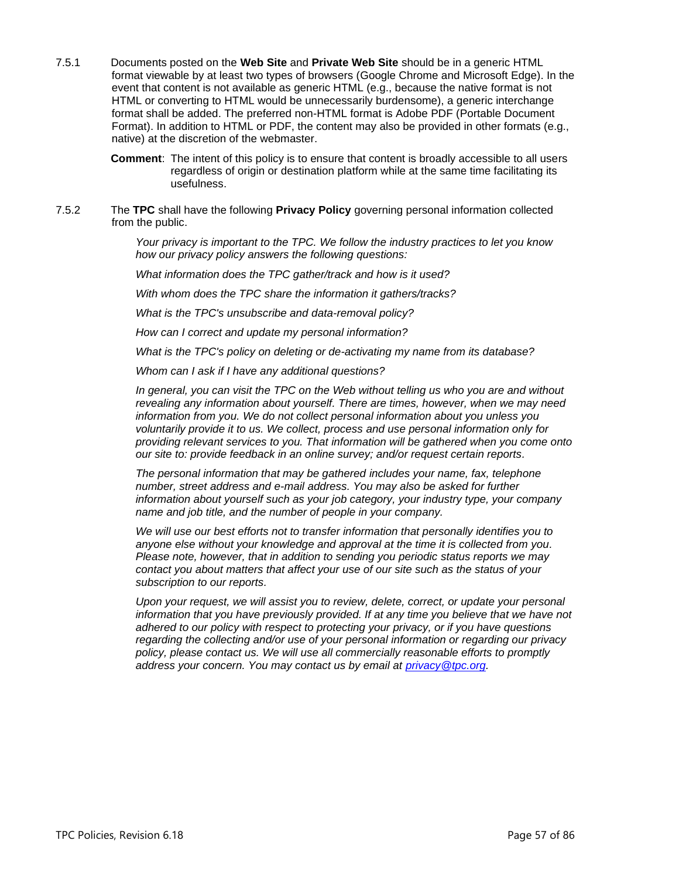7.5.1 Documents posted on the **Web Site** and **Private Web Site** should be in a generic HTML format viewable by at least two types of browsers (Google Chrome and Microsoft Edge). In the event that content is not available as generic HTML (e.g., because the native format is not HTML or converting to HTML would be unnecessarily burdensome), a generic interchange format shall be added. The preferred non-HTML format is Adobe PDF (Portable Document Format). In addition to HTML or PDF, the content may also be provided in other formats (e.g., native) at the discretion of the webmaster.

> **Comment**: The intent of this policy is to ensure that content is broadly accessible to all users regardless of origin or destination platform while at the same time facilitating its usefulness.

7.5.2 The **TPC** shall have the following **Privacy Policy** governing personal information collected from the public.

> *Your privacy is important to the TPC. We follow the industry practices to let you know how our privacy policy answers the following questions:*
>
> *What information does the TPC gather/track and how is it used?*
>
> *With whom does the TPC share the information it gathers/tracks?*
>
> *What is the TPC's unsubscribe and data-removal policy?*
>
> *How can I correct and update my personal information?*
>
> *What is the TPC's policy on deleting or de-activating my name from its database?*
>
> *Whom can I ask if I have any additional questions?*
>
> *In general, you can visit the TPC on the Web without telling us who you are and without revealing any information about yourself. There are times, however, when we may need information from you. We do not collect personal information about you unless you voluntarily provide it to us. We collect, process and use personal information only for providing relevant services to you. That information will be gathered when you come onto our site to: provide feedback in an online survey; and/or request certain reports.*
>
> *The personal information that may be gathered includes your name, fax, telephone number, street address and e-mail address. You may also be asked for further information about yourself such as your job category, your industry type, your company name and job title, and the number of people in your company.*
>
> *We will use our best efforts not to transfer information that personally identifies you to anyone else without your knowledge and approval at the time it is collected from you. Please note, however, that in addition to sending you periodic status reports we may contact you about matters that affect your use of our site such as the status of your subscription to our reports.*
>
> *Upon your request, we will assist you to review, delete, correct, or update your personal information that you have previously provided. If at any time you believe that we have not adhered to our policy with respect to protecting your privacy, or if you have questions regarding the collecting and/or use of your personal information or regarding our privacy policy, please contact us. We will use all commercially reasonable efforts to promptly address your concern. You may contact us by email at privacy@tpc.org.*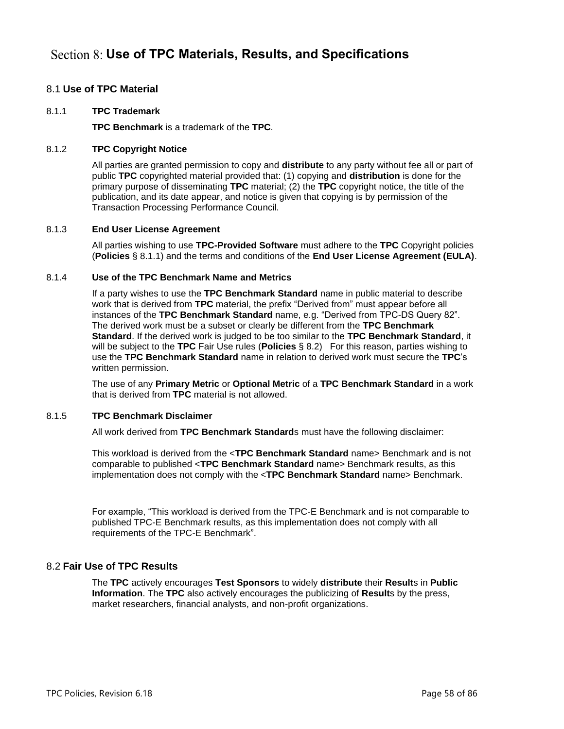# Section 8: Use of TPC Materials, Results, and Specifications

## 8.1 Use of TPC Material

### 8.1.1 TPC Trademark

**TPC Benchmark** is a trademark of the **TPC**.

### 8.1.2 TPC Copyright Notice

All parties are granted permission to copy and **distribute** to any party without fee all or part of public **TPC** copyrighted material provided that: (1) copying and **distribution** is done for the primary purpose of disseminating **TPC** material; (2) the **TPC** copyright notice, the title of the publication, and its date appear, and notice is given that copying is by permission of the Transaction Processing Performance Council.

### 8.1.3 End User License Agreement

All parties wishing to use **TPC-Provided Software** must adhere to the **TPC** Copyright policies (**Policies** § 8.1.1) and the terms and conditions of the **End User License Agreement (EULA)**.

### 8.1.4 Use of the TPC Benchmark Name and Metrics

If a party wishes to use the **TPC Benchmark Standard** name in public material to describe work that is derived from **TPC** material, the prefix "Derived from" must appear before all instances of the **TPC Benchmark Standard** name, e.g. "Derived from TPC-DS Query 82". The derived work must be a subset or clearly be different from the **TPC Benchmark Standard**. If the derived work is judged to be too similar to the **TPC Benchmark Standard**, it will be subject to the **TPC** Fair Use rules (**Policies** § 8.2) For this reason, parties wishing to use the **TPC Benchmark Standard** name in relation to derived work must secure the **TPC**'s written permission.

The use of any **Primary Metric** or **Optional Metric** of a **TPC Benchmark Standard** in a work that is derived from **TPC** material is not allowed.

### 8.1.5 TPC Benchmark Disclaimer

All work derived from **TPC Benchmark Standard**s must have the following disclaimer:

This workload is derived from the <**TPC Benchmark Standard** name> Benchmark and is not comparable to published <**TPC Benchmark Standard** name> Benchmark results, as this implementation does not comply with the <**TPC Benchmark Standard** name> Benchmark.

For example, "This workload is derived from the TPC-E Benchmark and is not comparable to published TPC-E Benchmark results, as this implementation does not comply with all requirements of the TPC-E Benchmark".

## 8.2 Fair Use of TPC Results

The **TPC** actively encourages **Test Sponsors** to widely **distribute** their **Result**s in **Public Information**. The **TPC** also actively encourages the publicizing of **Result**s by the press, market researchers, financial analysts, and non-profit organizations.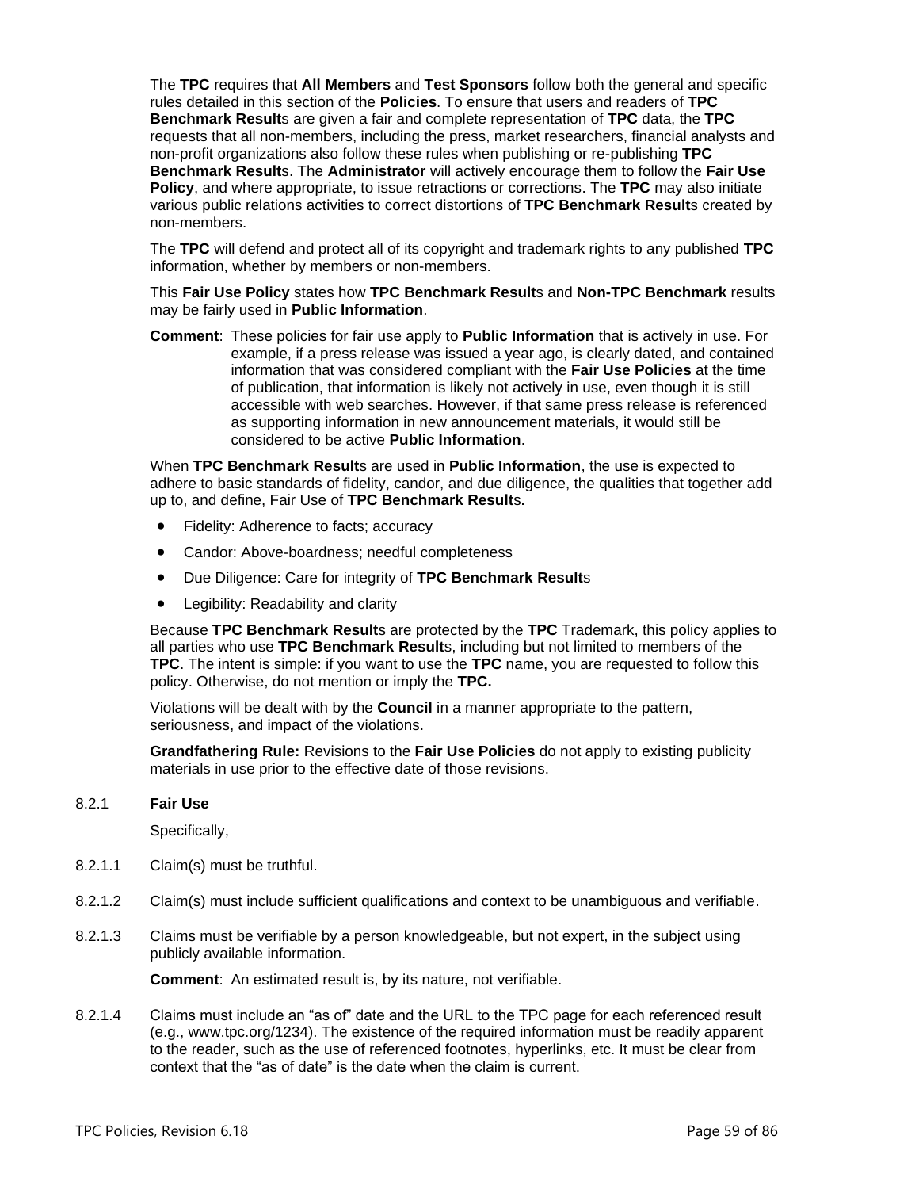The **TPC** requires that **All Members** and **Test Sponsors** follow both the general and specific rules detailed in this section of the **Policies**. To ensure that users and readers of **TPC Benchmark Result**s are given a fair and complete representation of **TPC** data, the **TPC** requests that all non-members, including the press, market researchers, financial analysts and non-profit organizations also follow these rules when publishing or re-publishing **TPC Benchmark Result**s. The **Administrator** will actively encourage them to follow the **Fair Use Policy**, and where appropriate, to issue retractions or corrections. The **TPC** may also initiate various public relations activities to correct distortions of **TPC Benchmark Result**s created by non-members.

The **TPC** will defend and protect all of its copyright and trademark rights to any published **TPC** information, whether by members or non-members.

This **Fair Use Policy** states how **TPC Benchmark Result**s and **Non-TPC Benchmark** results may be fairly used in **Public Information**.

**Comment**: These policies for fair use apply to **Public Information** that is actively in use. For example, if a press release was issued a year ago, is clearly dated, and contained information that was considered compliant with the **Fair Use Policies** at the time of publication, that information is likely not actively in use, even though it is still accessible with web searches. However, if that same press release is referenced as supporting information in new announcement materials, it would still be considered to be active **Public Information**.

When **TPC Benchmark Result**s are used in **Public Information**, the use is expected to adhere to basic standards of fidelity, candor, and due diligence, the qualities that together add up to, and define, Fair Use of **TPC Benchmark Result**s**.**

- Fidelity: Adherence to facts; accuracy
- Candor: Above-boardness; needful completeness
- Due Diligence: Care for integrity of **TPC Benchmark Result**s
- Legibility: Readability and clarity

Because **TPC Benchmark Result**s are protected by the **TPC** Trademark, this policy applies to all parties who use **TPC Benchmark Result**s, including but not limited to members of the **TPC**. The intent is simple: if you want to use the **TPC** name, you are requested to follow this policy. Otherwise, do not mention or imply the **TPC.**

Violations will be dealt with by the **Council** in a manner appropriate to the pattern, seriousness, and impact of the violations.

**Grandfathering Rule:** Revisions to the **Fair Use Policies** do not apply to existing publicity materials in use prior to the effective date of those revisions.

### 8.2.1 Fair Use

Specifically,

8.2.1.1 Claim(s) must be truthful.

8.2.1.2 Claim(s) must include sufficient qualifications and context to be unambiguous and verifiable.

8.2.1.3 Claims must be verifiable by a person knowledgeable, but not expert, in the subject using publicly available information.

**Comment**: An estimated result is, by its nature, not verifiable.

8.2.1.4 Claims must include an "as of" date and the URL to the TPC page for each referenced result (e.g., www.tpc.org/1234). The existence of the required information must be readily apparent to the reader, such as the use of referenced footnotes, hyperlinks, etc. It must be clear from context that the "as of date" is the date when the claim is current.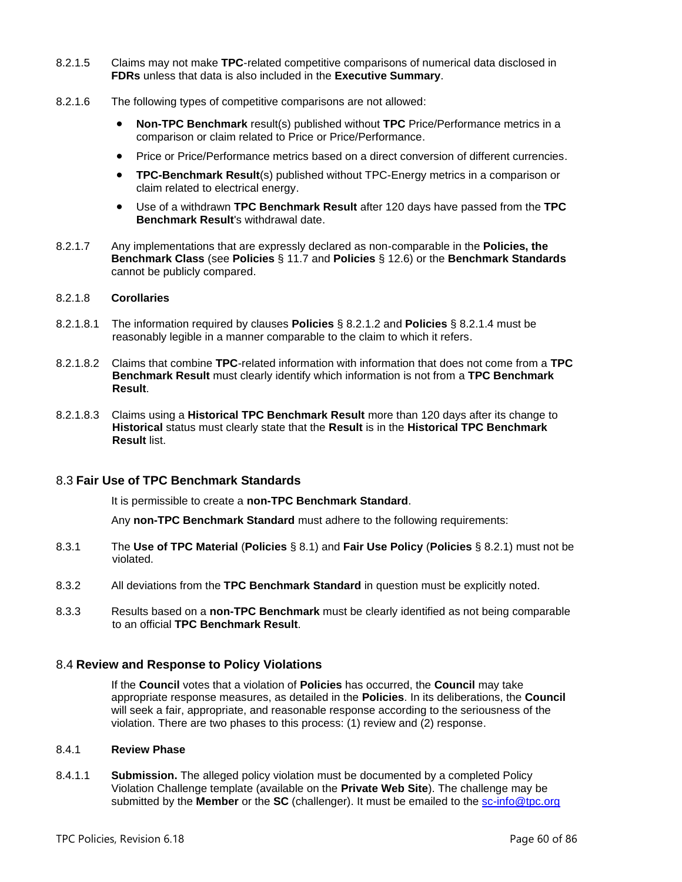8.2.1.5 Claims may not make **TPC**-related competitive comparisons of numerical data disclosed in **FDRs** unless that data is also included in the **Executive Summary**.

8.2.1.6 The following types of competitive comparisons are not allowed:

- **Non-TPC Benchmark** result(s) published without **TPC** Price/Performance metrics in a comparison or claim related to Price or Price/Performance.
- Price or Price/Performance metrics based on a direct conversion of different currencies.
- **TPC-Benchmark Result**(s) published without TPC-Energy metrics in a comparison or claim related to electrical energy.
- Use of a withdrawn **TPC Benchmark Result** after 120 days have passed from the **TPC Benchmark Result**'s withdrawal date.

8.2.1.7 Any implementations that are expressly declared as non-comparable in the **Policies, the Benchmark Class** (see **Policies** § 11.7 and **Policies** § 12.6) or the **Benchmark Standards** cannot be publicly compared.

8.2.1.8 **Corollaries**

8.2.1.8.1 The information required by clauses **Policies** § 8.2.1.2 and **Policies** § 8.2.1.4 must be reasonably legible in a manner comparable to the claim to which it refers.

8.2.1.8.2 Claims that combine **TPC**-related information with information that does not come from a **TPC Benchmark Result** must clearly identify which information is not from a **TPC Benchmark Result**.

8.2.1.8.3 Claims using a **Historical TPC Benchmark Result** more than 120 days after its change to **Historical** status must clearly state that the **Result** is in the **Historical TPC Benchmark Result** list.

## 8.3 Fair Use of TPC Benchmark Standards

It is permissible to create a **non-TPC Benchmark Standard**.

Any **non-TPC Benchmark Standard** must adhere to the following requirements:

8.3.1 The **Use of TPC Material** (**Policies** § 8.1) and **Fair Use Policy** (**Policies** § 8.2.1) must not be violated.

8.3.2 All deviations from the **TPC Benchmark Standard** in question must be explicitly noted.

8.3.3 Results based on a **non-TPC Benchmark** must be clearly identified as not being comparable to an official **TPC Benchmark Result**.

## 8.4 Review and Response to Policy Violations

If the **Council** votes that a violation of **Policies** has occurred, the **Council** may take appropriate response measures, as detailed in the **Policies**. In its deliberations, the **Council** will seek a fair, appropriate, and reasonable response according to the seriousness of the violation. There are two phases to this process: (1) review and (2) response.

8.4.1 **Review Phase**

8.4.1.1 **Submission.** The alleged policy violation must be documented by a completed Policy Violation Challenge template (available on the **Private Web Site**). The challenge may be submitted by the **Member** or the **SC** (challenger). It must be emailed to the sc-info@tpc.org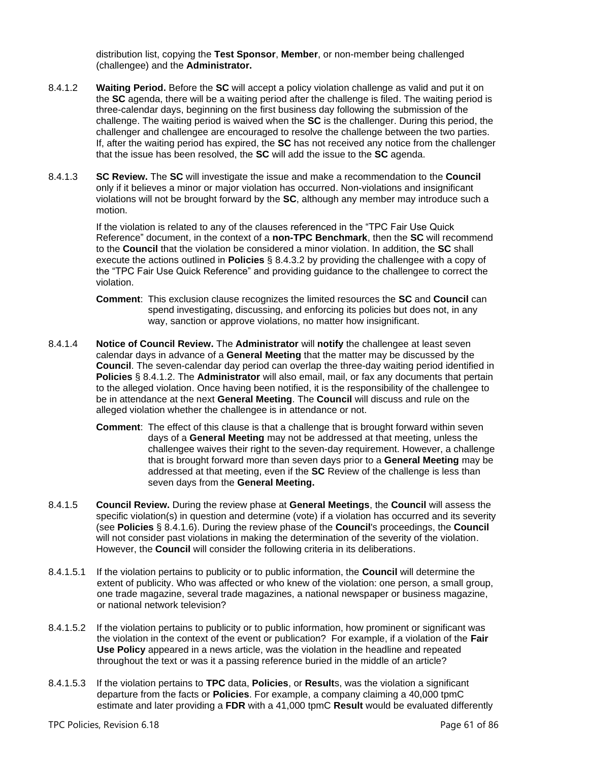distribution list, copying the **Test Sponsor**, **Member**, or non-member being challenged (challengee) and the **Administrator.**

8.4.1.2 **Waiting Period.** Before the **SC** will accept a policy violation challenge as valid and put it on the **SC** agenda, there will be a waiting period after the challenge is filed. The waiting period is three-calendar days, beginning on the first business day following the submission of the challenge. The waiting period is waived when the **SC** is the challenger. During this period, the challenger and challengee are encouraged to resolve the challenge between the two parties. If, after the waiting period has expired, the **SC** has not received any notice from the challenger that the issue has been resolved, the **SC** will add the issue to the **SC** agenda.

8.4.1.3 **SC Review.** The **SC** will investigate the issue and make a recommendation to the **Council** only if it believes a minor or major violation has occurred. Non-violations and insignificant violations will not be brought forward by the **SC**, although any member may introduce such a motion.

If the violation is related to any of the clauses referenced in the "TPC Fair Use Quick Reference" document, in the context of a **non-TPC Benchmark**, then the **SC** will recommend to the **Council** that the violation be considered a minor violation. In addition, the **SC** shall execute the actions outlined in **Policies** § 8.4.3.2 by providing the challengee with a copy of the "TPC Fair Use Quick Reference" and providing guidance to the challengee to correct the violation.

**Comment**: This exclusion clause recognizes the limited resources the **SC** and **Council** can spend investigating, discussing, and enforcing its policies but does not, in any way, sanction or approve violations, no matter how insignificant.

8.4.1.4 **Notice of Council Review.** The **Administrator** will **notify** the challengee at least seven calendar days in advance of a **General Meeting** that the matter may be discussed by the **Council**. The seven-calendar day period can overlap the three-day waiting period identified in **Policies** § 8.4.1.2. The **Administrator** will also email, mail, or fax any documents that pertain to the alleged violation. Once having been notified, it is the responsibility of the challengee to be in attendance at the next **General Meeting**. The **Council** will discuss and rule on the alleged violation whether the challengee is in attendance or not.

**Comment**: The effect of this clause is that a challenge that is brought forward within seven days of a **General Meeting** may not be addressed at that meeting, unless the challengee waives their right to the seven-day requirement. However, a challenge that is brought forward more than seven days prior to a **General Meeting** may be addressed at that meeting, even if the **SC** Review of the challenge is less than seven days from the **General Meeting.**

8.4.1.5 **Council Review.** During the review phase at **General Meetings**, the **Council** will assess the specific violation(s) in question and determine (vote) if a violation has occurred and its severity (see **Policies** § 8.4.1.6). During the review phase of the **Council**'s proceedings, the **Council** will not consider past violations in making the determination of the severity of the violation. However, the **Council** will consider the following criteria in its deliberations.

8.4.1.5.1 If the violation pertains to publicity or to public information, the **Council** will determine the extent of publicity. Who was affected or who knew of the violation: one person, a small group, one trade magazine, several trade magazines, a national newspaper or business magazine, or national network television?

8.4.1.5.2 If the violation pertains to publicity or to public information, how prominent or significant was the violation in the context of the event or publication? For example, if a violation of the **Fair Use Policy** appeared in a news article, was the violation in the headline and repeated throughout the text or was it a passing reference buried in the middle of an article?

8.4.1.5.3 If the violation pertains to **TPC** data, **Policies**, or **Result**s, was the violation a significant departure from the facts or **Policies**. For example, a company claiming a 40,000 tpmC estimate and later providing a **FDR** with a 41,000 tpmC **Result** would be evaluated differently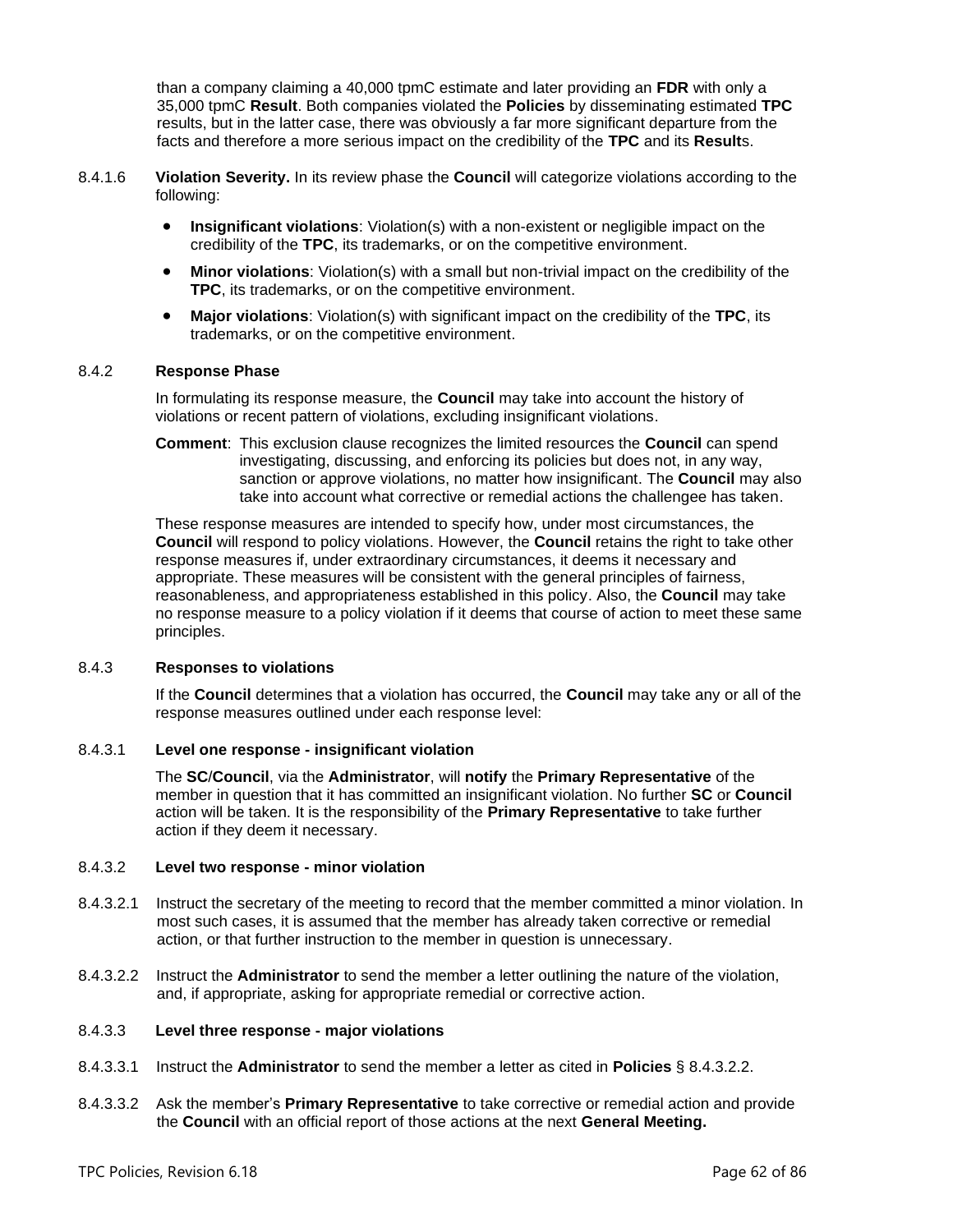than a company claiming a 40,000 tpmC estimate and later providing an **FDR** with only a 35,000 tpmC **Result**. Both companies violated the **Policies** by disseminating estimated **TPC** results, but in the latter case, there was obviously a far more significant departure from the facts and therefore a more serious impact on the credibility of the **TPC** and its **Result**s.

8.4.1.6 **Violation Severity.** In its review phase the **Council** will categorize violations according to the following:

- **Insignificant violations**: Violation(s) with a non-existent or negligible impact on the credibility of the **TPC**, its trademarks, or on the competitive environment.
- **Minor violations**: Violation(s) with a small but non-trivial impact on the credibility of the **TPC**, its trademarks, or on the competitive environment.
- **Major violations**: Violation(s) with significant impact on the credibility of the **TPC**, its trademarks, or on the competitive environment.

#### 8.4.2 Response Phase

In formulating its response measure, the **Council** may take into account the history of violations or recent pattern of violations, excluding insignificant violations.

**Comment**: This exclusion clause recognizes the limited resources the **Council** can spend investigating, discussing, and enforcing its policies but does not, in any way, sanction or approve violations, no matter how insignificant. The **Council** may also take into account what corrective or remedial actions the challengee has taken.

These response measures are intended to specify how, under most circumstances, the **Council** will respond to policy violations. However, the **Council** retains the right to take other response measures if, under extraordinary circumstances, it deems it necessary and appropriate. These measures will be consistent with the general principles of fairness, reasonableness, and appropriateness established in this policy. Also, the **Council** may take no response measure to a policy violation if it deems that course of action to meet these same principles.

#### 8.4.3 Responses to violations

If the **Council** determines that a violation has occurred, the **Council** may take any or all of the response measures outlined under each response level:

##### 8.4.3.1 Level one response - insignificant violation

The **SC**/**Council**, via the **Administrator**, will **notify** the **Primary Representative** of the member in question that it has committed an insignificant violation. No further **SC** or **Council** action will be taken. It is the responsibility of the **Primary Representative** to take further action if they deem it necessary.

##### 8.4.3.2 Level two response - minor violation

8.4.3.2.1 Instruct the secretary of the meeting to record that the member committed a minor violation. In most such cases, it is assumed that the member has already taken corrective or remedial action, or that further instruction to the member in question is unnecessary.

8.4.3.2.2 Instruct the **Administrator** to send the member a letter outlining the nature of the violation, and, if appropriate, asking for appropriate remedial or corrective action.

##### 8.4.3.3 Level three response - major violations

8.4.3.3.1 Instruct the **Administrator** to send the member a letter as cited in **Policies** § 8.4.3.2.2.

8.4.3.3.2 Ask the member's **Primary Representative** to take corrective or remedial action and provide the **Council** with an official report of those actions at the next **General Meeting.**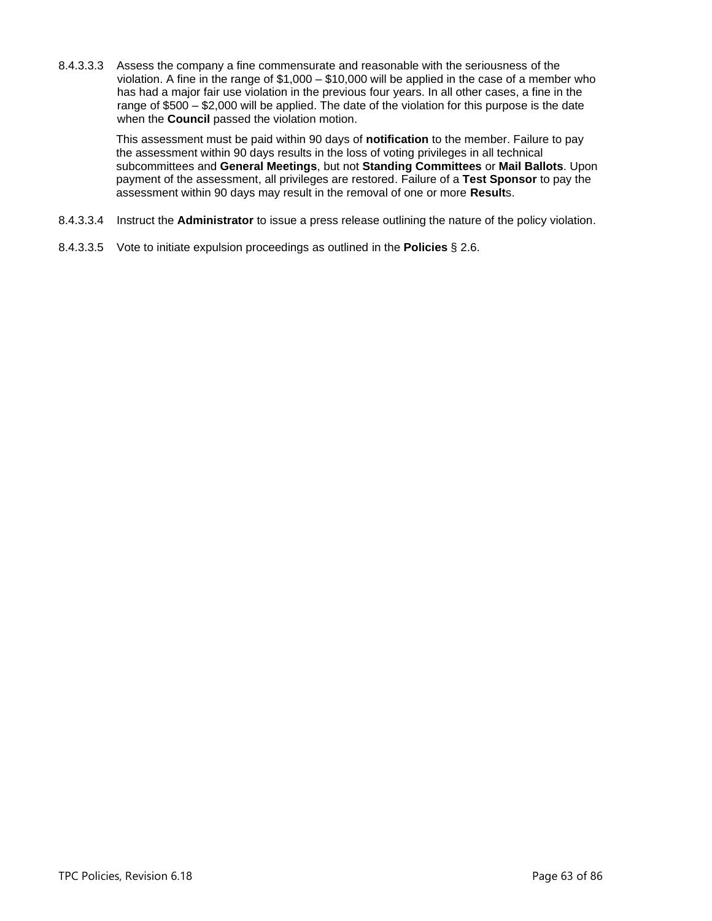8.4.3.3.3 Assess the company a fine commensurate and reasonable with the seriousness of the violation. A fine in the range of $1,000 – $10,000 will be applied in the case of a member who has had a major fair use violation in the previous four years. In all other cases, a fine in the range of $500 – $2,000 will be applied. The date of the violation for this purpose is the date when the **Council** passed the violation motion.

This assessment must be paid within 90 days of **notification** to the member. Failure to pay the assessment within 90 days results in the loss of voting privileges in all technical subcommittees and **General Meetings**, but not **Standing Committees** or **Mail Ballots**. Upon payment of the assessment, all privileges are restored. Failure of a **Test Sponsor** to pay the assessment within 90 days may result in the removal of one or more **Result**s.

8.4.3.3.4 Instruct the **Administrator** to issue a press release outlining the nature of the policy violation.

8.4.3.3.5 Vote to initiate expulsion proceedings as outlined in the **Policies** § 2.6.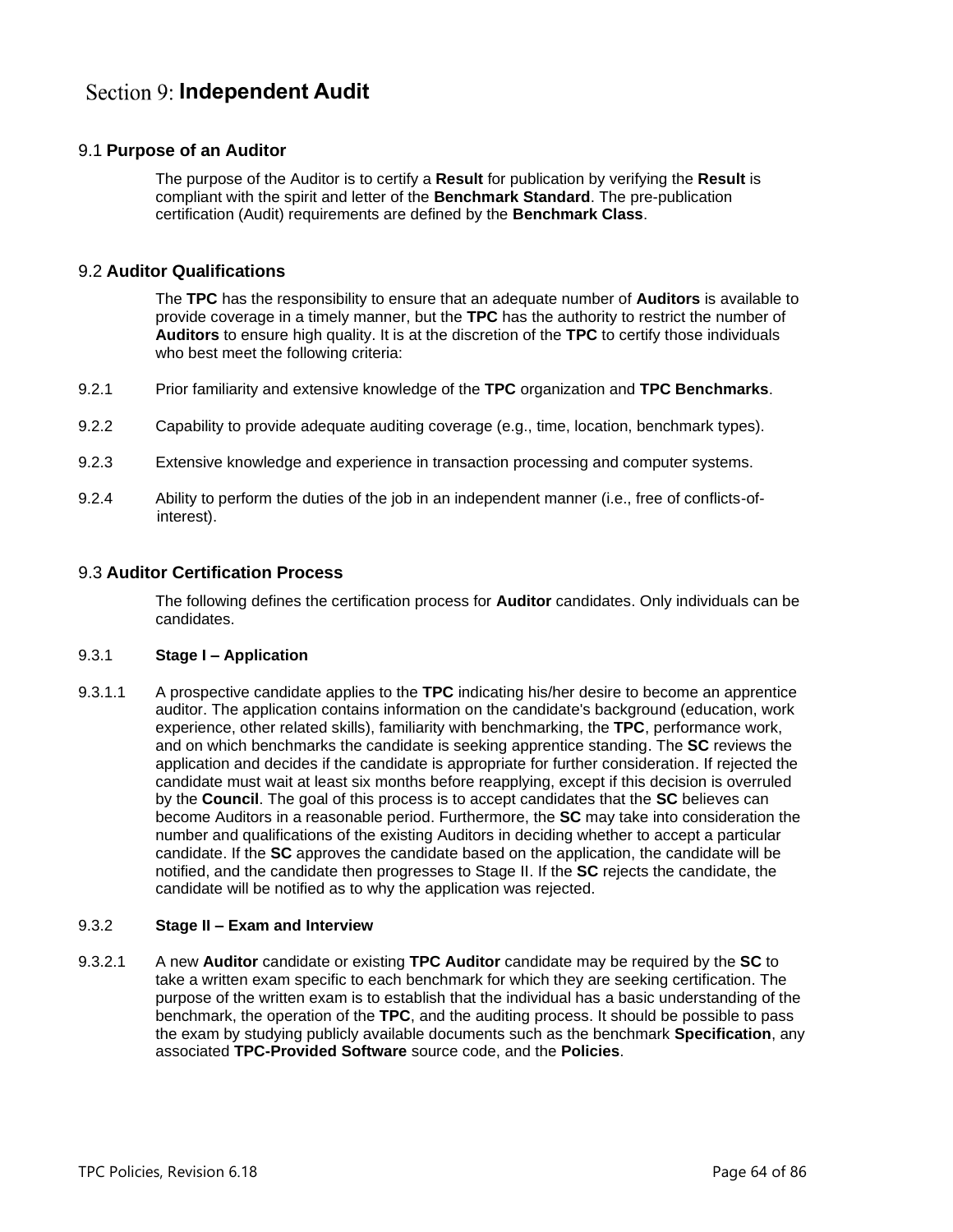# Section 9: Independent Audit

## 9.1 Purpose of an Auditor

The purpose of the Auditor is to certify a **Result** for publication by verifying the **Result** is compliant with the spirit and letter of the **Benchmark Standard**. The pre-publication certification (Audit) requirements are defined by the **Benchmark Class**.

## 9.2 Auditor Qualifications

The **TPC** has the responsibility to ensure that an adequate number of **Auditors** is available to provide coverage in a timely manner, but the **TPC** has the authority to restrict the number of **Auditors** to ensure high quality. It is at the discretion of the **TPC** to certify those individuals who best meet the following criteria:

9.2.1 Prior familiarity and extensive knowledge of the **TPC** organization and **TPC Benchmarks**.

9.2.2 Capability to provide adequate auditing coverage (e.g., time, location, benchmark types).

9.2.3 Extensive knowledge and experience in transaction processing and computer systems.

9.2.4 Ability to perform the duties of the job in an independent manner (i.e., free of conflicts-of-interest).

## 9.3 Auditor Certification Process

The following defines the certification process for **Auditor** candidates. Only individuals can be candidates.

### 9.3.1 Stage I – Application

9.3.1.1 A prospective candidate applies to the **TPC** indicating his/her desire to become an apprentice auditor. The application contains information on the candidate's background (education, work experience, other related skills), familiarity with benchmarking, the **TPC**, performance work, and on which benchmarks the candidate is seeking apprentice standing. The **SC** reviews the application and decides if the candidate is appropriate for further consideration. If rejected the candidate must wait at least six months before reapplying, except if this decision is overruled by the **Council**. The goal of this process is to accept candidates that the **SC** believes can become Auditors in a reasonable period. Furthermore, the **SC** may take into consideration the number and qualifications of the existing Auditors in deciding whether to accept a particular candidate. If the **SC** approves the candidate based on the application, the candidate will be notified, and the candidate then progresses to Stage II. If the **SC** rejects the candidate, the candidate will be notified as to why the application was rejected.

### 9.3.2 Stage II – Exam and Interview

9.3.2.1 A new **Auditor** candidate or existing **TPC Auditor** candidate may be required by the **SC** to take a written exam specific to each benchmark for which they are seeking certification. The purpose of the written exam is to establish that the individual has a basic understanding of the benchmark, the operation of the **TPC**, and the auditing process. It should be possible to pass the exam by studying publicly available documents such as the benchmark **Specification**, any associated **TPC-Provided Software** source code, and the **Policies**.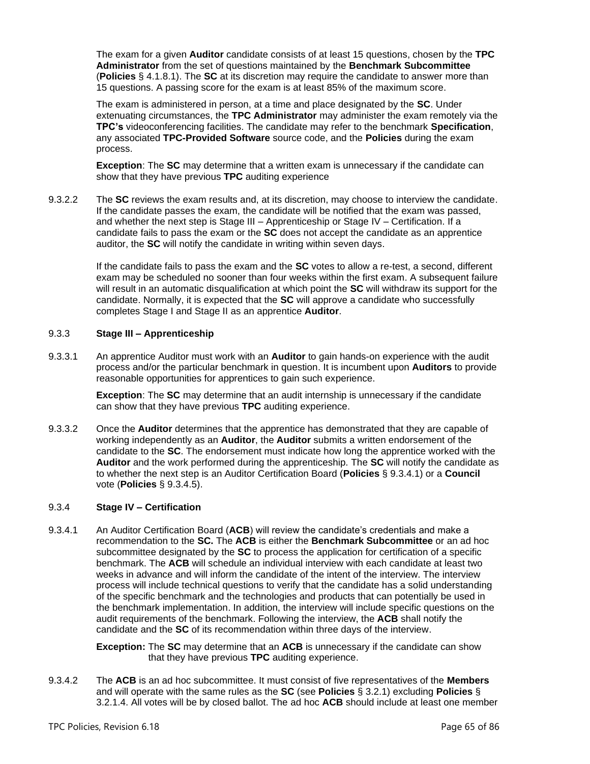The exam for a given **Auditor** candidate consists of at least 15 questions, chosen by the **TPC Administrator** from the set of questions maintained by the **Benchmark Subcommittee** (**Policies** § 4.1.8.1). The **SC** at its discretion may require the candidate to answer more than 15 questions. A passing score for the exam is at least 85% of the maximum score.

The exam is administered in person, at a time and place designated by the **SC**. Under extenuating circumstances, the **TPC Administrator** may administer the exam remotely via the **TPC's** videoconferencing facilities. The candidate may refer to the benchmark **Specification**, any associated **TPC-Provided Software** source code, and the **Policies** during the exam process.

**Exception**: The **SC** may determine that a written exam is unnecessary if the candidate can show that they have previous **TPC** auditing experience

9.3.2.2 The **SC** reviews the exam results and, at its discretion, may choose to interview the candidate. If the candidate passes the exam, the candidate will be notified that the exam was passed, and whether the next step is Stage III – Apprenticeship or Stage IV – Certification. If a candidate fails to pass the exam or the **SC** does not accept the candidate as an apprentice auditor, the **SC** will notify the candidate in writing within seven days.

If the candidate fails to pass the exam and the **SC** votes to allow a re-test, a second, different exam may be scheduled no sooner than four weeks within the first exam. A subsequent failure will result in an automatic disqualification at which point the **SC** will withdraw its support for the candidate. Normally, it is expected that the **SC** will approve a candidate who successfully completes Stage I and Stage II as an apprentice **Auditor**.

### 9.3.3 Stage III – Apprenticeship

9.3.3.1 An apprentice Auditor must work with an **Auditor** to gain hands-on experience with the audit process and/or the particular benchmark in question. It is incumbent upon **Auditors** to provide reasonable opportunities for apprentices to gain such experience.

**Exception**: The **SC** may determine that an audit internship is unnecessary if the candidate can show that they have previous **TPC** auditing experience.

9.3.3.2 Once the **Auditor** determines that the apprentice has demonstrated that they are capable of working independently as an **Auditor**, the **Auditor** submits a written endorsement of the candidate to the **SC**. The endorsement must indicate how long the apprentice worked with the **Auditor** and the work performed during the apprenticeship. The **SC** will notify the candidate as to whether the next step is an Auditor Certification Board (**Policies** § 9.3.4.1) or a **Council** vote (**Policies** § 9.3.4.5).

### 9.3.4 Stage IV – Certification

9.3.4.1 An Auditor Certification Board (**ACB**) will review the candidate's credentials and make a recommendation to the **SC.** The **ACB** is either the **Benchmark Subcommittee** or an ad hoc subcommittee designated by the **SC** to process the application for certification of a specific benchmark. The **ACB** will schedule an individual interview with each candidate at least two weeks in advance and will inform the candidate of the intent of the interview. The interview process will include technical questions to verify that the candidate has a solid understanding of the specific benchmark and the technologies and products that can potentially be used in the benchmark implementation. In addition, the interview will include specific questions on the audit requirements of the benchmark. Following the interview, the **ACB** shall notify the candidate and the **SC** of its recommendation within three days of the interview.

**Exception:** The **SC** may determine that an **ACB** is unnecessary if the candidate can show that they have previous **TPC** auditing experience.

9.3.4.2 The **ACB** is an ad hoc subcommittee. It must consist of five representatives of the **Members** and will operate with the same rules as the **SC** (see **Policies** § 3.2.1) excluding **Policies** § 3.2.1.4. All votes will be by closed ballot. The ad hoc **ACB** should include at least one member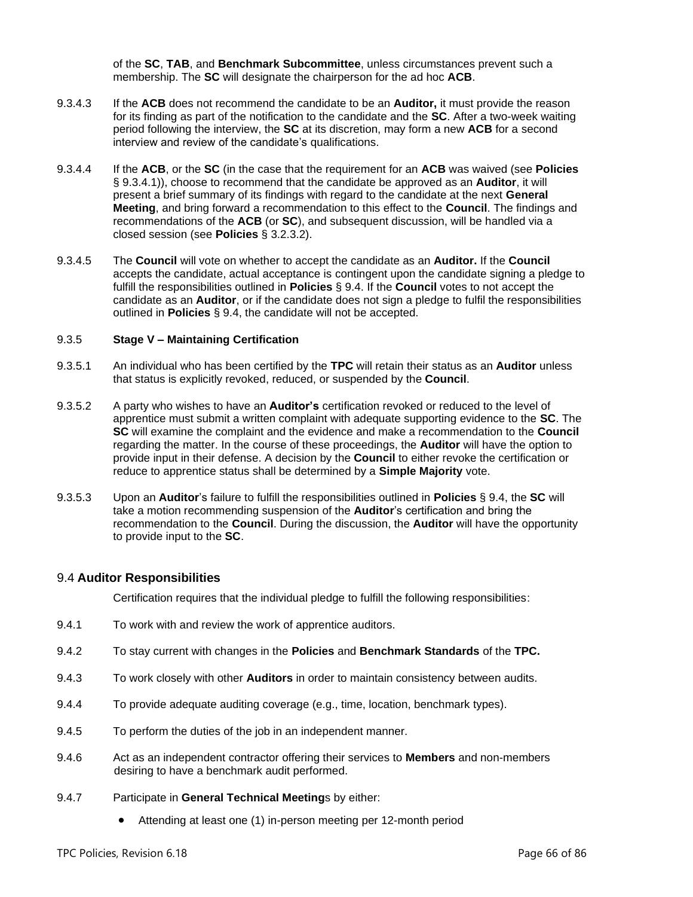of the **SC**, **TAB**, and **Benchmark Subcommittee**, unless circumstances prevent such a membership. The **SC** will designate the chairperson for the ad hoc **ACB**.

9.3.4.3 If the **ACB** does not recommend the candidate to be an **Auditor,** it must provide the reason for its finding as part of the notification to the candidate and the **SC**. After a two-week waiting period following the interview, the **SC** at its discretion, may form a new **ACB** for a second interview and review of the candidate's qualifications.

9.3.4.4 If the **ACB**, or the **SC** (in the case that the requirement for an **ACB** was waived (see **Policies** § 9.3.4.1)), choose to recommend that the candidate be approved as an **Auditor**, it will present a brief summary of its findings with regard to the candidate at the next **General Meeting**, and bring forward a recommendation to this effect to the **Council**. The findings and recommendations of the **ACB** (or **SC**), and subsequent discussion, will be handled via a closed session (see **Policies** § 3.2.3.2).

9.3.4.5 The **Council** will vote on whether to accept the candidate as an **Auditor.** If the **Council** accepts the candidate, actual acceptance is contingent upon the candidate signing a pledge to fulfill the responsibilities outlined in **Policies** § 9.4. If the **Council** votes to not accept the candidate as an **Auditor**, or if the candidate does not sign a pledge to fulfil the responsibilities outlined in **Policies** § 9.4, the candidate will not be accepted.

9.3.5 **Stage V – Maintaining Certification**

9.3.5.1 An individual who has been certified by the **TPC** will retain their status as an **Auditor** unless that status is explicitly revoked, reduced, or suspended by the **Council**.

9.3.5.2 A party who wishes to have an **Auditor's** certification revoked or reduced to the level of apprentice must submit a written complaint with adequate supporting evidence to the **SC**. The **SC** will examine the complaint and the evidence and make a recommendation to the **Council** regarding the matter. In the course of these proceedings, the **Auditor** will have the option to provide input in their defense. A decision by the **Council** to either revoke the certification or reduce to apprentice status shall be determined by a **Simple Majority** vote.

9.3.5.3 Upon an **Auditor**'s failure to fulfill the responsibilities outlined in **Policies** § 9.4, the **SC** will take a motion recommending suspension of the **Auditor**'s certification and bring the recommendation to the **Council**. During the discussion, the **Auditor** will have the opportunity to provide input to the **SC**.

## 9.4 Auditor Responsibilities

Certification requires that the individual pledge to fulfill the following responsibilities:

9.4.1 To work with and review the work of apprentice auditors.

9.4.2 To stay current with changes in the **Policies** and **Benchmark Standards** of the **TPC.**

9.4.3 To work closely with other **Auditors** in order to maintain consistency between audits.

9.4.4 To provide adequate auditing coverage (e.g., time, location, benchmark types).

9.4.5 To perform the duties of the job in an independent manner.

9.4.6 Act as an independent contractor offering their services to **Members** and non-members desiring to have a benchmark audit performed.

9.4.7 Participate in **General Technical Meeting**s by either:

- Attending at least one (1) in-person meeting per 12-month period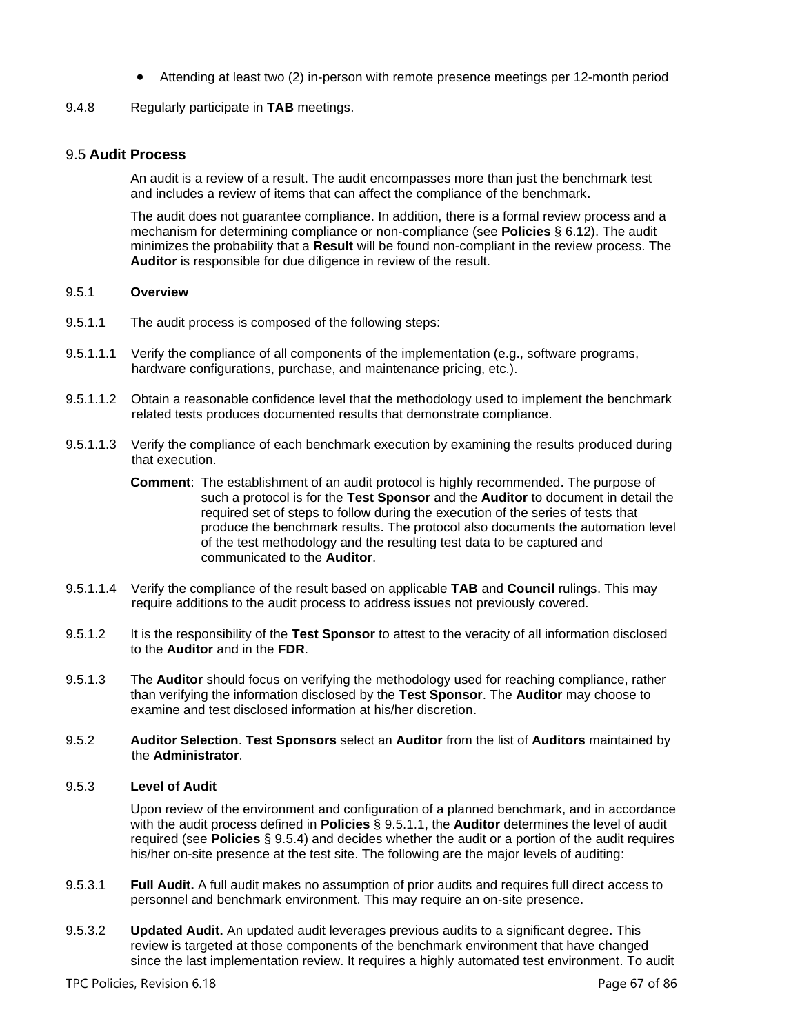- Attending at least two (2) in-person with remote presence meetings per 12-month period

9.4.8 Regularly participate in **TAB** meetings.

## 9.5 Audit Process

An audit is a review of a result. The audit encompasses more than just the benchmark test and includes a review of items that can affect the compliance of the benchmark.

The audit does not guarantee compliance. In addition, there is a formal review process and a mechanism for determining compliance or non-compliance (see **Policies** § 6.12). The audit minimizes the probability that a **Result** will be found non-compliant in the review process. The **Auditor** is responsible for due diligence in review of the result.

9.5.1 **Overview**

9.5.1.1 The audit process is composed of the following steps:

9.5.1.1.1 Verify the compliance of all components of the implementation (e.g., software programs, hardware configurations, purchase, and maintenance pricing, etc.).

9.5.1.1.2 Obtain a reasonable confidence level that the methodology used to implement the benchmark related tests produces documented results that demonstrate compliance.

9.5.1.1.3 Verify the compliance of each benchmark execution by examining the results produced during that execution.

**Comment**: The establishment of an audit protocol is highly recommended. The purpose of such a protocol is for the **Test Sponsor** and the **Auditor** to document in detail the required set of steps to follow during the execution of the series of tests that produce the benchmark results. The protocol also documents the automation level of the test methodology and the resulting test data to be captured and communicated to the **Auditor**.

9.5.1.1.4 Verify the compliance of the result based on applicable **TAB** and **Council** rulings. This may require additions to the audit process to address issues not previously covered.

9.5.1.2 It is the responsibility of the **Test Sponsor** to attest to the veracity of all information disclosed to the **Auditor** and in the **FDR**.

9.5.1.3 The **Auditor** should focus on verifying the methodology used for reaching compliance, rather than verifying the information disclosed by the **Test Sponsor**. The **Auditor** may choose to examine and test disclosed information at his/her discretion.

9.5.2 **Auditor Selection**. **Test Sponsors** select an **Auditor** from the list of **Auditors** maintained by the **Administrator**.

9.5.3 **Level of Audit**

Upon review of the environment and configuration of a planned benchmark, and in accordance with the audit process defined in **Policies** § 9.5.1.1, the **Auditor** determines the level of audit required (see **Policies** § 9.5.4) and decides whether the audit or a portion of the audit requires his/her on-site presence at the test site. The following are the major levels of auditing:

9.5.3.1 **Full Audit.** A full audit makes no assumption of prior audits and requires full direct access to personnel and benchmark environment. This may require an on-site presence.

9.5.3.2 **Updated Audit.** An updated audit leverages previous audits to a significant degree. This review is targeted at those components of the benchmark environment that have changed since the last implementation review. It requires a highly automated test environment. To audit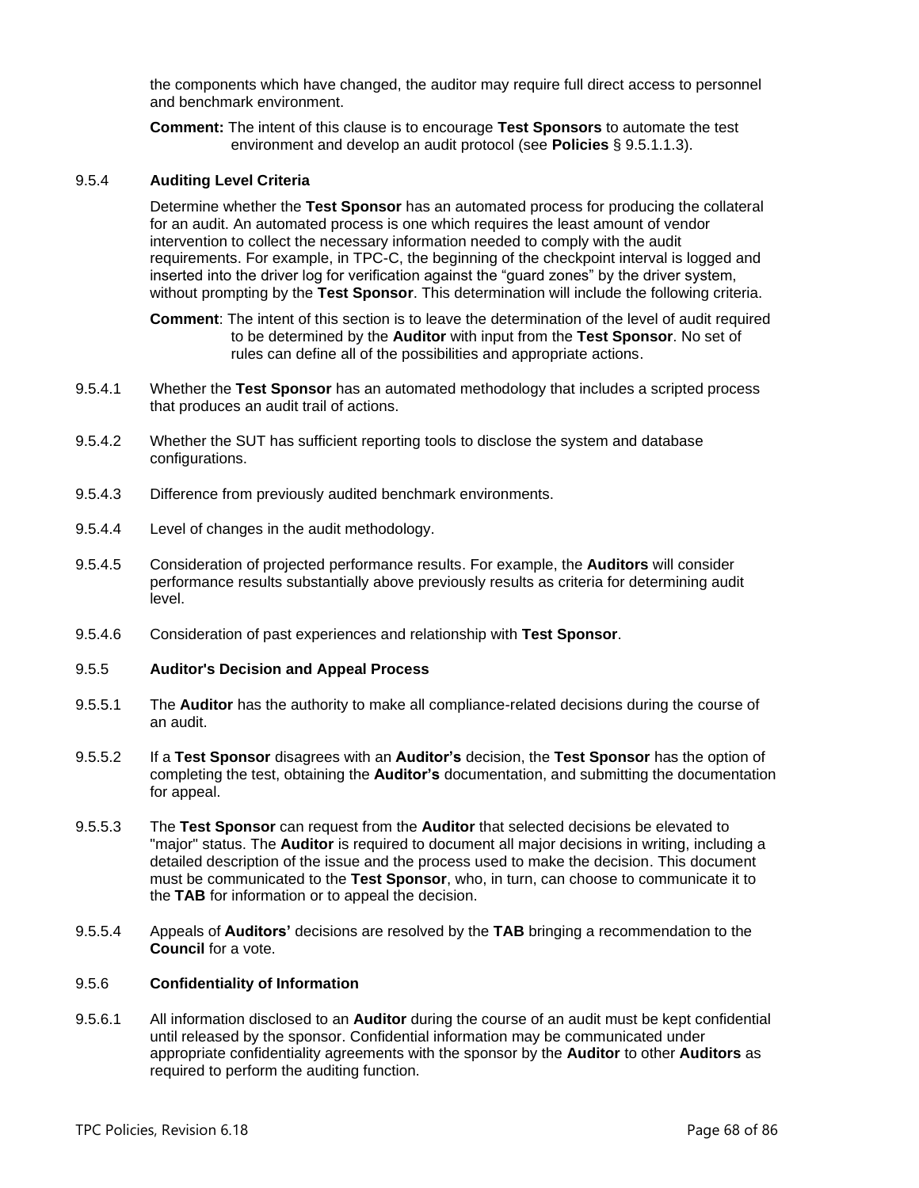the components which have changed, the auditor may require full direct access to personnel and benchmark environment.

**Comment:** The intent of this clause is to encourage **Test Sponsors** to automate the test environment and develop an audit protocol (see **Policies** § 9.5.1.1.3).

### 9.5.4 Auditing Level Criteria

Determine whether the **Test Sponsor** has an automated process for producing the collateral for an audit. An automated process is one which requires the least amount of vendor intervention to collect the necessary information needed to comply with the audit requirements. For example, in TPC-C, the beginning of the checkpoint interval is logged and inserted into the driver log for verification against the "guard zones" by the driver system, without prompting by the **Test Sponsor**. This determination will include the following criteria.

**Comment**: The intent of this section is to leave the determination of the level of audit required to be determined by the **Auditor** with input from the **Test Sponsor**. No set of rules can define all of the possibilities and appropriate actions.

9.5.4.1 Whether the **Test Sponsor** has an automated methodology that includes a scripted process that produces an audit trail of actions.

9.5.4.2 Whether the SUT has sufficient reporting tools to disclose the system and database configurations.

9.5.4.3 Difference from previously audited benchmark environments.

9.5.4.4 Level of changes in the audit methodology.

9.5.4.5 Consideration of projected performance results. For example, the **Auditors** will consider performance results substantially above previously results as criteria for determining audit level.

9.5.4.6 Consideration of past experiences and relationship with **Test Sponsor**.

### 9.5.5 Auditor's Decision and Appeal Process

9.5.5.1 The **Auditor** has the authority to make all compliance-related decisions during the course of an audit.

9.5.5.2 If a **Test Sponsor** disagrees with an **Auditor's** decision, the **Test Sponsor** has the option of completing the test, obtaining the **Auditor's** documentation, and submitting the documentation for appeal.

9.5.5.3 The **Test Sponsor** can request from the **Auditor** that selected decisions be elevated to "major" status. The **Auditor** is required to document all major decisions in writing, including a detailed description of the issue and the process used to make the decision. This document must be communicated to the **Test Sponsor**, who, in turn, can choose to communicate it to the **TAB** for information or to appeal the decision.

9.5.5.4 Appeals of **Auditors'** decisions are resolved by the **TAB** bringing a recommendation to the **Council** for a vote.

### 9.5.6 Confidentiality of Information

9.5.6.1 All information disclosed to an **Auditor** during the course of an audit must be kept confidential until released by the sponsor. Confidential information may be communicated under appropriate confidentiality agreements with the sponsor by the **Auditor** to other **Auditors** as required to perform the auditing function.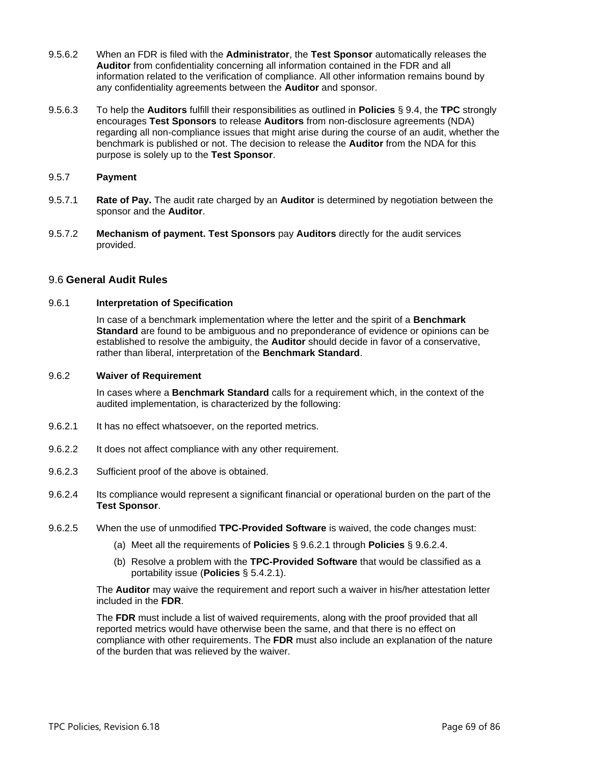9.5.6.2 When an FDR is filed with the **Administrator**, the **Test Sponsor** automatically releases the **Auditor** from confidentiality concerning all information contained in the FDR and all information related to the verification of compliance. All other information remains bound by any confidentiality agreements between the **Auditor** and sponsor.

9.5.6.3 To help the **Auditors** fulfill their responsibilities as outlined in **Policies** § 9.4, the **TPC** strongly encourages **Test Sponsors** to release **Auditors** from non-disclosure agreements (NDA) regarding all non-compliance issues that might arise during the course of an audit, whether the benchmark is published or not. The decision to release the **Auditor** from the NDA for this purpose is solely up to the **Test Sponsor**.

9.5.7 **Payment**

9.5.7.1 **Rate of Pay.** The audit rate charged by an **Auditor** is determined by negotiation between the sponsor and the **Auditor**.

9.5.7.2 **Mechanism of payment. Test Sponsors** pay **Auditors** directly for the audit services provided.

## 9.6 General Audit Rules

9.6.1 **Interpretation of Specification**

In case of a benchmark implementation where the letter and the spirit of a **Benchmark Standard** are found to be ambiguous and no preponderance of evidence or opinions can be established to resolve the ambiguity, the **Auditor** should decide in favor of a conservative, rather than liberal, interpretation of the **Benchmark Standard**.

9.6.2 **Waiver of Requirement**

In cases where a **Benchmark Standard** calls for a requirement which, in the context of the audited implementation, is characterized by the following:

9.6.2.1 It has no effect whatsoever, on the reported metrics.

9.6.2.2 It does not affect compliance with any other requirement.

9.6.2.3 Sufficient proof of the above is obtained.

9.6.2.4 Its compliance would represent a significant financial or operational burden on the part of the **Test Sponsor**.

9.6.2.5 When the use of unmodified **TPC-Provided Software** is waived, the code changes must:

(a) Meet all the requirements of **Policies** § 9.6.2.1 through **Policies** § 9.6.2.4.

(b) Resolve a problem with the **TPC-Provided Software** that would be classified as a portability issue (**Policies** § 5.4.2.1).

The **Auditor** may waive the requirement and report such a waiver in his/her attestation letter included in the **FDR**.

The **FDR** must include a list of waived requirements, along with the proof provided that all reported metrics would have otherwise been the same, and that there is no effect on compliance with other requirements. The **FDR** must also include an explanation of the nature of the burden that was relieved by the waiver.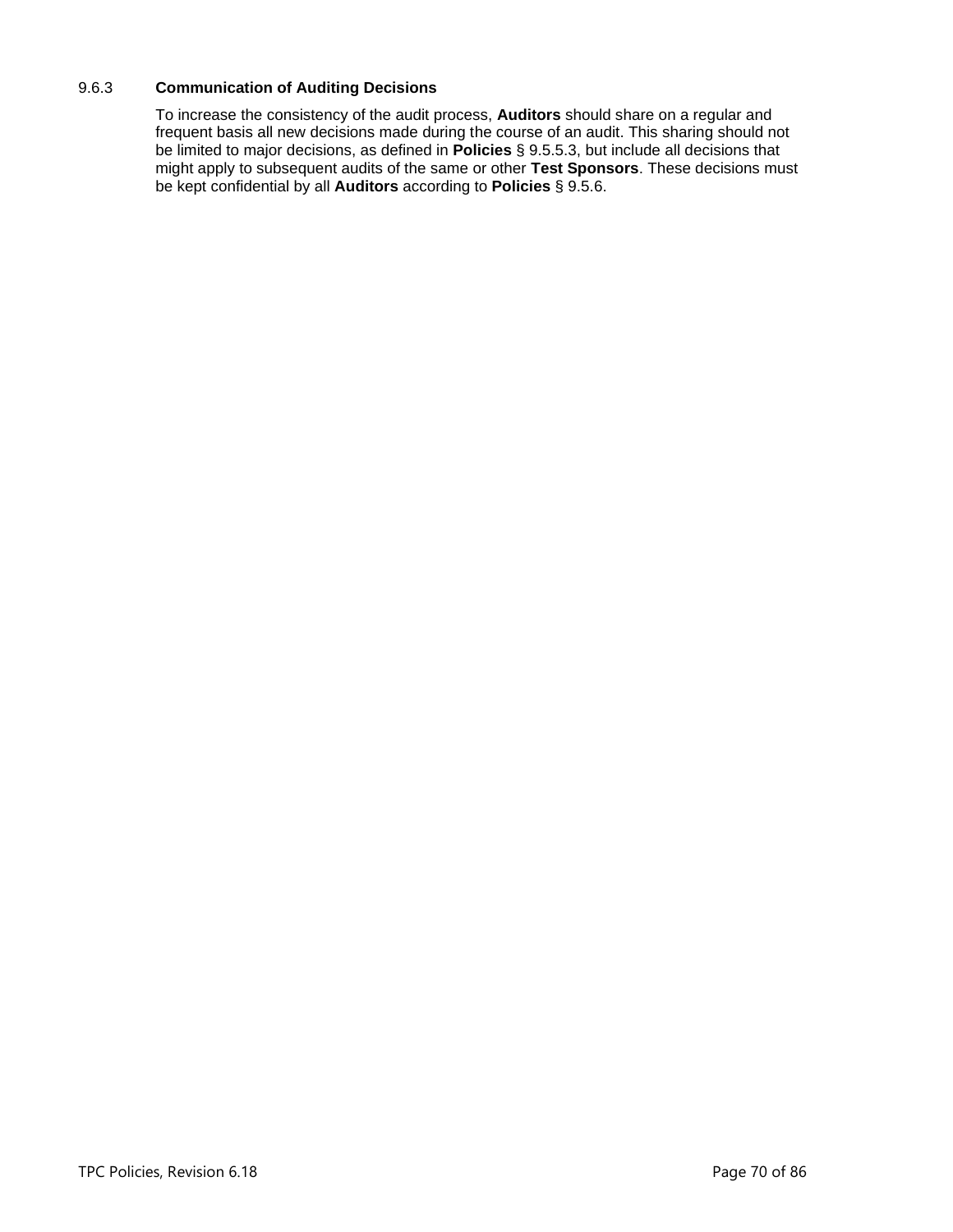### 9.6.3 Communication of Auditing Decisions

To increase the consistency of the audit process, **Auditors** should share on a regular and frequent basis all new decisions made during the course of an audit. This sharing should not be limited to major decisions, as defined in **Policies** § 9.5.5.3, but include all decisions that might apply to subsequent audits of the same or other **Test Sponsors**. These decisions must be kept confidential by all **Auditors** according to **Policies** § 9.5.6.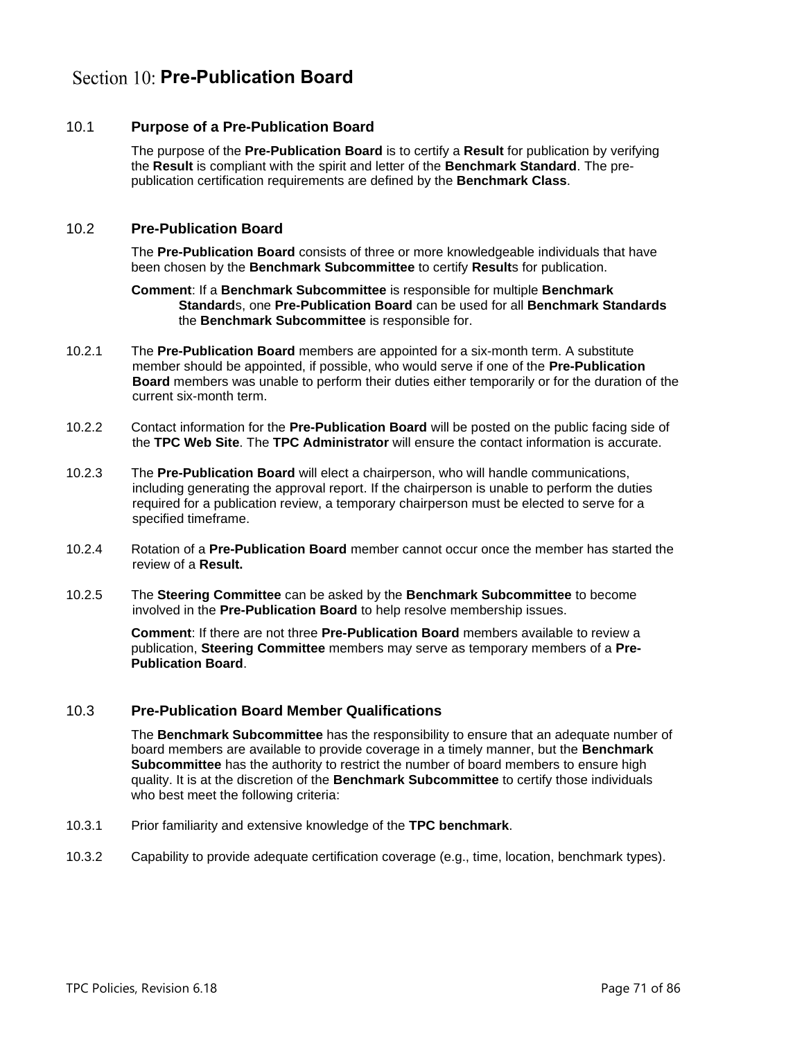# Section 10: Pre-Publication Board

## 10.1 Purpose of a Pre-Publication Board

The purpose of the **Pre-Publication Board** is to certify a **Result** for publication by verifying the **Result** is compliant with the spirit and letter of the **Benchmark Standard**. The pre-publication certification requirements are defined by the **Benchmark Class**.

## 10.2 Pre-Publication Board

The **Pre-Publication Board** consists of three or more knowledgeable individuals that have been chosen by the **Benchmark Subcommittee** to certify **Result**s for publication.

**Comment**: If a **Benchmark Subcommittee** is responsible for multiple **Benchmark Standard**s, one **Pre-Publication Board** can be used for all **Benchmark Standards** the **Benchmark Subcommittee** is responsible for.

10.2.1 The **Pre-Publication Board** members are appointed for a six-month term. A substitute member should be appointed, if possible, who would serve if one of the **Pre-Publication Board** members was unable to perform their duties either temporarily or for the duration of the current six-month term.

10.2.2 Contact information for the **Pre-Publication Board** will be posted on the public facing side of the **TPC Web Site**. The **TPC Administrator** will ensure the contact information is accurate.

10.2.3 The **Pre-Publication Board** will elect a chairperson, who will handle communications, including generating the approval report. If the chairperson is unable to perform the duties required for a publication review, a temporary chairperson must be elected to serve for a specified timeframe.

10.2.4 Rotation of a **Pre-Publication Board** member cannot occur once the member has started the review of a **Result.**

10.2.5 The **Steering Committee** can be asked by the **Benchmark Subcommittee** to become involved in the **Pre-Publication Board** to help resolve membership issues.

**Comment**: If there are not three **Pre-Publication Board** members available to review a publication, **Steering Committee** members may serve as temporary members of a **Pre-Publication Board**.

## 10.3 Pre-Publication Board Member Qualifications

The **Benchmark Subcommittee** has the responsibility to ensure that an adequate number of board members are available to provide coverage in a timely manner, but the **Benchmark Subcommittee** has the authority to restrict the number of board members to ensure high quality. It is at the discretion of the **Benchmark Subcommittee** to certify those individuals who best meet the following criteria:

10.3.1 Prior familiarity and extensive knowledge of the **TPC benchmark**.

10.3.2 Capability to provide adequate certification coverage (e.g., time, location, benchmark types).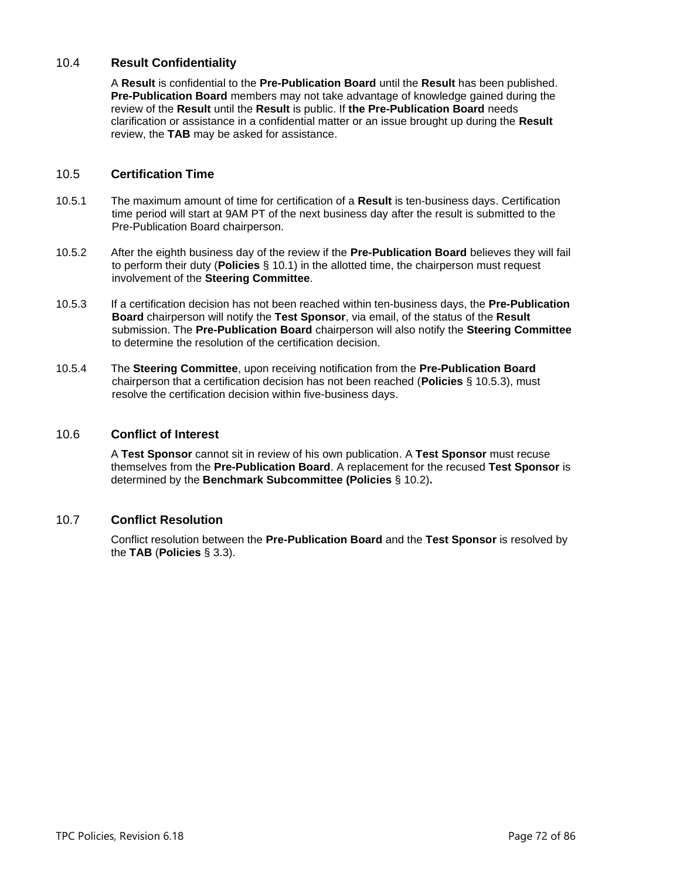## 10.4 Result Confidentiality

A **Result** is confidential to the **Pre-Publication Board** until the **Result** has been published. **Pre-Publication Board** members may not take advantage of knowledge gained during the review of the **Result** until the **Result** is public. If **the Pre-Publication Board** needs clarification or assistance in a confidential matter or an issue brought up during the **Result** review, the **TAB** may be asked for assistance.

## 10.5 Certification Time

10.5.1 The maximum amount of time for certification of a **Result** is ten-business days. Certification time period will start at 9AM PT of the next business day after the result is submitted to the Pre-Publication Board chairperson.

10.5.2 After the eighth business day of the review if the **Pre-Publication Board** believes they will fail to perform their duty (**Policies** § 10.1) in the allotted time, the chairperson must request involvement of the **Steering Committee**.

10.5.3 If a certification decision has not been reached within ten-business days, the **Pre-Publication Board** chairperson will notify the **Test Sponsor**, via email, of the status of the **Result** submission. The **Pre-Publication Board** chairperson will also notify the **Steering Committee** to determine the resolution of the certification decision.

10.5.4 The **Steering Committee**, upon receiving notification from the **Pre-Publication Board** chairperson that a certification decision has not been reached (**Policies** § 10.5.3), must resolve the certification decision within five-business days.

## 10.6 Conflict of Interest

A **Test Sponsor** cannot sit in review of his own publication. A **Test Sponsor** must recuse themselves from the **Pre-Publication Board**. A replacement for the recused **Test Sponsor** is determined by the **Benchmark Subcommittee (Policies** § 10.2)**.**

## 10.7 Conflict Resolution

Conflict resolution between the **Pre-Publication Board** and the **Test Sponsor** is resolved by the **TAB** (**Policies** § 3.3).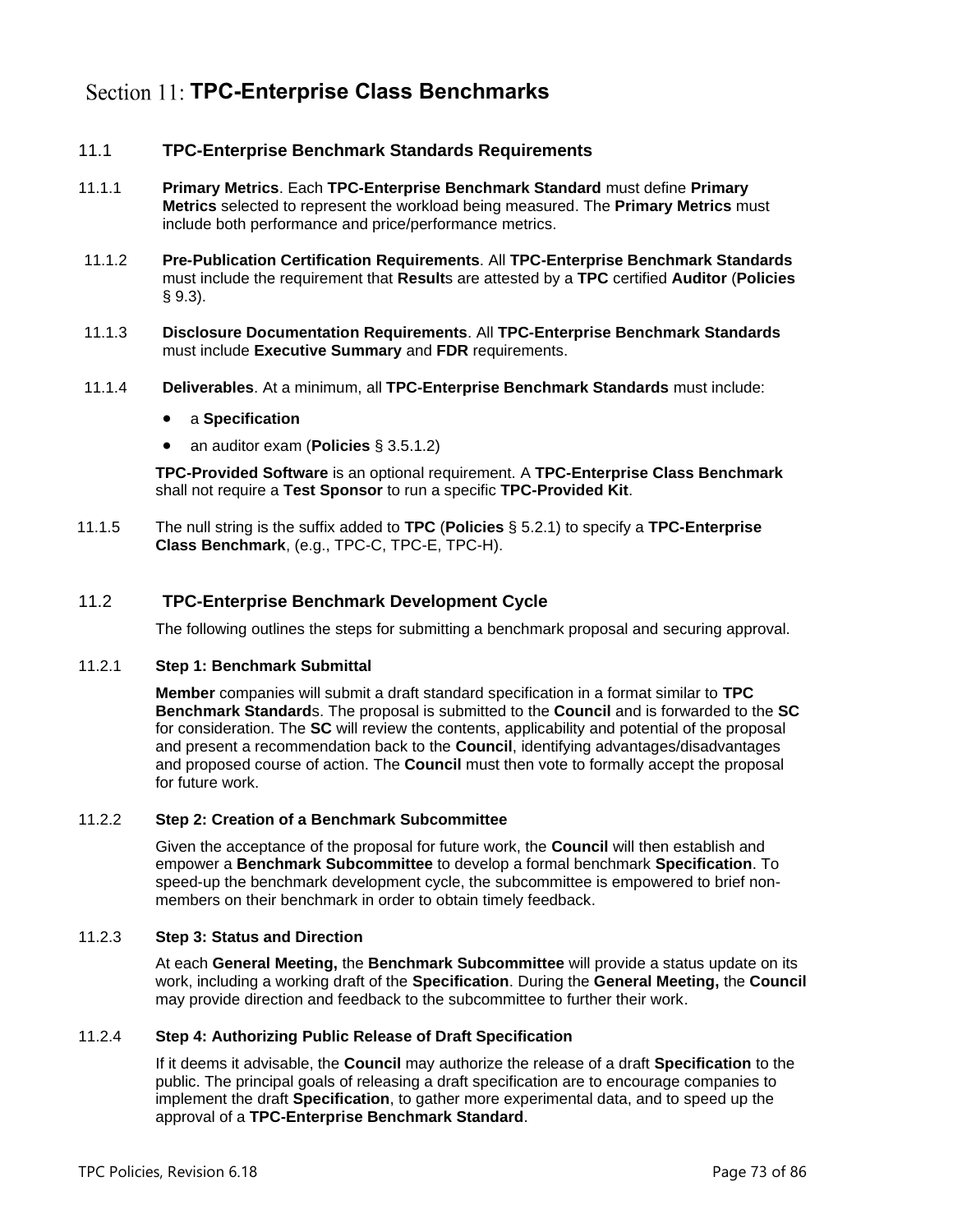# Section 11: TPC-Enterprise Class Benchmarks

## 11.1 TPC-Enterprise Benchmark Standards Requirements

11.1.1 **Primary Metrics**. Each **TPC-Enterprise Benchmark Standard** must define **Primary Metrics** selected to represent the workload being measured. The **Primary Metrics** must include both performance and price/performance metrics.

11.1.2 **Pre-Publication Certification Requirements**. All **TPC-Enterprise Benchmark Standards** must include the requirement that **Result**s are attested by a **TPC** certified **Auditor** (**Policies** § 9.3).

11.1.3 **Disclosure Documentation Requirements**. All **TPC-Enterprise Benchmark Standards** must include **Executive Summary** and **FDR** requirements.

11.1.4 **Deliverables**. At a minimum, all **TPC-Enterprise Benchmark Standards** must include:

- a **Specification**
- an auditor exam (**Policies** § 3.5.1.2)

**TPC-Provided Software** is an optional requirement. A **TPC-Enterprise Class Benchmark** shall not require a **Test Sponsor** to run a specific **TPC-Provided Kit**.

11.1.5 The null string is the suffix added to **TPC** (**Policies** § 5.2.1) to specify a **TPC-Enterprise Class Benchmark**, (e.g., TPC-C, TPC-E, TPC-H).

## 11.2 TPC-Enterprise Benchmark Development Cycle

The following outlines the steps for submitting a benchmark proposal and securing approval.

### 11.2.1 Step 1: Benchmark Submittal

**Member** companies will submit a draft standard specification in a format similar to **TPC Benchmark Standard**s. The proposal is submitted to the **Council** and is forwarded to the **SC** for consideration. The **SC** will review the contents, applicability and potential of the proposal and present a recommendation back to the **Council**, identifying advantages/disadvantages and proposed course of action. The **Council** must then vote to formally accept the proposal for future work.

### 11.2.2 Step 2: Creation of a Benchmark Subcommittee

Given the acceptance of the proposal for future work, the **Council** will then establish and empower a **Benchmark Subcommittee** to develop a formal benchmark **Specification**. To speed-up the benchmark development cycle, the subcommittee is empowered to brief non-members on their benchmark in order to obtain timely feedback.

### 11.2.3 Step 3: Status and Direction

At each **General Meeting,** the **Benchmark Subcommittee** will provide a status update on its work, including a working draft of the **Specification**. During the **General Meeting,** the **Council** may provide direction and feedback to the subcommittee to further their work.

### 11.2.4 Step 4: Authorizing Public Release of Draft Specification

If it deems it advisable, the **Council** may authorize the release of a draft **Specification** to the public. The principal goals of releasing a draft specification are to encourage companies to implement the draft **Specification**, to gather more experimental data, and to speed up the approval of a **TPC-Enterprise Benchmark Standard**.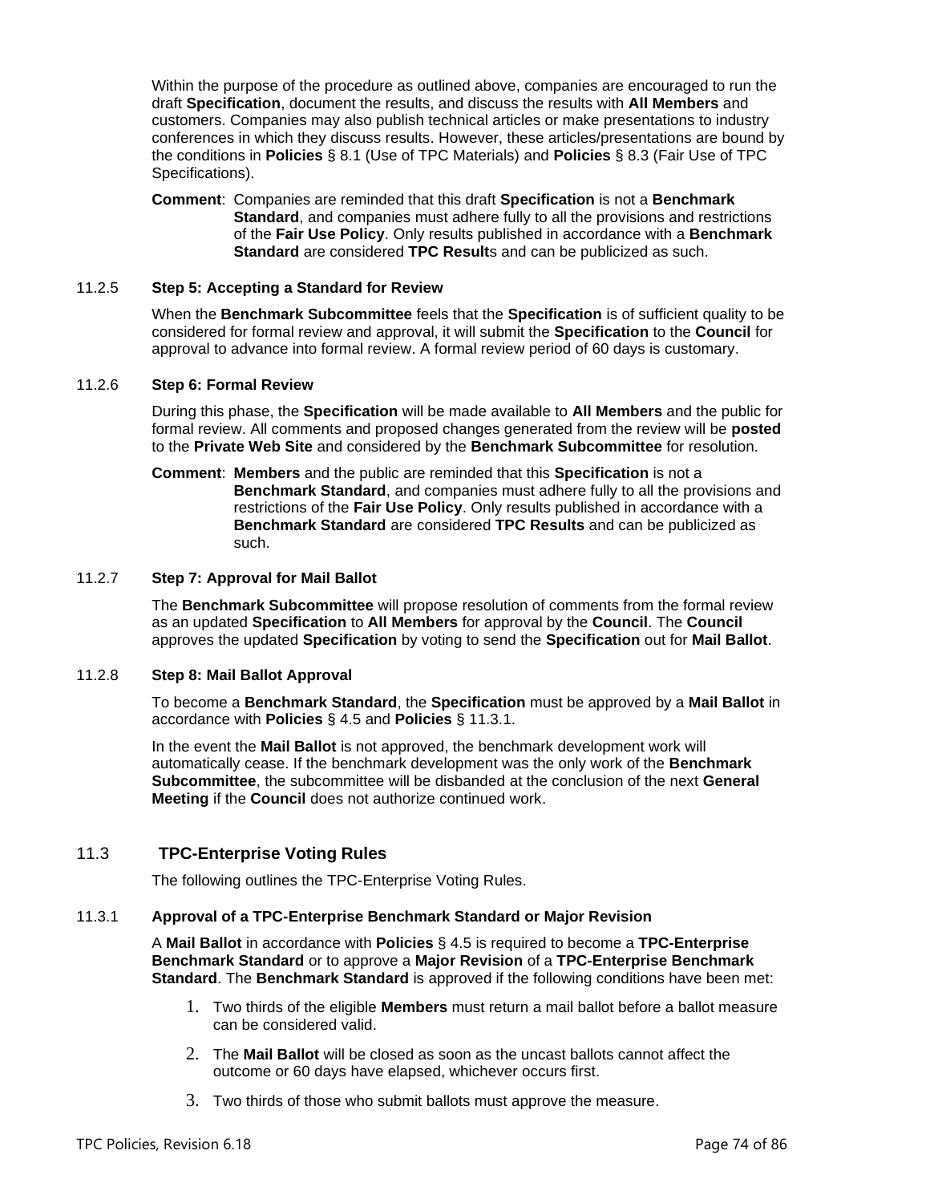Within the purpose of the procedure as outlined above, companies are encouraged to run the draft **Specification**, document the results, and discuss the results with **All Members** and customers. Companies may also publish technical articles or make presentations to industry conferences in which they discuss results. However, these articles/presentations are bound by the conditions in **Policies** § 8.1 (Use of TPC Materials) and **Policies** § 8.3 (Fair Use of TPC Specifications).

**Comment**: Companies are reminded that this draft **Specification** is not a **Benchmark Standard**, and companies must adhere fully to all the provisions and restrictions of the **Fair Use Policy**. Only results published in accordance with a **Benchmark Standard** are considered **TPC Result**s and can be publicized as such.

### 11.2.5 Step 5: Accepting a Standard for Review

When the **Benchmark Subcommittee** feels that the **Specification** is of sufficient quality to be considered for formal review and approval, it will submit the **Specification** to the **Council** for approval to advance into formal review. A formal review period of 60 days is customary.

### 11.2.6 Step 6: Formal Review

During this phase, the **Specification** will be made available to **All Members** and the public for formal review. All comments and proposed changes generated from the review will be **posted** to the **Private Web Site** and considered by the **Benchmark Subcommittee** for resolution.

**Comment**: **Members** and the public are reminded that this **Specification** is not a **Benchmark Standard**, and companies must adhere fully to all the provisions and restrictions of the **Fair Use Policy**. Only results published in accordance with a **Benchmark Standard** are considered **TPC Results** and can be publicized as such.

### 11.2.7 Step 7: Approval for Mail Ballot

The **Benchmark Subcommittee** will propose resolution of comments from the formal review as an updated **Specification** to **All Members** for approval by the **Council**. The **Council** approves the updated **Specification** by voting to send the **Specification** out for **Mail Ballot**.

### 11.2.8 Step 8: Mail Ballot Approval

To become a **Benchmark Standard**, the **Specification** must be approved by a **Mail Ballot** in accordance with **Policies** § 4.5 and **Policies** § 11.3.1.

In the event the **Mail Ballot** is not approved, the benchmark development work will automatically cease. If the benchmark development was the only work of the **Benchmark Subcommittee**, the subcommittee will be disbanded at the conclusion of the next **General Meeting** if the **Council** does not authorize continued work.

## 11.3 TPC-Enterprise Voting Rules

The following outlines the TPC-Enterprise Voting Rules.

### 11.3.1 Approval of a TPC-Enterprise Benchmark Standard or Major Revision

A **Mail Ballot** in accordance with **Policies** § 4.5 is required to become a **TPC-Enterprise Benchmark Standard** or to approve a **Major Revision** of a **TPC-Enterprise Benchmark Standard**. The **Benchmark Standard** is approved if the following conditions have been met:

1. Two thirds of the eligible **Members** must return a mail ballot before a ballot measure can be considered valid.
2. The **Mail Ballot** will be closed as soon as the uncast ballots cannot affect the outcome or 60 days have elapsed, whichever occurs first.
3. Two thirds of those who submit ballots must approve the measure.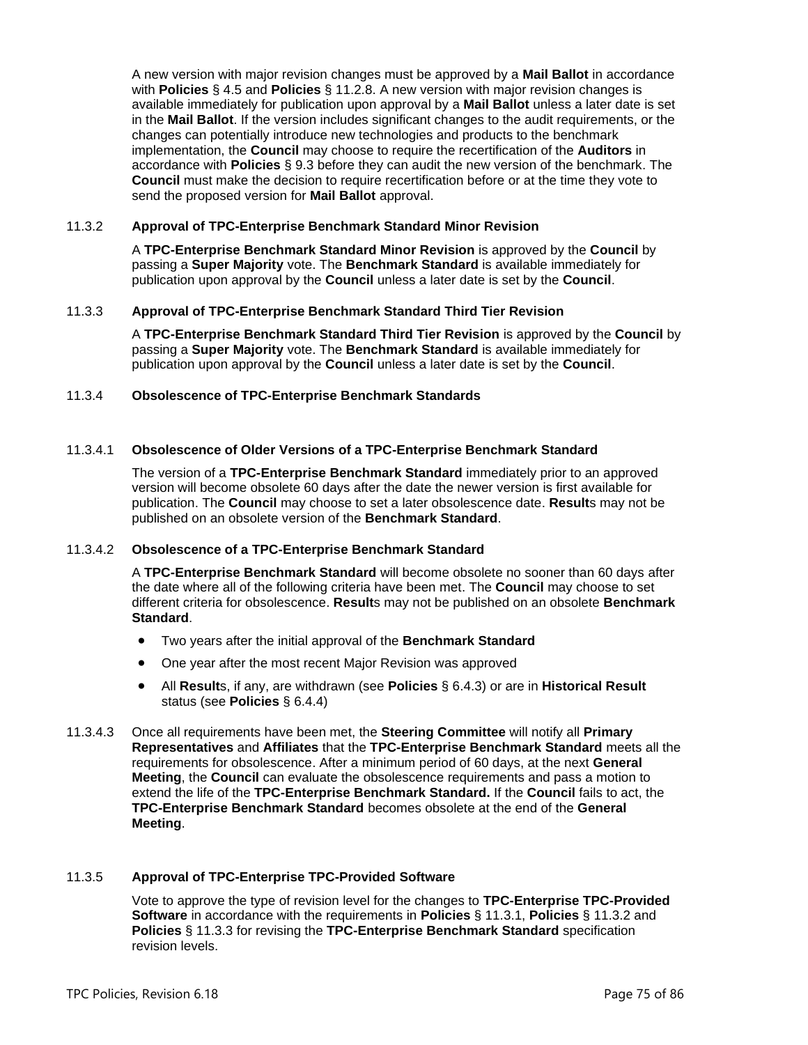A new version with major revision changes must be approved by a **Mail Ballot** in accordance with **Policies** § 4.5 and **Policies** § 11.2.8. A new version with major revision changes is available immediately for publication upon approval by a **Mail Ballot** unless a later date is set in the **Mail Ballot**. If the version includes significant changes to the audit requirements, or the changes can potentially introduce new technologies and products to the benchmark implementation, the **Council** may choose to require the recertification of the **Auditors** in accordance with **Policies** § 9.3 before they can audit the new version of the benchmark. The **Council** must make the decision to require recertification before or at the time they vote to send the proposed version for **Mail Ballot** approval.

### 11.3.2 Approval of TPC-Enterprise Benchmark Standard Minor Revision

A **TPC-Enterprise Benchmark Standard Minor Revision** is approved by the **Council** by passing a **Super Majority** vote. The **Benchmark Standard** is available immediately for publication upon approval by the **Council** unless a later date is set by the **Council**.

### 11.3.3 Approval of TPC-Enterprise Benchmark Standard Third Tier Revision

A **TPC-Enterprise Benchmark Standard Third Tier Revision** is approved by the **Council** by passing a **Super Majority** vote. The **Benchmark Standard** is available immediately for publication upon approval by the **Council** unless a later date is set by the **Council**.

### 11.3.4 Obsolescence of TPC-Enterprise Benchmark Standards

#### 11.3.4.1 Obsolescence of Older Versions of a TPC-Enterprise Benchmark Standard

The version of a **TPC-Enterprise Benchmark Standard** immediately prior to an approved version will become obsolete 60 days after the date the newer version is first available for publication. The **Council** may choose to set a later obsolescence date. **Result**s may not be published on an obsolete version of the **Benchmark Standard**.

#### 11.3.4.2 Obsolescence of a TPC-Enterprise Benchmark Standard

A **TPC-Enterprise Benchmark Standard** will become obsolete no sooner than 60 days after the date where all of the following criteria have been met. The **Council** may choose to set different criteria for obsolescence. **Result**s may not be published on an obsolete **Benchmark Standard**.

- Two years after the initial approval of the **Benchmark Standard**
- One year after the most recent Major Revision was approved
- All **Result**s, if any, are withdrawn (see **Policies** § 6.4.3) or are in **Historical Result** status (see **Policies** § 6.4.4)

11.3.4.3 Once all requirements have been met, the **Steering Committee** will notify all **Primary Representatives** and **Affiliates** that the **TPC-Enterprise Benchmark Standard** meets all the requirements for obsolescence. After a minimum period of 60 days, at the next **General Meeting**, the **Council** can evaluate the obsolescence requirements and pass a motion to extend the life of the **TPC-Enterprise Benchmark Standard.** If the **Council** fails to act, the **TPC-Enterprise Benchmark Standard** becomes obsolete at the end of the **General Meeting**.

### 11.3.5 Approval of TPC-Enterprise TPC-Provided Software

Vote to approve the type of revision level for the changes to **TPC-Enterprise TPC-Provided Software** in accordance with the requirements in **Policies** § 11.3.1, **Policies** § 11.3.2 and **Policies** § 11.3.3 for revising the **TPC-Enterprise Benchmark Standard** specification revision levels.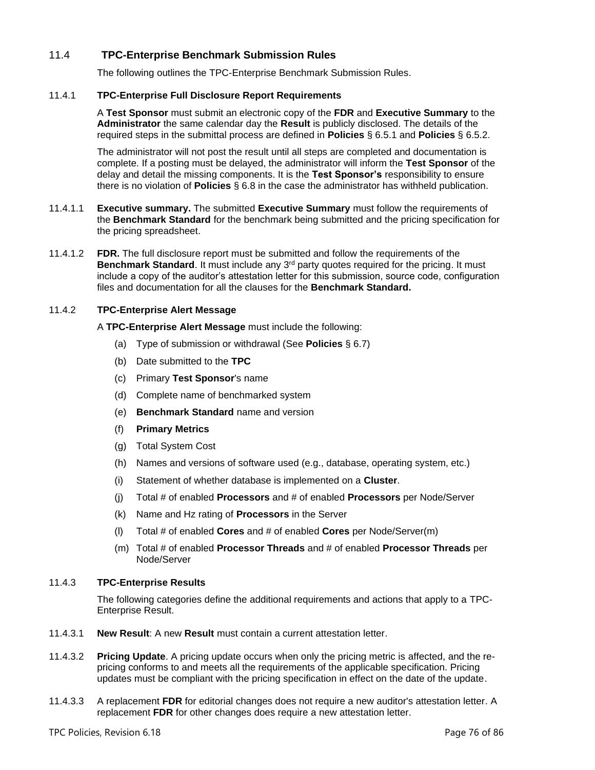## 11.4 TPC-Enterprise Benchmark Submission Rules

The following outlines the TPC-Enterprise Benchmark Submission Rules.

### 11.4.1 TPC-Enterprise Full Disclosure Report Requirements

A **Test Sponsor** must submit an electronic copy of the **FDR** and **Executive Summary** to the **Administrator** the same calendar day the **Result** is publicly disclosed. The details of the required steps in the submittal process are defined in **Policies** § 6.5.1 and **Policies** § 6.5.2.

The administrator will not post the result until all steps are completed and documentation is complete. If a posting must be delayed, the administrator will inform the **Test Sponsor** of the delay and detail the missing components. It is the **Test Sponsor's** responsibility to ensure there is no violation of **Policies** § 6.8 in the case the administrator has withheld publication.

11.4.1.1 **Executive summary.** The submitted **Executive Summary** must follow the requirements of the **Benchmark Standard** for the benchmark being submitted and the pricing specification for the pricing spreadsheet.

11.4.1.2 **FDR.** The full disclosure report must be submitted and follow the requirements of the **Benchmark Standard**. It must include any 3rd party quotes required for the pricing. It must include a copy of the auditor's attestation letter for this submission, source code, configuration files and documentation for all the clauses for the **Benchmark Standard.**

### 11.4.2 TPC-Enterprise Alert Message

A **TPC-Enterprise Alert Message** must include the following:

(a) Type of submission or withdrawal (See **Policies** § 6.7)

(b) Date submitted to the **TPC**

(c) Primary **Test Sponsor**'s name

(d) Complete name of benchmarked system

(e) **Benchmark Standard** name and version

(f) **Primary Metrics**

(g) Total System Cost

(h) Names and versions of software used (e.g., database, operating system, etc.)

(i) Statement of whether database is implemented on a **Cluster**.

(j) Total # of enabled **Processors** and # of enabled **Processors** per Node/Server

(k) Name and Hz rating of **Processors** in the Server

(l) Total # of enabled **Cores** and # of enabled **Cores** per Node/Server(m)

(m) Total # of enabled **Processor Threads** and # of enabled **Processor Threads** per Node/Server

### 11.4.3 TPC-Enterprise Results

The following categories define the additional requirements and actions that apply to a TPC-Enterprise Result.

11.4.3.1 **New Result**: A new **Result** must contain a current attestation letter.

11.4.3.2 **Pricing Update**. A pricing update occurs when only the pricing metric is affected, and the re-pricing conforms to and meets all the requirements of the applicable specification. Pricing updates must be compliant with the pricing specification in effect on the date of the update.

11.4.3.3 A replacement **FDR** for editorial changes does not require a new auditor's attestation letter. A replacement **FDR** for other changes does require a new attestation letter.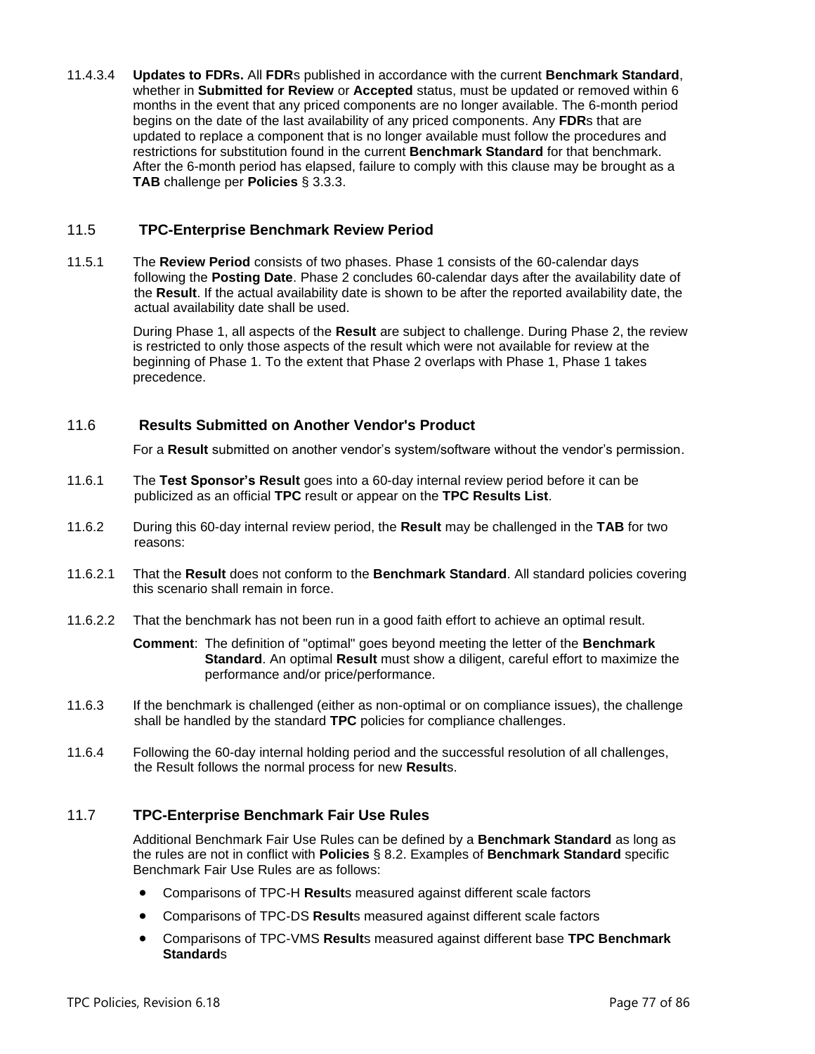11.4.3.4 **Updates to FDRs.** All **FDR**s published in accordance with the current **Benchmark Standard**, whether in **Submitted for Review** or **Accepted** status, must be updated or removed within 6 months in the event that any priced components are no longer available. The 6-month period begins on the date of the last availability of any priced components. Any **FDR**s that are updated to replace a component that is no longer available must follow the procedures and restrictions for substitution found in the current **Benchmark Standard** for that benchmark. After the 6-month period has elapsed, failure to comply with this clause may be brought as a **TAB** challenge per **Policies** § 3.3.3.

## 11.5 TPC-Enterprise Benchmark Review Period

11.5.1 The **Review Period** consists of two phases. Phase 1 consists of the 60-calendar days following the **Posting Date**. Phase 2 concludes 60-calendar days after the availability date of the **Result**. If the actual availability date is shown to be after the reported availability date, the actual availability date shall be used.

During Phase 1, all aspects of the **Result** are subject to challenge. During Phase 2, the review is restricted to only those aspects of the result which were not available for review at the beginning of Phase 1. To the extent that Phase 2 overlaps with Phase 1, Phase 1 takes precedence.

## 11.6 Results Submitted on Another Vendor's Product

For a **Result** submitted on another vendor's system/software without the vendor's permission.

11.6.1 The **Test Sponsor's Result** goes into a 60-day internal review period before it can be publicized as an official **TPC** result or appear on the **TPC Results List**.

11.6.2 During this 60-day internal review period, the **Result** may be challenged in the **TAB** for two reasons:

11.6.2.1 That the **Result** does not conform to the **Benchmark Standard**. All standard policies covering this scenario shall remain in force.

11.6.2.2 That the benchmark has not been run in a good faith effort to achieve an optimal result.

**Comment**: The definition of "optimal" goes beyond meeting the letter of the **Benchmark Standard**. An optimal **Result** must show a diligent, careful effort to maximize the performance and/or price/performance.

11.6.3 If the benchmark is challenged (either as non-optimal or on compliance issues), the challenge shall be handled by the standard **TPC** policies for compliance challenges.

11.6.4 Following the 60-day internal holding period and the successful resolution of all challenges, the Result follows the normal process for new **Result**s.

## 11.7 TPC-Enterprise Benchmark Fair Use Rules

Additional Benchmark Fair Use Rules can be defined by a **Benchmark Standard** as long as the rules are not in conflict with **Policies** § 8.2. Examples of **Benchmark Standard** specific Benchmark Fair Use Rules are as follows:

- Comparisons of TPC-H **Result**s measured against different scale factors
- Comparisons of TPC-DS **Result**s measured against different scale factors
- Comparisons of TPC-VMS **Result**s measured against different base **TPC Benchmark Standard**s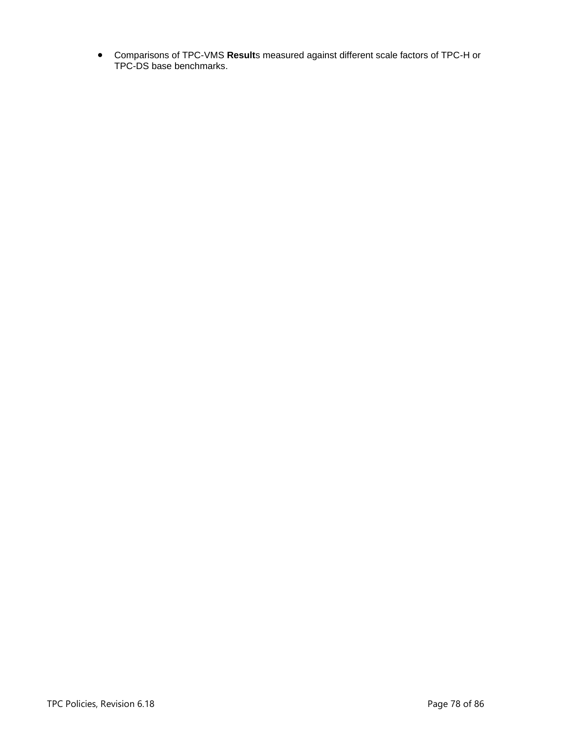- Comparisons of TPC-VMS **Result**s measured against different scale factors of TPC-H or TPC-DS base benchmarks.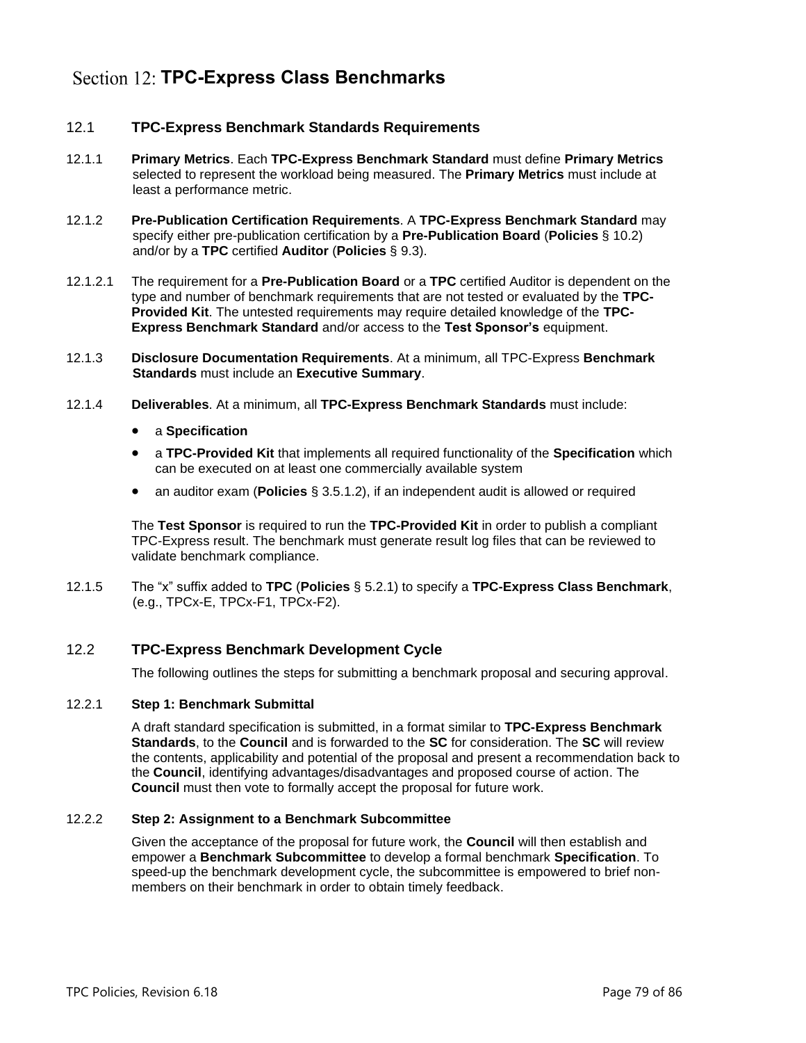# Section 12: TPC-Express Class Benchmarks

## 12.1 TPC-Express Benchmark Standards Requirements

12.1.1 **Primary Metrics**. Each **TPC-Express Benchmark Standard** must define **Primary Metrics** selected to represent the workload being measured. The **Primary Metrics** must include at least a performance metric.

12.1.2 **Pre-Publication Certification Requirements**. A **TPC-Express Benchmark Standard** may specify either pre-publication certification by a **Pre-Publication Board** (**Policies** § 10.2) and/or by a **TPC** certified **Auditor** (**Policies** § 9.3).

12.1.2.1 The requirement for a **Pre-Publication Board** or a **TPC** certified Auditor is dependent on the type and number of benchmark requirements that are not tested or evaluated by the **TPC-Provided Kit**. The untested requirements may require detailed knowledge of the **TPC-Express Benchmark Standard** and/or access to the **Test Sponsor's** equipment.

12.1.3 **Disclosure Documentation Requirements**. At a minimum, all TPC-Express **Benchmark Standards** must include an **Executive Summary**.

12.1.4 **Deliverables**. At a minimum, all **TPC-Express Benchmark Standards** must include:

- a **Specification**
- a **TPC-Provided Kit** that implements all required functionality of the **Specification** which can be executed on at least one commercially available system
- an auditor exam (**Policies** § 3.5.1.2), if an independent audit is allowed or required

The **Test Sponsor** is required to run the **TPC-Provided Kit** in order to publish a compliant TPC-Express result. The benchmark must generate result log files that can be reviewed to validate benchmark compliance.

12.1.5 The "x" suffix added to **TPC** (**Policies** § 5.2.1) to specify a **TPC-Express Class Benchmark**, (e.g., TPCx-E, TPCx-F1, TPCx-F2).

## 12.2 TPC-Express Benchmark Development Cycle

The following outlines the steps for submitting a benchmark proposal and securing approval.

### 12.2.1 Step 1: Benchmark Submittal

A draft standard specification is submitted, in a format similar to **TPC-Express Benchmark Standards**, to the **Council** and is forwarded to the **SC** for consideration. The **SC** will review the contents, applicability and potential of the proposal and present a recommendation back to the **Council**, identifying advantages/disadvantages and proposed course of action. The **Council** must then vote to formally accept the proposal for future work.

### 12.2.2 Step 2: Assignment to a Benchmark Subcommittee

Given the acceptance of the proposal for future work, the **Council** will then establish and empower a **Benchmark Subcommittee** to develop a formal benchmark **Specification**. To speed-up the benchmark development cycle, the subcommittee is empowered to brief non-members on their benchmark in order to obtain timely feedback.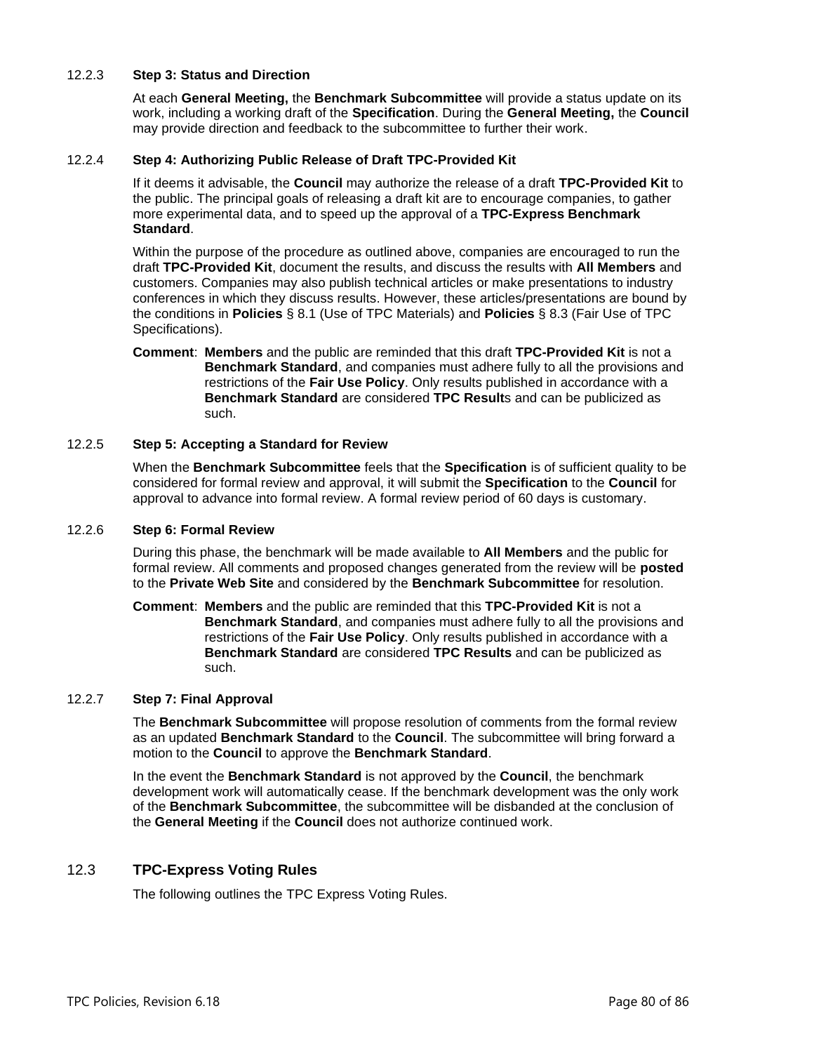#### 12.2.3 Step 3: Status and Direction

At each **General Meeting,** the **Benchmark Subcommittee** will provide a status update on its work, including a working draft of the **Specification**. During the **General Meeting,** the **Council** may provide direction and feedback to the subcommittee to further their work.

#### 12.2.4 Step 4: Authorizing Public Release of Draft TPC-Provided Kit

If it deems it advisable, the **Council** may authorize the release of a draft **TPC-Provided Kit** to the public. The principal goals of releasing a draft kit are to encourage companies, to gather more experimental data, and to speed up the approval of a **TPC-Express Benchmark Standard**.

Within the purpose of the procedure as outlined above, companies are encouraged to run the draft **TPC-Provided Kit**, document the results, and discuss the results with **All Members** and customers. Companies may also publish technical articles or make presentations to industry conferences in which they discuss results. However, these articles/presentations are bound by the conditions in **Policies** § 8.1 (Use of TPC Materials) and **Policies** § 8.3 (Fair Use of TPC Specifications).

**Comment**: **Members** and the public are reminded that this draft **TPC-Provided Kit** is not a **Benchmark Standard**, and companies must adhere fully to all the provisions and restrictions of the **Fair Use Policy**. Only results published in accordance with a **Benchmark Standard** are considered **TPC Result**s and can be publicized as such.

#### 12.2.5 Step 5: Accepting a Standard for Review

When the **Benchmark Subcommittee** feels that the **Specification** is of sufficient quality to be considered for formal review and approval, it will submit the **Specification** to the **Council** for approval to advance into formal review. A formal review period of 60 days is customary.

#### 12.2.6 Step 6: Formal Review

During this phase, the benchmark will be made available to **All Members** and the public for formal review. All comments and proposed changes generated from the review will be **posted** to the **Private Web Site** and considered by the **Benchmark Subcommittee** for resolution.

**Comment**: **Members** and the public are reminded that this **TPC-Provided Kit** is not a **Benchmark Standard**, and companies must adhere fully to all the provisions and restrictions of the **Fair Use Policy**. Only results published in accordance with a **Benchmark Standard** are considered **TPC Results** and can be publicized as such.

#### 12.2.7 Step 7: Final Approval

The **Benchmark Subcommittee** will propose resolution of comments from the formal review as an updated **Benchmark Standard** to the **Council**. The subcommittee will bring forward a motion to the **Council** to approve the **Benchmark Standard**.

In the event the **Benchmark Standard** is not approved by the **Council**, the benchmark development work will automatically cease. If the benchmark development was the only work of the **Benchmark Subcommittee**, the subcommittee will be disbanded at the conclusion of the **General Meeting** if the **Council** does not authorize continued work.

### 12.3 TPC-Express Voting Rules

The following outlines the TPC Express Voting Rules.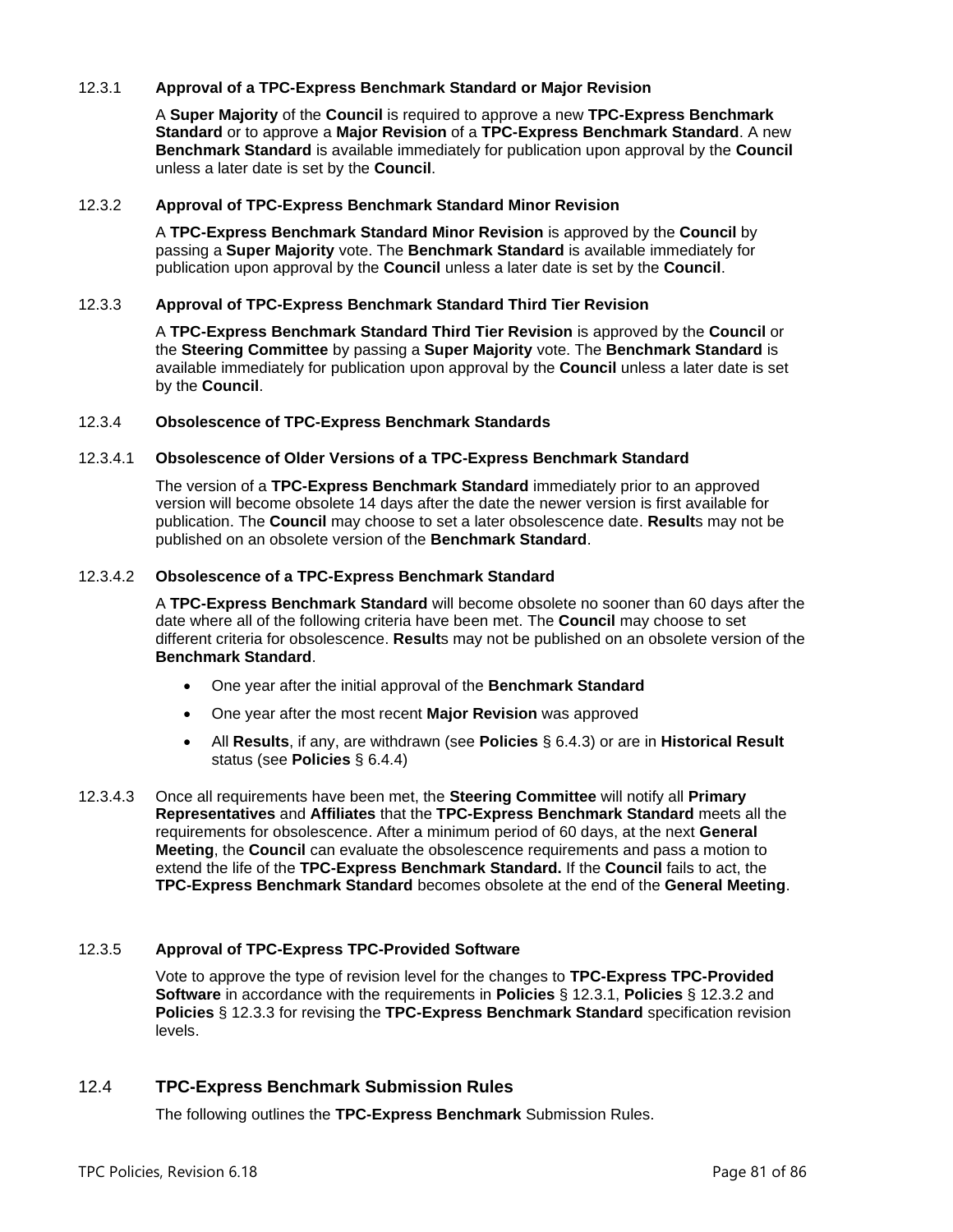#### 12.3.1 Approval of a TPC-Express Benchmark Standard or Major Revision

A **Super Majority** of the **Council** is required to approve a new **TPC-Express Benchmark Standard** or to approve a **Major Revision** of a **TPC-Express Benchmark Standard**. A new **Benchmark Standard** is available immediately for publication upon approval by the **Council** unless a later date is set by the **Council**.

#### 12.3.2 Approval of TPC-Express Benchmark Standard Minor Revision

A **TPC-Express Benchmark Standard Minor Revision** is approved by the **Council** by passing a **Super Majority** vote. The **Benchmark Standard** is available immediately for publication upon approval by the **Council** unless a later date is set by the **Council**.

#### 12.3.3 Approval of TPC-Express Benchmark Standard Third Tier Revision

A **TPC-Express Benchmark Standard Third Tier Revision** is approved by the **Council** or the **Steering Committee** by passing a **Super Majority** vote. The **Benchmark Standard** is available immediately for publication upon approval by the **Council** unless a later date is set by the **Council**.

#### 12.3.4 Obsolescence of TPC-Express Benchmark Standards

##### 12.3.4.1 Obsolescence of Older Versions of a TPC-Express Benchmark Standard

The version of a **TPC-Express Benchmark Standard** immediately prior to an approved version will become obsolete 14 days after the date the newer version is first available for publication. The **Council** may choose to set a later obsolescence date. **Result**s may not be published on an obsolete version of the **Benchmark Standard**.

##### 12.3.4.2 Obsolescence of a TPC-Express Benchmark Standard

A **TPC-Express Benchmark Standard** will become obsolete no sooner than 60 days after the date where all of the following criteria have been met. The **Council** may choose to set different criteria for obsolescence. **Result**s may not be published on an obsolete version of the **Benchmark Standard**.

- One year after the initial approval of the **Benchmark Standard**
- One year after the most recent **Major Revision** was approved
- All **Results**, if any, are withdrawn (see **Policies** § 6.4.3) or are in **Historical Result** status (see **Policies** § 6.4.4)

12.3.4.3 Once all requirements have been met, the **Steering Committee** will notify all **Primary Representatives** and **Affiliates** that the **TPC-Express Benchmark Standard** meets all the requirements for obsolescence. After a minimum period of 60 days, at the next **General Meeting**, the **Council** can evaluate the obsolescence requirements and pass a motion to extend the life of the **TPC-Express Benchmark Standard.** If the **Council** fails to act, the **TPC-Express Benchmark Standard** becomes obsolete at the end of the **General Meeting**.

#### 12.3.5 Approval of TPC-Express TPC-Provided Software

Vote to approve the type of revision level for the changes to **TPC-Express TPC-Provided Software** in accordance with the requirements in **Policies** § 12.3.1, **Policies** § 12.3.2 and **Policies** § 12.3.3 for revising the **TPC-Express Benchmark Standard** specification revision levels.

### 12.4 TPC-Express Benchmark Submission Rules

The following outlines the **TPC-Express Benchmark** Submission Rules.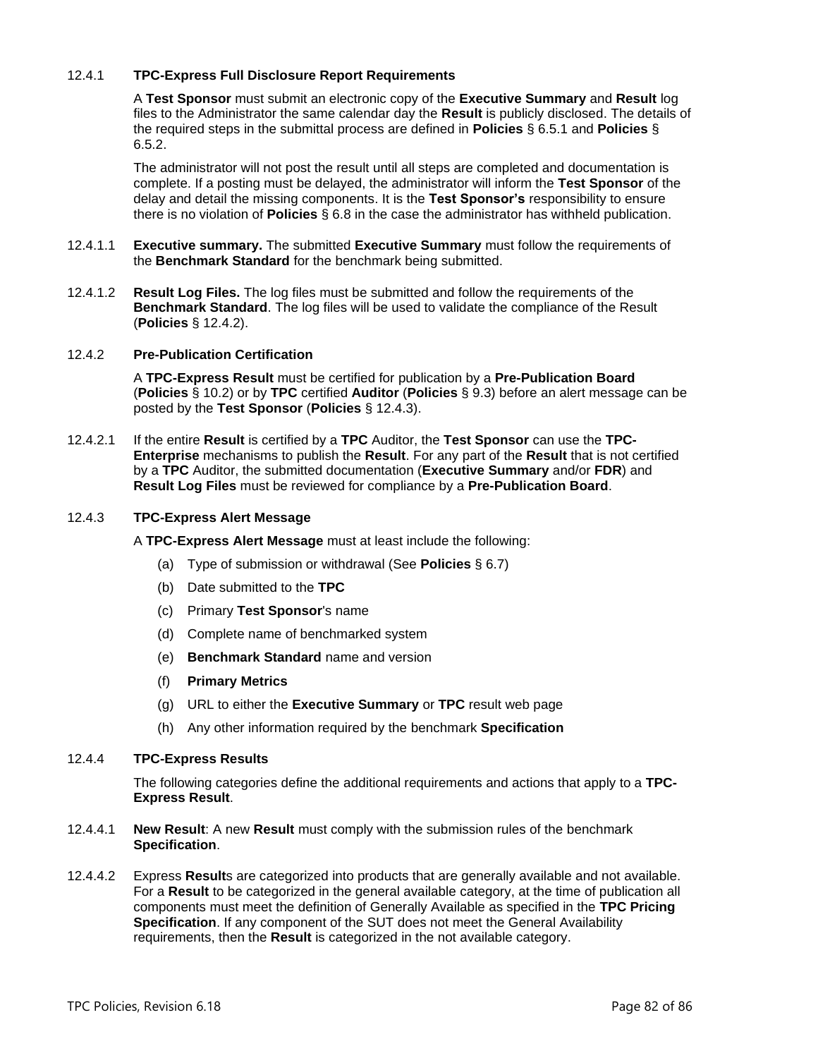#### 12.4.1 TPC-Express Full Disclosure Report Requirements

A **Test Sponsor** must submit an electronic copy of the **Executive Summary** and **Result** log files to the Administrator the same calendar day the **Result** is publicly disclosed. The details of the required steps in the submittal process are defined in **Policies** § 6.5.1 and **Policies** § 6.5.2.

The administrator will not post the result until all steps are completed and documentation is complete. If a posting must be delayed, the administrator will inform the **Test Sponsor** of the delay and detail the missing components. It is the **Test Sponsor's** responsibility to ensure there is no violation of **Policies** § 6.8 in the case the administrator has withheld publication.

12.4.1.1 **Executive summary.** The submitted **Executive Summary** must follow the requirements of the **Benchmark Standard** for the benchmark being submitted.

12.4.1.2 **Result Log Files.** The log files must be submitted and follow the requirements of the **Benchmark Standard**. The log files will be used to validate the compliance of the Result (**Policies** § 12.4.2).

#### 12.4.2 Pre-Publication Certification

A **TPC-Express Result** must be certified for publication by a **Pre-Publication Board** (**Policies** § 10.2) or by **TPC** certified **Auditor** (**Policies** § 9.3) before an alert message can be posted by the **Test Sponsor** (**Policies** § 12.4.3).

12.4.2.1 If the entire **Result** is certified by a **TPC** Auditor, the **Test Sponsor** can use the **TPC-Enterprise** mechanisms to publish the **Result**. For any part of the **Result** that is not certified by a **TPC** Auditor, the submitted documentation (**Executive Summary** and/or **FDR**) and **Result Log Files** must be reviewed for compliance by a **Pre-Publication Board**.

#### 12.4.3 TPC-Express Alert Message

A **TPC-Express Alert Message** must at least include the following:

(a) Type of submission or withdrawal (See **Policies** § 6.7)

(b) Date submitted to the **TPC**

(c) Primary **Test Sponsor**'s name

(d) Complete name of benchmarked system

(e) **Benchmark Standard** name and version

(f) **Primary Metrics**

(g) URL to either the **Executive Summary** or **TPC** result web page

(h) Any other information required by the benchmark **Specification**

#### 12.4.4 TPC-Express Results

The following categories define the additional requirements and actions that apply to a **TPC-Express Result**.

12.4.4.1 **New Result**: A new **Result** must comply with the submission rules of the benchmark **Specification**.

12.4.4.2 Express **Result**s are categorized into products that are generally available and not available. For a **Result** to be categorized in the general available category, at the time of publication all components must meet the definition of Generally Available as specified in the **TPC Pricing Specification**. If any component of the SUT does not meet the General Availability requirements, then the **Result** is categorized in the not available category.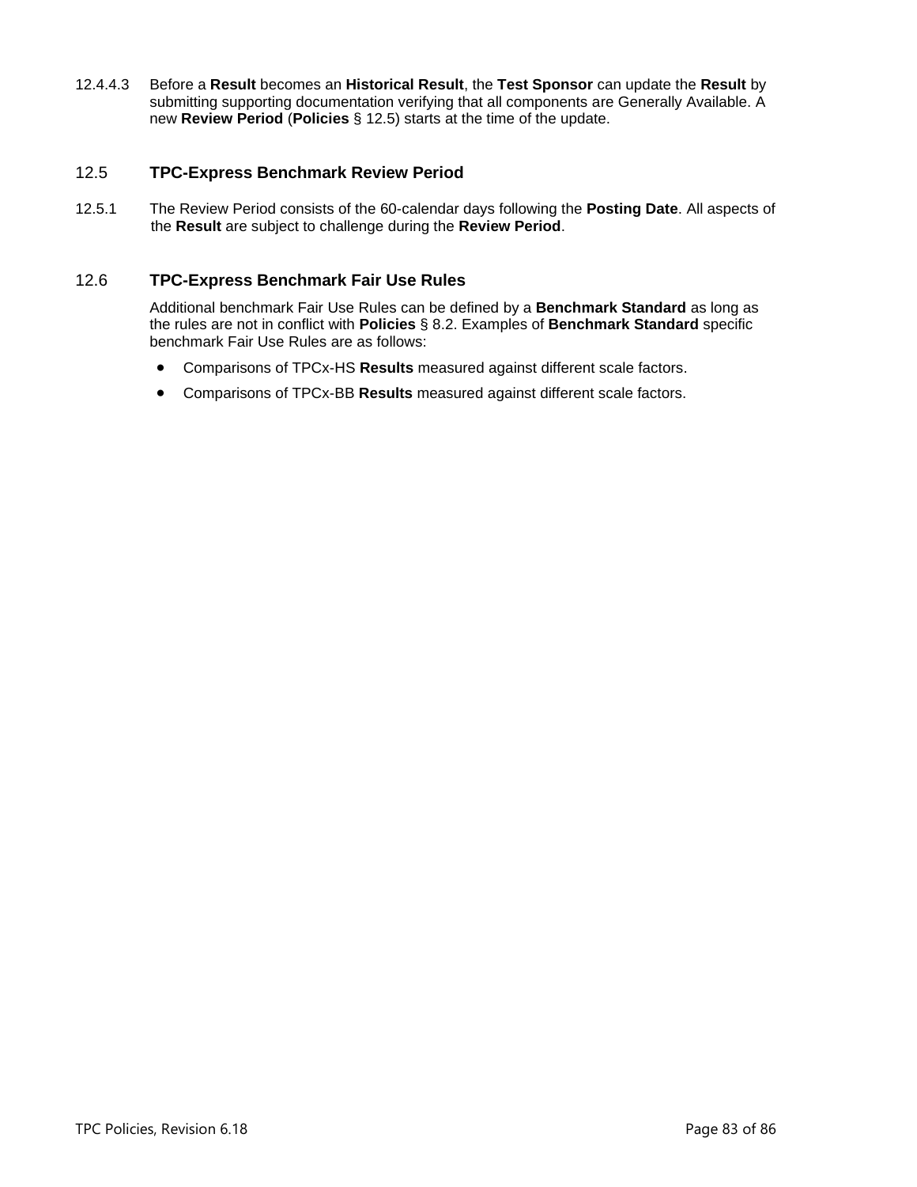12.4.4.3 Before a **Result** becomes an **Historical Result**, the **Test Sponsor** can update the **Result** by submitting supporting documentation verifying that all components are Generally Available. A new **Review Period** (**Policies** § 12.5) starts at the time of the update.

## 12.5 TPC-Express Benchmark Review Period

12.5.1 The Review Period consists of the 60-calendar days following the **Posting Date**. All aspects of the **Result** are subject to challenge during the **Review Period**.

## 12.6 TPC-Express Benchmark Fair Use Rules

Additional benchmark Fair Use Rules can be defined by a **Benchmark Standard** as long as the rules are not in conflict with **Policies** § 8.2. Examples of **Benchmark Standard** specific benchmark Fair Use Rules are as follows:

- Comparisons of TPCx-HS **Results** measured against different scale factors.
- Comparisons of TPCx-BB **Results** measured against different scale factors.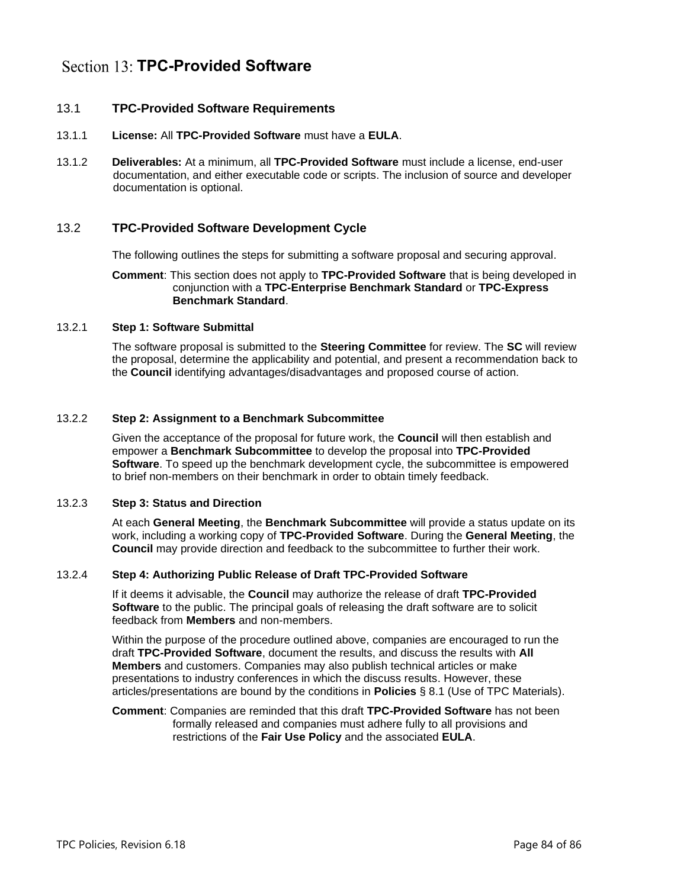# Section 13: TPC-Provided Software

## 13.1 TPC-Provided Software Requirements

13.1.1 **License:** All **TPC-Provided Software** must have a **EULA**.

13.1.2 **Deliverables:** At a minimum, all **TPC-Provided Software** must include a license, end-user documentation, and either executable code or scripts. The inclusion of source and developer documentation is optional.

## 13.2 TPC-Provided Software Development Cycle

The following outlines the steps for submitting a software proposal and securing approval.

**Comment**: This section does not apply to **TPC-Provided Software** that is being developed in conjunction with a **TPC-Enterprise Benchmark Standard** or **TPC-Express Benchmark Standard**.

### 13.2.1 Step 1: Software Submittal

The software proposal is submitted to the **Steering Committee** for review. The **SC** will review the proposal, determine the applicability and potential, and present a recommendation back to the **Council** identifying advantages/disadvantages and proposed course of action.

### 13.2.2 Step 2: Assignment to a Benchmark Subcommittee

Given the acceptance of the proposal for future work, the **Council** will then establish and empower a **Benchmark Subcommittee** to develop the proposal into **TPC-Provided Software**. To speed up the benchmark development cycle, the subcommittee is empowered to brief non-members on their benchmark in order to obtain timely feedback.

### 13.2.3 Step 3: Status and Direction

At each **General Meeting**, the **Benchmark Subcommittee** will provide a status update on its work, including a working copy of **TPC-Provided Software**. During the **General Meeting**, the **Council** may provide direction and feedback to the subcommittee to further their work.

### 13.2.4 Step 4: Authorizing Public Release of Draft TPC-Provided Software

If it deems it advisable, the **Council** may authorize the release of draft **TPC-Provided Software** to the public. The principal goals of releasing the draft software are to solicit feedback from **Members** and non-members.

Within the purpose of the procedure outlined above, companies are encouraged to run the draft **TPC-Provided Software**, document the results, and discuss the results with **All Members** and customers. Companies may also publish technical articles or make presentations to industry conferences in which the discuss results. However, these articles/presentations are bound by the conditions in **Policies** § 8.1 (Use of TPC Materials).

**Comment**: Companies are reminded that this draft **TPC-Provided Software** has not been formally released and companies must adhere fully to all provisions and restrictions of the **Fair Use Policy** and the associated **EULA**.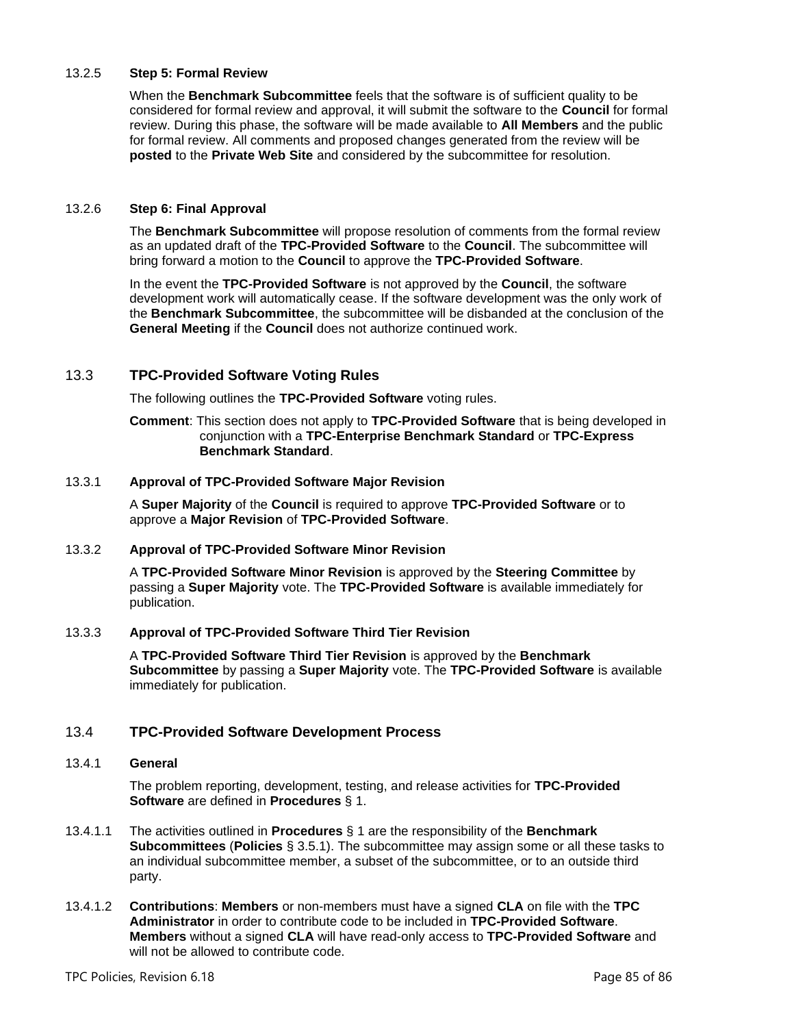#### 13.2.5 Step 5: Formal Review

When the **Benchmark Subcommittee** feels that the software is of sufficient quality to be considered for formal review and approval, it will submit the software to the **Council** for formal review. During this phase, the software will be made available to **All Members** and the public for formal review. All comments and proposed changes generated from the review will be **posted** to the **Private Web Site** and considered by the subcommittee for resolution.

#### 13.2.6 Step 6: Final Approval

The **Benchmark Subcommittee** will propose resolution of comments from the formal review as an updated draft of the **TPC-Provided Software** to the **Council**. The subcommittee will bring forward a motion to the **Council** to approve the **TPC-Provided Software**.

In the event the **TPC-Provided Software** is not approved by the **Council**, the software development work will automatically cease. If the software development was the only work of the **Benchmark Subcommittee**, the subcommittee will be disbanded at the conclusion of the **General Meeting** if the **Council** does not authorize continued work.

### 13.3 TPC-Provided Software Voting Rules

The following outlines the **TPC-Provided Software** voting rules.

**Comment**: This section does not apply to **TPC-Provided Software** that is being developed in conjunction with a **TPC-Enterprise Benchmark Standard** or **TPC-Express Benchmark Standard**.

#### 13.3.1 Approval of TPC-Provided Software Major Revision

A **Super Majority** of the **Council** is required to approve **TPC-Provided Software** or to approve a **Major Revision** of **TPC-Provided Software**.

#### 13.3.2 Approval of TPC-Provided Software Minor Revision

A **TPC-Provided Software Minor Revision** is approved by the **Steering Committee** by passing a **Super Majority** vote. The **TPC-Provided Software** is available immediately for publication.

#### 13.3.3 Approval of TPC-Provided Software Third Tier Revision

A **TPC-Provided Software Third Tier Revision** is approved by the **Benchmark Subcommittee** by passing a **Super Majority** vote. The **TPC-Provided Software** is available immediately for publication.

### 13.4 TPC-Provided Software Development Process

#### 13.4.1 General

The problem reporting, development, testing, and release activities for **TPC-Provided Software** are defined in **Procedures** § 1.

13.4.1.1 The activities outlined in **Procedures** § 1 are the responsibility of the **Benchmark Subcommittees** (**Policies** § 3.5.1). The subcommittee may assign some or all these tasks to an individual subcommittee member, a subset of the subcommittee, or to an outside third party.

13.4.1.2 **Contributions**: **Members** or non-members must have a signed **CLA** on file with the **TPC Administrator** in order to contribute code to be included in **TPC-Provided Software**. **Members** without a signed **CLA** will have read-only access to **TPC-Provided Software** and will not be allowed to contribute code.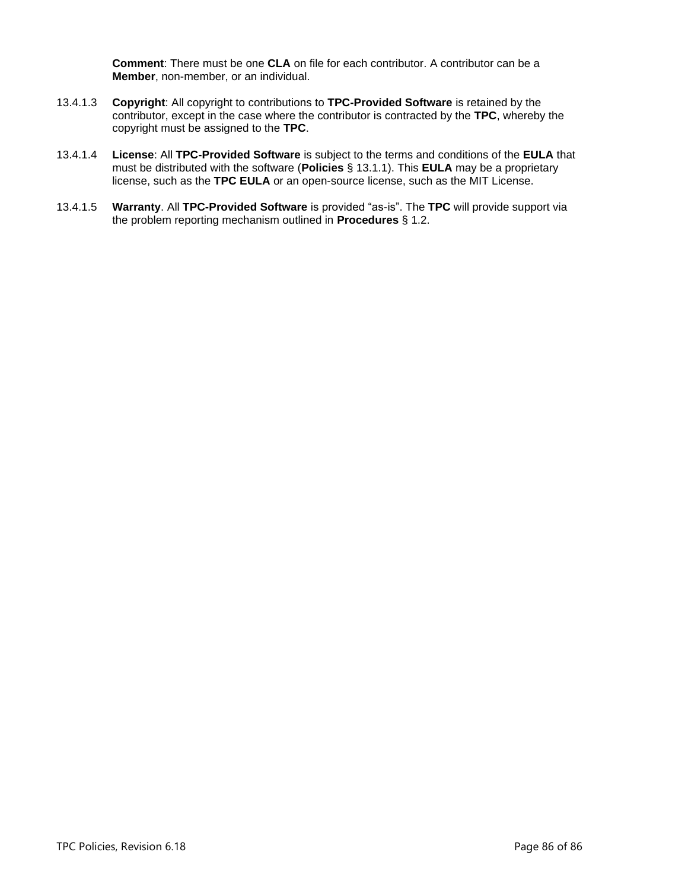**Comment**: There must be one **CLA** on file for each contributor. A contributor can be a **Member**, non-member, or an individual.

13.4.1.3 **Copyright**: All copyright to contributions to **TPC-Provided Software** is retained by the contributor, except in the case where the contributor is contracted by the **TPC**, whereby the copyright must be assigned to the **TPC**.

13.4.1.4 **License**: All **TPC-Provided Software** is subject to the terms and conditions of the **EULA** that must be distributed with the software (**Policies** § 13.1.1). This **EULA** may be a proprietary license, such as the **TPC EULA** or an open-source license, such as the MIT License.

13.4.1.5 **Warranty**. All **TPC-Provided Software** is provided "as-is". The **TPC** will provide support via the problem reporting mechanism outlined in **Procedures** § 1.2.